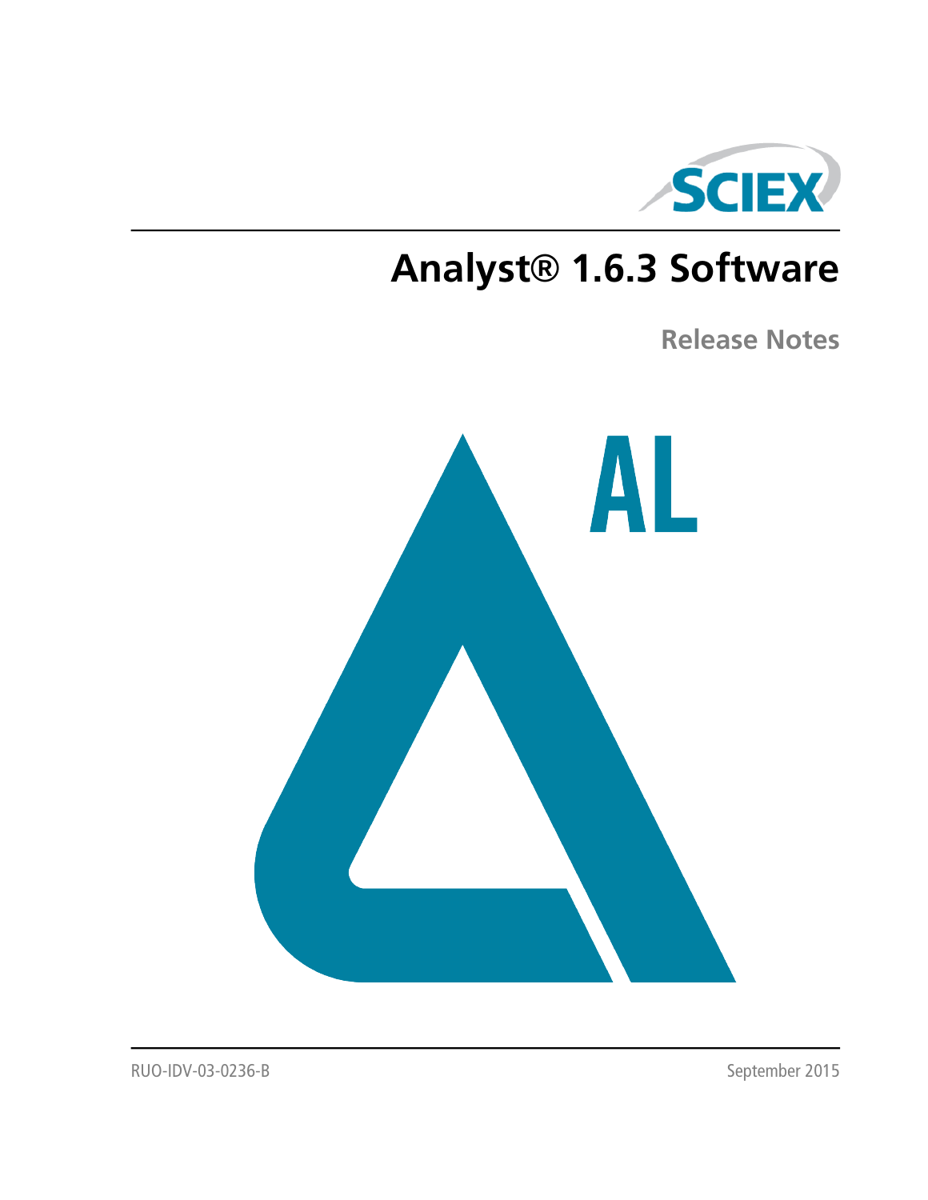SCIEX

# Analyst® 1.6.3 Software

## Release Notes

AL

RUO-IDV-03-0236-B

September 2015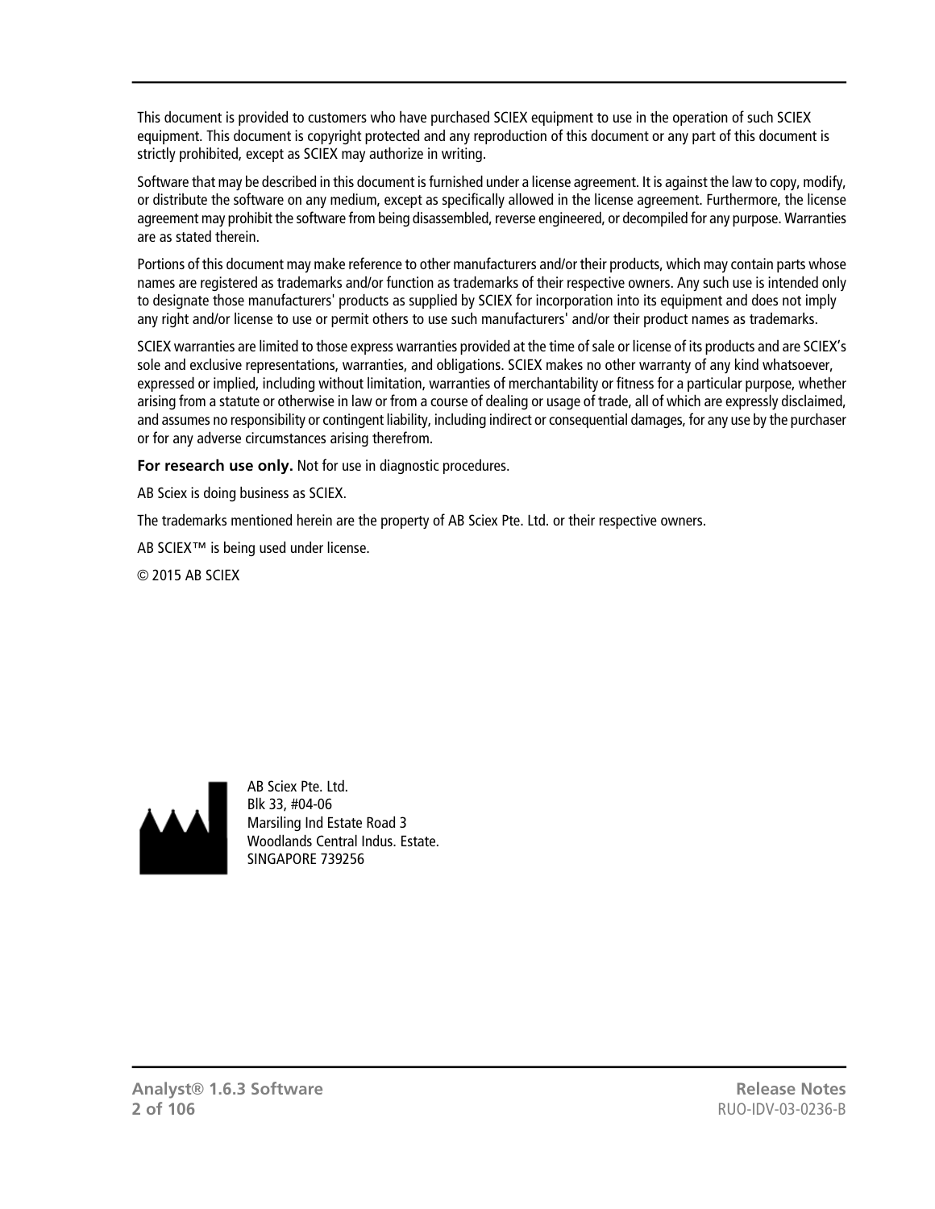This document is provided to customers who have purchased SCIEX equipment to use in the operation of such SCIEX equipment. This document is copyright protected and any reproduction of this document or any part of this document is strictly prohibited, except as SCIEX may authorize in writing.

Software that may be described in this document is furnished under a license agreement. It is against the law to copy, modify, or distribute the software on any medium, except as specifically allowed in the license agreement. Furthermore, the license agreement may prohibit the software from being disassembled, reverse engineered, or decompiled for any purpose. Warranties are as stated therein.

Portions of this document may make reference to other manufacturers and/or their products, which may contain parts whose names are registered as trademarks and/or function as trademarks of their respective owners. Any such use is intended only to designate those manufacturers' products as supplied by SCIEX for incorporation into its equipment and does not imply any right and/or license to use or permit others to use such manufacturers' and/or their product names as trademarks.

SCIEX warranties are limited to those express warranties provided at the time of sale or license of its products and are SCIEX's sole and exclusive representations, warranties, and obligations. SCIEX makes no other warranty of any kind whatsoever, expressed or implied, including without limitation, warranties of merchantability or fitness for a particular purpose, whether arising from a statute or otherwise in law or from a course of dealing or usage of trade, all of which are expressly disclaimed, and assumes no responsibility or contingent liability, including indirect or consequential damages, for any use by the purchaser or for any adverse circumstances arising therefrom.

**For research use only.** Not for use in diagnostic procedures.

AB Sciex is doing business as SCIEX.

The trademarks mentioned herein are the property of AB Sciex Pte. Ltd. or their respective owners.

AB SCIEX™ is being used under license.

© 2015 AB SCIEX

AB Sciex Pte. Ltd.
Blk 33, #04-06
Marsiling Ind Estate Road 3
Woodlands Central Indus. Estate.
SINGAPORE 739256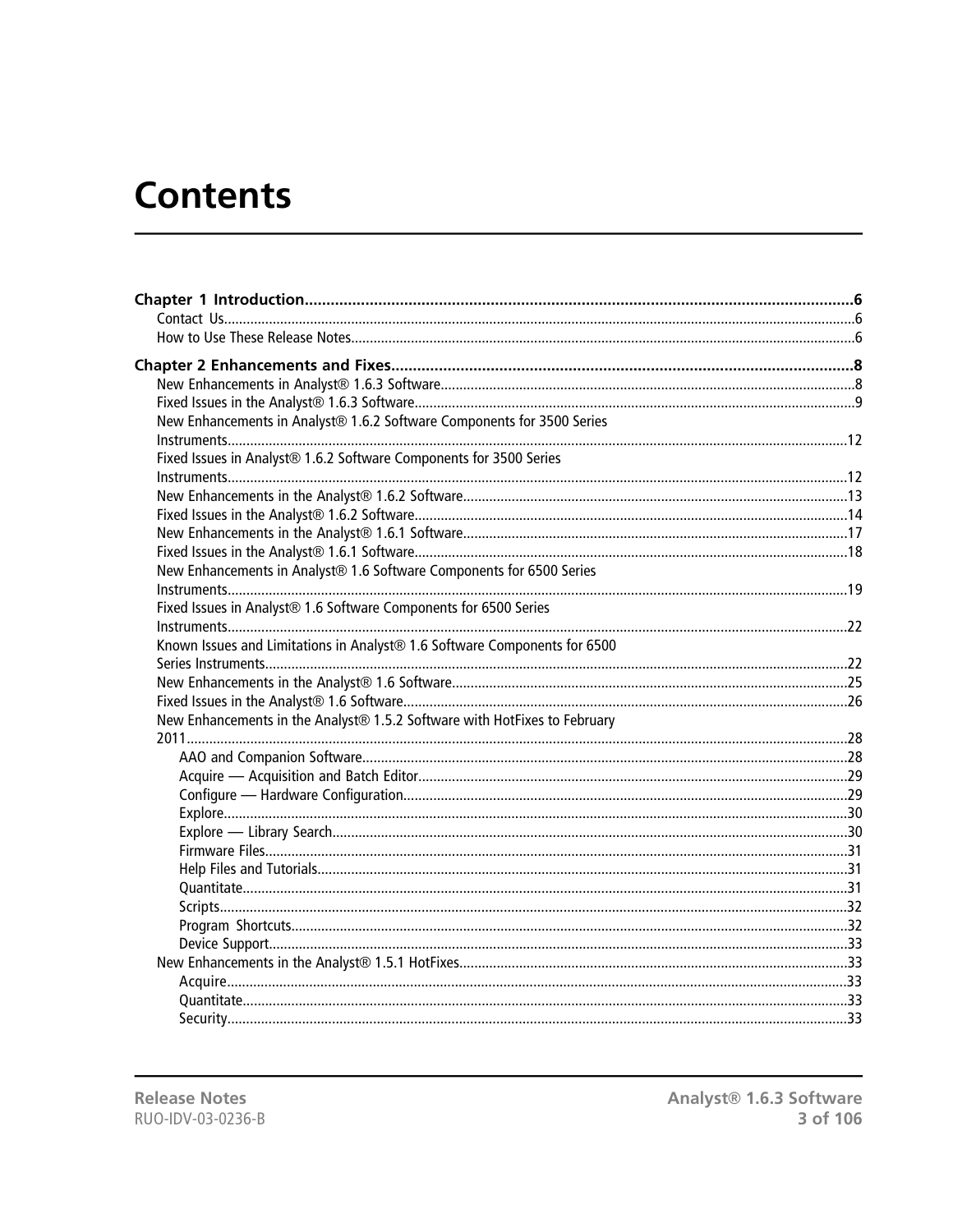# Contents

**Chapter 1 Introduction** .......... 6
- Contact Us .......... 6
- How to Use These Release Notes .......... 6

**Chapter 2 Enhancements and Fixes** .......... 8
- New Enhancements in Analyst® 1.6.3 Software .......... 8
- Fixed Issues in the Analyst® 1.6.3 Software .......... 9
- New Enhancements in Analyst® 1.6.2 Software Components for 3500 Series Instruments .......... 12
- Fixed Issues in Analyst® 1.6.2 Software Components for 3500 Series Instruments .......... 12
- New Enhancements in the Analyst® 1.6.2 Software .......... 13
- Fixed Issues in the Analyst® 1.6.2 Software .......... 14
- New Enhancements in the Analyst® 1.6.1 Software .......... 17
- Fixed Issues in the Analyst® 1.6.1 Software .......... 18
- New Enhancements in Analyst® 1.6 Software Components for 6500 Series Instruments .......... 19
- Fixed Issues in Analyst® 1.6 Software Components for 6500 Series Instruments .......... 22
- Known Issues and Limitations in Analyst® 1.6 Software Components for 6500 Series Instruments .......... 22
- New Enhancements in the Analyst® 1.6 Software .......... 25
- Fixed Issues in the Analyst® 1.6 Software .......... 26
- New Enhancements in the Analyst® 1.5.2 Software with HotFixes to February 2011 .......... 28
  - AAO and Companion Software .......... 28
  - Acquire — Acquisition and Batch Editor .......... 29
  - Configure — Hardware Configuration .......... 29
  - Explore .......... 30
  - Explore — Library Search .......... 30
  - Firmware Files .......... 31
  - Help Files and Tutorials .......... 31
  - Quantitate .......... 31
  - Scripts .......... 32
  - Program Shortcuts .......... 32
  - Device Support .......... 33
- New Enhancements in the Analyst® 1.5.1 HotFixes .......... 33
  - Acquire .......... 33
  - Quantitate .......... 33
  - Security .......... 33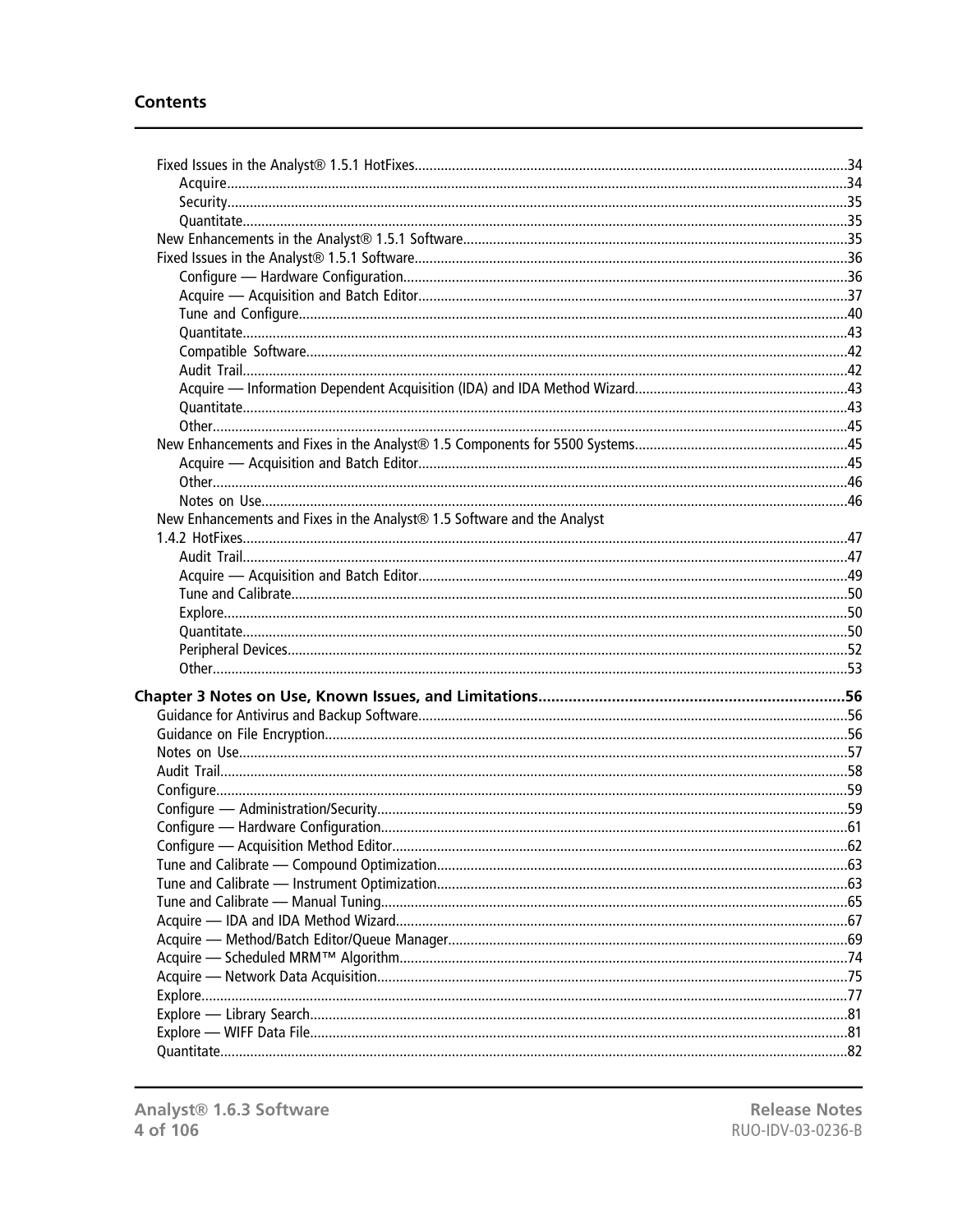## Contents

- Fixed Issues in the Analyst® 1.5.1 HotFixes....................34
  - Acquire....................34
  - Security....................35
  - Quantitate....................35
- New Enhancements in the Analyst® 1.5.1 Software....................35
- Fixed Issues in the Analyst® 1.5.1 Software....................36
  - Configure — Hardware Configuration....................36
  - Acquire — Acquisition and Batch Editor....................37
  - Tune and Configure....................40
  - Quantitate....................43
  - Compatible Software....................42
  - Audit Trail....................42
  - Acquire — Information Dependent Acquisition (IDA) and IDA Method Wizard....................43
  - Quantitate....................43
  - Other....................45
- New Enhancements and Fixes in the Analyst® 1.5 Components for 5500 Systems....................45
  - Acquire — Acquisition and Batch Editor....................45
  - Other....................46
  - Notes on Use....................46
- New Enhancements and Fixes in the Analyst® 1.5 Software and the Analyst 1.4.2 HotFixes....................47
  - Audit Trail....................47
  - Acquire — Acquisition and Batch Editor....................49
  - Tune and Calibrate....................50
  - Explore....................50
  - Quantitate....................50
  - Peripheral Devices....................52
  - Other....................53

**Chapter 3 Notes on Use, Known Issues, and Limitations....................56**

- Guidance for Antivirus and Backup Software....................56
- Guidance on File Encryption....................56
- Notes on Use....................57
- Audit Trail....................58
- Configure....................59
- Configure — Administration/Security....................59
- Configure — Hardware Configuration....................61
- Configure — Acquisition Method Editor....................62
- Tune and Calibrate — Compound Optimization....................63
- Tune and Calibrate — Instrument Optimization....................63
- Tune and Calibrate — Manual Tuning....................65
- Acquire — IDA and IDA Method Wizard....................67
- Acquire — Method/Batch Editor/Queue Manager....................69
- Acquire — Scheduled MRM™ Algorithm....................74
- Acquire — Network Data Acquisition....................75
- Explore....................77
- Explore — Library Search....................81
- Explore — WIFF Data File....................81
- Quantitate....................82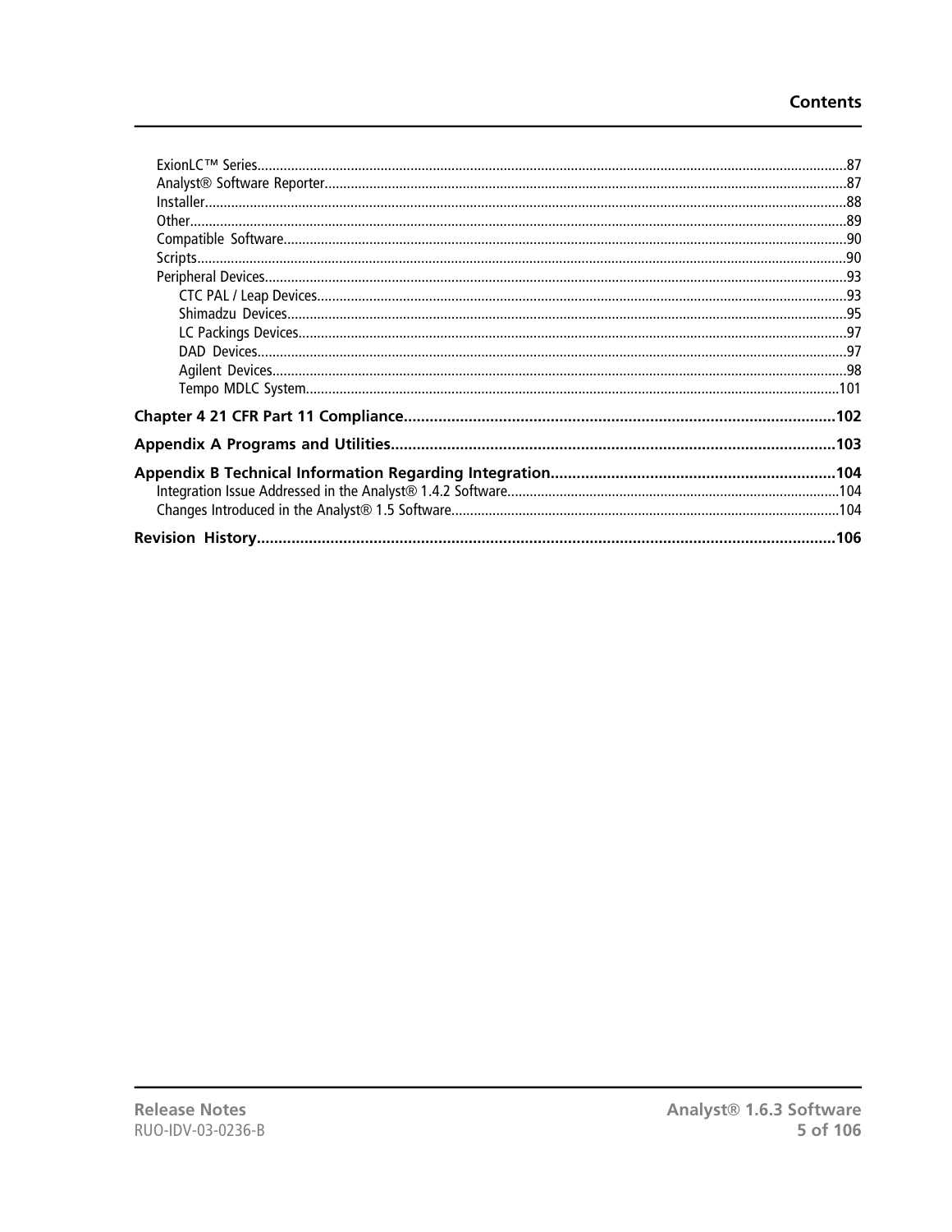ExionLC™ Series........................................................................................................................87
Analyst® Software Reporter...........................................................................................................87
Installer........................................................................................................................................88
Other............................................................................................................................................89
Compatible Software.....................................................................................................................90
Scripts..........................................................................................................................................90
Peripheral Devices..........................................................................................................................93
- CTC PAL / Leap Devices.............................................................................................................93
- Shimadzu Devices.....................................................................................................................95
- LC Packings Devices..................................................................................................................97
- DAD Devices.............................................................................................................................97
- Agilent Devices.........................................................................................................................98
- Tempo MDLC System...............................................................................................................101

**Chapter 4 21 CFR Part 11 Compliance....................................................................................102**

**Appendix A Programs and Utilities.........................................................................................103**

**Appendix B Technical Information Regarding Integration..................................................104**

Integration Issue Addressed in the Analyst® 1.4.2 Software.........................................................104
Changes Introduced in the Analyst® 1.5 Software.......................................................................104

**Revision History.........................................................................................................................106**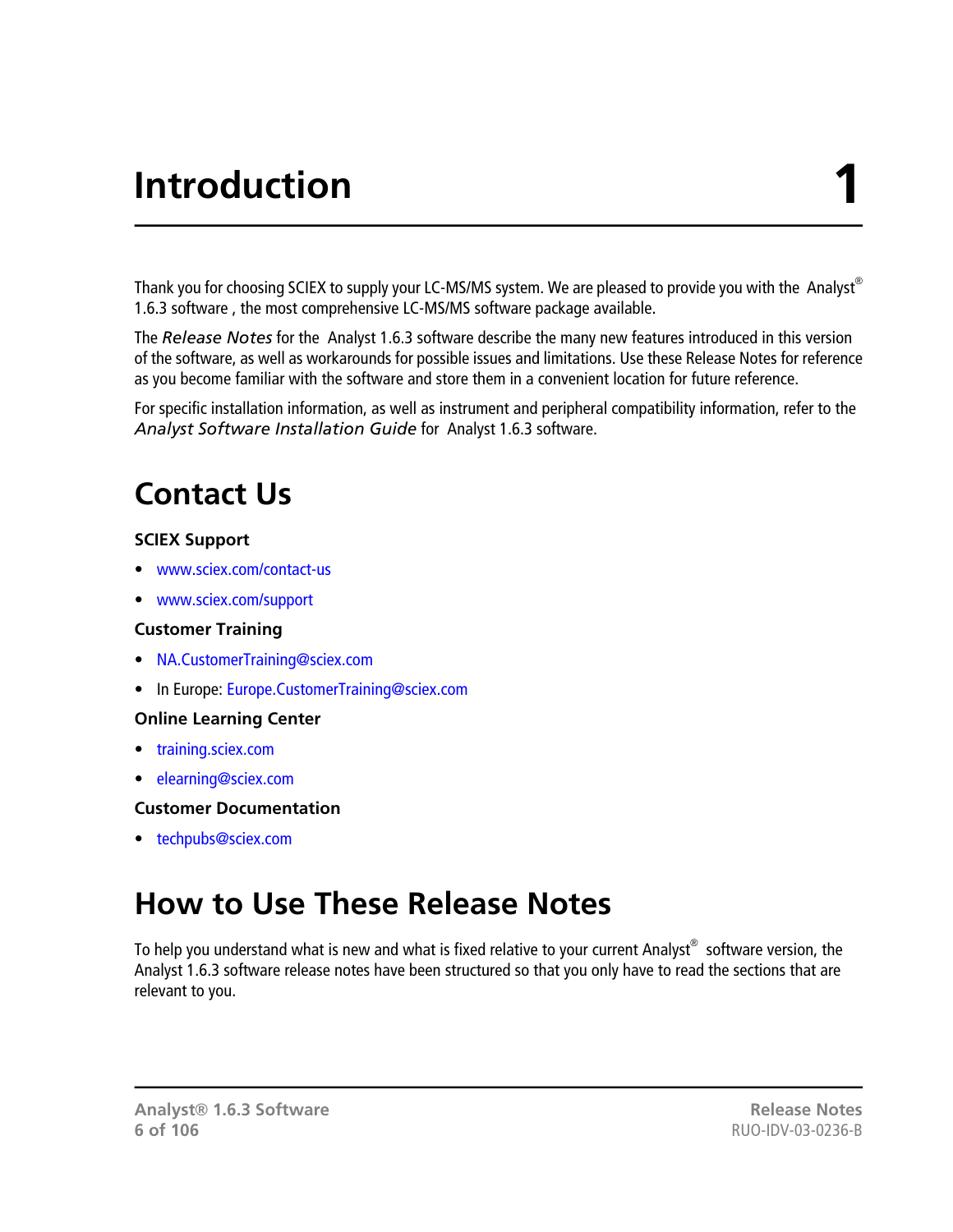# Introduction 1

Thank you for choosing SCIEX to supply your LC-MS/MS system. We are pleased to provide you with the Analyst® 1.6.3 software , the most comprehensive LC-MS/MS software package available.

The *Release Notes* for the Analyst 1.6.3 software describe the many new features introduced in this version of the software, as well as workarounds for possible issues and limitations. Use these Release Notes for reference as you become familiar with the software and store them in a convenient location for future reference.

For specific installation information, as well as instrument and peripheral compatibility information, refer to the *Analyst Software Installation Guide* for Analyst 1.6.3 software.

## Contact Us

**SCIEX Support**

- www.sciex.com/contact-us
- www.sciex.com/support

**Customer Training**

- NA.CustomerTraining@sciex.com
- In Europe: Europe.CustomerTraining@sciex.com

**Online Learning Center**

- training.sciex.com
- elearning@sciex.com

**Customer Documentation**

- techpubs@sciex.com

## How to Use These Release Notes

To help you understand what is new and what is fixed relative to your current Analyst® software version, the Analyst 1.6.3 software release notes have been structured so that you only have to read the sections that are relevant to you.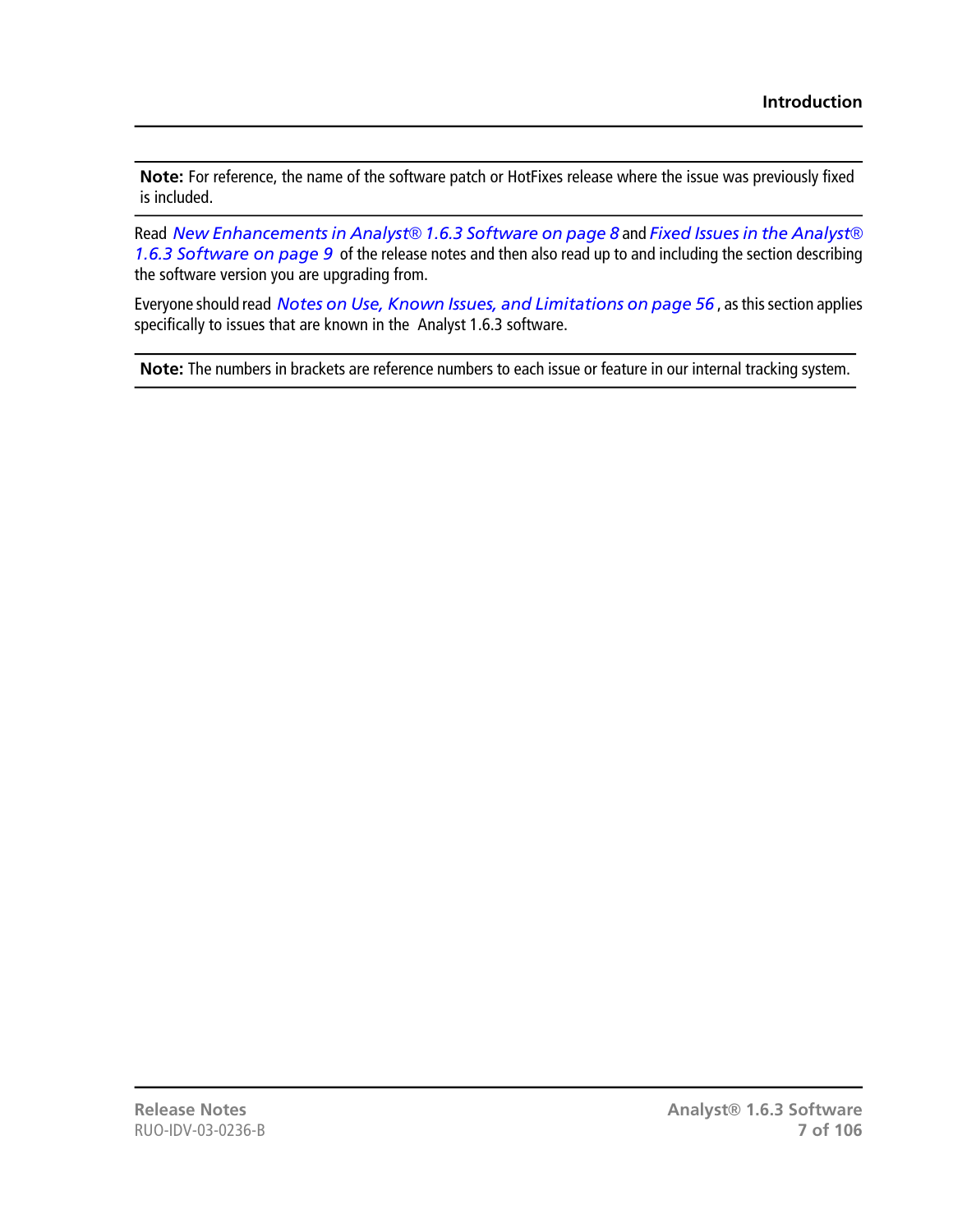**Note:** For reference, the name of the software patch or HotFixes release where the issue was previously fixed is included.

Read *New Enhancements in Analyst® 1.6.3 Software on page 8* and *Fixed Issues in the Analyst® 1.6.3 Software on page 9* of the release notes and then also read up to and including the section describing the software version you are upgrading from.

Everyone should read *Notes on Use, Known Issues, and Limitations on page 56*, as this section applies specifically to issues that are known in the Analyst 1.6.3 software.

**Note:** The numbers in brackets are reference numbers to each issue or feature in our internal tracking system.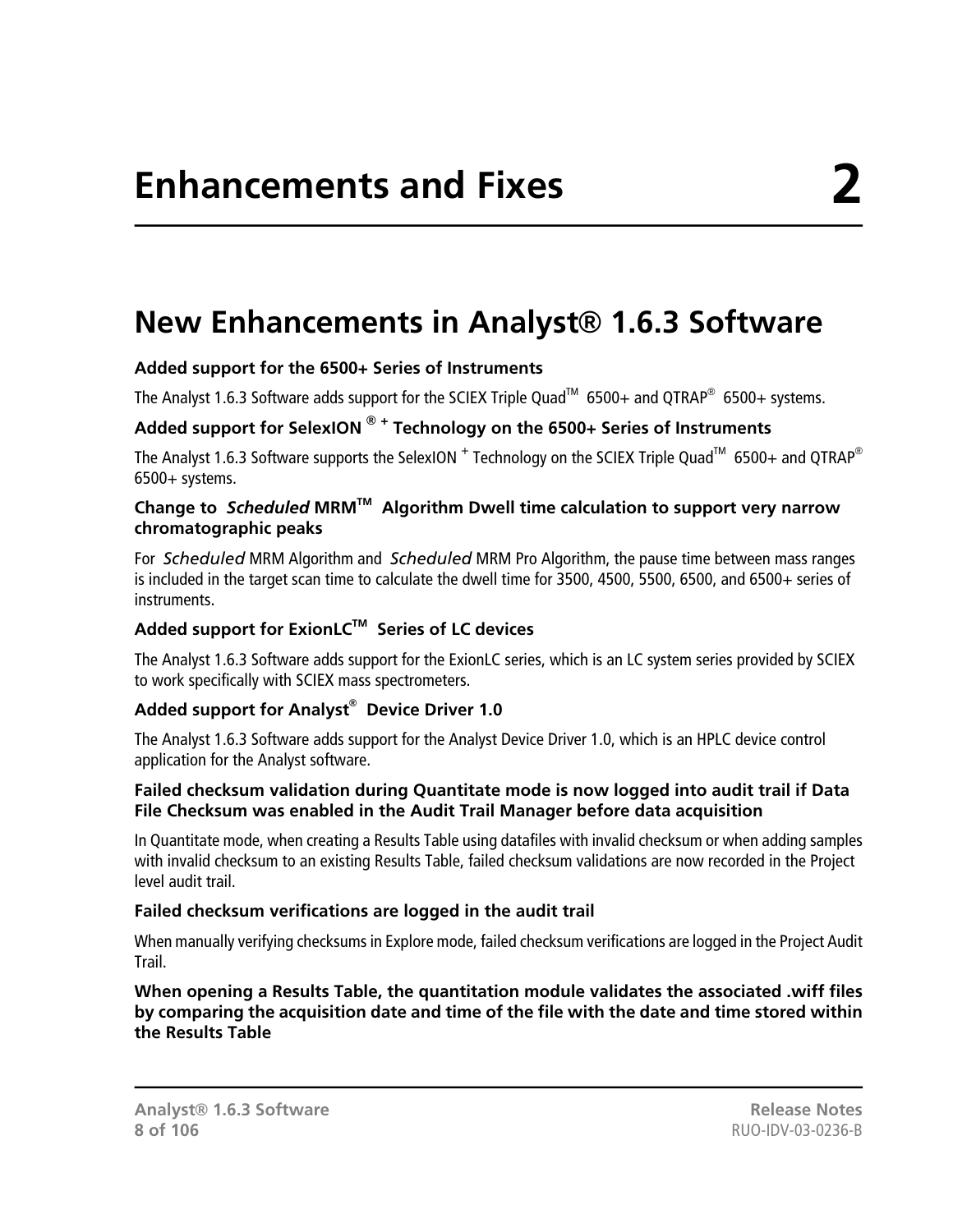# Enhancements and Fixes 2

## New Enhancements in Analyst® 1.6.3 Software

**Added support for the 6500+ Series of Instruments**

The Analyst 1.6.3 Software adds support for the SCIEX Triple Quad™ 6500+ and QTRAP® 6500+ systems.

**Added support for SelexION ® + Technology on the 6500+ Series of Instruments**

The Analyst 1.6.3 Software supports the SelexION + Technology on the SCIEX Triple Quad™ 6500+ and QTRAP® 6500+ systems.

**Change to *Scheduled* MRM™ Algorithm Dwell time calculation to support very narrow chromatographic peaks**

For *Scheduled* MRM Algorithm and *Scheduled* MRM Pro Algorithm, the pause time between mass ranges is included in the target scan time to calculate the dwell time for 3500, 4500, 5500, 6500, and 6500+ series of instruments.

**Added support for ExionLC™ Series of LC devices**

The Analyst 1.6.3 Software adds support for the ExionLC series, which is an LC system series provided by SCIEX to work specifically with SCIEX mass spectrometers.

**Added support for Analyst® Device Driver 1.0**

The Analyst 1.6.3 Software adds support for the Analyst Device Driver 1.0, which is an HPLC device control application for the Analyst software.

**Failed checksum validation during Quantitate mode is now logged into audit trail if Data File Checksum was enabled in the Audit Trail Manager before data acquisition**

In Quantitate mode, when creating a Results Table using datafiles with invalid checksum or when adding samples with invalid checksum to an existing Results Table, failed checksum validations are now recorded in the Project level audit trail.

**Failed checksum verifications are logged in the audit trail**

When manually verifying checksums in Explore mode, failed checksum verifications are logged in the Project Audit Trail.

**When opening a Results Table, the quantitation module validates the associated .wiff files by comparing the acquisition date and time of the file with the date and time stored within the Results Table**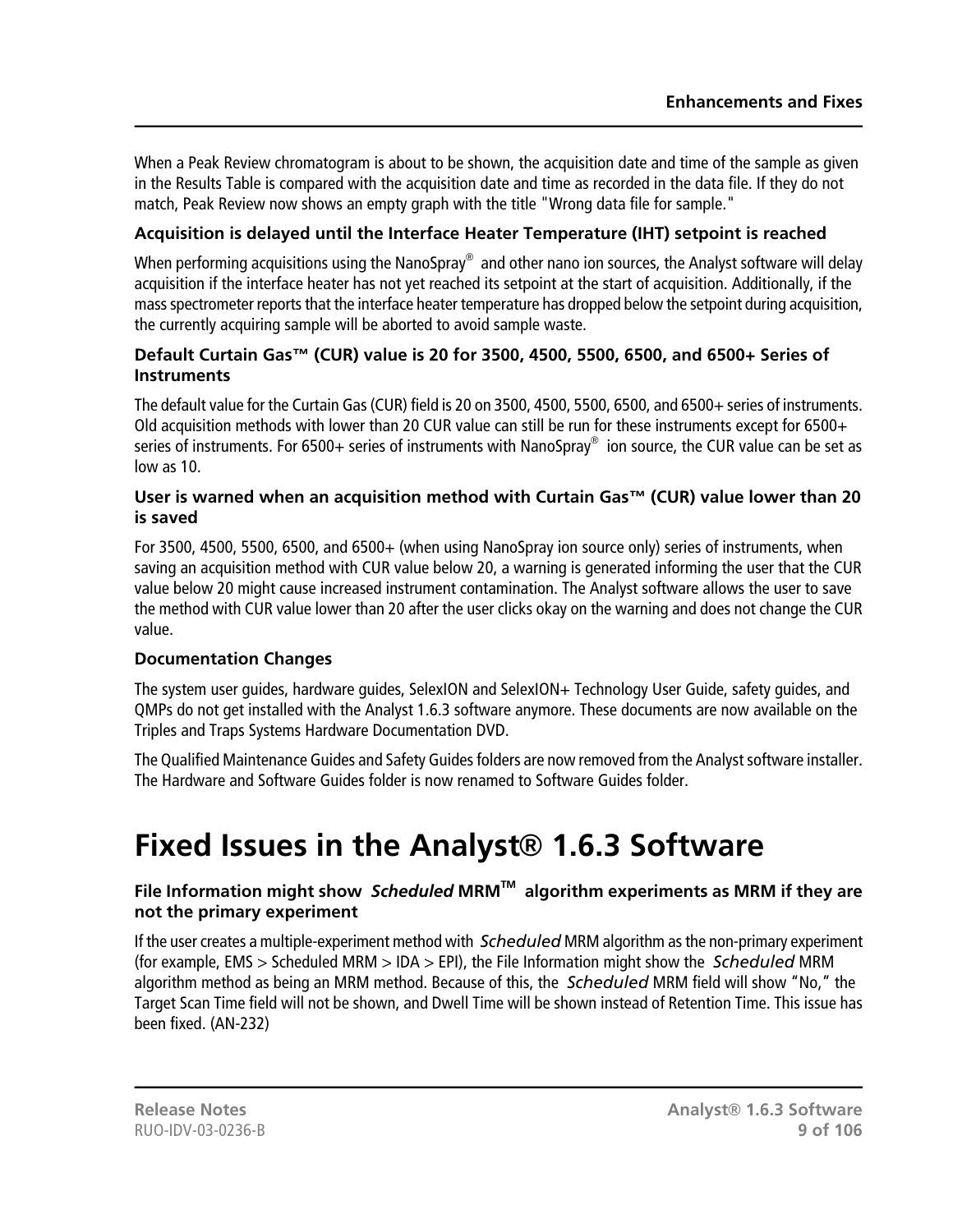When a Peak Review chromatogram is about to be shown, the acquisition date and time of the sample as given in the Results Table is compared with the acquisition date and time as recorded in the data file. If they do not match, Peak Review now shows an empty graph with the title "Wrong data file for sample."

### Acquisition is delayed until the Interface Heater Temperature (IHT) setpoint is reached

When performing acquisitions using the NanoSpray® and other nano ion sources, the Analyst software will delay acquisition if the interface heater has not yet reached its setpoint at the start of acquisition. Additionally, if the mass spectrometer reports that the interface heater temperature has dropped below the setpoint during acquisition, the currently acquiring sample will be aborted to avoid sample waste.

### Default Curtain Gas™ (CUR) value is 20 for 3500, 4500, 5500, 6500, and 6500+ Series of Instruments

The default value for the Curtain Gas (CUR) field is 20 on 3500, 4500, 5500, 6500, and 6500+ series of instruments. Old acquisition methods with lower than 20 CUR value can still be run for these instruments except for 6500+ series of instruments. For 6500+ series of instruments with NanoSpray® ion source, the CUR value can be set as low as 10.

### User is warned when an acquisition method with Curtain Gas™ (CUR) value lower than 20 is saved

For 3500, 4500, 5500, 6500, and 6500+ (when using NanoSpray ion source only) series of instruments, when saving an acquisition method with CUR value below 20, a warning is generated informing the user that the CUR value below 20 might cause increased instrument contamination. The Analyst software allows the user to save the method with CUR value lower than 20 after the user clicks okay on the warning and does not change the CUR value.

### Documentation Changes

The system user guides, hardware guides, SelexION and SelexION+ Technology User Guide, safety guides, and QMPs do not get installed with the Analyst 1.6.3 software anymore. These documents are now available on the Triples and Traps Systems Hardware Documentation DVD.

The Qualified Maintenance Guides and Safety Guides folders are now removed from the Analyst software installer. The Hardware and Software Guides folder is now renamed to Software Guides folder.

# Fixed Issues in the Analyst® 1.6.3 Software

### File Information might show *Scheduled* MRM™ algorithm experiments as MRM if they are not the primary experiment

If the user creates a multiple-experiment method with *Scheduled* MRM algorithm as the non-primary experiment (for example, EMS > Scheduled MRM > IDA > EPI), the File Information might show the *Scheduled* MRM algorithm method as being an MRM method. Because of this, the *Scheduled* MRM field will show "No," the Target Scan Time field will not be shown, and Dwell Time will be shown instead of Retention Time. This issue has been fixed. (AN-232)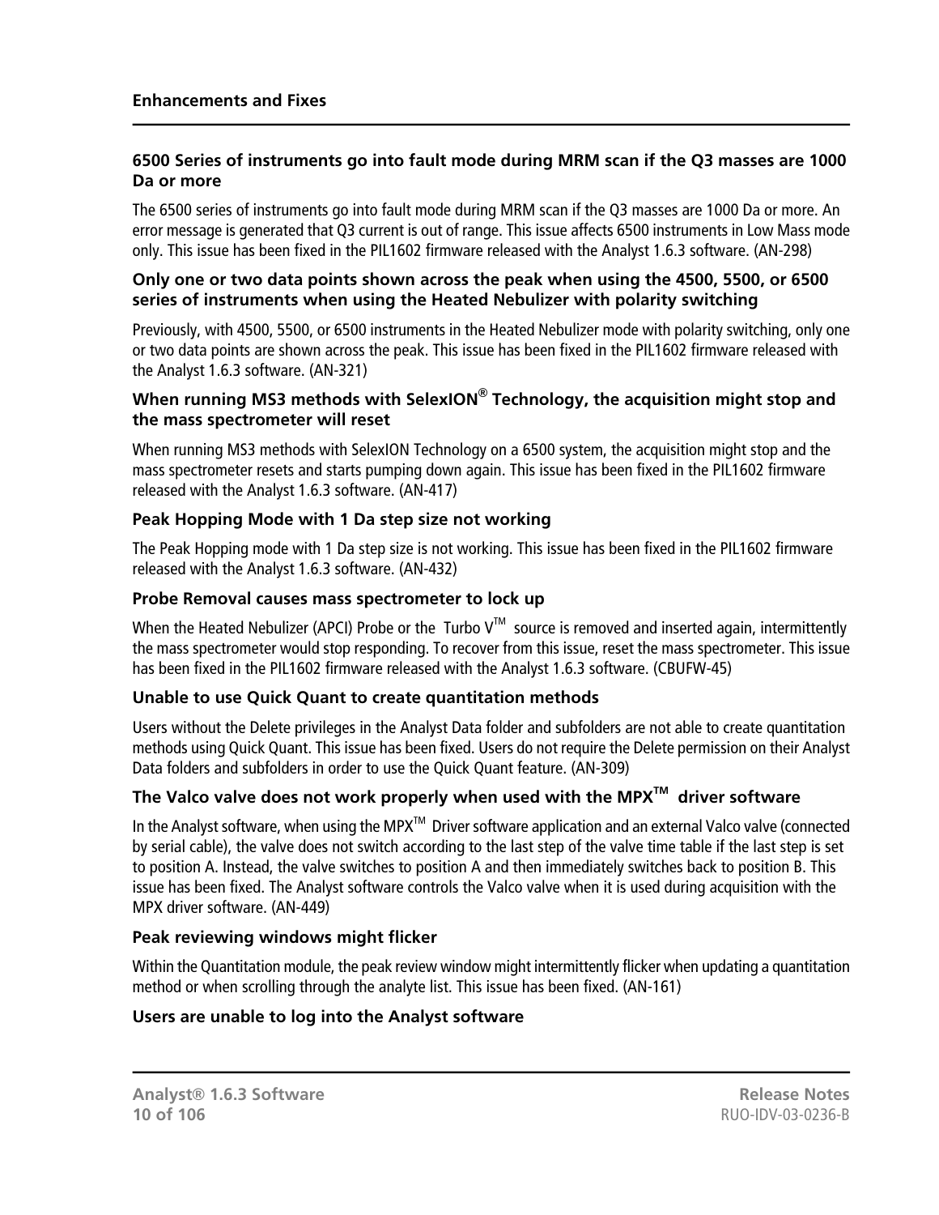### 6500 Series of instruments go into fault mode during MRM scan if the Q3 masses are 1000 Da or more

The 6500 series of instruments go into fault mode during MRM scan if the Q3 masses are 1000 Da or more. An error message is generated that Q3 current is out of range. This issue affects 6500 instruments in Low Mass mode only. This issue has been fixed in the PIL1602 firmware released with the Analyst 1.6.3 software. (AN-298)

### Only one or two data points shown across the peak when using the 4500, 5500, or 6500 series of instruments when using the Heated Nebulizer with polarity switching

Previously, with 4500, 5500, or 6500 instruments in the Heated Nebulizer mode with polarity switching, only one or two data points are shown across the peak. This issue has been fixed in the PIL1602 firmware released with the Analyst 1.6.3 software. (AN-321)

### When running MS3 methods with SelexION® Technology, the acquisition might stop and the mass spectrometer will reset

When running MS3 methods with SelexION Technology on a 6500 system, the acquisition might stop and the mass spectrometer resets and starts pumping down again. This issue has been fixed in the PIL1602 firmware released with the Analyst 1.6.3 software. (AN-417)

### Peak Hopping Mode with 1 Da step size not working

The Peak Hopping mode with 1 Da step size is not working. This issue has been fixed in the PIL1602 firmware released with the Analyst 1.6.3 software. (AN-432)

### Probe Removal causes mass spectrometer to lock up

When the Heated Nebulizer (APCI) Probe or the Turbo V™ source is removed and inserted again, intermittently the mass spectrometer would stop responding. To recover from this issue, reset the mass spectrometer. This issue has been fixed in the PIL1602 firmware released with the Analyst 1.6.3 software. (CBUFW-45)

### Unable to use Quick Quant to create quantitation methods

Users without the Delete privileges in the Analyst Data folder and subfolders are not able to create quantitation methods using Quick Quant. This issue has been fixed. Users do not require the Delete permission on their Analyst Data folders and subfolders in order to use the Quick Quant feature. (AN-309)

### The Valco valve does not work properly when used with the MPX™ driver software

In the Analyst software, when using the MPX™ Driver software application and an external Valco valve (connected by serial cable), the valve does not switch according to the last step of the valve time table if the last step is set to position A. Instead, the valve switches to position A and then immediately switches back to position B. This issue has been fixed. The Analyst software controls the Valco valve when it is used during acquisition with the MPX driver software. (AN-449)

### Peak reviewing windows might flicker

Within the Quantitation module, the peak review window might intermittently flicker when updating a quantitation method or when scrolling through the analyte list. This issue has been fixed. (AN-161)

### Users are unable to log into the Analyst software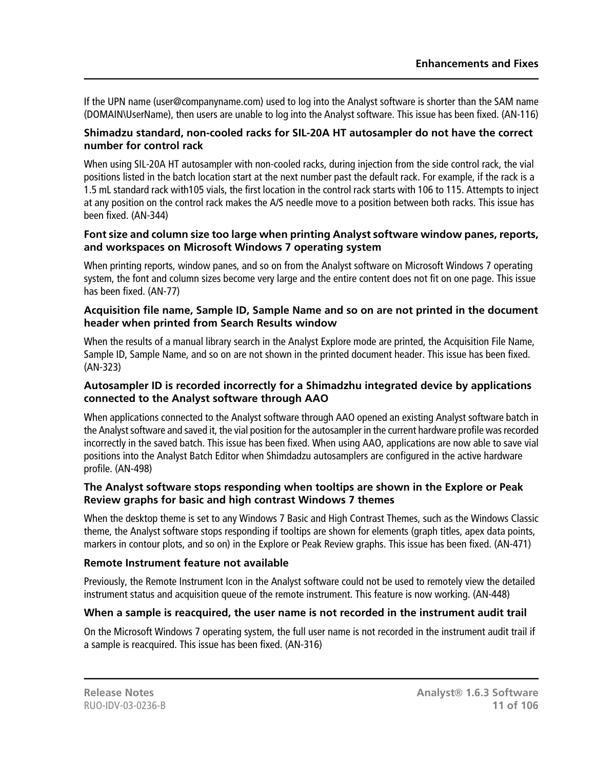If the UPN name (user@companyname.com) used to log into the Analyst software is shorter than the SAM name (DOMAIN\UserName), then users are unable to log into the Analyst software. This issue has been fixed. (AN-116)

### Shimadzu standard, non-cooled racks for SIL-20A HT autosampler do not have the correct number for control rack

When using SIL-20A HT autosampler with non-cooled racks, during injection from the side control rack, the vial positions listed in the batch location start at the next number past the default rack. For example, if the rack is a 1.5 mL standard rack with105 vials, the first location in the control rack starts with 106 to 115. Attempts to inject at any position on the control rack makes the A/S needle move to a position between both racks. This issue has been fixed. (AN-344)

### Font size and column size too large when printing Analyst software window panes, reports, and workspaces on Microsoft Windows 7 operating system

When printing reports, window panes, and so on from the Analyst software on Microsoft Windows 7 operating system, the font and column sizes become very large and the entire content does not fit on one page. This issue has been fixed. (AN-77)

### Acquisition file name, Sample ID, Sample Name and so on are not printed in the document header when printed from Search Results window

When the results of a manual library search in the Analyst Explore mode are printed, the Acquisition File Name, Sample ID, Sample Name, and so on are not shown in the printed document header. This issue has been fixed. (AN-323)

### Autosampler ID is recorded incorrectly for a Shimadzhu integrated device by applications connected to the Analyst software through AAO

When applications connected to the Analyst software through AAO opened an existing Analyst software batch in the Analyst software and saved it, the vial position for the autosampler in the current hardware profile was recorded incorrectly in the saved batch. This issue has been fixed. When using AAO, applications are now able to save vial positions into the Analyst Batch Editor when Shimdadzu autosamplers are configured in the active hardware profile. (AN-498)

### The Analyst software stops responding when tooltips are shown in the Explore or Peak Review graphs for basic and high contrast Windows 7 themes

When the desktop theme is set to any Windows 7 Basic and High Contrast Themes, such as the Windows Classic theme, the Analyst software stops responding if tooltips are shown for elements (graph titles, apex data points, markers in contour plots, and so on) in the Explore or Peak Review graphs. This issue has been fixed. (AN-471)

### Remote Instrument feature not available

Previously, the Remote Instrument Icon in the Analyst software could not be used to remotely view the detailed instrument status and acquisition queue of the remote instrument. This feature is now working. (AN-448)

### When a sample is reacquired, the user name is not recorded in the instrument audit trail

On the Microsoft Windows 7 operating system, the full user name is not recorded in the instrument audit trail if a sample is reacquired. This issue has been fixed. (AN-316)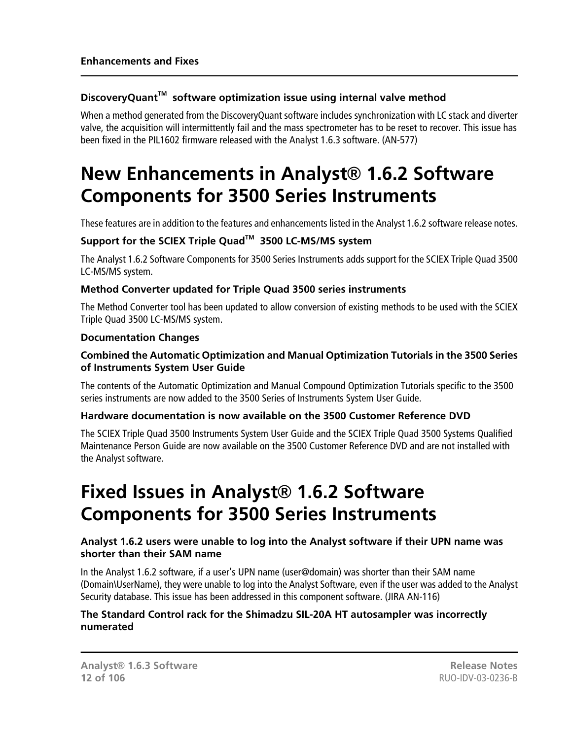### DiscoveryQuant™ software optimization issue using internal valve method

When a method generated from the DiscoveryQuant software includes synchronization with LC stack and diverter valve, the acquisition will intermittently fail and the mass spectrometer has to be reset to recover. This issue has been fixed in the PIL1602 firmware released with the Analyst 1.6.3 software. (AN-577)

# New Enhancements in Analyst® 1.6.2 Software Components for 3500 Series Instruments

These features are in addition to the features and enhancements listed in the Analyst 1.6.2 software release notes.

### Support for the SCIEX Triple Quad™ 3500 LC-MS/MS system

The Analyst 1.6.2 Software Components for 3500 Series Instruments adds support for the SCIEX Triple Quad 3500 LC-MS/MS system.

### Method Converter updated for Triple Quad 3500 series instruments

The Method Converter tool has been updated to allow conversion of existing methods to be used with the SCIEX Triple Quad 3500 LC-MS/MS system.

### Documentation Changes

#### Combined the Automatic Optimization and Manual Optimization Tutorials in the 3500 Series of Instruments System User Guide

The contents of the Automatic Optimization and Manual Compound Optimization Tutorials specific to the 3500 series instruments are now added to the 3500 Series of Instruments System User Guide.

#### Hardware documentation is now available on the 3500 Customer Reference DVD

The SCIEX Triple Quad 3500 Instruments System User Guide and the SCIEX Triple Quad 3500 Systems Qualified Maintenance Person Guide are now available on the 3500 Customer Reference DVD and are not installed with the Analyst software.

# Fixed Issues in Analyst® 1.6.2 Software Components for 3500 Series Instruments

### Analyst 1.6.2 users were unable to log into the Analyst software if their UPN name was shorter than their SAM name

In the Analyst 1.6.2 software, if a user's UPN name (user@domain) was shorter than their SAM name (Domain\UserName), they were unable to log into the Analyst Software, even if the user was added to the Analyst Security database. This issue has been addressed in this component software. (JIRA AN-116)

### The Standard Control rack for the Shimadzu SIL-20A HT autosampler was incorrectly numerated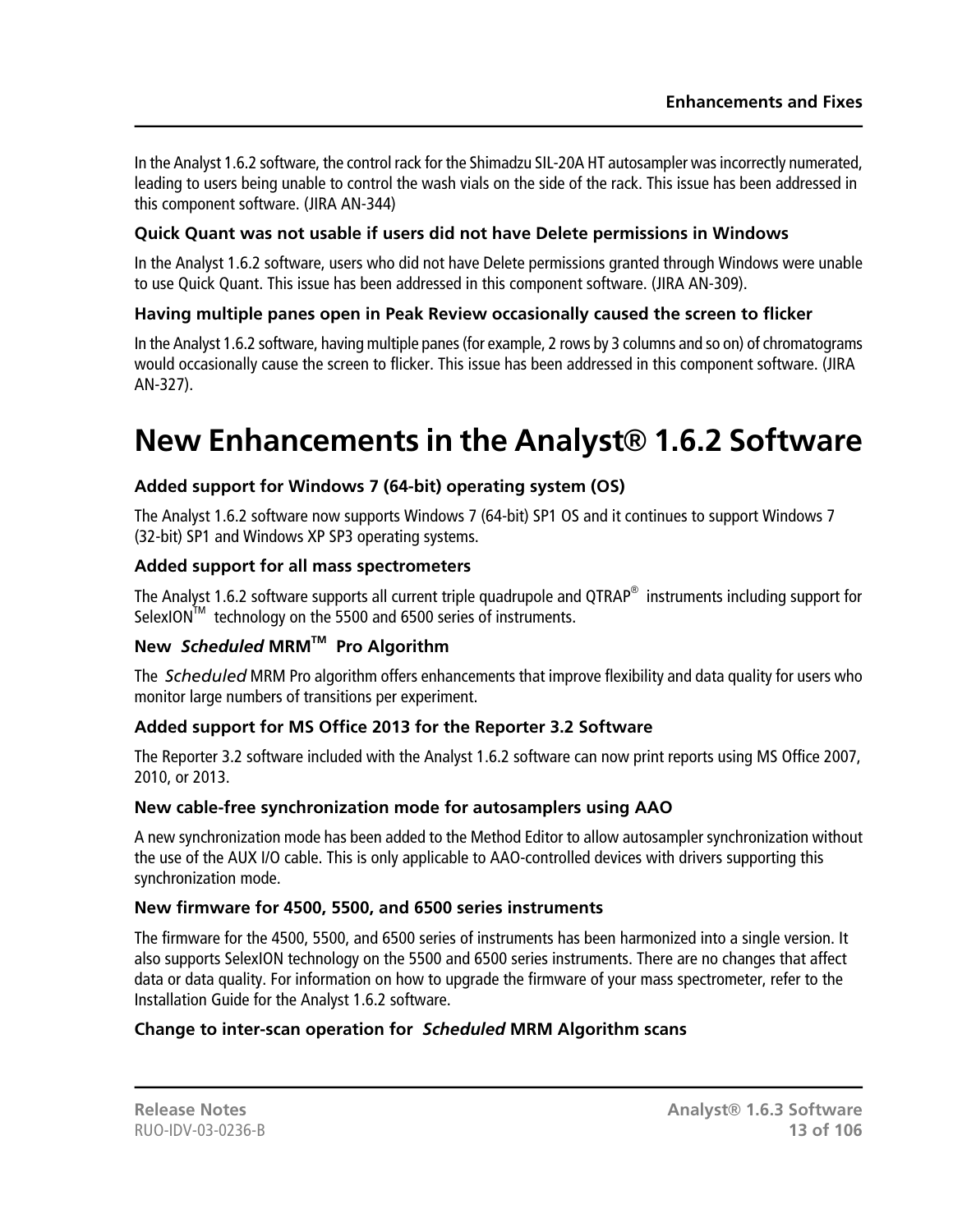In the Analyst 1.6.2 software, the control rack for the Shimadzu SIL-20A HT autosampler was incorrectly numerated, leading to users being unable to control the wash vials on the side of the rack. This issue has been addressed in this component software. (JIRA AN-344)

### Quick Quant was not usable if users did not have Delete permissions in Windows

In the Analyst 1.6.2 software, users who did not have Delete permissions granted through Windows were unable to use Quick Quant. This issue has been addressed in this component software. (JIRA AN-309).

### Having multiple panes open in Peak Review occasionally caused the screen to flicker

In the Analyst 1.6.2 software, having multiple panes (for example, 2 rows by 3 columns and so on) of chromatograms would occasionally cause the screen to flicker. This issue has been addressed in this component software. (JIRA AN-327).

# New Enhancements in the Analyst® 1.6.2 Software

### Added support for Windows 7 (64-bit) operating system (OS)

The Analyst 1.6.2 software now supports Windows 7 (64-bit) SP1 OS and it continues to support Windows 7 (32-bit) SP1 and Windows XP SP3 operating systems.

### Added support for all mass spectrometers

The Analyst 1.6.2 software supports all current triple quadrupole and QTRAP® instruments including support for SelexION™ technology on the 5500 and 6500 series of instruments.

### New *Scheduled* MRM™ Pro Algorithm

The *Scheduled* MRM Pro algorithm offers enhancements that improve flexibility and data quality for users who monitor large numbers of transitions per experiment.

### Added support for MS Office 2013 for the Reporter 3.2 Software

The Reporter 3.2 software included with the Analyst 1.6.2 software can now print reports using MS Office 2007, 2010, or 2013.

### New cable-free synchronization mode for autosamplers using AAO

A new synchronization mode has been added to the Method Editor to allow autosampler synchronization without the use of the AUX I/O cable. This is only applicable to AAO-controlled devices with drivers supporting this synchronization mode.

### New firmware for 4500, 5500, and 6500 series instruments

The firmware for the 4500, 5500, and 6500 series of instruments has been harmonized into a single version. It also supports SelexION technology on the 5500 and 6500 series instruments. There are no changes that affect data or data quality. For information on how to upgrade the firmware of your mass spectrometer, refer to the Installation Guide for the Analyst 1.6.2 software.

### Change to inter-scan operation for *Scheduled* MRM Algorithm scans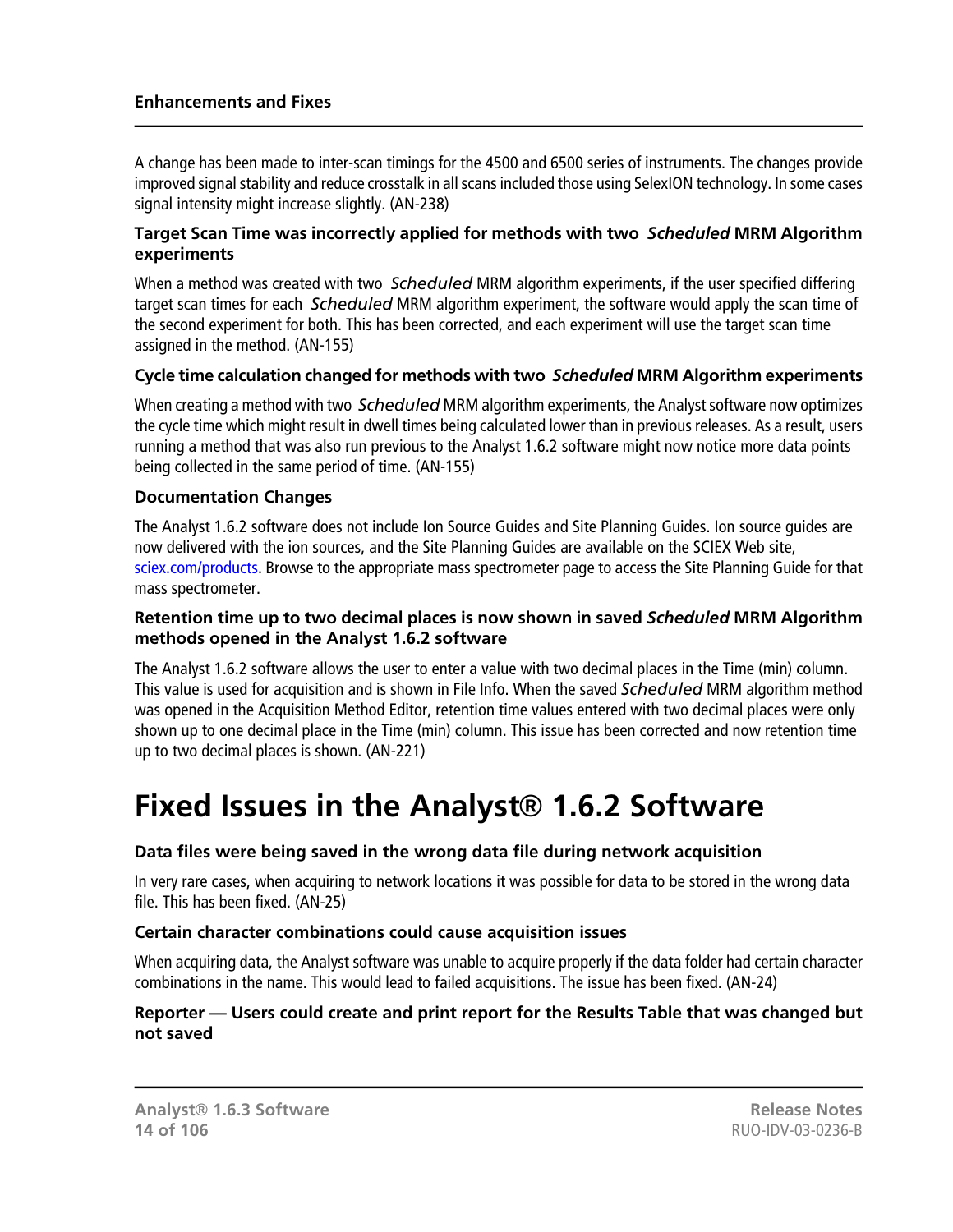A change has been made to inter-scan timings for the 4500 and 6500 series of instruments. The changes provide improved signal stability and reduce crosstalk in all scans included those using SelexION technology. In some cases signal intensity might increase slightly. (AN-238)

### Target Scan Time was incorrectly applied for methods with two *Scheduled* MRM Algorithm experiments

When a method was created with two *Scheduled* MRM algorithm experiments, if the user specified differing target scan times for each *Scheduled* MRM algorithm experiment, the software would apply the scan time of the second experiment for both. This has been corrected, and each experiment will use the target scan time assigned in the method. (AN-155)

### Cycle time calculation changed for methods with two *Scheduled* MRM Algorithm experiments

When creating a method with two *Scheduled* MRM algorithm experiments, the Analyst software now optimizes the cycle time which might result in dwell times being calculated lower than in previous releases. As a result, users running a method that was also run previous to the Analyst 1.6.2 software might now notice more data points being collected in the same period of time. (AN-155)

### Documentation Changes

The Analyst 1.6.2 software does not include Ion Source Guides and Site Planning Guides. Ion source guides are now delivered with the ion sources, and the Site Planning Guides are available on the SCIEX Web site, sciex.com/products. Browse to the appropriate mass spectrometer page to access the Site Planning Guide for that mass spectrometer.

### Retention time up to two decimal places is now shown in saved *Scheduled* MRM Algorithm methods opened in the Analyst 1.6.2 software

The Analyst 1.6.2 software allows the user to enter a value with two decimal places in the Time (min) column. This value is used for acquisition and is shown in File Info. When the saved *Scheduled* MRM algorithm method was opened in the Acquisition Method Editor, retention time values entered with two decimal places were only shown up to one decimal place in the Time (min) column. This issue has been corrected and now retention time up to two decimal places is shown. (AN-221)

# Fixed Issues in the Analyst® 1.6.2 Software

### Data files were being saved in the wrong data file during network acquisition

In very rare cases, when acquiring to network locations it was possible for data to be stored in the wrong data file. This has been fixed. (AN-25)

### Certain character combinations could cause acquisition issues

When acquiring data, the Analyst software was unable to acquire properly if the data folder had certain character combinations in the name. This would lead to failed acquisitions. The issue has been fixed. (AN-24)

### Reporter — Users could create and print report for the Results Table that was changed but not saved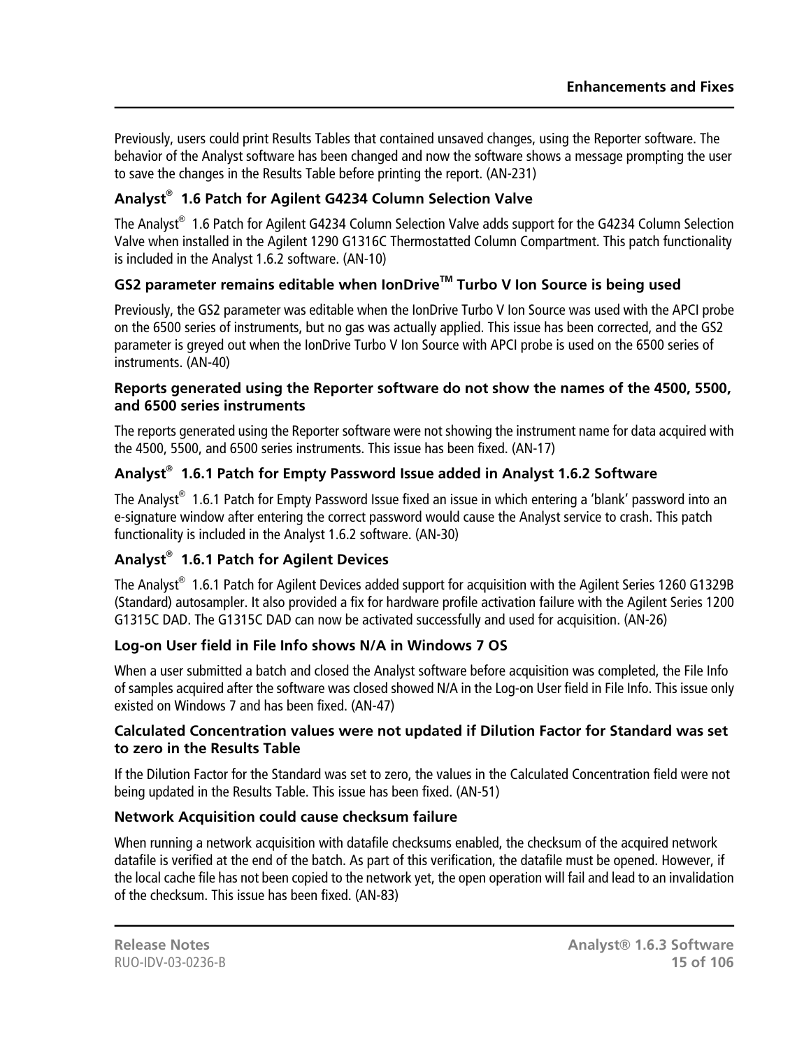Previously, users could print Results Tables that contained unsaved changes, using the Reporter software. The behavior of the Analyst software has been changed and now the software shows a message prompting the user to save the changes in the Results Table before printing the report. (AN-231)

### Analyst® 1.6 Patch for Agilent G4234 Column Selection Valve

The Analyst® 1.6 Patch for Agilent G4234 Column Selection Valve adds support for the G4234 Column Selection Valve when installed in the Agilent 1290 G1316C Thermostatted Column Compartment. This patch functionality is included in the Analyst 1.6.2 software. (AN-10)

### GS2 parameter remains editable when IonDrive™ Turbo V Ion Source is being used

Previously, the GS2 parameter was editable when the IonDrive Turbo V Ion Source was used with the APCI probe on the 6500 series of instruments, but no gas was actually applied. This issue has been corrected, and the GS2 parameter is greyed out when the IonDrive Turbo V Ion Source with APCI probe is used on the 6500 series of instruments. (AN-40)

### Reports generated using the Reporter software do not show the names of the 4500, 5500, and 6500 series instruments

The reports generated using the Reporter software were not showing the instrument name for data acquired with the 4500, 5500, and 6500 series instruments. This issue has been fixed. (AN-17)

### Analyst® 1.6.1 Patch for Empty Password Issue added in Analyst 1.6.2 Software

The Analyst® 1.6.1 Patch for Empty Password Issue fixed an issue in which entering a 'blank' password into an e-signature window after entering the correct password would cause the Analyst service to crash. This patch functionality is included in the Analyst 1.6.2 software. (AN-30)

### Analyst® 1.6.1 Patch for Agilent Devices

The Analyst® 1.6.1 Patch for Agilent Devices added support for acquisition with the Agilent Series 1260 G1329B (Standard) autosampler. It also provided a fix for hardware profile activation failure with the Agilent Series 1200 G1315C DAD. The G1315C DAD can now be activated successfully and used for acquisition. (AN-26)

### Log-on User field in File Info shows N/A in Windows 7 OS

When a user submitted a batch and closed the Analyst software before acquisition was completed, the File Info of samples acquired after the software was closed showed N/A in the Log-on User field in File Info. This issue only existed on Windows 7 and has been fixed. (AN-47)

### Calculated Concentration values were not updated if Dilution Factor for Standard was set to zero in the Results Table

If the Dilution Factor for the Standard was set to zero, the values in the Calculated Concentration field were not being updated in the Results Table. This issue has been fixed. (AN-51)

### Network Acquisition could cause checksum failure

When running a network acquisition with datafile checksums enabled, the checksum of the acquired network datafile is verified at the end of the batch. As part of this verification, the datafile must be opened. However, if the local cache file has not been copied to the network yet, the open operation will fail and lead to an invalidation of the checksum. This issue has been fixed. (AN-83)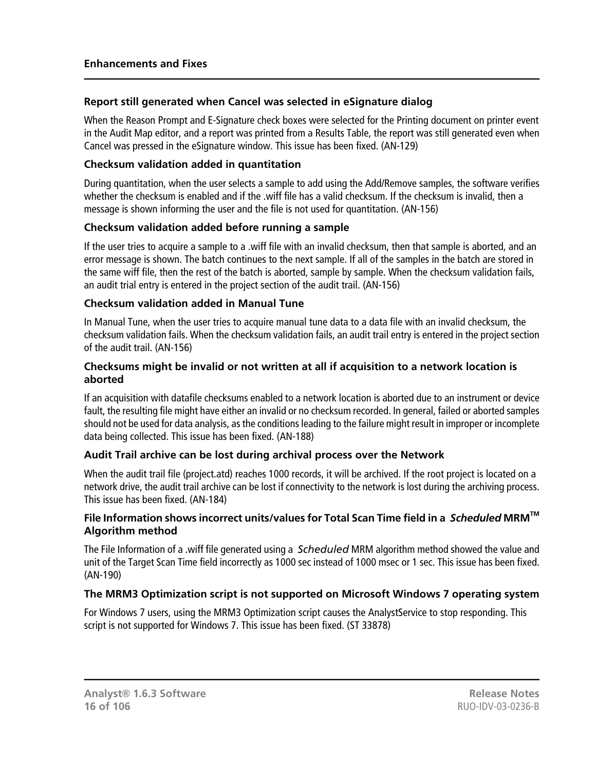### Report still generated when Cancel was selected in eSignature dialog

When the Reason Prompt and E-Signature check boxes were selected for the Printing document on printer event in the Audit Map editor, and a report was printed from a Results Table, the report was still generated even when Cancel was pressed in the eSignature window. This issue has been fixed. (AN-129)

### Checksum validation added in quantitation

During quantitation, when the user selects a sample to add using the Add/Remove samples, the software verifies whether the checksum is enabled and if the .wiff file has a valid checksum. If the checksum is invalid, then a message is shown informing the user and the file is not used for quantitation. (AN-156)

### Checksum validation added before running a sample

If the user tries to acquire a sample to a .wiff file with an invalid checksum, then that sample is aborted, and an error message is shown. The batch continues to the next sample. If all of the samples in the batch are stored in the same wiff file, then the rest of the batch is aborted, sample by sample. When the checksum validation fails, an audit trial entry is entered in the project section of the audit trail. (AN-156)

### Checksum validation added in Manual Tune

In Manual Tune, when the user tries to acquire manual tune data to a data file with an invalid checksum, the checksum validation fails. When the checksum validation fails, an audit trail entry is entered in the project section of the audit trail. (AN-156)

### Checksums might be invalid or not written at all if acquisition to a network location is aborted

If an acquisition with datafile checksums enabled to a network location is aborted due to an instrument or device fault, the resulting file might have either an invalid or no checksum recorded. In general, failed or aborted samples should not be used for data analysis, as the conditions leading to the failure might result in improper or incomplete data being collected. This issue has been fixed. (AN-188)

### Audit Trail archive can be lost during archival process over the Network

When the audit trail file (project.atd) reaches 1000 records, it will be archived. If the root project is located on a network drive, the audit trail archive can be lost if connectivity to the network is lost during the archiving process. This issue has been fixed. (AN-184)

### File Information shows incorrect units/values for Total Scan Time field in a *Scheduled* MRM™ Algorithm method

The File Information of a .wiff file generated using a *Scheduled* MRM algorithm method showed the value and unit of the Target Scan Time field incorrectly as 1000 sec instead of 1000 msec or 1 sec. This issue has been fixed. (AN-190)

### The MRM3 Optimization script is not supported on Microsoft Windows 7 operating system

For Windows 7 users, using the MRM3 Optimization script causes the AnalystService to stop responding. This script is not supported for Windows 7. This issue has been fixed. (ST 33878)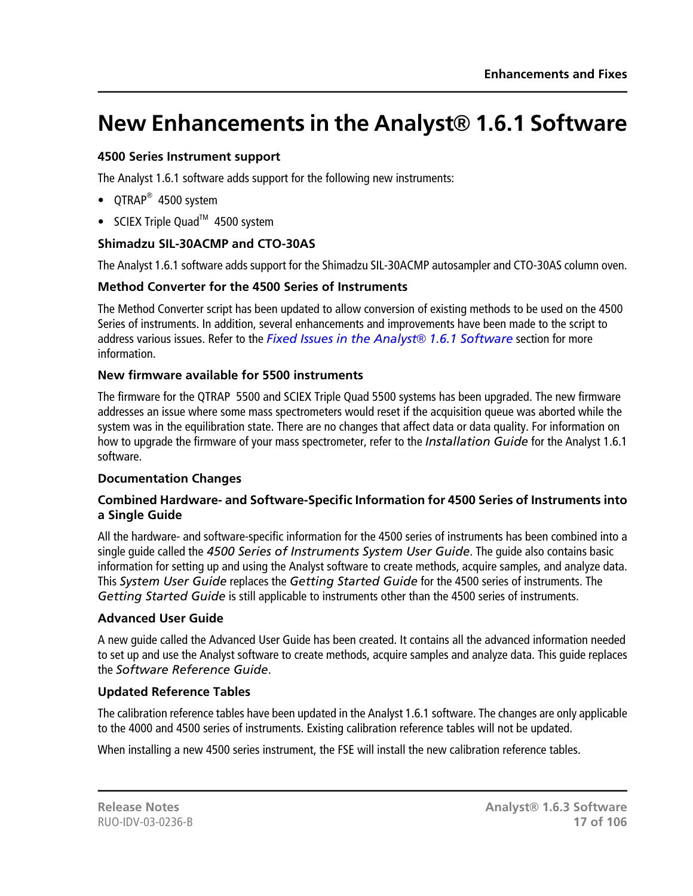# New Enhancements in the Analyst® 1.6.1 Software

### 4500 Series Instrument support

The Analyst 1.6.1 software adds support for the following new instruments:

- QTRAP® 4500 system
- SCIEX Triple Quad™ 4500 system

### Shimadzu SIL-30ACMP and CTO-30AS

The Analyst 1.6.1 software adds support for the Shimadzu SIL-30ACMP autosampler and CTO-30AS column oven.

### Method Converter for the 4500 Series of Instruments

The Method Converter script has been updated to allow conversion of existing methods to be used on the 4500 Series of instruments. In addition, several enhancements and improvements have been made to the script to address various issues. Refer to the *Fixed Issues in the Analyst® 1.6.1 Software* section for more information.

### New firmware available for 5500 instruments

The firmware for the QTRAP 5500 and SCIEX Triple Quad 5500 systems has been upgraded. The new firmware addresses an issue where some mass spectrometers would reset if the acquisition queue was aborted while the system was in the equilibration state. There are no changes that affect data or data quality. For information on how to upgrade the firmware of your mass spectrometer, refer to the *Installation Guide* for the Analyst 1.6.1 software.

### Documentation Changes

### Combined Hardware- and Software-Specific Information for 4500 Series of Instruments into a Single Guide

All the hardware- and software-specific information for the 4500 series of instruments has been combined into a single guide called the *4500 Series of Instruments System User Guide*. The guide also contains basic information for setting up and using the Analyst software to create methods, acquire samples, and analyze data. This *System User Guide* replaces the *Getting Started Guide* for the 4500 series of instruments. The *Getting Started Guide* is still applicable to instruments other than the 4500 series of instruments.

### Advanced User Guide

A new guide called the Advanced User Guide has been created. It contains all the advanced information needed to set up and use the Analyst software to create methods, acquire samples and analyze data. This guide replaces the *Software Reference Guide*.

### Updated Reference Tables

The calibration reference tables have been updated in the Analyst 1.6.1 software. The changes are only applicable to the 4000 and 4500 series of instruments. Existing calibration reference tables will not be updated.

When installing a new 4500 series instrument, the FSE will install the new calibration reference tables.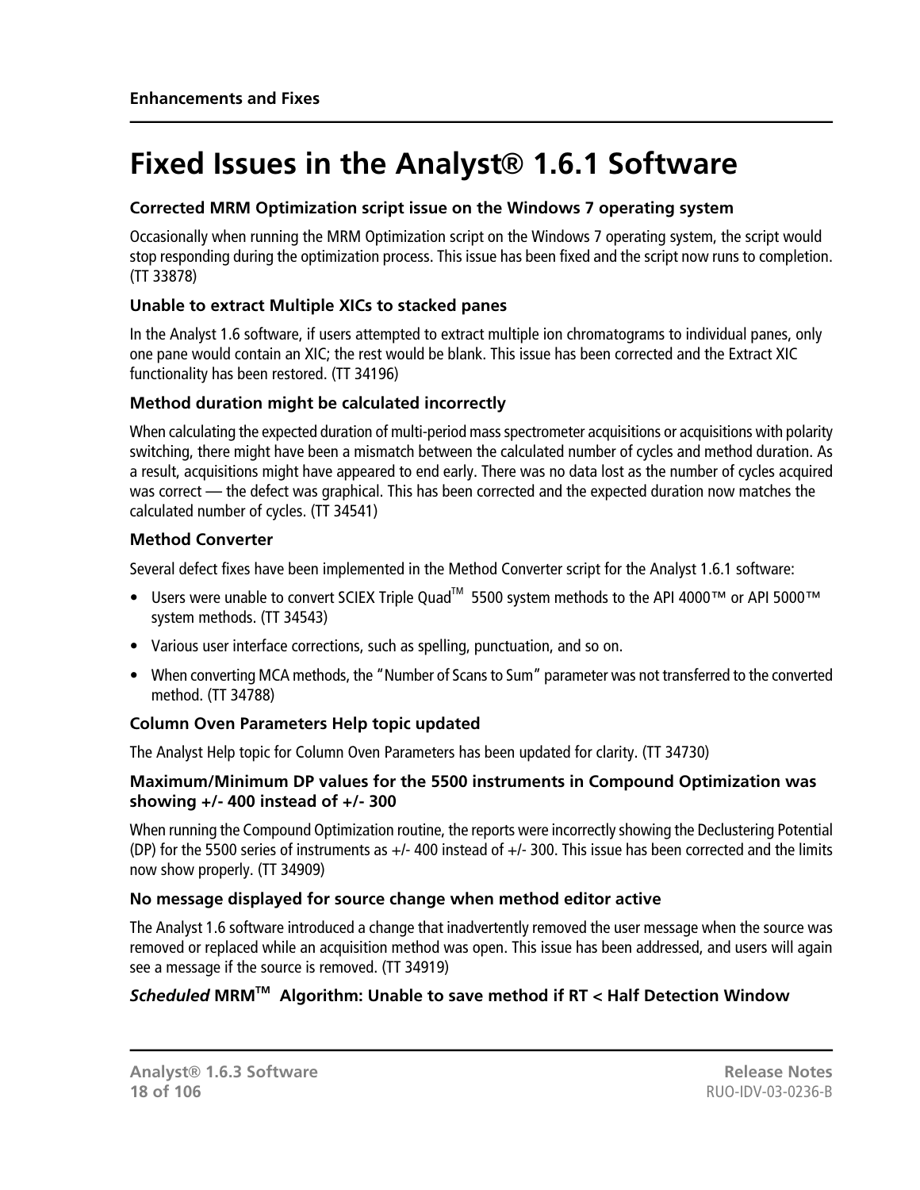# Fixed Issues in the Analyst® 1.6.1 Software

### Corrected MRM Optimization script issue on the Windows 7 operating system

Occasionally when running the MRM Optimization script on the Windows 7 operating system, the script would stop responding during the optimization process. This issue has been fixed and the script now runs to completion. (TT 33878)

### Unable to extract Multiple XICs to stacked panes

In the Analyst 1.6 software, if users attempted to extract multiple ion chromatograms to individual panes, only one pane would contain an XIC; the rest would be blank. This issue has been corrected and the Extract XIC functionality has been restored. (TT 34196)

### Method duration might be calculated incorrectly

When calculating the expected duration of multi-period mass spectrometer acquisitions or acquisitions with polarity switching, there might have been a mismatch between the calculated number of cycles and method duration. As a result, acquisitions might have appeared to end early. There was no data lost as the number of cycles acquired was correct — the defect was graphical. This has been corrected and the expected duration now matches the calculated number of cycles. (TT 34541)

### Method Converter

Several defect fixes have been implemented in the Method Converter script for the Analyst 1.6.1 software:

- Users were unable to convert SCIEX Triple Quad™ 5500 system methods to the API 4000™ or API 5000™ system methods. (TT 34543)
- Various user interface corrections, such as spelling, punctuation, and so on.
- When converting MCA methods, the "Number of Scans to Sum" parameter was not transferred to the converted method. (TT 34788)

### Column Oven Parameters Help topic updated

The Analyst Help topic for Column Oven Parameters has been updated for clarity. (TT 34730)

### Maximum/Minimum DP values for the 5500 instruments in Compound Optimization was showing +/- 400 instead of +/- 300

When running the Compound Optimization routine, the reports were incorrectly showing the Declustering Potential (DP) for the 5500 series of instruments as +/- 400 instead of +/- 300. This issue has been corrected and the limits now show properly. (TT 34909)

### No message displayed for source change when method editor active

The Analyst 1.6 software introduced a change that inadvertently removed the user message when the source was removed or replaced while an acquisition method was open. This issue has been addressed, and users will again see a message if the source is removed. (TT 34919)

### *Scheduled* MRM™ Algorithm: Unable to save method if RT < Half Detection Window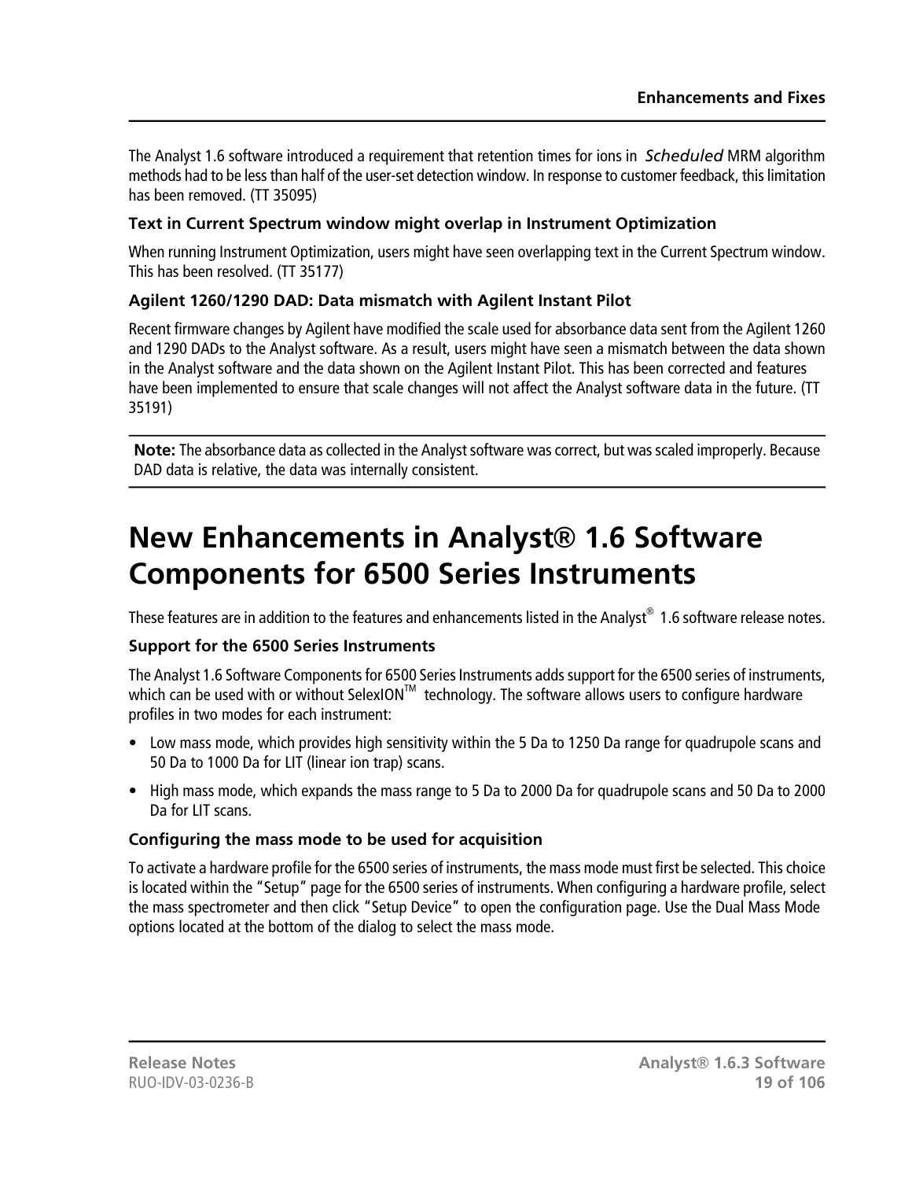The Analyst 1.6 software introduced a requirement that retention times for ions in *Scheduled* MRM algorithm methods had to be less than half of the user-set detection window. In response to customer feedback, this limitation has been removed. (TT 35095)

### Text in Current Spectrum window might overlap in Instrument Optimization

When running Instrument Optimization, users might have seen overlapping text in the Current Spectrum window. This has been resolved. (TT 35177)

### Agilent 1260/1290 DAD: Data mismatch with Agilent Instant Pilot

Recent firmware changes by Agilent have modified the scale used for absorbance data sent from the Agilent 1260 and 1290 DADs to the Analyst software. As a result, users might have seen a mismatch between the data shown in the Analyst software and the data shown on the Agilent Instant Pilot. This has been corrected and features have been implemented to ensure that scale changes will not affect the Analyst software data in the future. (TT 35191)

**Note:** The absorbance data as collected in the Analyst software was correct, but was scaled improperly. Because DAD data is relative, the data was internally consistent.

# New Enhancements in Analyst® 1.6 Software Components for 6500 Series Instruments

These features are in addition to the features and enhancements listed in the Analyst® 1.6 software release notes.

### Support for the 6500 Series Instruments

The Analyst 1.6 Software Components for 6500 Series Instruments adds support for the 6500 series of instruments, which can be used with or without SelexION™ technology. The software allows users to configure hardware profiles in two modes for each instrument:

- Low mass mode, which provides high sensitivity within the 5 Da to 1250 Da range for quadrupole scans and 50 Da to 1000 Da for LIT (linear ion trap) scans.
- High mass mode, which expands the mass range to 5 Da to 2000 Da for quadrupole scans and 50 Da to 2000 Da for LIT scans.

### Configuring the mass mode to be used for acquisition

To activate a hardware profile for the 6500 series of instruments, the mass mode must first be selected. This choice is located within the "Setup" page for the 6500 series of instruments. When configuring a hardware profile, select the mass spectrometer and then click "Setup Device" to open the configuration page. Use the Dual Mass Mode options located at the bottom of the dialog to select the mass mode.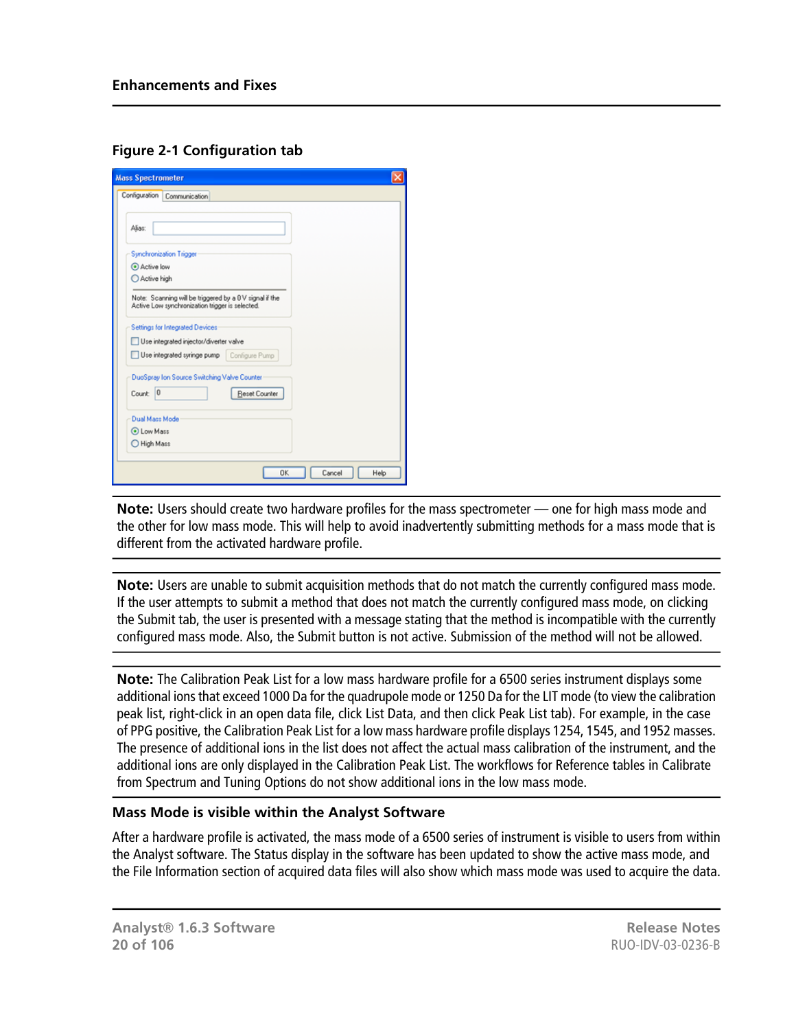**Figure 2-1 Configuration tab**

**Note:** Users should create two hardware profiles for the mass spectrometer — one for high mass mode and the other for low mass mode. This will help to avoid inadvertently submitting methods for a mass mode that is different from the activated hardware profile.

**Note:** Users are unable to submit acquisition methods that do not match the currently configured mass mode. If the user attempts to submit a method that does not match the currently configured mass mode, on clicking the Submit tab, the user is presented with a message stating that the method is incompatible with the currently configured mass mode. Also, the Submit button is not active. Submission of the method will not be allowed.

**Note:** The Calibration Peak List for a low mass hardware profile for a 6500 series instrument displays some additional ions that exceed 1000 Da for the quadrupole mode or 1250 Da for the LIT mode (to view the calibration peak list, right-click in an open data file, click List Data, and then click Peak List tab). For example, in the case of PPG positive, the Calibration Peak List for a low mass hardware profile displays 1254, 1545, and 1952 masses. The presence of additional ions in the list does not affect the actual mass calibration of the instrument, and the additional ions are only displayed in the Calibration Peak List. The workflows for Reference tables in Calibrate from Spectrum and Tuning Options do not show additional ions in the low mass mode.

## Mass Mode is visible within the Analyst Software

After a hardware profile is activated, the mass mode of a 6500 series of instrument is visible to users from within the Analyst software. The Status display in the software has been updated to show the active mass mode, and the File Information section of acquired data files will also show which mass mode was used to acquire the data.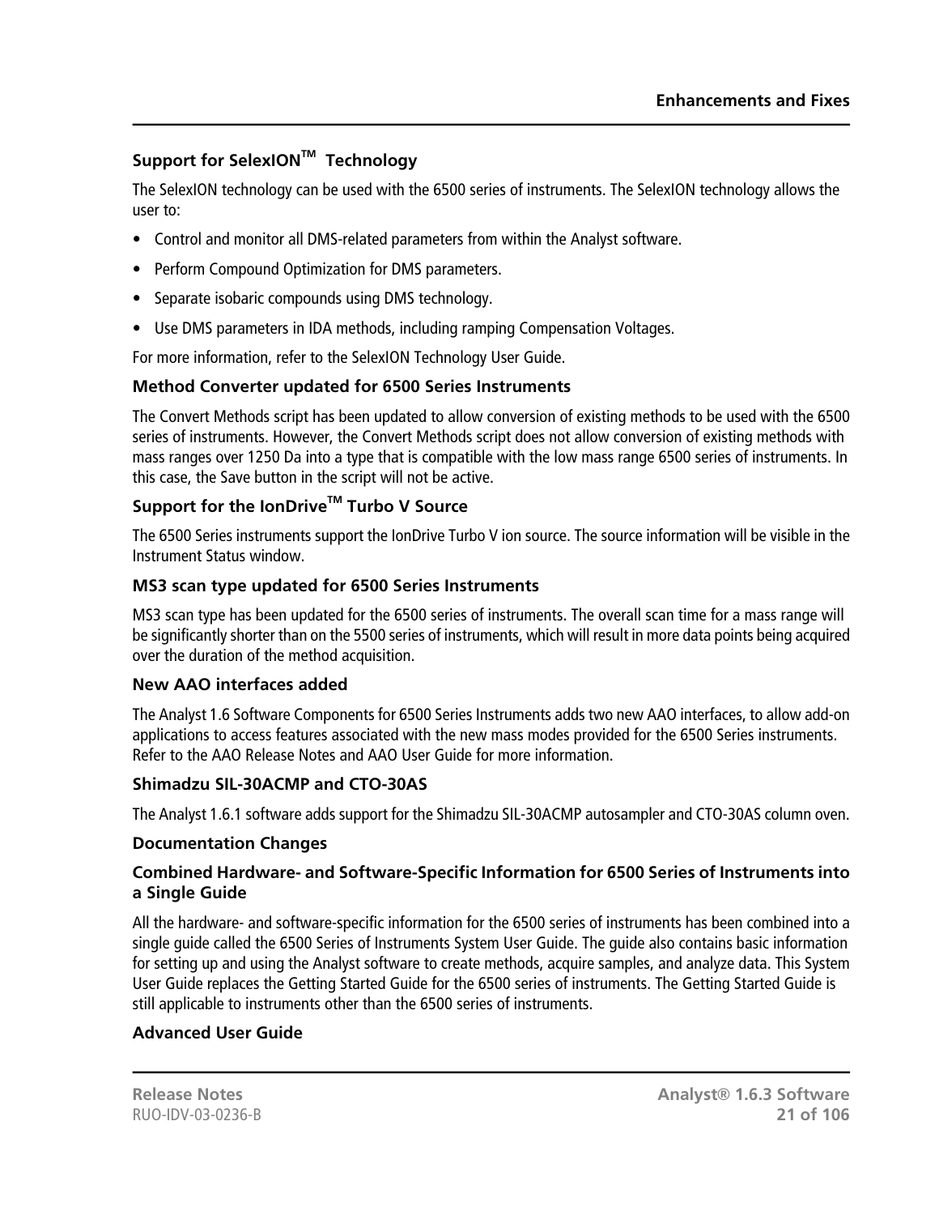### Support for SelexION™ Technology

The SelexION technology can be used with the 6500 series of instruments. The SelexION technology allows the user to:

- Control and monitor all DMS-related parameters from within the Analyst software.
- Perform Compound Optimization for DMS parameters.
- Separate isobaric compounds using DMS technology.
- Use DMS parameters in IDA methods, including ramping Compensation Voltages.

For more information, refer to the SelexION Technology User Guide.

### Method Converter updated for 6500 Series Instruments

The Convert Methods script has been updated to allow conversion of existing methods to be used with the 6500 series of instruments. However, the Convert Methods script does not allow conversion of existing methods with mass ranges over 1250 Da into a type that is compatible with the low mass range 6500 series of instruments. In this case, the Save button in the script will not be active.

### Support for the IonDrive™ Turbo V Source

The 6500 Series instruments support the IonDrive Turbo V ion source. The source information will be visible in the Instrument Status window.

### MS3 scan type updated for 6500 Series Instruments

MS3 scan type has been updated for the 6500 series of instruments. The overall scan time for a mass range will be significantly shorter than on the 5500 series of instruments, which will result in more data points being acquired over the duration of the method acquisition.

### New AAO interfaces added

The Analyst 1.6 Software Components for 6500 Series Instruments adds two new AAO interfaces, to allow add-on applications to access features associated with the new mass modes provided for the 6500 Series instruments. Refer to the AAO Release Notes and AAO User Guide for more information.

### Shimadzu SIL-30ACMP and CTO-30AS

The Analyst 1.6.1 software adds support for the Shimadzu SIL-30ACMP autosampler and CTO-30AS column oven.

### Documentation Changes

### Combined Hardware- and Software-Specific Information for 6500 Series of Instruments into a Single Guide

All the hardware- and software-specific information for the 6500 series of instruments has been combined into a single guide called the 6500 Series of Instruments System User Guide. The guide also contains basic information for setting up and using the Analyst software to create methods, acquire samples, and analyze data. This System User Guide replaces the Getting Started Guide for the 6500 series of instruments. The Getting Started Guide is still applicable to instruments other than the 6500 series of instruments.

### Advanced User Guide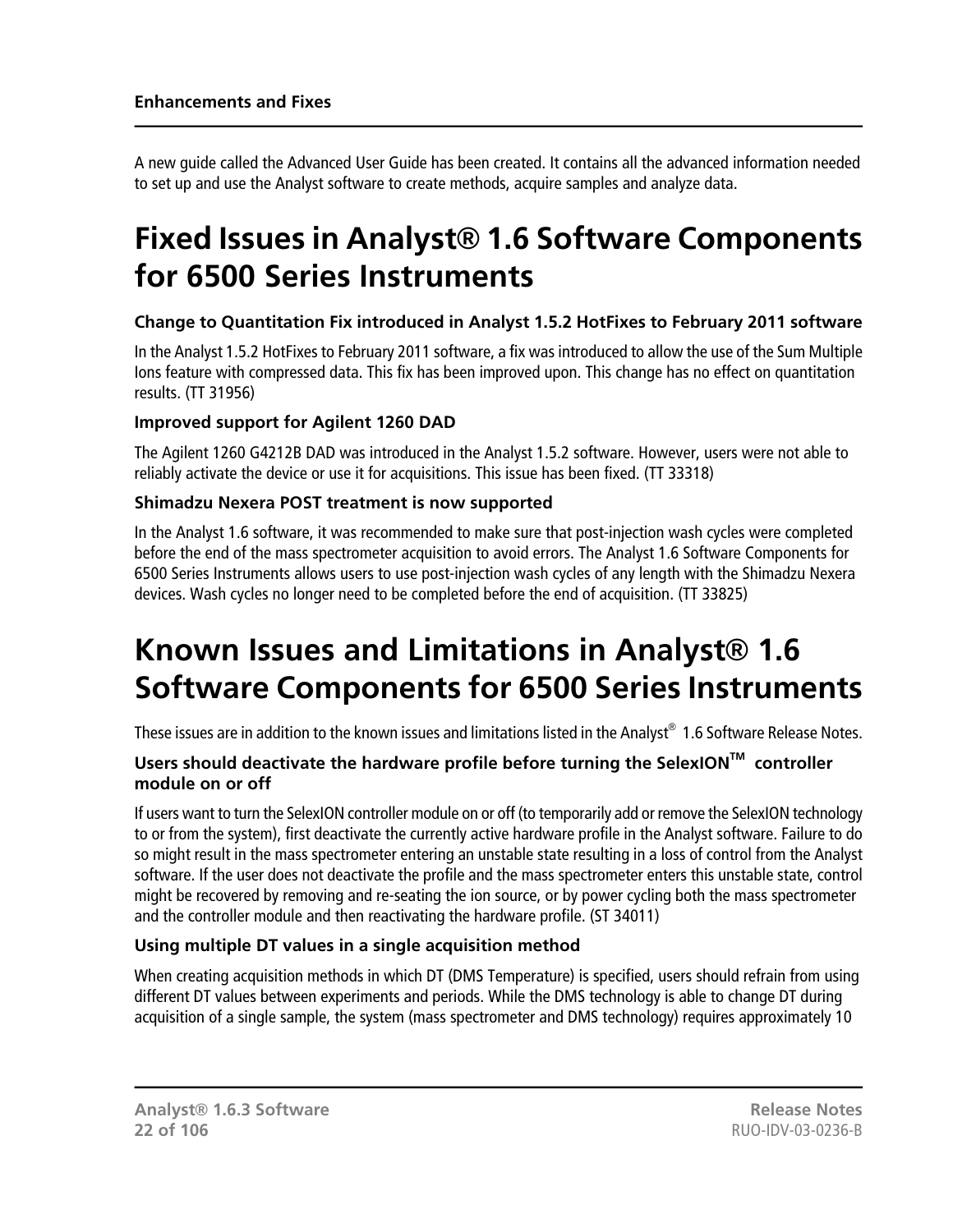A new guide called the Advanced User Guide has been created. It contains all the advanced information needed to set up and use the Analyst software to create methods, acquire samples and analyze data.

# Fixed Issues in Analyst® 1.6 Software Components for 6500 Series Instruments

### Change to Quantitation Fix introduced in Analyst 1.5.2 HotFixes to February 2011 software

In the Analyst 1.5.2 HotFixes to February 2011 software, a fix was introduced to allow the use of the Sum Multiple Ions feature with compressed data. This fix has been improved upon. This change has no effect on quantitation results. (TT 31956)

### Improved support for Agilent 1260 DAD

The Agilent 1260 G4212B DAD was introduced in the Analyst 1.5.2 software. However, users were not able to reliably activate the device or use it for acquisitions. This issue has been fixed. (TT 33318)

### Shimadzu Nexera POST treatment is now supported

In the Analyst 1.6 software, it was recommended to make sure that post-injection wash cycles were completed before the end of the mass spectrometer acquisition to avoid errors. The Analyst 1.6 Software Components for 6500 Series Instruments allows users to use post-injection wash cycles of any length with the Shimadzu Nexera devices. Wash cycles no longer need to be completed before the end of acquisition. (TT 33825)

# Known Issues and Limitations in Analyst® 1.6 Software Components for 6500 Series Instruments

These issues are in addition to the known issues and limitations listed in the Analyst® 1.6 Software Release Notes.

### Users should deactivate the hardware profile before turning the SelexION™ controller module on or off

If users want to turn the SelexION controller module on or off (to temporarily add or remove the SelexION technology to or from the system), first deactivate the currently active hardware profile in the Analyst software. Failure to do so might result in the mass spectrometer entering an unstable state resulting in a loss of control from the Analyst software. If the user does not deactivate the profile and the mass spectrometer enters this unstable state, control might be recovered by removing and re-seating the ion source, or by power cycling both the mass spectrometer and the controller module and then reactivating the hardware profile. (ST 34011)

### Using multiple DT values in a single acquisition method

When creating acquisition methods in which DT (DMS Temperature) is specified, users should refrain from using different DT values between experiments and periods. While the DMS technology is able to change DT during acquisition of a single sample, the system (mass spectrometer and DMS technology) requires approximately 10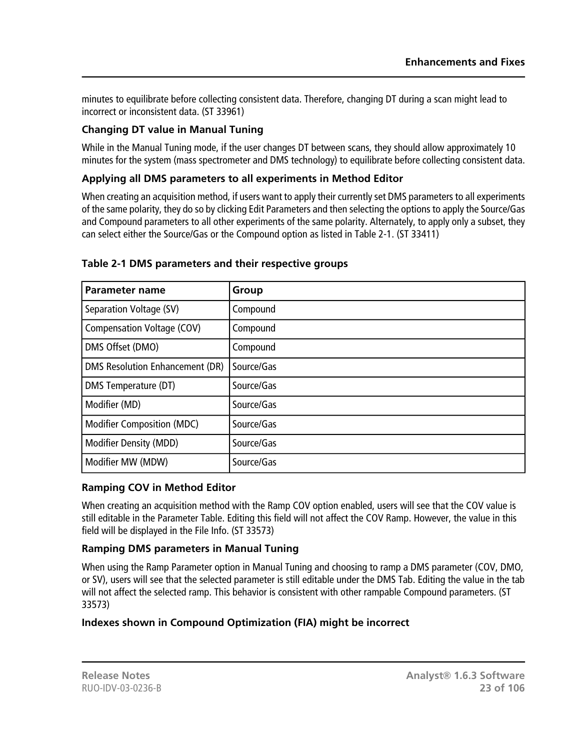minutes to equilibrate before collecting consistent data. Therefore, changing DT during a scan might lead to incorrect or inconsistent data. (ST 33961)

### Changing DT value in Manual Tuning

While in the Manual Tuning mode, if the user changes DT between scans, they should allow approximately 10 minutes for the system (mass spectrometer and DMS technology) to equilibrate before collecting consistent data.

### Applying all DMS parameters to all experiments in Method Editor

When creating an acquisition method, if users want to apply their currently set DMS parameters to all experiments of the same polarity, they do so by clicking Edit Parameters and then selecting the options to apply the Source/Gas and Compound parameters to all other experiments of the same polarity. Alternately, to apply only a subset, they can select either the Source/Gas or the Compound option as listed in Table 2-1. (ST 33411)

**Table 2-1 DMS parameters and their respective groups**

| Parameter name | Group |
|---|---|
| Separation Voltage (SV) | Compound |
| Compensation Voltage (COV) | Compound |
| DMS Offset (DMO) | Compound |
| DMS Resolution Enhancement (DR) | Source/Gas |
| DMS Temperature (DT) | Source/Gas |
| Modifier (MD) | Source/Gas |
| Modifier Composition (MDC) | Source/Gas |
| Modifier Density (MDD) | Source/Gas |
| Modifier MW (MDW) | Source/Gas |

### Ramping COV in Method Editor

When creating an acquisition method with the Ramp COV option enabled, users will see that the COV value is still editable in the Parameter Table. Editing this field will not affect the COV Ramp. However, the value in this field will be displayed in the File Info. (ST 33573)

### Ramping DMS parameters in Manual Tuning

When using the Ramp Parameter option in Manual Tuning and choosing to ramp a DMS parameter (COV, DMO, or SV), users will see that the selected parameter is still editable under the DMS Tab. Editing the value in the tab will not affect the selected ramp. This behavior is consistent with other rampable Compound parameters. (ST 33573)

### Indexes shown in Compound Optimization (FIA) might be incorrect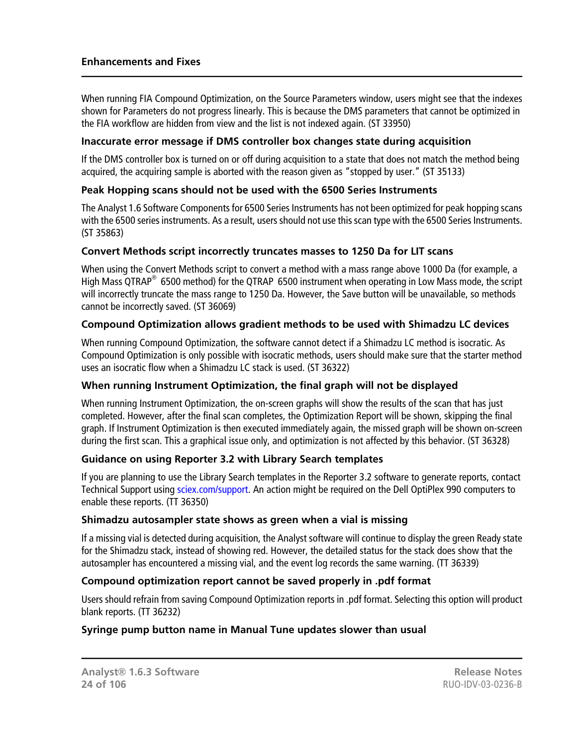When running FIA Compound Optimization, on the Source Parameters window, users might see that the indexes shown for Parameters do not progress linearly. This is because the DMS parameters that cannot be optimized in the FIA workflow are hidden from view and the list is not indexed again. (ST 33950)

#### Inaccurate error message if DMS controller box changes state during acquisition

If the DMS controller box is turned on or off during acquisition to a state that does not match the method being acquired, the acquiring sample is aborted with the reason given as "stopped by user." (ST 35133)

#### Peak Hopping scans should not be used with the 6500 Series Instruments

The Analyst 1.6 Software Components for 6500 Series Instruments has not been optimized for peak hopping scans with the 6500 series instruments. As a result, users should not use this scan type with the 6500 Series Instruments. (ST 35863)

#### Convert Methods script incorrectly truncates masses to 1250 Da for LIT scans

When using the Convert Methods script to convert a method with a mass range above 1000 Da (for example, a High Mass QTRAP® 6500 method) for the QTRAP 6500 instrument when operating in Low Mass mode, the script will incorrectly truncate the mass range to 1250 Da. However, the Save button will be unavailable, so methods cannot be incorrectly saved. (ST 36069)

#### Compound Optimization allows gradient methods to be used with Shimadzu LC devices

When running Compound Optimization, the software cannot detect if a Shimadzu LC method is isocratic. As Compound Optimization is only possible with isocratic methods, users should make sure that the starter method uses an isocratic flow when a Shimadzu LC stack is used. (ST 36322)

#### When running Instrument Optimization, the final graph will not be displayed

When running Instrument Optimization, the on-screen graphs will show the results of the scan that has just completed. However, after the final scan completes, the Optimization Report will be shown, skipping the final graph. If Instrument Optimization is then executed immediately again, the missed graph will be shown on-screen during the first scan. This a graphical issue only, and optimization is not affected by this behavior. (ST 36328)

#### Guidance on using Reporter 3.2 with Library Search templates

If you are planning to use the Library Search templates in the Reporter 3.2 software to generate reports, contact Technical Support using sciex.com/support. An action might be required on the Dell OptiPlex 990 computers to enable these reports. (TT 36350)

#### Shimadzu autosampler state shows as green when a vial is missing

If a missing vial is detected during acquisition, the Analyst software will continue to display the green Ready state for the Shimadzu stack, instead of showing red. However, the detailed status for the stack does show that the autosampler has encountered a missing vial, and the event log records the same warning. (TT 36339)

#### Compound optimization report cannot be saved properly in .pdf format

Users should refrain from saving Compound Optimization reports in .pdf format. Selecting this option will product blank reports. (TT 36232)

#### Syringe pump button name in Manual Tune updates slower than usual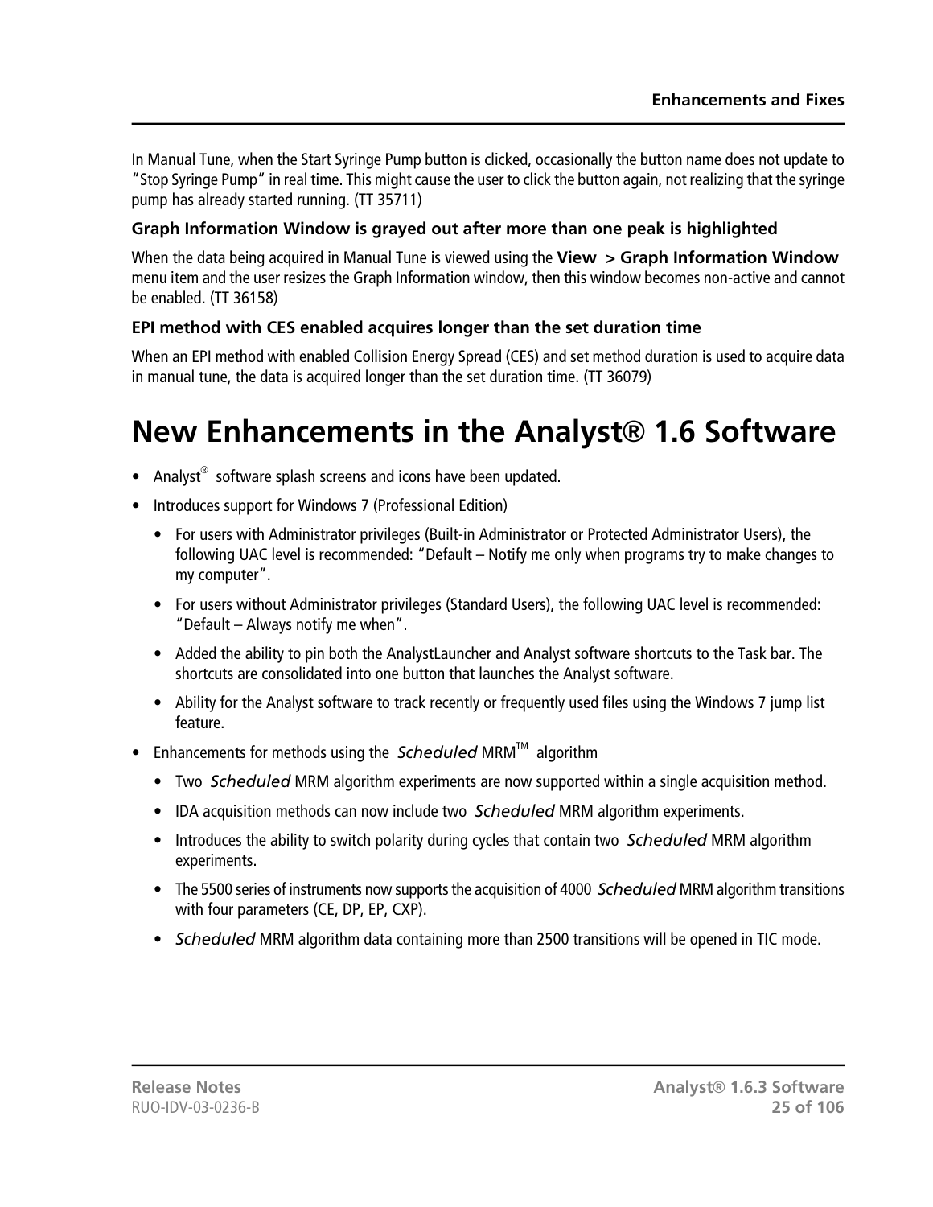In Manual Tune, when the Start Syringe Pump button is clicked, occasionally the button name does not update to "Stop Syringe Pump" in real time. This might cause the user to click the button again, not realizing that the syringe pump has already started running. (TT 35711)

### Graph Information Window is grayed out after more than one peak is highlighted

When the data being acquired in Manual Tune is viewed using the **View > Graph Information Window** menu item and the user resizes the Graph Information window, then this window becomes non-active and cannot be enabled. (TT 36158)

### EPI method with CES enabled acquires longer than the set duration time

When an EPI method with enabled Collision Energy Spread (CES) and set method duration is used to acquire data in manual tune, the data is acquired longer than the set duration time. (TT 36079)

# New Enhancements in the Analyst® 1.6 Software

- Analyst® software splash screens and icons have been updated.
- Introduces support for Windows 7 (Professional Edition)
  - For users with Administrator privileges (Built-in Administrator or Protected Administrator Users), the following UAC level is recommended: "Default – Notify me only when programs try to make changes to my computer".
  - For users without Administrator privileges (Standard Users), the following UAC level is recommended: "Default – Always notify me when".
  - Added the ability to pin both the AnalystLauncher and Analyst software shortcuts to the Task bar. The shortcuts are consolidated into one button that launches the Analyst software.
  - Ability for the Analyst software to track recently or frequently used files using the Windows 7 jump list feature.
- Enhancements for methods using the *Scheduled* MRM™ algorithm
  - Two *Scheduled* MRM algorithm experiments are now supported within a single acquisition method.
  - IDA acquisition methods can now include two *Scheduled* MRM algorithm experiments.
  - Introduces the ability to switch polarity during cycles that contain two *Scheduled* MRM algorithm experiments.
  - The 5500 series of instruments now supports the acquisition of 4000 *Scheduled* MRM algorithm transitions with four parameters (CE, DP, EP, CXP).
  - *Scheduled* MRM algorithm data containing more than 2500 transitions will be opened in TIC mode.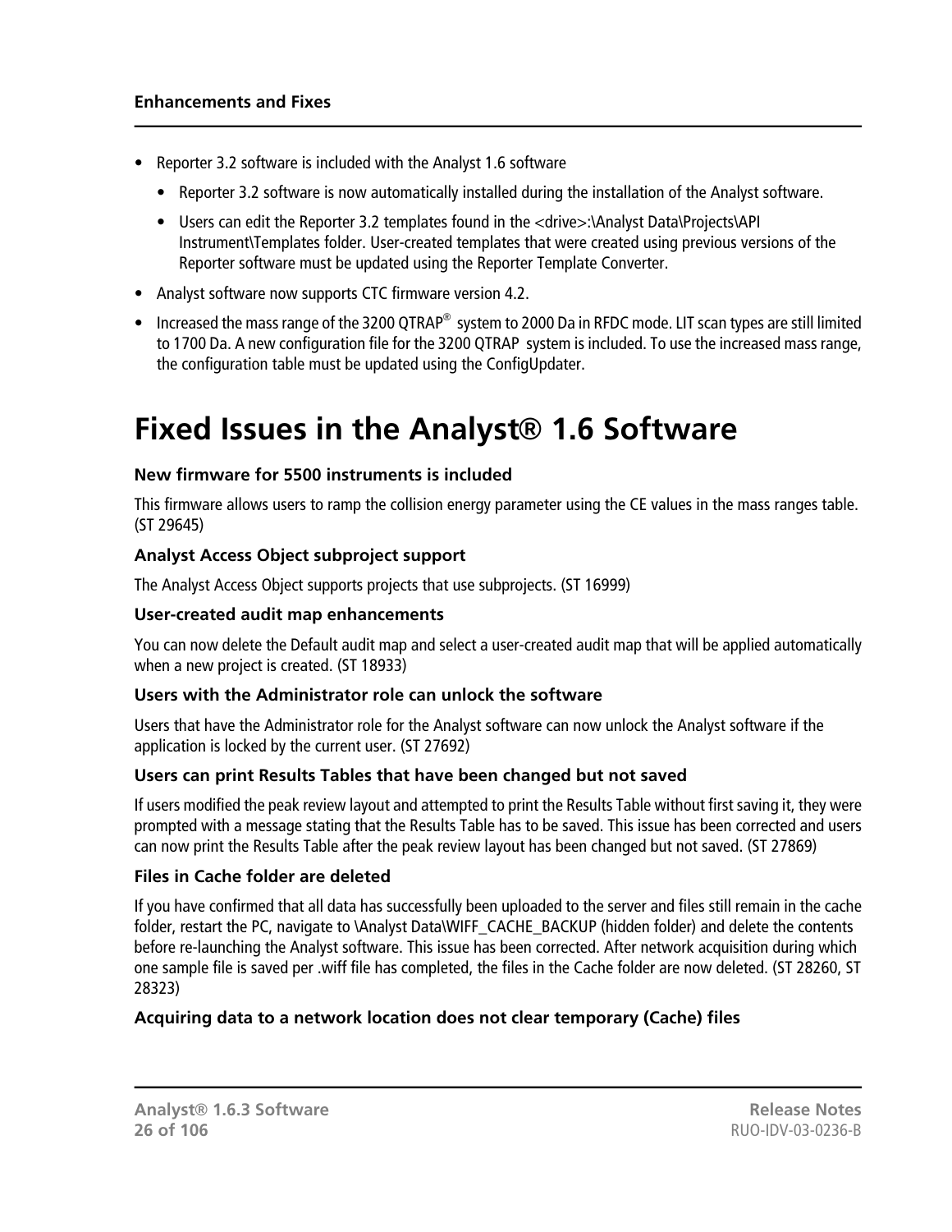- Reporter 3.2 software is included with the Analyst 1.6 software
  - Reporter 3.2 software is now automatically installed during the installation of the Analyst software.
  - Users can edit the Reporter 3.2 templates found in the <drive>:\Analyst Data\Projects\API Instrument\Templates folder. User-created templates that were created using previous versions of the Reporter software must be updated using the Reporter Template Converter.
- Analyst software now supports CTC firmware version 4.2.
- Increased the mass range of the 3200 QTRAP® system to 2000 Da in RFDC mode. LIT scan types are still limited to 1700 Da. A new configuration file for the 3200 QTRAP system is included. To use the increased mass range, the configuration table must be updated using the ConfigUpdater.

# Fixed Issues in the Analyst® 1.6 Software

### New firmware for 5500 instruments is included

This firmware allows users to ramp the collision energy parameter using the CE values in the mass ranges table. (ST 29645)

### Analyst Access Object subproject support

The Analyst Access Object supports projects that use subprojects. (ST 16999)

### User-created audit map enhancements

You can now delete the Default audit map and select a user-created audit map that will be applied automatically when a new project is created. (ST 18933)

### Users with the Administrator role can unlock the software

Users that have the Administrator role for the Analyst software can now unlock the Analyst software if the application is locked by the current user. (ST 27692)

### Users can print Results Tables that have been changed but not saved

If users modified the peak review layout and attempted to print the Results Table without first saving it, they were prompted with a message stating that the Results Table has to be saved. This issue has been corrected and users can now print the Results Table after the peak review layout has been changed but not saved. (ST 27869)

### Files in Cache folder are deleted

If you have confirmed that all data has successfully been uploaded to the server and files still remain in the cache folder, restart the PC, navigate to \Analyst Data\WIFF_CACHE_BACKUP (hidden folder) and delete the contents before re-launching the Analyst software. This issue has been corrected. After network acquisition during which one sample file is saved per .wiff file has completed, the files in the Cache folder are now deleted. (ST 28260, ST 28323)

### Acquiring data to a network location does not clear temporary (Cache) files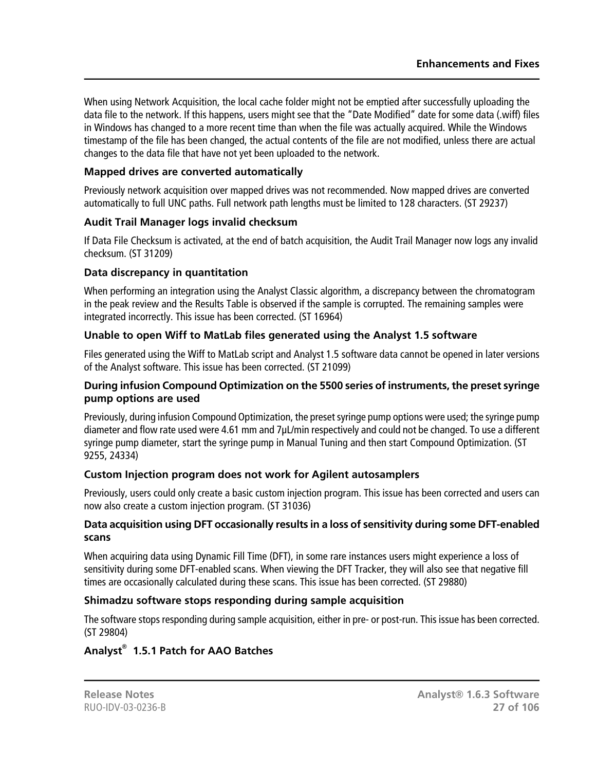When using Network Acquisition, the local cache folder might not be emptied after successfully uploading the data file to the network. If this happens, users might see that the "Date Modified" date for some data (.wiff) files in Windows has changed to a more recent time than when the file was actually acquired. While the Windows timestamp of the file has been changed, the actual contents of the file are not modified, unless there are actual changes to the data file that have not yet been uploaded to the network.

#### Mapped drives are converted automatically

Previously network acquisition over mapped drives was not recommended. Now mapped drives are converted automatically to full UNC paths. Full network path lengths must be limited to 128 characters. (ST 29237)

#### Audit Trail Manager logs invalid checksum

If Data File Checksum is activated, at the end of batch acquisition, the Audit Trail Manager now logs any invalid checksum. (ST 31209)

#### Data discrepancy in quantitation

When performing an integration using the Analyst Classic algorithm, a discrepancy between the chromatogram in the peak review and the Results Table is observed if the sample is corrupted. The remaining samples were integrated incorrectly. This issue has been corrected. (ST 16964)

#### Unable to open Wiff to MatLab files generated using the Analyst 1.5 software

Files generated using the Wiff to MatLab script and Analyst 1.5 software data cannot be opened in later versions of the Analyst software. This issue has been corrected. (ST 21099)

#### During infusion Compound Optimization on the 5500 series of instruments, the preset syringe pump options are used

Previously, during infusion Compound Optimization, the preset syringe pump options were used; the syringe pump diameter and flow rate used were 4.61 mm and 7µL/min respectively and could not be changed. To use a different syringe pump diameter, start the syringe pump in Manual Tuning and then start Compound Optimization. (ST 9255, 24334)

#### Custom Injection program does not work for Agilent autosamplers

Previously, users could only create a basic custom injection program. This issue has been corrected and users can now also create a custom injection program. (ST 31036)

#### Data acquisition using DFT occasionally results in a loss of sensitivity during some DFT-enabled scans

When acquiring data using Dynamic Fill Time (DFT), in some rare instances users might experience a loss of sensitivity during some DFT-enabled scans. When viewing the DFT Tracker, they will also see that negative fill times are occasionally calculated during these scans. This issue has been corrected. (ST 29880)

#### Shimadzu software stops responding during sample acquisition

The software stops responding during sample acquisition, either in pre- or post-run. This issue has been corrected. (ST 29804)

### Analyst® 1.5.1 Patch for AAO Batches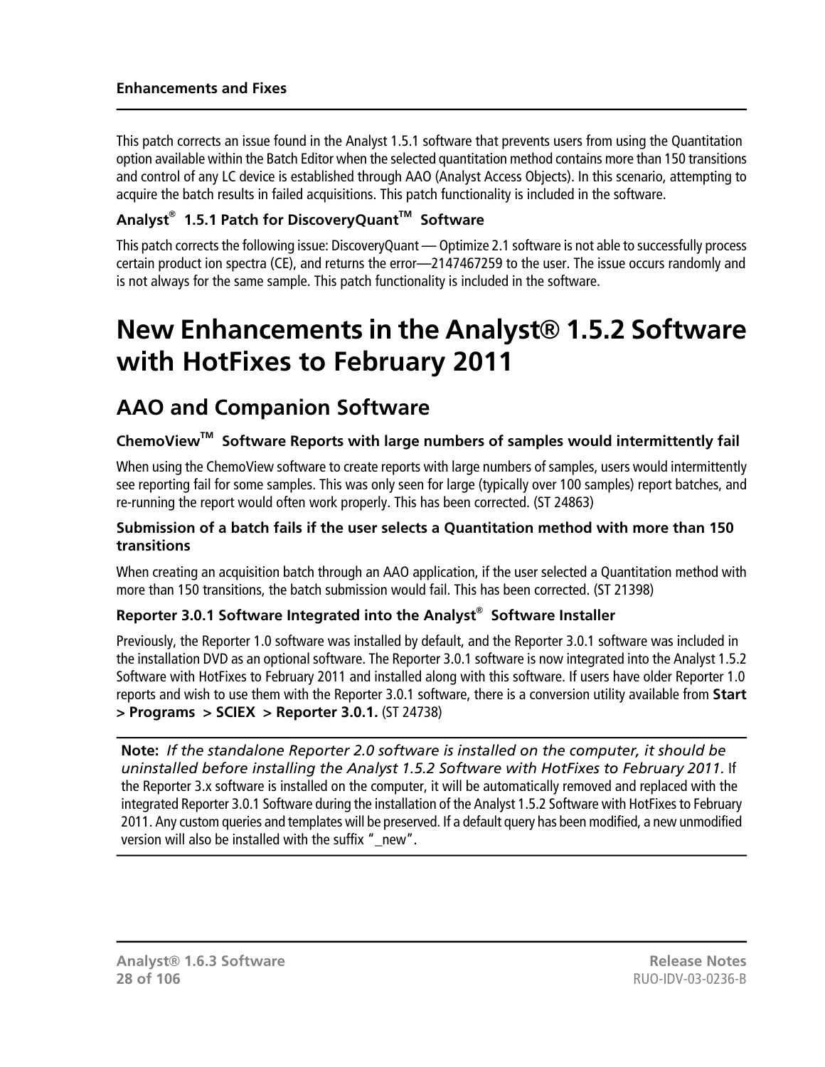This patch corrects an issue found in the Analyst 1.5.1 software that prevents users from using the Quantitation option available within the Batch Editor when the selected quantitation method contains more than 150 transitions and control of any LC device is established through AAO (Analyst Access Objects). In this scenario, attempting to acquire the batch results in failed acquisitions. This patch functionality is included in the software.

### Analyst® 1.5.1 Patch for DiscoveryQuant™ Software

This patch corrects the following issue: DiscoveryQuant — Optimize 2.1 software is not able to successfully process certain product ion spectra (CE), and returns the error—2147467259 to the user. The issue occurs randomly and is not always for the same sample. This patch functionality is included in the software.

# New Enhancements in the Analyst® 1.5.2 Software with HotFixes to February 2011

## AAO and Companion Software

### ChemoView™ Software Reports with large numbers of samples would intermittently fail

When using the ChemoView software to create reports with large numbers of samples, users would intermittently see reporting fail for some samples. This was only seen for large (typically over 100 samples) report batches, and re-running the report would often work properly. This has been corrected. (ST 24863)

### Submission of a batch fails if the user selects a Quantitation method with more than 150 transitions

When creating an acquisition batch through an AAO application, if the user selected a Quantitation method with more than 150 transitions, the batch submission would fail. This has been corrected. (ST 21398)

### Reporter 3.0.1 Software Integrated into the Analyst® Software Installer

Previously, the Reporter 1.0 software was installed by default, and the Reporter 3.0.1 software was included in the installation DVD as an optional software. The Reporter 3.0.1 software is now integrated into the Analyst 1.5.2 Software with HotFixes to February 2011 and installed along with this software. If users have older Reporter 1.0 reports and wish to use them with the Reporter 3.0.1 software, there is a conversion utility available from **Start > Programs > SCIEX > Reporter 3.0.1.** (ST 24738)

**Note:** *If the standalone Reporter 2.0 software is installed on the computer, it should be uninstalled before installing the Analyst 1.5.2 Software with HotFixes to February 2011.* If the Reporter 3.x software is installed on the computer, it will be automatically removed and replaced with the integrated Reporter 3.0.1 Software during the installation of the Analyst 1.5.2 Software with HotFixes to February 2011. Any custom queries and templates will be preserved. If a default query has been modified, a new unmodified version will also be installed with the suffix "_new".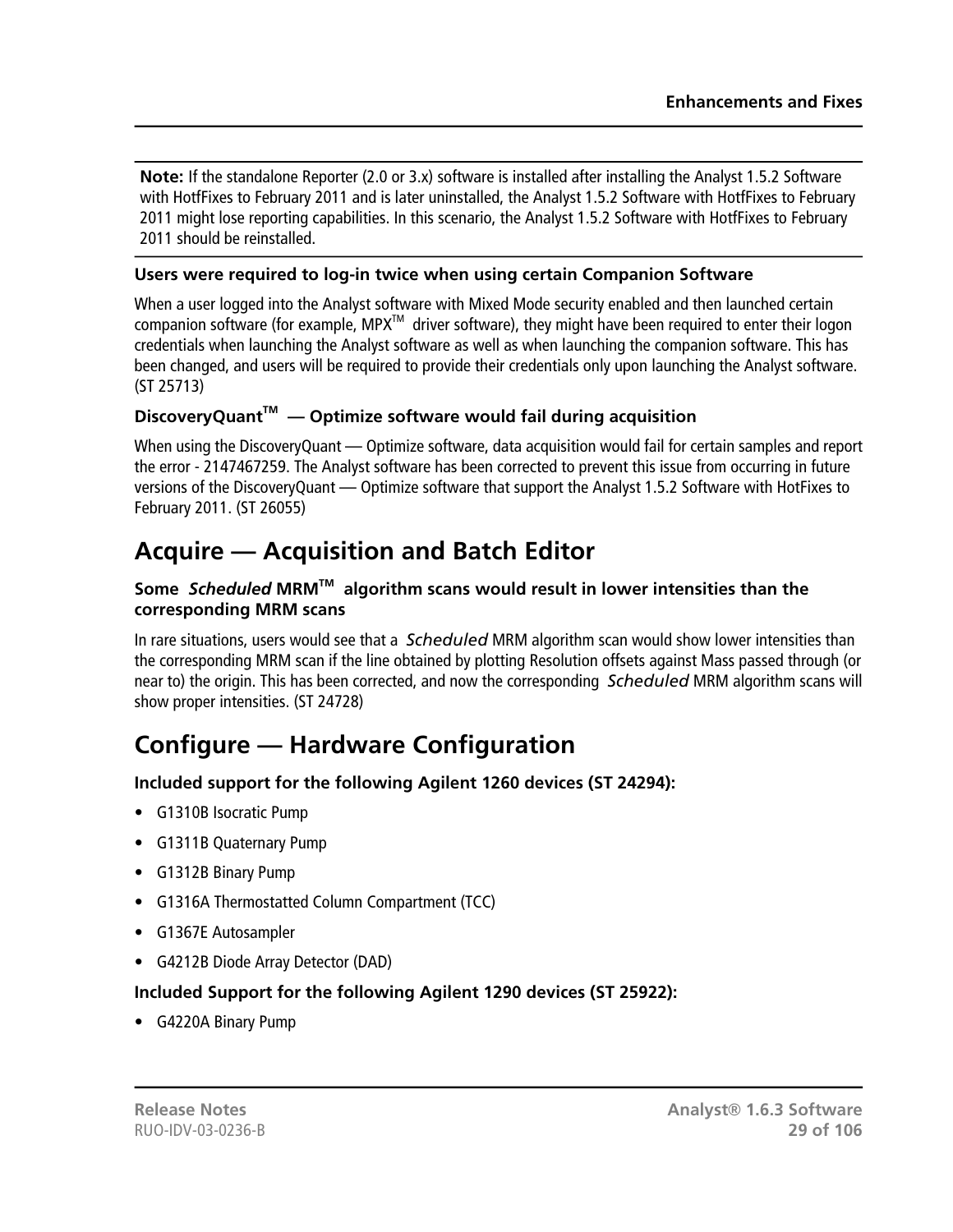**Note:** If the standalone Reporter (2.0 or 3.x) software is installed after installing the Analyst 1.5.2 Software with HotfFixes to February 2011 and is later uninstalled, the Analyst 1.5.2 Software with HotfFixes to February 2011 might lose reporting capabilities. In this scenario, the Analyst 1.5.2 Software with HotfFixes to February 2011 should be reinstalled.

### Users were required to log-in twice when using certain Companion Software

When a user logged into the Analyst software with Mixed Mode security enabled and then launched certain companion software (for example, MPX™ driver software), they might have been required to enter their logon credentials when launching the Analyst software as well as when launching the companion software. This has been changed, and users will be required to provide their credentials only upon launching the Analyst software. (ST 25713)

### DiscoveryQuant™ — Optimize software would fail during acquisition

When using the DiscoveryQuant — Optimize software, data acquisition would fail for certain samples and report the error - 2147467259. The Analyst software has been corrected to prevent this issue from occurring in future versions of the DiscoveryQuant — Optimize software that support the Analyst 1.5.2 Software with HotFixes to February 2011. (ST 26055)

## Acquire — Acquisition and Batch Editor

### Some *Scheduled* MRM™ algorithm scans would result in lower intensities than the corresponding MRM scans

In rare situations, users would see that a *Scheduled* MRM algorithm scan would show lower intensities than the corresponding MRM scan if the line obtained by plotting Resolution offsets against Mass passed through (or near to) the origin. This has been corrected, and now the corresponding *Scheduled* MRM algorithm scans will show proper intensities. (ST 24728)

## Configure — Hardware Configuration

### Included support for the following Agilent 1260 devices (ST 24294):

- G1310B Isocratic Pump
- G1311B Quaternary Pump
- G1312B Binary Pump
- G1316A Thermostatted Column Compartment (TCC)
- G1367E Autosampler
- G4212B Diode Array Detector (DAD)

### Included Support for the following Agilent 1290 devices (ST 25922):

- G4220A Binary Pump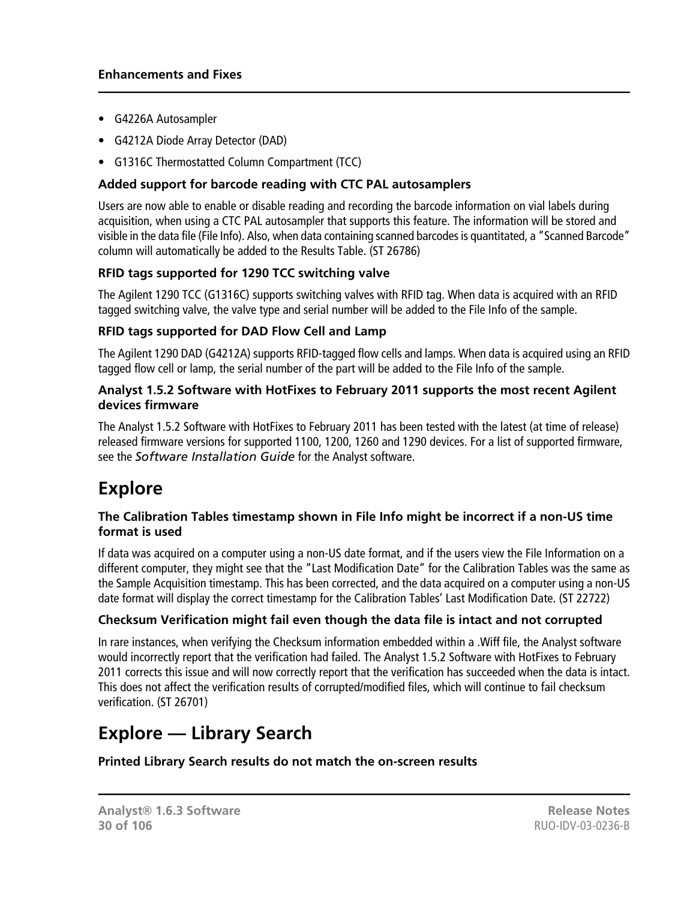- G4226A Autosampler
- G4212A Diode Array Detector (DAD)
- G1316C Thermostatted Column Compartment (TCC)

### Added support for barcode reading with CTC PAL autosamplers

Users are now able to enable or disable reading and recording the barcode information on vial labels during acquisition, when using a CTC PAL autosampler that supports this feature. The information will be stored and visible in the data file (File Info). Also, when data containing scanned barcodes is quantitated, a "Scanned Barcode" column will automatically be added to the Results Table. (ST 26786)

### RFID tags supported for 1290 TCC switching valve

The Agilent 1290 TCC (G1316C) supports switching valves with RFID tag. When data is acquired with an RFID tagged switching valve, the valve type and serial number will be added to the File Info of the sample.

### RFID tags supported for DAD Flow Cell and Lamp

The Agilent 1290 DAD (G4212A) supports RFID-tagged flow cells and lamps. When data is acquired using an RFID tagged flow cell or lamp, the serial number of the part will be added to the File Info of the sample.

### Analyst 1.5.2 Software with HotFixes to February 2011 supports the most recent Agilent devices firmware

The Analyst 1.5.2 Software with HotFixes to February 2011 has been tested with the latest (at time of release) released firmware versions for supported 1100, 1200, 1260 and 1290 devices. For a list of supported firmware, see the *Software Installation Guide* for the Analyst software.

## Explore

### The Calibration Tables timestamp shown in File Info might be incorrect if a non-US time format is used

If data was acquired on a computer using a non-US date format, and if the users view the File Information on a different computer, they might see that the "Last Modification Date" for the Calibration Tables was the same as the Sample Acquisition timestamp. This has been corrected, and the data acquired on a computer using a non-US date format will display the correct timestamp for the Calibration Tables' Last Modification Date. (ST 22722)

### Checksum Verification might fail even though the data file is intact and not corrupted

In rare instances, when verifying the Checksum information embedded within a .Wiff file, the Analyst software would incorrectly report that the verification had failed. The Analyst 1.5.2 Software with HotFixes to February 2011 corrects this issue and will now correctly report that the verification has succeeded when the data is intact. This does not affect the verification results of corrupted/modified files, which will continue to fail checksum verification. (ST 26701)

## Explore — Library Search

### Printed Library Search results do not match the on-screen results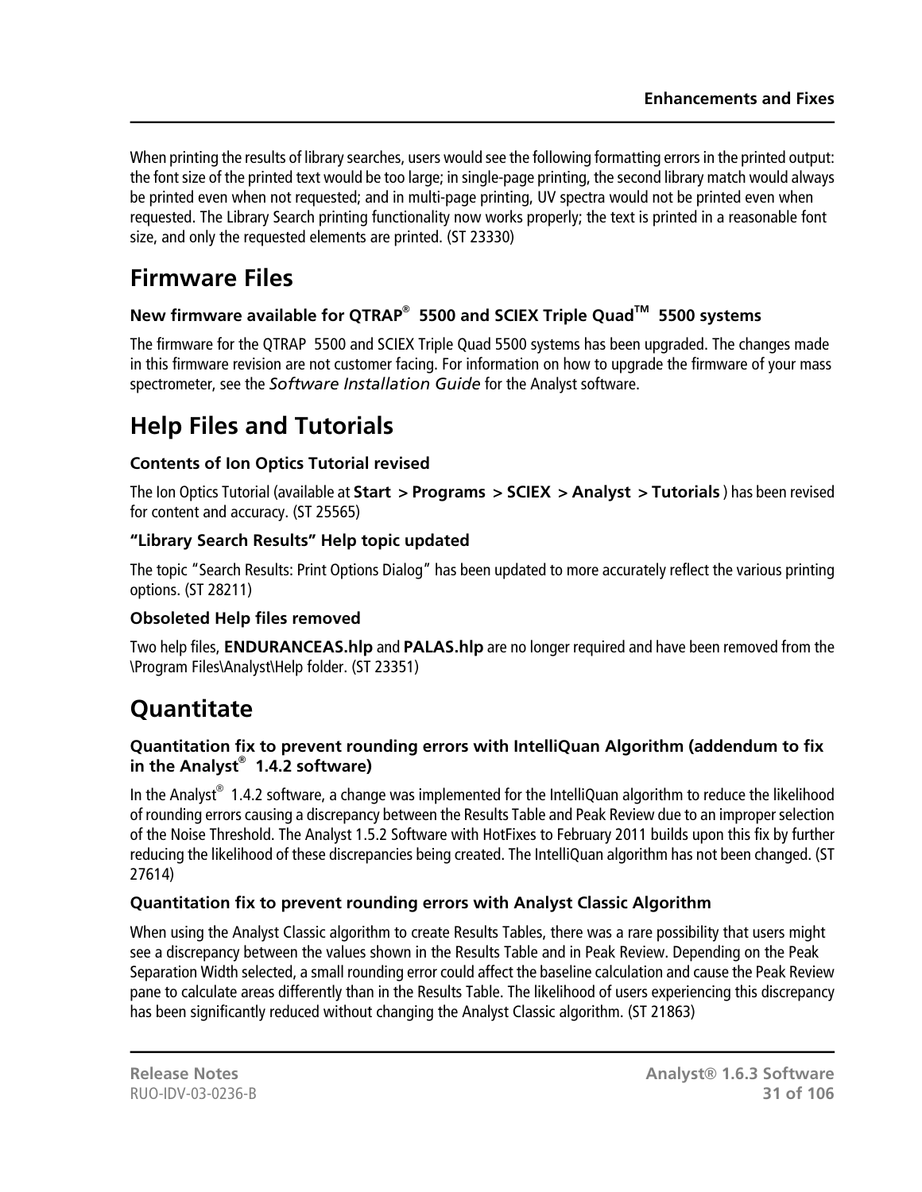When printing the results of library searches, users would see the following formatting errors in the printed output: the font size of the printed text would be too large; in single-page printing, the second library match would always be printed even when not requested; and in multi-page printing, UV spectra would not be printed even when requested. The Library Search printing functionality now works properly; the text is printed in a reasonable font size, and only the requested elements are printed. (ST 23330)

## Firmware Files

### New firmware available for QTRAP® 5500 and SCIEX Triple Quad™ 5500 systems

The firmware for the QTRAP 5500 and SCIEX Triple Quad 5500 systems has been upgraded. The changes made in this firmware revision are not customer facing. For information on how to upgrade the firmware of your mass spectrometer, see the *Software Installation Guide* for the Analyst software.

## Help Files and Tutorials

### Contents of Ion Optics Tutorial revised

The Ion Optics Tutorial (available at **Start > Programs > SCIEX > Analyst > Tutorials** ) has been revised for content and accuracy. (ST 25565)

### "Library Search Results" Help topic updated

The topic "Search Results: Print Options Dialog" has been updated to more accurately reflect the various printing options. (ST 28211)

### Obsoleted Help files removed

Two help files, **ENDURANCEAS.hlp** and **PALAS.hlp** are no longer required and have been removed from the \Program Files\Analyst\Help folder. (ST 23351)

## Quantitate

### Quantitation fix to prevent rounding errors with IntelliQuan Algorithm (addendum to fix in the Analyst® 1.4.2 software)

In the Analyst® 1.4.2 software, a change was implemented for the IntelliQuan algorithm to reduce the likelihood of rounding errors causing a discrepancy between the Results Table and Peak Review due to an improper selection of the Noise Threshold. The Analyst 1.5.2 Software with HotFixes to February 2011 builds upon this fix by further reducing the likelihood of these discrepancies being created. The IntelliQuan algorithm has not been changed. (ST 27614)

### Quantitation fix to prevent rounding errors with Analyst Classic Algorithm

When using the Analyst Classic algorithm to create Results Tables, there was a rare possibility that users might see a discrepancy between the values shown in the Results Table and in Peak Review. Depending on the Peak Separation Width selected, a small rounding error could affect the baseline calculation and cause the Peak Review pane to calculate areas differently than in the Results Table. The likelihood of users experiencing this discrepancy has been significantly reduced without changing the Analyst Classic algorithm. (ST 21863)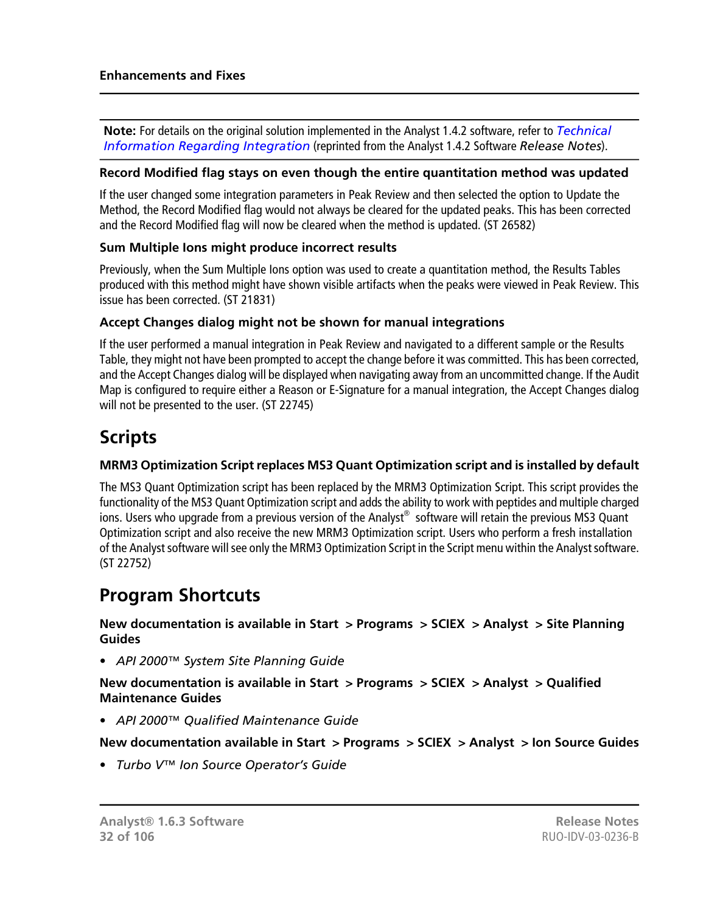**Note:** For details on the original solution implemented in the Analyst 1.4.2 software, refer to *Technical Information Regarding Integration* (reprinted from the Analyst 1.4.2 Software *Release Notes*).

#### Record Modified flag stays on even though the entire quantitation method was updated

If the user changed some integration parameters in Peak Review and then selected the option to Update the Method, the Record Modified flag would not always be cleared for the updated peaks. This has been corrected and the Record Modified flag will now be cleared when the method is updated. (ST 26582)

#### Sum Multiple Ions might produce incorrect results

Previously, when the Sum Multiple Ions option was used to create a quantitation method, the Results Tables produced with this method might have shown visible artifacts when the peaks were viewed in Peak Review. This issue has been corrected. (ST 21831)

#### Accept Changes dialog might not be shown for manual integrations

If the user performed a manual integration in Peak Review and navigated to a different sample or the Results Table, they might not have been prompted to accept the change before it was committed. This has been corrected, and the Accept Changes dialog will be displayed when navigating away from an uncommitted change. If the Audit Map is configured to require either a Reason or E-Signature for a manual integration, the Accept Changes dialog will not be presented to the user. (ST 22745)

## Scripts

#### MRM3 Optimization Script replaces MS3 Quant Optimization script and is installed by default

The MS3 Quant Optimization script has been replaced by the MRM3 Optimization Script. This script provides the functionality of the MS3 Quant Optimization script and adds the ability to work with peptides and multiple charged ions. Users who upgrade from a previous version of the Analyst® software will retain the previous MS3 Quant Optimization script and also receive the new MRM3 Optimization script. Users who perform a fresh installation of the Analyst software will see only the MRM3 Optimization Script in the Script menu within the Analyst software. (ST 22752)

## Program Shortcuts

#### New documentation is available in Start > Programs > SCIEX > Analyst > Site Planning Guides

- *API 2000™ System Site Planning Guide*

#### New documentation is available in Start > Programs > SCIEX > Analyst > Qualified Maintenance Guides

- *API 2000™ Qualified Maintenance Guide*

#### New documentation available in Start > Programs > SCIEX > Analyst > Ion Source Guides

- *Turbo V™ Ion Source Operator's Guide*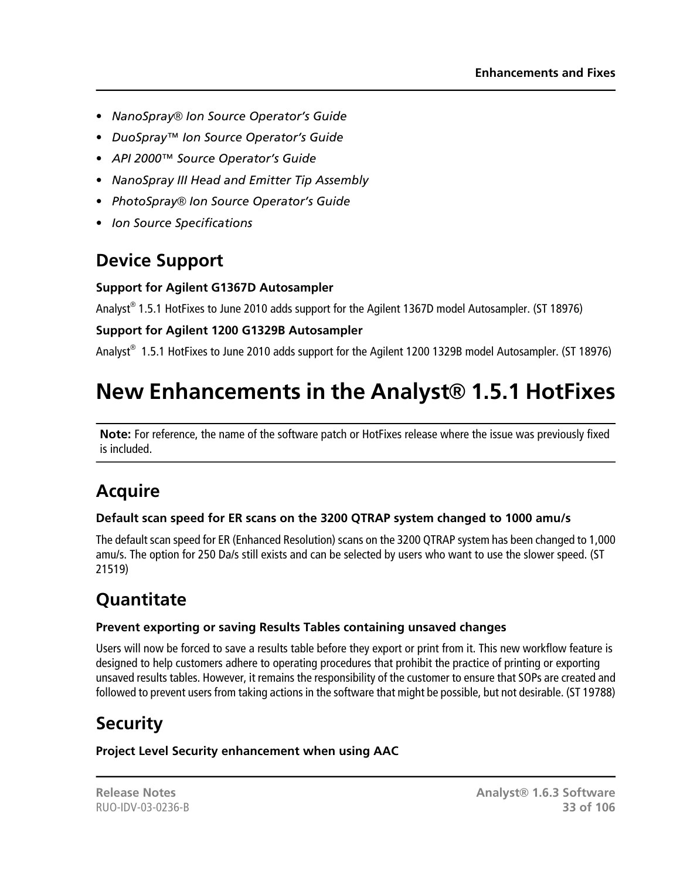- *NanoSpray® Ion Source Operator's Guide*
- *DuoSpray™ Ion Source Operator's Guide*
- *API 2000™ Source Operator's Guide*
- *NanoSpray III Head and Emitter Tip Assembly*
- *PhotoSpray® Ion Source Operator's Guide*
- *Ion Source Specifications*

## Device Support

### Support for Agilent G1367D Autosampler

Analyst® 1.5.1 HotFixes to June 2010 adds support for the Agilent 1367D model Autosampler. (ST 18976)

### Support for Agilent 1200 G1329B Autosampler

Analyst® 1.5.1 HotFixes to June 2010 adds support for the Agilent 1200 1329B model Autosampler. (ST 18976)

# New Enhancements in the Analyst® 1.5.1 HotFixes

**Note:** For reference, the name of the software patch or HotFixes release where the issue was previously fixed is included.

## Acquire

### Default scan speed for ER scans on the 3200 QTRAP system changed to 1000 amu/s

The default scan speed for ER (Enhanced Resolution) scans on the 3200 QTRAP system has been changed to 1,000 amu/s. The option for 250 Da/s still exists and can be selected by users who want to use the slower speed. (ST 21519)

## Quantitate

### Prevent exporting or saving Results Tables containing unsaved changes

Users will now be forced to save a results table before they export or print from it. This new workflow feature is designed to help customers adhere to operating procedures that prohibit the practice of printing or exporting unsaved results tables. However, it remains the responsibility of the customer to ensure that SOPs are created and followed to prevent users from taking actions in the software that might be possible, but not desirable. (ST 19788)

## Security

### Project Level Security enhancement when using AAC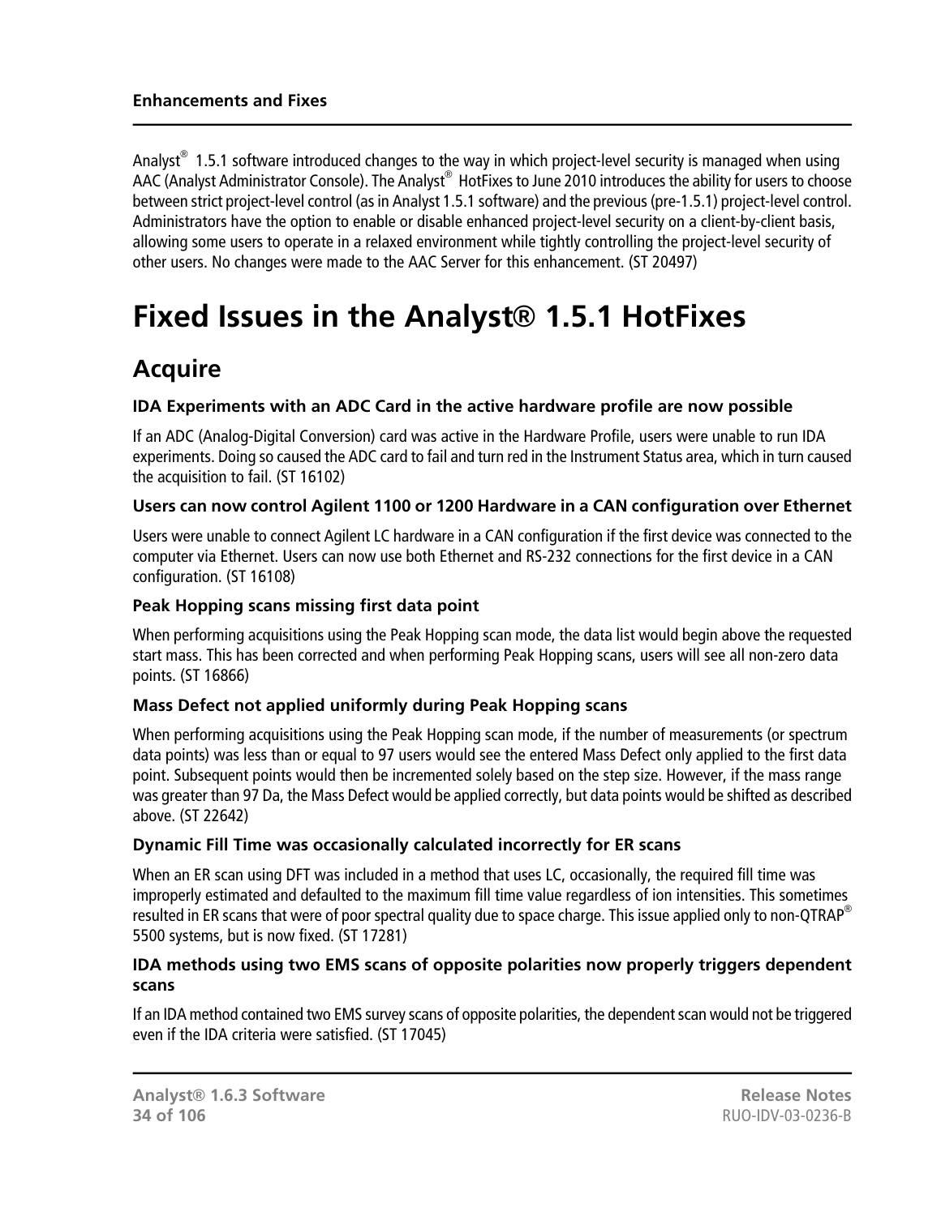Analyst® 1.5.1 software introduced changes to the way in which project-level security is managed when using AAC (Analyst Administrator Console). The Analyst® HotFixes to June 2010 introduces the ability for users to choose between strict project-level control (as in Analyst 1.5.1 software) and the previous (pre-1.5.1) project-level control. Administrators have the option to enable or disable enhanced project-level security on a client-by-client basis, allowing some users to operate in a relaxed environment while tightly controlling the project-level security of other users. No changes were made to the AAC Server for this enhancement. (ST 20497)

# Fixed Issues in the Analyst® 1.5.1 HotFixes

## Acquire

### IDA Experiments with an ADC Card in the active hardware profile are now possible

If an ADC (Analog-Digital Conversion) card was active in the Hardware Profile, users were unable to run IDA experiments. Doing so caused the ADC card to fail and turn red in the Instrument Status area, which in turn caused the acquisition to fail. (ST 16102)

### Users can now control Agilent 1100 or 1200 Hardware in a CAN configuration over Ethernet

Users were unable to connect Agilent LC hardware in a CAN configuration if the first device was connected to the computer via Ethernet. Users can now use both Ethernet and RS-232 connections for the first device in a CAN configuration. (ST 16108)

### Peak Hopping scans missing first data point

When performing acquisitions using the Peak Hopping scan mode, the data list would begin above the requested start mass. This has been corrected and when performing Peak Hopping scans, users will see all non-zero data points. (ST 16866)

### Mass Defect not applied uniformly during Peak Hopping scans

When performing acquisitions using the Peak Hopping scan mode, if the number of measurements (or spectrum data points) was less than or equal to 97 users would see the entered Mass Defect only applied to the first data point. Subsequent points would then be incremented solely based on the step size. However, if the mass range was greater than 97 Da, the Mass Defect would be applied correctly, but data points would be shifted as described above. (ST 22642)

### Dynamic Fill Time was occasionally calculated incorrectly for ER scans

When an ER scan using DFT was included in a method that uses LC, occasionally, the required fill time was improperly estimated and defaulted to the maximum fill time value regardless of ion intensities. This sometimes resulted in ER scans that were of poor spectral quality due to space charge. This issue applied only to non-QTRAP® 5500 systems, but is now fixed. (ST 17281)

### IDA methods using two EMS scans of opposite polarities now properly triggers dependent scans

If an IDA method contained two EMS survey scans of opposite polarities, the dependent scan would not be triggered even if the IDA criteria were satisfied. (ST 17045)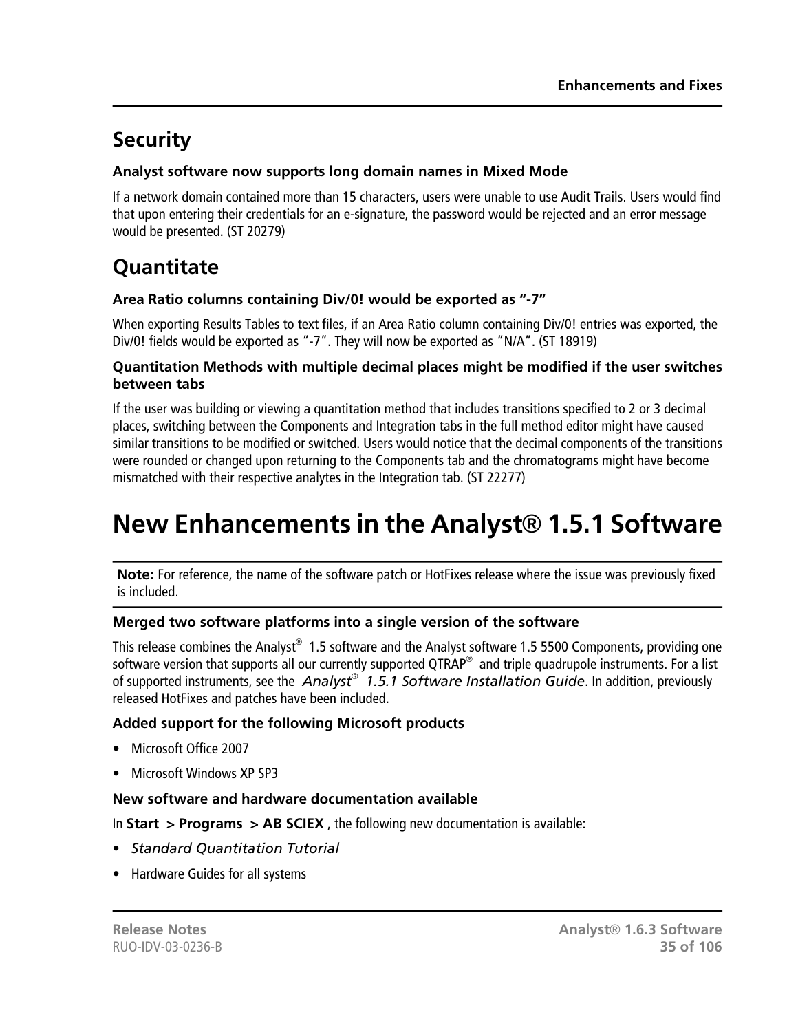## Security

### Analyst software now supports long domain names in Mixed Mode

If a network domain contained more than 15 characters, users were unable to use Audit Trails. Users would find that upon entering their credentials for an e-signature, the password would be rejected and an error message would be presented. (ST 20279)

## Quantitate

### Area Ratio columns containing Div/0! would be exported as “-7”

When exporting Results Tables to text files, if an Area Ratio column containing Div/0! entries was exported, the Div/0! fields would be exported as “-7”. They will now be exported as “N/A”. (ST 18919)

### Quantitation Methods with multiple decimal places might be modified if the user switches between tabs

If the user was building or viewing a quantitation method that includes transitions specified to 2 or 3 decimal places, switching between the Components and Integration tabs in the full method editor might have caused similar transitions to be modified or switched. Users would notice that the decimal components of the transitions were rounded or changed upon returning to the Components tab and the chromatograms might have become mismatched with their respective analytes in the Integration tab. (ST 22277)

# New Enhancements in the Analyst® 1.5.1 Software

**Note:** For reference, the name of the software patch or HotFixes release where the issue was previously fixed is included.

### Merged two software platforms into a single version of the software

This release combines the Analyst® 1.5 software and the Analyst software 1.5 5500 Components, providing one software version that supports all our currently supported QTRAP® and triple quadrupole instruments. For a list of supported instruments, see the *Analyst® 1.5.1 Software Installation Guide*. In addition, previously released HotFixes and patches have been included.

### Added support for the following Microsoft products

- Microsoft Office 2007
- Microsoft Windows XP SP3

### New software and hardware documentation available

In **Start > Programs > AB SCIEX**, the following new documentation is available:

- *Standard Quantitation Tutorial*
- Hardware Guides for all systems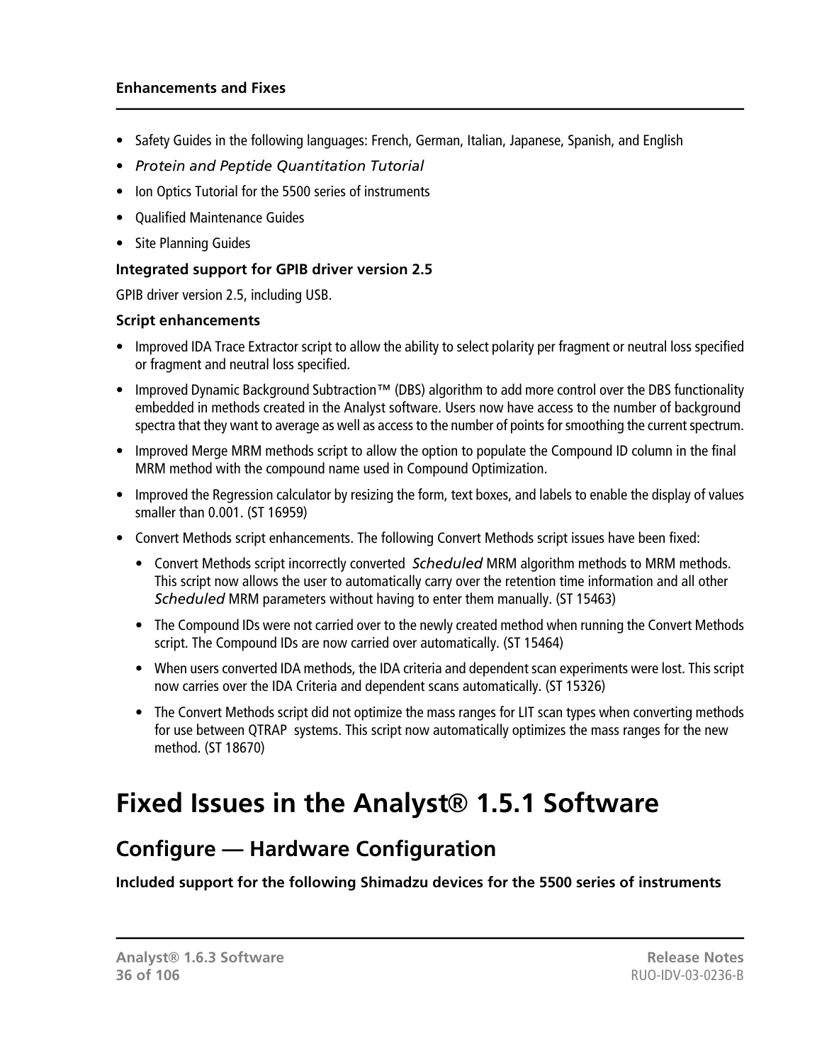- Safety Guides in the following languages: French, German, Italian, Japanese, Spanish, and English
- *Protein and Peptide Quantitation Tutorial*
- Ion Optics Tutorial for the 5500 series of instruments
- Qualified Maintenance Guides
- Site Planning Guides

**Integrated support for GPIB driver version 2.5**

GPIB driver version 2.5, including USB.

**Script enhancements**

- Improved IDA Trace Extractor script to allow the ability to select polarity per fragment or neutral loss specified or fragment and neutral loss specified.
- Improved Dynamic Background Subtraction™ (DBS) algorithm to add more control over the DBS functionality embedded in methods created in the Analyst software. Users now have access to the number of background spectra that they want to average as well as access to the number of points for smoothing the current spectrum.
- Improved Merge MRM methods script to allow the option to populate the Compound ID column in the final MRM method with the compound name used in Compound Optimization.
- Improved the Regression calculator by resizing the form, text boxes, and labels to enable the display of values smaller than 0.001. (ST 16959)
- Convert Methods script enhancements. The following Convert Methods script issues have been fixed:
  - Convert Methods script incorrectly converted *Scheduled* MRM algorithm methods to MRM methods. This script now allows the user to automatically carry over the retention time information and all other *Scheduled* MRM parameters without having to enter them manually. (ST 15463)
  - The Compound IDs were not carried over to the newly created method when running the Convert Methods script. The Compound IDs are now carried over automatically. (ST 15464)
  - When users converted IDA methods, the IDA criteria and dependent scan experiments were lost. This script now carries over the IDA Criteria and dependent scans automatically. (ST 15326)
  - The Convert Methods script did not optimize the mass ranges for LIT scan types when converting methods for use between QTRAP systems. This script now automatically optimizes the mass ranges for the new method. (ST 18670)

# Fixed Issues in the Analyst® 1.5.1 Software

## Configure — Hardware Configuration

**Included support for the following Shimadzu devices for the 5500 series of instruments**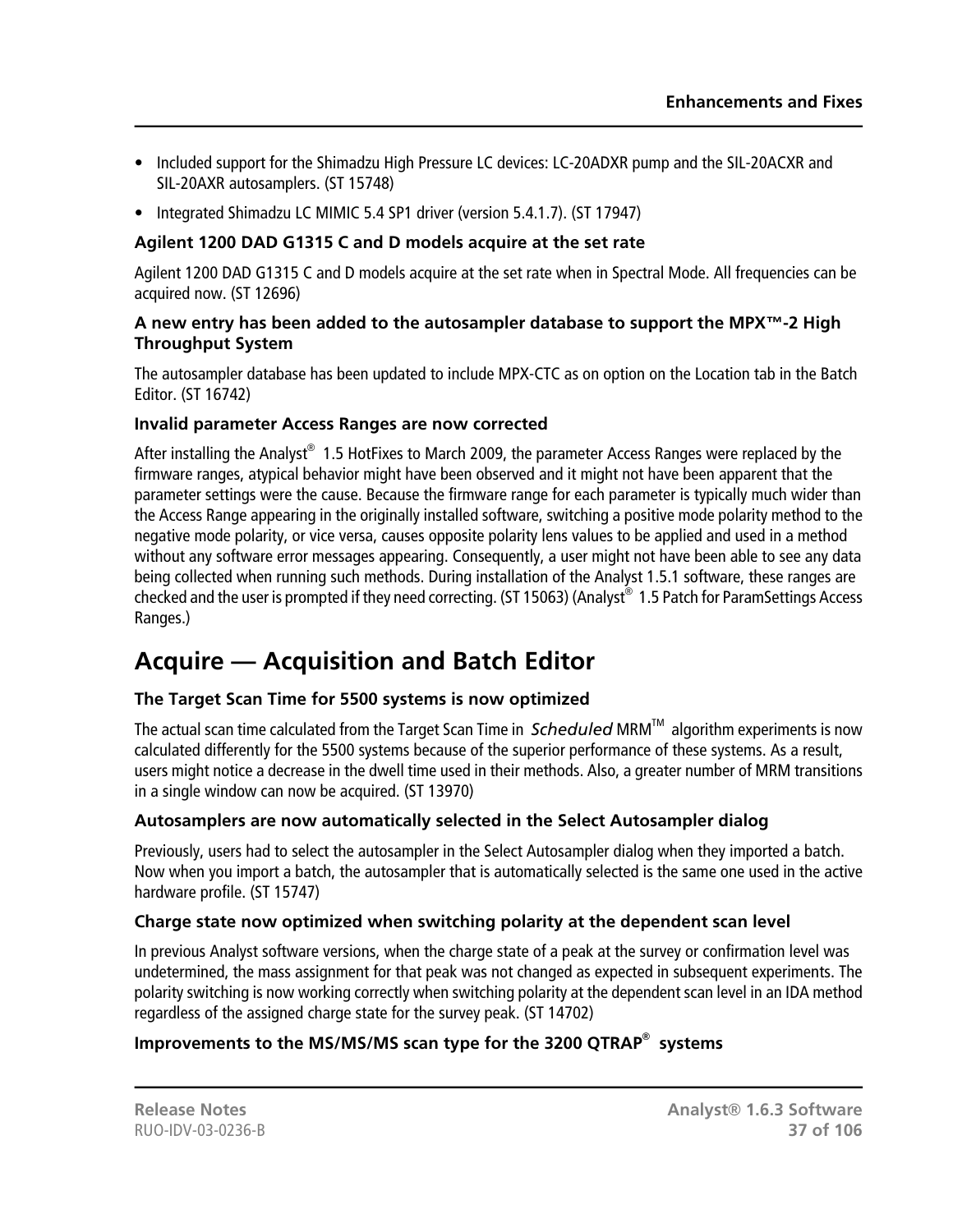- Included support for the Shimadzu High Pressure LC devices: LC-20ADXR pump and the SIL-20ACXR and SIL-20AXR autosamplers. (ST 15748)
- Integrated Shimadzu LC MIMIC 5.4 SP1 driver (version 5.4.1.7). (ST 17947)

### Agilent 1200 DAD G1315 C and D models acquire at the set rate

Agilent 1200 DAD G1315 C and D models acquire at the set rate when in Spectral Mode. All frequencies can be acquired now. (ST 12696)

### A new entry has been added to the autosampler database to support the MPX™-2 High Throughput System

The autosampler database has been updated to include MPX-CTC as on option on the Location tab in the Batch Editor. (ST 16742)

### Invalid parameter Access Ranges are now corrected

After installing the Analyst® 1.5 HotFixes to March 2009, the parameter Access Ranges were replaced by the firmware ranges, atypical behavior might have been observed and it might not have been apparent that the parameter settings were the cause. Because the firmware range for each parameter is typically much wider than the Access Range appearing in the originally installed software, switching a positive mode polarity method to the negative mode polarity, or vice versa, causes opposite polarity lens values to be applied and used in a method without any software error messages appearing. Consequently, a user might not have been able to see any data being collected when running such methods. During installation of the Analyst 1.5.1 software, these ranges are checked and the user is prompted if they need correcting. (ST 15063) (Analyst® 1.5 Patch for ParamSettings Access Ranges.)

## Acquire — Acquisition and Batch Editor

### The Target Scan Time for 5500 systems is now optimized

The actual scan time calculated from the Target Scan Time in *Scheduled* MRM™ algorithm experiments is now calculated differently for the 5500 systems because of the superior performance of these systems. As a result, users might notice a decrease in the dwell time used in their methods. Also, a greater number of MRM transitions in a single window can now be acquired. (ST 13970)

### Autosamplers are now automatically selected in the Select Autosampler dialog

Previously, users had to select the autosampler in the Select Autosampler dialog when they imported a batch. Now when you import a batch, the autosampler that is automatically selected is the same one used in the active hardware profile. (ST 15747)

### Charge state now optimized when switching polarity at the dependent scan level

In previous Analyst software versions, when the charge state of a peak at the survey or confirmation level was undetermined, the mass assignment for that peak was not changed as expected in subsequent experiments. The polarity switching is now working correctly when switching polarity at the dependent scan level in an IDA method regardless of the assigned charge state for the survey peak. (ST 14702)

### Improvements to the MS/MS/MS scan type for the 3200 QTRAP® systems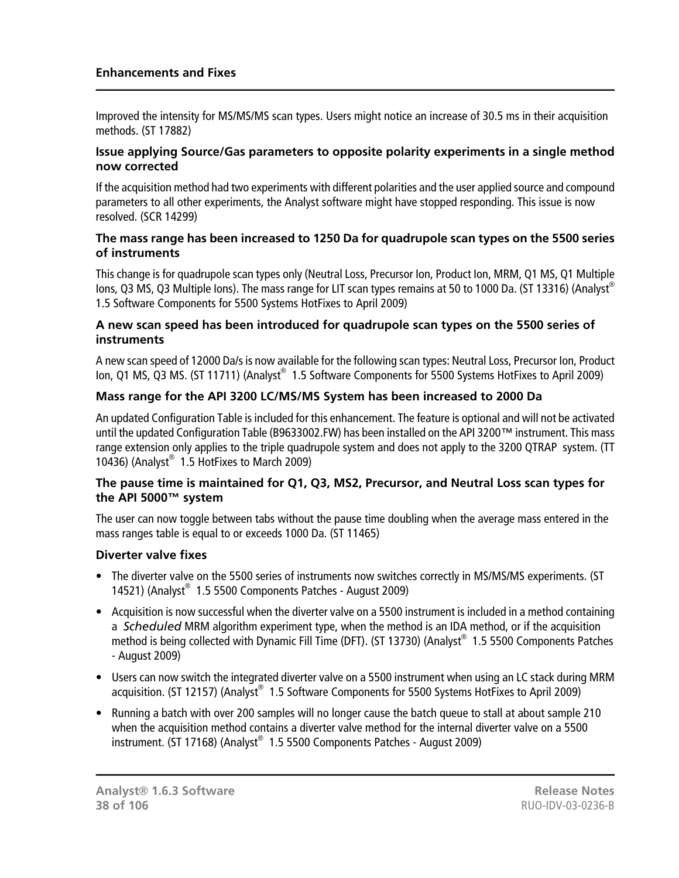Improved the intensity for MS/MS/MS scan types. Users might notice an increase of 30.5 ms in their acquisition methods. (ST 17882)

### Issue applying Source/Gas parameters to opposite polarity experiments in a single method now corrected

If the acquisition method had two experiments with different polarities and the user applied source and compound parameters to all other experiments, the Analyst software might have stopped responding. This issue is now resolved. (SCR 14299)

### The mass range has been increased to 1250 Da for quadrupole scan types on the 5500 series of instruments

This change is for quadrupole scan types only (Neutral Loss, Precursor Ion, Product Ion, MRM, Q1 MS, Q1 Multiple Ions, Q3 MS, Q3 Multiple Ions). The mass range for LIT scan types remains at 50 to 1000 Da. (ST 13316) (Analyst® 1.5 Software Components for 5500 Systems HotFixes to April 2009)

### A new scan speed has been introduced for quadrupole scan types on the 5500 series of instruments

A new scan speed of 12000 Da/s is now available for the following scan types: Neutral Loss, Precursor Ion, Product Ion, Q1 MS, Q3 MS. (ST 11711) (Analyst® 1.5 Software Components for 5500 Systems HotFixes to April 2009)

### Mass range for the API 3200 LC/MS/MS System has been increased to 2000 Da

An updated Configuration Table is included for this enhancement. The feature is optional and will not be activated until the updated Configuration Table (B9633002.FW) has been installed on the API 3200™ instrument. This mass range extension only applies to the triple quadrupole system and does not apply to the 3200 QTRAP system. (TT 10436) (Analyst® 1.5 HotFixes to March 2009)

### The pause time is maintained for Q1, Q3, MS2, Precursor, and Neutral Loss scan types for the API 5000™ system

The user can now toggle between tabs without the pause time doubling when the average mass entered in the mass ranges table is equal to or exceeds 1000 Da. (ST 11465)

### Diverter valve fixes

- The diverter valve on the 5500 series of instruments now switches correctly in MS/MS/MS experiments. (ST 14521) (Analyst® 1.5 5500 Components Patches - August 2009)
- Acquisition is now successful when the diverter valve on a 5500 instrument is included in a method containing a *Scheduled* MRM algorithm experiment type, when the method is an IDA method, or if the acquisition method is being collected with Dynamic Fill Time (DFT). (ST 13730) (Analyst® 1.5 5500 Components Patches - August 2009)
- Users can now switch the integrated diverter valve on a 5500 instrument when using an LC stack during MRM acquisition. (ST 12157) (Analyst® 1.5 Software Components for 5500 Systems HotFixes to April 2009)
- Running a batch with over 200 samples will no longer cause the batch queue to stall at about sample 210 when the acquisition method contains a diverter valve method for the internal diverter valve on a 5500 instrument. (ST 17168) (Analyst® 1.5 5500 Components Patches - August 2009)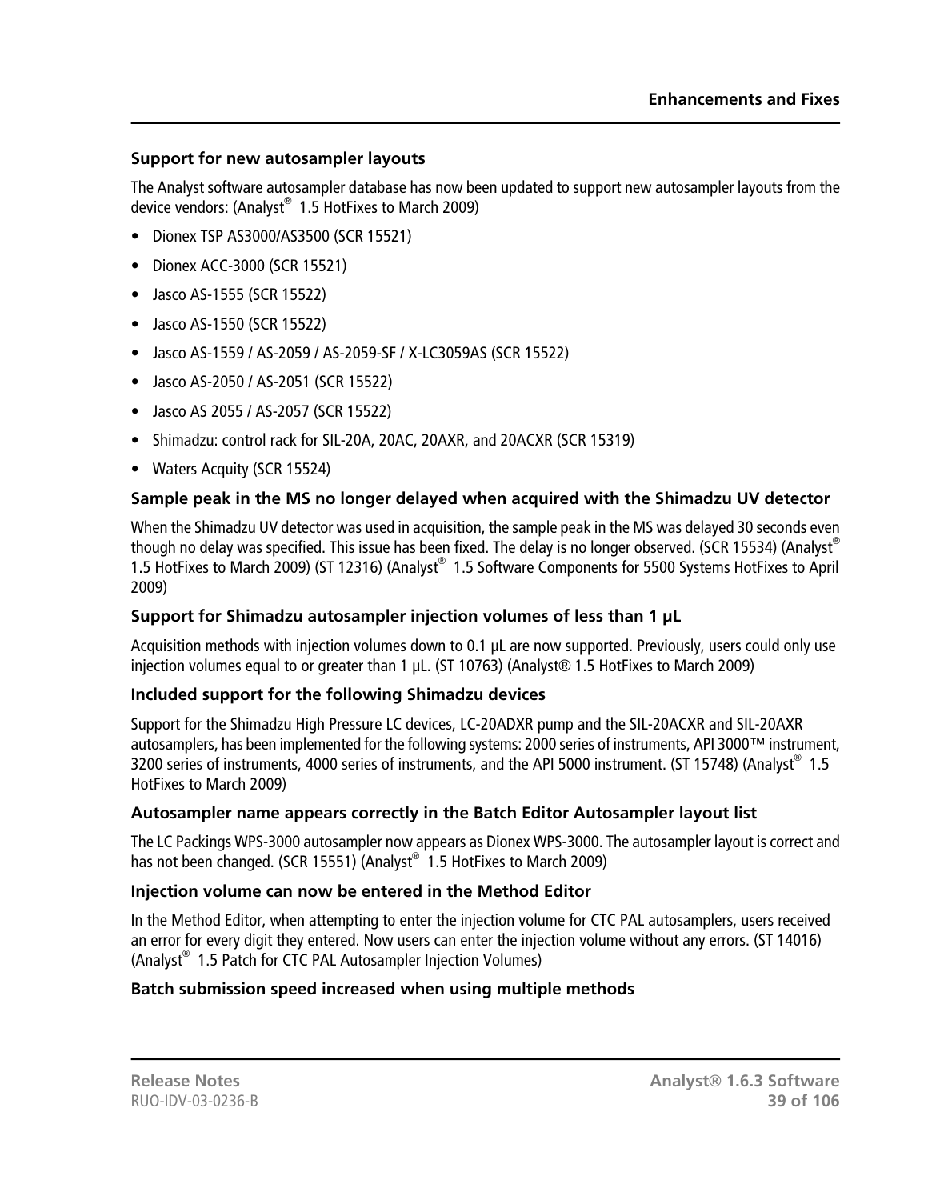### Support for new autosampler layouts

The Analyst software autosampler database has now been updated to support new autosampler layouts from the device vendors: (Analyst® 1.5 HotFixes to March 2009)

- Dionex TSP AS3000/AS3500 (SCR 15521)
- Dionex ACC-3000 (SCR 15521)
- Jasco AS-1555 (SCR 15522)
- Jasco AS-1550 (SCR 15522)
- Jasco AS-1559 / AS-2059 / AS-2059-SF / X-LC3059AS (SCR 15522)
- Jasco AS-2050 / AS-2051 (SCR 15522)
- Jasco AS 2055 / AS-2057 (SCR 15522)
- Shimadzu: control rack for SIL-20A, 20AC, 20AXR, and 20ACXR (SCR 15319)
- Waters Acquity (SCR 15524)

### Sample peak in the MS no longer delayed when acquired with the Shimadzu UV detector

When the Shimadzu UV detector was used in acquisition, the sample peak in the MS was delayed 30 seconds even though no delay was specified. This issue has been fixed. The delay is no longer observed. (SCR 15534) (Analyst® 1.5 HotFixes to March 2009) (ST 12316) (Analyst® 1.5 Software Components for 5500 Systems HotFixes to April 2009)

### Support for Shimadzu autosampler injection volumes of less than 1 µL

Acquisition methods with injection volumes down to 0.1 µL are now supported. Previously, users could only use injection volumes equal to or greater than 1 µL. (ST 10763) (Analyst® 1.5 HotFixes to March 2009)

### Included support for the following Shimadzu devices

Support for the Shimadzu High Pressure LC devices, LC-20ADXR pump and the SIL-20ACXR and SIL-20AXR autosamplers, has been implemented for the following systems: 2000 series of instruments, API 3000™ instrument, 3200 series of instruments, 4000 series of instruments, and the API 5000 instrument. (ST 15748) (Analyst® 1.5 HotFixes to March 2009)

### Autosampler name appears correctly in the Batch Editor Autosampler layout list

The LC Packings WPS-3000 autosampler now appears as Dionex WPS-3000. The autosampler layout is correct and has not been changed. (SCR 15551) (Analyst® 1.5 HotFixes to March 2009)

### Injection volume can now be entered in the Method Editor

In the Method Editor, when attempting to enter the injection volume for CTC PAL autosamplers, users received an error for every digit they entered. Now users can enter the injection volume without any errors. (ST 14016) (Analyst® 1.5 Patch for CTC PAL Autosampler Injection Volumes)

### Batch submission speed increased when using multiple methods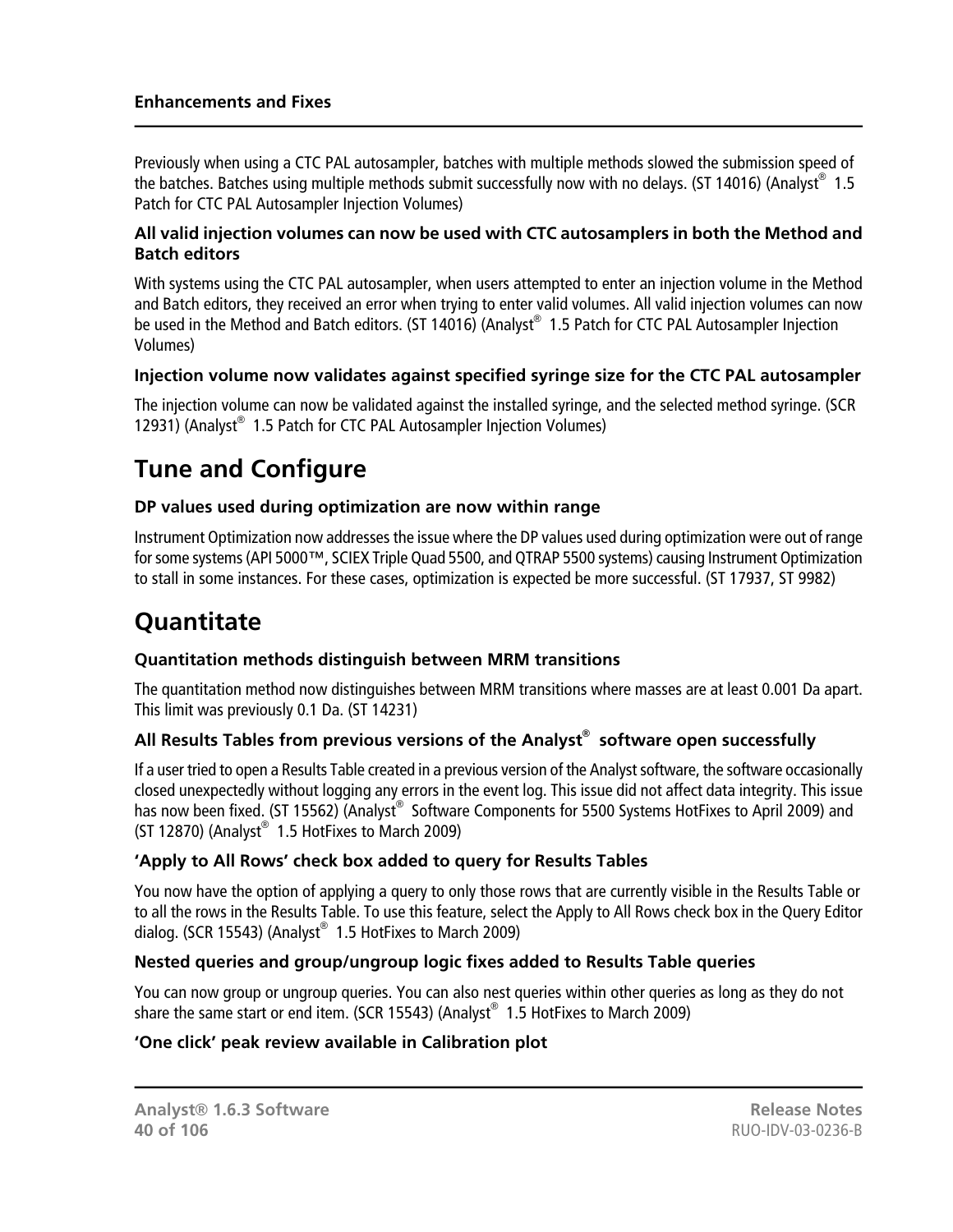Previously when using a CTC PAL autosampler, batches with multiple methods slowed the submission speed of the batches. Batches using multiple methods submit successfully now with no delays. (ST 14016) (Analyst® 1.5 Patch for CTC PAL Autosampler Injection Volumes)

#### All valid injection volumes can now be used with CTC autosamplers in both the Method and Batch editors

With systems using the CTC PAL autosampler, when users attempted to enter an injection volume in the Method and Batch editors, they received an error when trying to enter valid volumes. All valid injection volumes can now be used in the Method and Batch editors. (ST 14016) (Analyst® 1.5 Patch for CTC PAL Autosampler Injection Volumes)

#### Injection volume now validates against specified syringe size for the CTC PAL autosampler

The injection volume can now be validated against the installed syringe, and the selected method syringe. (SCR 12931) (Analyst® 1.5 Patch for CTC PAL Autosampler Injection Volumes)

## Tune and Configure

#### DP values used during optimization are now within range

Instrument Optimization now addresses the issue where the DP values used during optimization were out of range for some systems (API 5000™, SCIEX Triple Quad 5500, and QTRAP 5500 systems) causing Instrument Optimization to stall in some instances. For these cases, optimization is expected be more successful. (ST 17937, ST 9982)

## Quantitate

#### Quantitation methods distinguish between MRM transitions

The quantitation method now distinguishes between MRM transitions where masses are at least 0.001 Da apart. This limit was previously 0.1 Da. (ST 14231)

#### All Results Tables from previous versions of the Analyst® software open successfully

If a user tried to open a Results Table created in a previous version of the Analyst software, the software occasionally closed unexpectedly without logging any errors in the event log. This issue did not affect data integrity. This issue has now been fixed. (ST 15562) (Analyst® Software Components for 5500 Systems HotFixes to April 2009) and (ST 12870) (Analyst® 1.5 HotFixes to March 2009)

#### 'Apply to All Rows' check box added to query for Results Tables

You now have the option of applying a query to only those rows that are currently visible in the Results Table or to all the rows in the Results Table. To use this feature, select the Apply to All Rows check box in the Query Editor dialog. (SCR 15543) (Analyst® 1.5 HotFixes to March 2009)

#### Nested queries and group/ungroup logic fixes added to Results Table queries

You can now group or ungroup queries. You can also nest queries within other queries as long as they do not share the same start or end item. (SCR 15543) (Analyst® 1.5 HotFixes to March 2009)

#### 'One click' peak review available in Calibration plot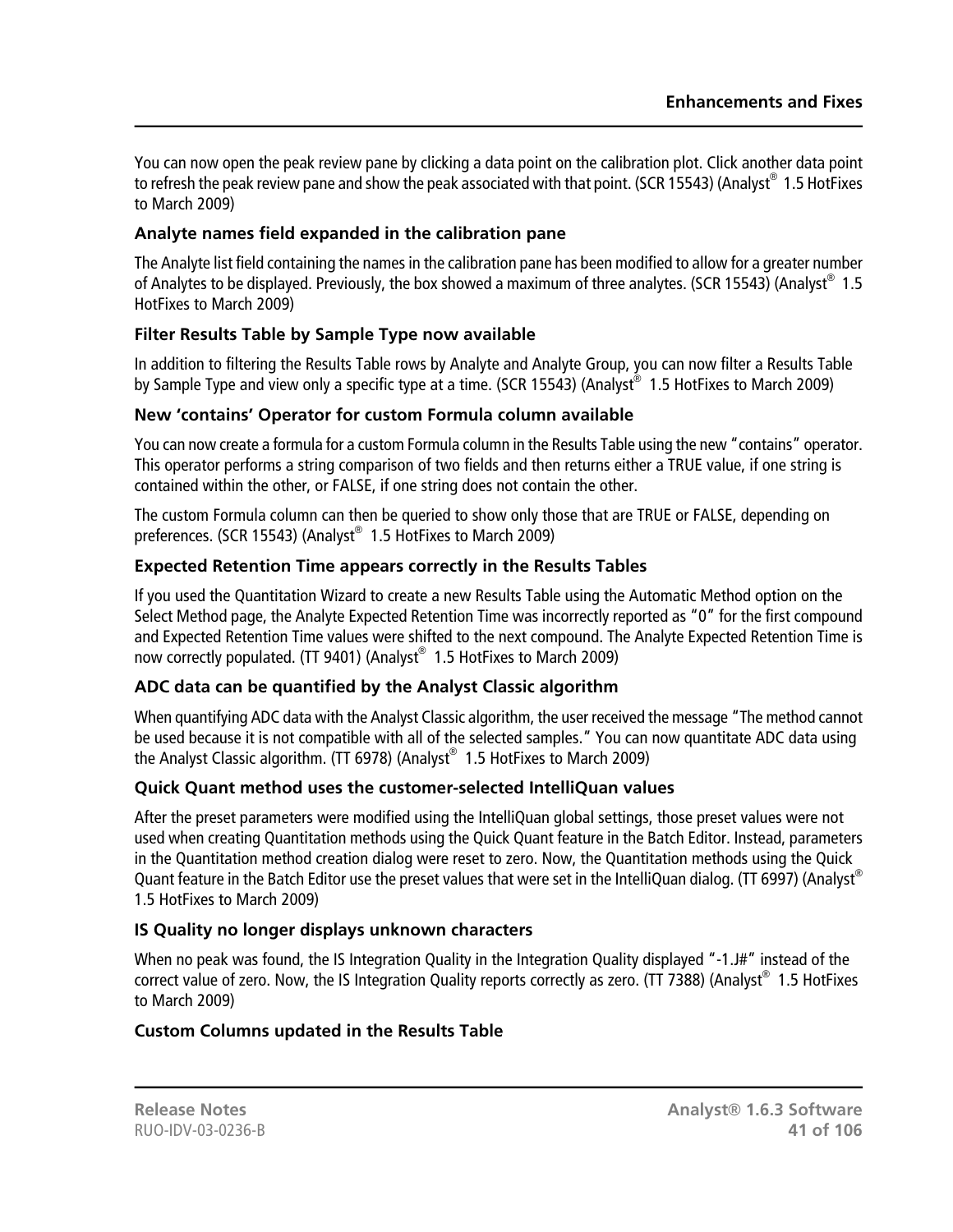You can now open the peak review pane by clicking a data point on the calibration plot. Click another data point to refresh the peak review pane and show the peak associated with that point. (SCR 15543) (Analyst® 1.5 HotFixes to March 2009)

### Analyte names field expanded in the calibration pane

The Analyte list field containing the names in the calibration pane has been modified to allow for a greater number of Analytes to be displayed. Previously, the box showed a maximum of three analytes. (SCR 15543) (Analyst® 1.5 HotFixes to March 2009)

### Filter Results Table by Sample Type now available

In addition to filtering the Results Table rows by Analyte and Analyte Group, you can now filter a Results Table by Sample Type and view only a specific type at a time. (SCR 15543) (Analyst® 1.5 HotFixes to March 2009)

### New 'contains' Operator for custom Formula column available

You can now create a formula for a custom Formula column in the Results Table using the new "contains" operator. This operator performs a string comparison of two fields and then returns either a TRUE value, if one string is contained within the other, or FALSE, if one string does not contain the other.

The custom Formula column can then be queried to show only those that are TRUE or FALSE, depending on preferences. (SCR 15543) (Analyst® 1.5 HotFixes to March 2009)

### Expected Retention Time appears correctly in the Results Tables

If you used the Quantitation Wizard to create a new Results Table using the Automatic Method option on the Select Method page, the Analyte Expected Retention Time was incorrectly reported as "0" for the first compound and Expected Retention Time values were shifted to the next compound. The Analyte Expected Retention Time is now correctly populated. (TT 9401) (Analyst® 1.5 HotFixes to March 2009)

### ADC data can be quantified by the Analyst Classic algorithm

When quantifying ADC data with the Analyst Classic algorithm, the user received the message "The method cannot be used because it is not compatible with all of the selected samples." You can now quantitate ADC data using the Analyst Classic algorithm. (TT 6978) (Analyst® 1.5 HotFixes to March 2009)

### Quick Quant method uses the customer-selected IntelliQuan values

After the preset parameters were modified using the IntelliQuan global settings, those preset values were not used when creating Quantitation methods using the Quick Quant feature in the Batch Editor. Instead, parameters in the Quantitation method creation dialog were reset to zero. Now, the Quantitation methods using the Quick Quant feature in the Batch Editor use the preset values that were set in the IntelliQuan dialog. (TT 6997) (Analyst® 1.5 HotFixes to March 2009)

### IS Quality no longer displays unknown characters

When no peak was found, the IS Integration Quality in the Integration Quality displayed "-1.J#" instead of the correct value of zero. Now, the IS Integration Quality reports correctly as zero. (TT 7388) (Analyst® 1.5 HotFixes to March 2009)

### Custom Columns updated in the Results Table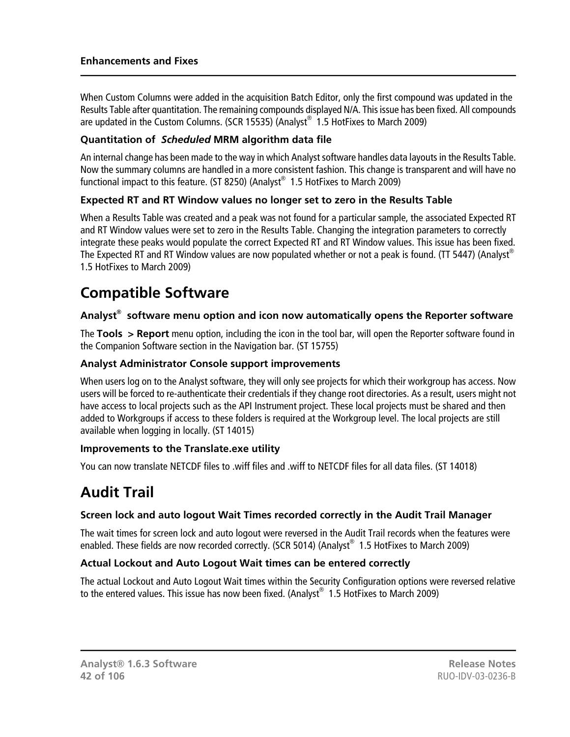When Custom Columns were added in the acquisition Batch Editor, only the first compound was updated in the Results Table after quantitation. The remaining compounds displayed N/A. This issue has been fixed. All compounds are updated in the Custom Columns. (SCR 15535) (Analyst® 1.5 HotFixes to March 2009)

### Quantitation of *Scheduled* MRM algorithm data file

An internal change has been made to the way in which Analyst software handles data layouts in the Results Table. Now the summary columns are handled in a more consistent fashion. This change is transparent and will have no functional impact to this feature. (ST 8250) (Analyst® 1.5 HotFixes to March 2009)

### Expected RT and RT Window values no longer set to zero in the Results Table

When a Results Table was created and a peak was not found for a particular sample, the associated Expected RT and RT Window values were set to zero in the Results Table. Changing the integration parameters to correctly integrate these peaks would populate the correct Expected RT and RT Window values. This issue has been fixed. The Expected RT and RT Window values are now populated whether or not a peak is found. (TT 5447) (Analyst® 1.5 HotFixes to March 2009)

## Compatible Software

### Analyst® software menu option and icon now automatically opens the Reporter software

The **Tools > Report** menu option, including the icon in the tool bar, will open the Reporter software found in the Companion Software section in the Navigation bar. (ST 15755)

### Analyst Administrator Console support improvements

When users log on to the Analyst software, they will only see projects for which their workgroup has access. Now users will be forced to re-authenticate their credentials if they change root directories. As a result, users might not have access to local projects such as the API Instrument project. These local projects must be shared and then added to Workgroups if access to these folders is required at the Workgroup level. The local projects are still available when logging in locally. (ST 14015)

### Improvements to the Translate.exe utility

You can now translate NETCDF files to .wiff files and .wiff to NETCDF files for all data files. (ST 14018)

## Audit Trail

### Screen lock and auto logout Wait Times recorded correctly in the Audit Trail Manager

The wait times for screen lock and auto logout were reversed in the Audit Trail records when the features were enabled. These fields are now recorded correctly. (SCR 5014) (Analyst® 1.5 HotFixes to March 2009)

### Actual Lockout and Auto Logout Wait times can be entered correctly

The actual Lockout and Auto Logout Wait times within the Security Configuration options were reversed relative to the entered values. This issue has now been fixed. (Analyst® 1.5 HotFixes to March 2009)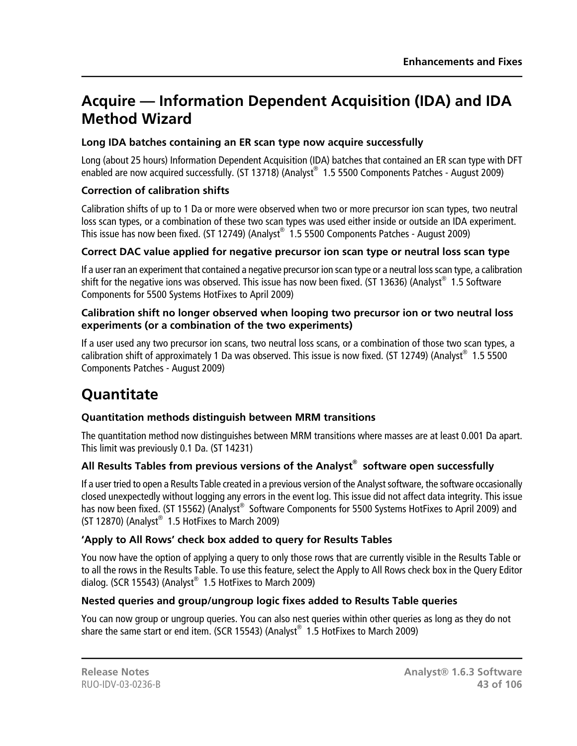# Acquire — Information Dependent Acquisition (IDA) and IDA Method Wizard

### Long IDA batches containing an ER scan type now acquire successfully

Long (about 25 hours) Information Dependent Acquisition (IDA) batches that contained an ER scan type with DFT enabled are now acquired successfully. (ST 13718) (Analyst® 1.5 5500 Components Patches - August 2009)

### Correction of calibration shifts

Calibration shifts of up to 1 Da or more were observed when two or more precursor ion scan types, two neutral loss scan types, or a combination of these two scan types was used either inside or outside an IDA experiment. This issue has now been fixed. (ST 12749) (Analyst® 1.5 5500 Components Patches - August 2009)

### Correct DAC value applied for negative precursor ion scan type or neutral loss scan type

If a user ran an experiment that contained a negative precursor ion scan type or a neutral loss scan type, a calibration shift for the negative ions was observed. This issue has now been fixed. (ST 13636) (Analyst® 1.5 Software Components for 5500 Systems HotFixes to April 2009)

### Calibration shift no longer observed when looping two precursor ion or two neutral loss experiments (or a combination of the two experiments)

If a user used any two precursor ion scans, two neutral loss scans, or a combination of those two scan types, a calibration shift of approximately 1 Da was observed. This issue is now fixed. (ST 12749) (Analyst® 1.5 5500 Components Patches - August 2009)

# Quantitate

### Quantitation methods distinguish between MRM transitions

The quantitation method now distinguishes between MRM transitions where masses are at least 0.001 Da apart. This limit was previously 0.1 Da. (ST 14231)

### All Results Tables from previous versions of the Analyst® software open successfully

If a user tried to open a Results Table created in a previous version of the Analyst software, the software occasionally closed unexpectedly without logging any errors in the event log. This issue did not affect data integrity. This issue has now been fixed. (ST 15562) (Analyst® Software Components for 5500 Systems HotFixes to April 2009) and (ST 12870) (Analyst® 1.5 HotFixes to March 2009)

### 'Apply to All Rows' check box added to query for Results Tables

You now have the option of applying a query to only those rows that are currently visible in the Results Table or to all the rows in the Results Table. To use this feature, select the Apply to All Rows check box in the Query Editor dialog. (SCR 15543) (Analyst® 1.5 HotFixes to March 2009)

### Nested queries and group/ungroup logic fixes added to Results Table queries

You can now group or ungroup queries. You can also nest queries within other queries as long as they do not share the same start or end item. (SCR 15543) (Analyst® 1.5 HotFixes to March 2009)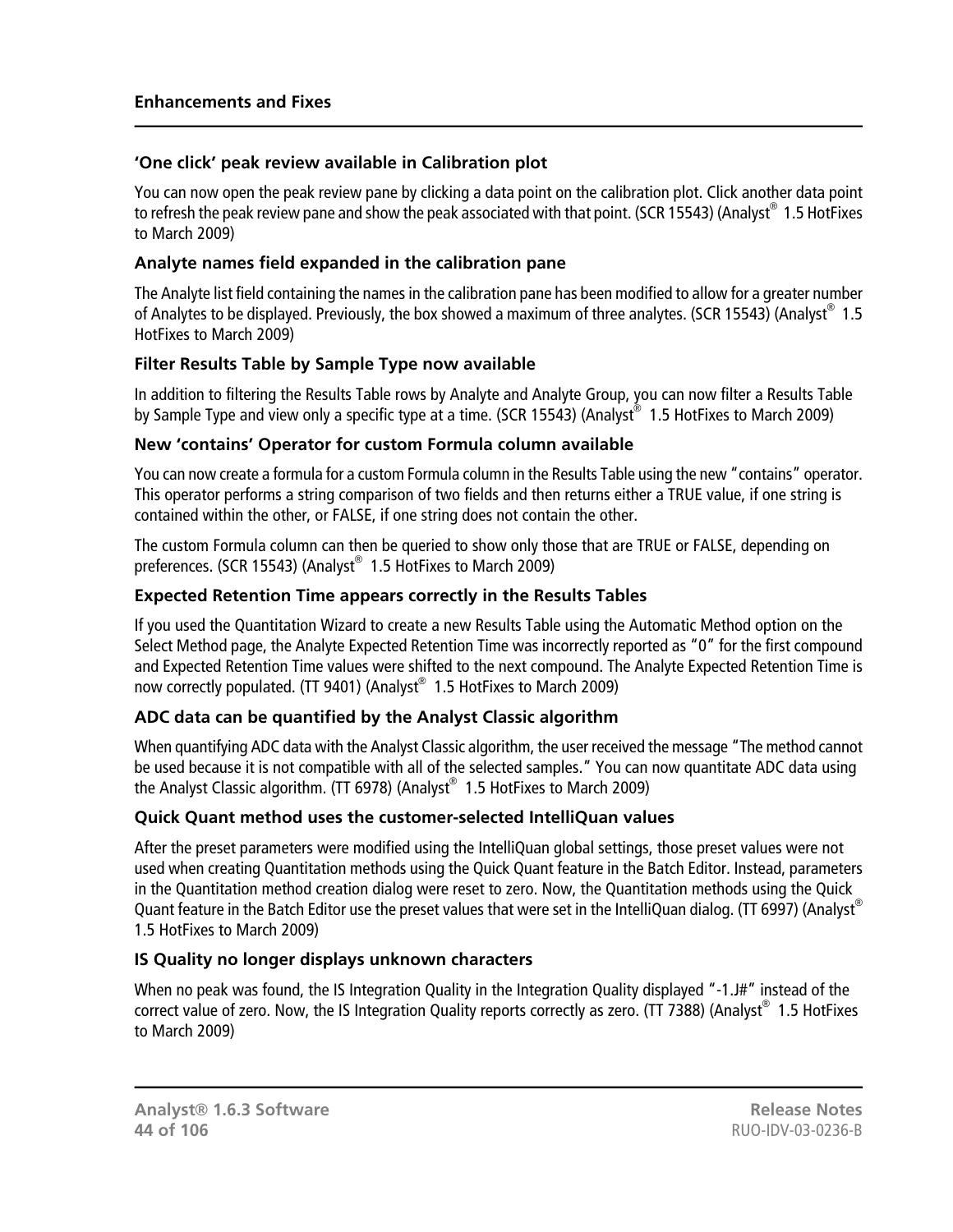### 'One click' peak review available in Calibration plot

You can now open the peak review pane by clicking a data point on the calibration plot. Click another data point to refresh the peak review pane and show the peak associated with that point. (SCR 15543) (Analyst® 1.5 HotFixes to March 2009)

### Analyte names field expanded in the calibration pane

The Analyte list field containing the names in the calibration pane has been modified to allow for a greater number of Analytes to be displayed. Previously, the box showed a maximum of three analytes. (SCR 15543) (Analyst® 1.5 HotFixes to March 2009)

### Filter Results Table by Sample Type now available

In addition to filtering the Results Table rows by Analyte and Analyte Group, you can now filter a Results Table by Sample Type and view only a specific type at a time. (SCR 15543) (Analyst® 1.5 HotFixes to March 2009)

### New 'contains' Operator for custom Formula column available

You can now create a formula for a custom Formula column in the Results Table using the new "contains" operator. This operator performs a string comparison of two fields and then returns either a TRUE value, if one string is contained within the other, or FALSE, if one string does not contain the other.

The custom Formula column can then be queried to show only those that are TRUE or FALSE, depending on preferences. (SCR 15543) (Analyst® 1.5 HotFixes to March 2009)

### Expected Retention Time appears correctly in the Results Tables

If you used the Quantitation Wizard to create a new Results Table using the Automatic Method option on the Select Method page, the Analyte Expected Retention Time was incorrectly reported as "0" for the first compound and Expected Retention Time values were shifted to the next compound. The Analyte Expected Retention Time is now correctly populated. (TT 9401) (Analyst® 1.5 HotFixes to March 2009)

### ADC data can be quantified by the Analyst Classic algorithm

When quantifying ADC data with the Analyst Classic algorithm, the user received the message "The method cannot be used because it is not compatible with all of the selected samples." You can now quantitate ADC data using the Analyst Classic algorithm. (TT 6978) (Analyst® 1.5 HotFixes to March 2009)

### Quick Quant method uses the customer-selected IntelliQuan values

After the preset parameters were modified using the IntelliQuan global settings, those preset values were not used when creating Quantitation methods using the Quick Quant feature in the Batch Editor. Instead, parameters in the Quantitation method creation dialog were reset to zero. Now, the Quantitation methods using the Quick Quant feature in the Batch Editor use the preset values that were set in the IntelliQuan dialog. (TT 6997) (Analyst® 1.5 HotFixes to March 2009)

### IS Quality no longer displays unknown characters

When no peak was found, the IS Integration Quality in the Integration Quality displayed "-1.J#" instead of the correct value of zero. Now, the IS Integration Quality reports correctly as zero. (TT 7388) (Analyst® 1.5 HotFixes to March 2009)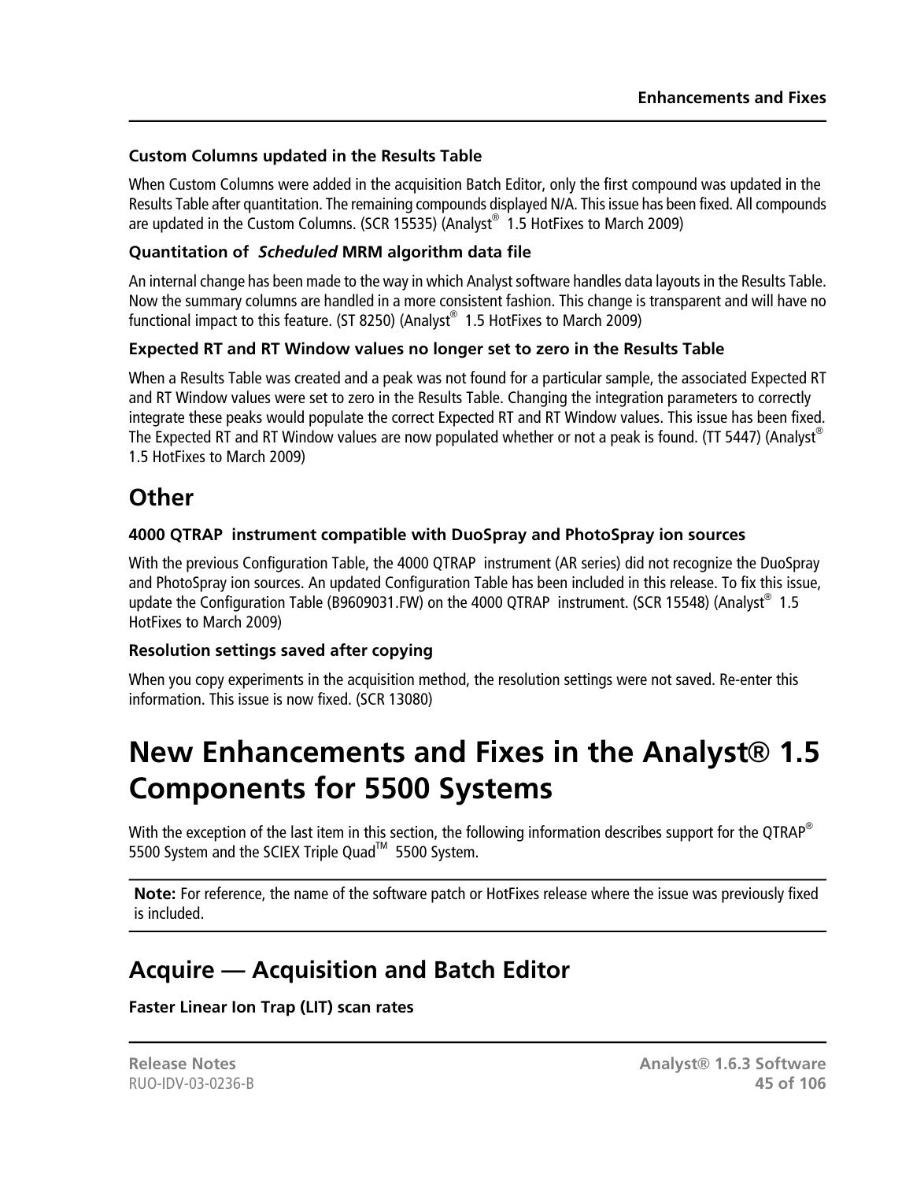### Custom Columns updated in the Results Table

When Custom Columns were added in the acquisition Batch Editor, only the first compound was updated in the Results Table after quantitation. The remaining compounds displayed N/A. This issue has been fixed. All compounds are updated in the Custom Columns. (SCR 15535) (Analyst® 1.5 HotFixes to March 2009)

### Quantitation of *Scheduled* MRM algorithm data file

An internal change has been made to the way in which Analyst software handles data layouts in the Results Table. Now the summary columns are handled in a more consistent fashion. This change is transparent and will have no functional impact to this feature. (ST 8250) (Analyst® 1.5 HotFixes to March 2009)

### Expected RT and RT Window values no longer set to zero in the Results Table

When a Results Table was created and a peak was not found for a particular sample, the associated Expected RT and RT Window values were set to zero in the Results Table. Changing the integration parameters to correctly integrate these peaks would populate the correct Expected RT and RT Window values. This issue has been fixed. The Expected RT and RT Window values are now populated whether or not a peak is found. (TT 5447) (Analyst® 1.5 HotFixes to March 2009)

## Other

### 4000 QTRAP instrument compatible with DuoSpray and PhotoSpray ion sources

With the previous Configuration Table, the 4000 QTRAP instrument (AR series) did not recognize the DuoSpray and PhotoSpray ion sources. An updated Configuration Table has been included in this release. To fix this issue, update the Configuration Table (B9609031.FW) on the 4000 QTRAP instrument. (SCR 15548) (Analyst® 1.5 HotFixes to March 2009)

### Resolution settings saved after copying

When you copy experiments in the acquisition method, the resolution settings were not saved. Re-enter this information. This issue is now fixed. (SCR 13080)

# New Enhancements and Fixes in the Analyst® 1.5 Components for 5500 Systems

With the exception of the last item in this section, the following information describes support for the QTRAP® 5500 System and the SCIEX Triple Quad™ 5500 System.

**Note:** For reference, the name of the software patch or HotFixes release where the issue was previously fixed is included.

## Acquire — Acquisition and Batch Editor

### Faster Linear Ion Trap (LIT) scan rates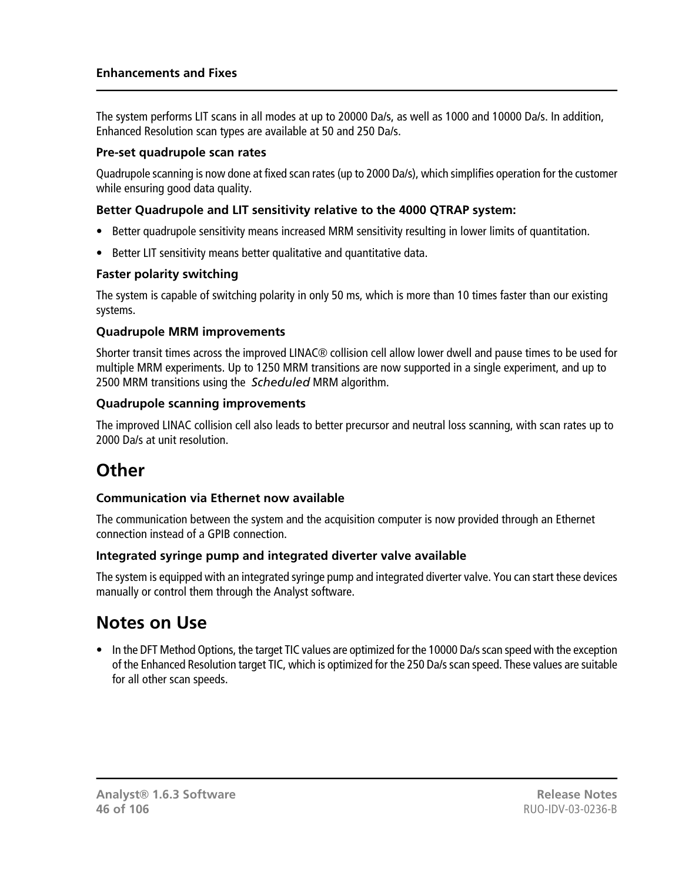The system performs LIT scans in all modes at up to 20000 Da/s, as well as 1000 and 10000 Da/s. In addition, Enhanced Resolution scan types are available at 50 and 250 Da/s.

#### Pre-set quadrupole scan rates

Quadrupole scanning is now done at fixed scan rates (up to 2000 Da/s), which simplifies operation for the customer while ensuring good data quality.

#### Better Quadrupole and LIT sensitivity relative to the 4000 QTRAP system:

- Better quadrupole sensitivity means increased MRM sensitivity resulting in lower limits of quantitation.
- Better LIT sensitivity means better qualitative and quantitative data.

#### Faster polarity switching

The system is capable of switching polarity in only 50 ms, which is more than 10 times faster than our existing systems.

#### Quadrupole MRM improvements

Shorter transit times across the improved LINAC® collision cell allow lower dwell and pause times to be used for multiple MRM experiments. Up to 1250 MRM transitions are now supported in a single experiment, and up to 2500 MRM transitions using the *Scheduled* MRM algorithm.

#### Quadrupole scanning improvements

The improved LINAC collision cell also leads to better precursor and neutral loss scanning, with scan rates up to 2000 Da/s at unit resolution.

## Other

#### Communication via Ethernet now available

The communication between the system and the acquisition computer is now provided through an Ethernet connection instead of a GPIB connection.

#### Integrated syringe pump and integrated diverter valve available

The system is equipped with an integrated syringe pump and integrated diverter valve. You can start these devices manually or control them through the Analyst software.

## Notes on Use

- In the DFT Method Options, the target TIC values are optimized for the 10000 Da/s scan speed with the exception of the Enhanced Resolution target TIC, which is optimized for the 250 Da/s scan speed. These values are suitable for all other scan speeds.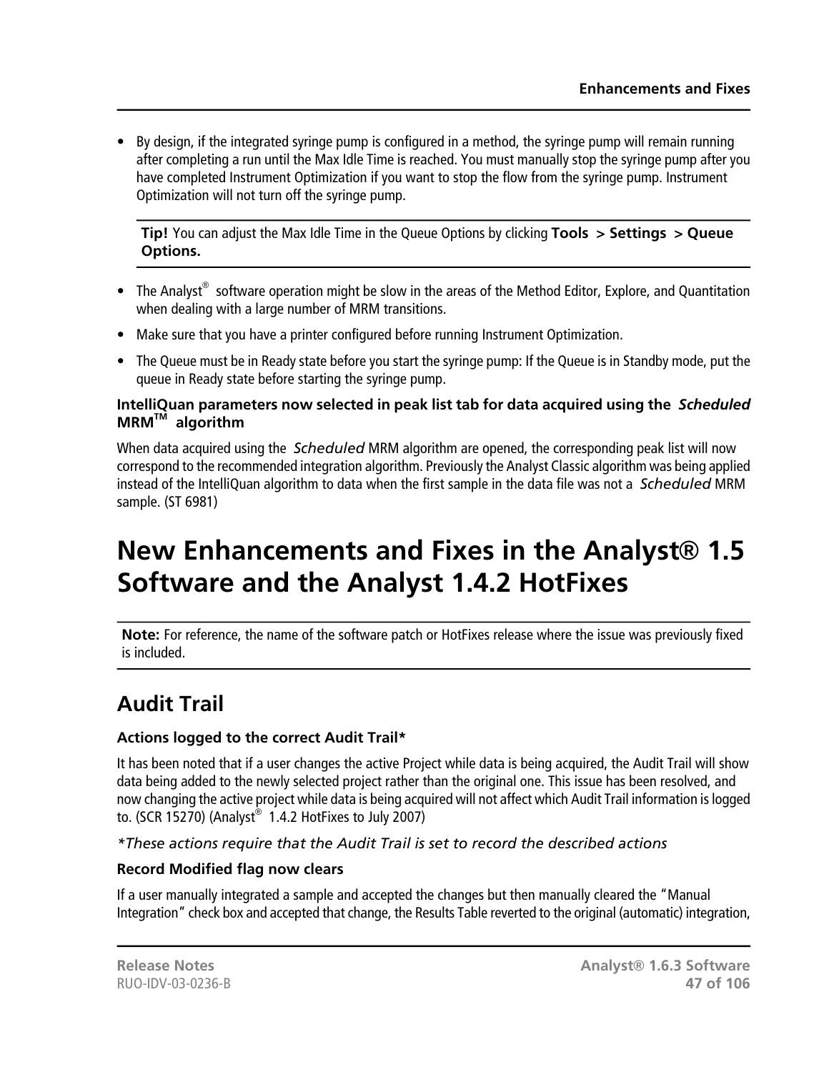- By design, if the integrated syringe pump is configured in a method, the syringe pump will remain running after completing a run until the Max Idle Time is reached. You must manually stop the syringe pump after you have completed Instrument Optimization if you want to stop the flow from the syringe pump. Instrument Optimization will not turn off the syringe pump.

> **Tip!** You can adjust the Max Idle Time in the Queue Options by clicking **Tools > Settings > Queue Options.**

- The Analyst® software operation might be slow in the areas of the Method Editor, Explore, and Quantitation when dealing with a large number of MRM transitions.
- Make sure that you have a printer configured before running Instrument Optimization.
- The Queue must be in Ready state before you start the syringe pump: If the Queue is in Standby mode, put the queue in Ready state before starting the syringe pump.

**IntelliQuan parameters now selected in peak list tab for data acquired using the *Scheduled* MRM™ algorithm**

When data acquired using the *Scheduled* MRM algorithm are opened, the corresponding peak list will now correspond to the recommended integration algorithm. Previously the Analyst Classic algorithm was being applied instead of the IntelliQuan algorithm to data when the first sample in the data file was not a *Scheduled* MRM sample. (ST 6981)

# New Enhancements and Fixes in the Analyst® 1.5 Software and the Analyst 1.4.2 HotFixes

> **Note:** For reference, the name of the software patch or HotFixes release where the issue was previously fixed is included.

## Audit Trail

**Actions logged to the correct Audit Trail***

It has been noted that if a user changes the active Project while data is being acquired, the Audit Trail will show data being added to the newly selected project rather than the original one. This issue has been resolved, and now changing the active project while data is being acquired will not affect which Audit Trail information is logged to. (SCR 15270) (Analyst® 1.4.2 HotFixes to July 2007)

**These actions require that the Audit Trail is set to record the described actions*

**Record Modified flag now clears**

If a user manually integrated a sample and accepted the changes but then manually cleared the "Manual Integration" check box and accepted that change, the Results Table reverted to the original (automatic) integration,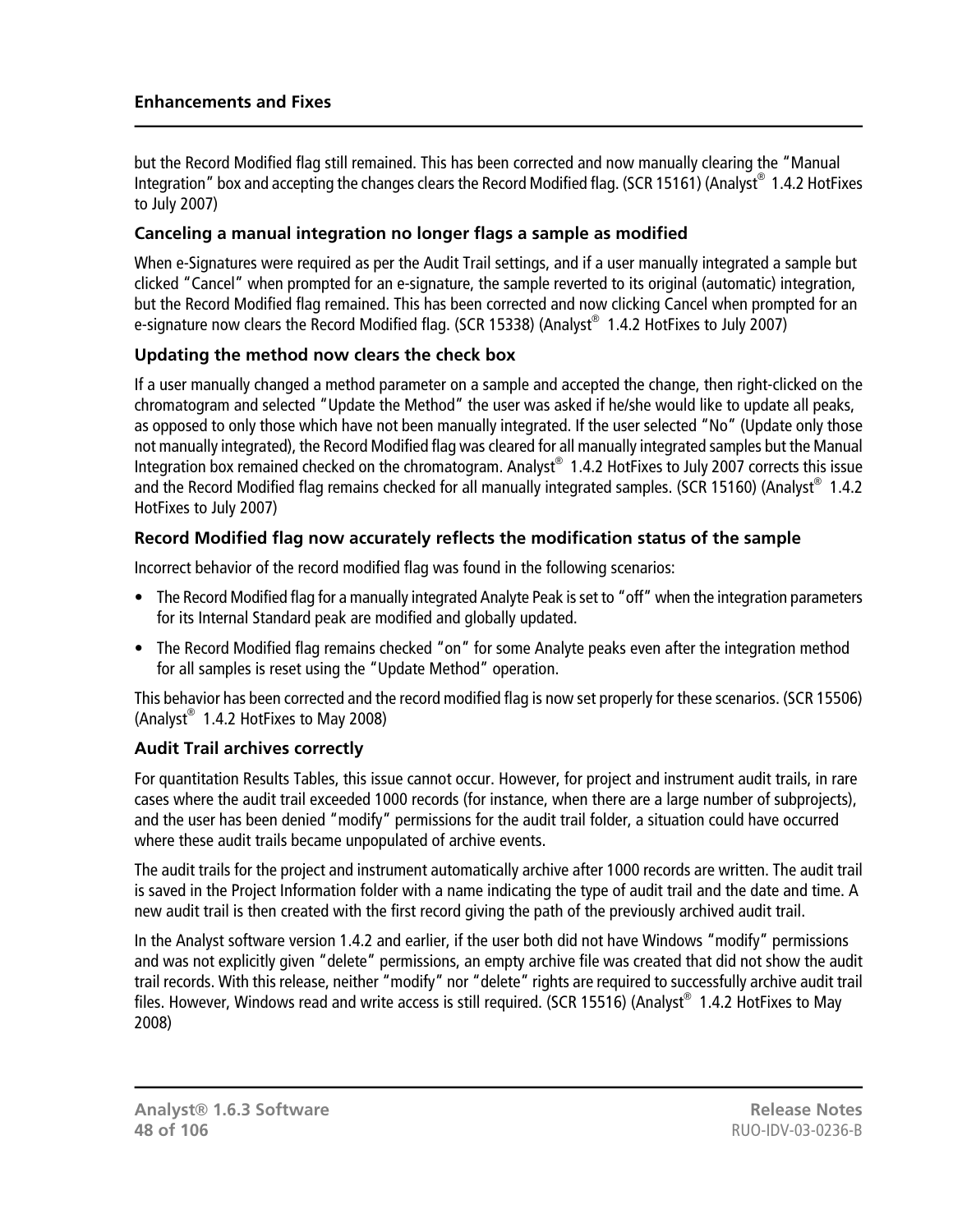but the Record Modified flag still remained. This has been corrected and now manually clearing the "Manual Integration" box and accepting the changes clears the Record Modified flag. (SCR 15161) (Analyst® 1.4.2 HotFixes to July 2007)

### Canceling a manual integration no longer flags a sample as modified

When e-Signatures were required as per the Audit Trail settings, and if a user manually integrated a sample but clicked "Cancel" when prompted for an e-signature, the sample reverted to its original (automatic) integration, but the Record Modified flag remained. This has been corrected and now clicking Cancel when prompted for an e-signature now clears the Record Modified flag. (SCR 15338) (Analyst® 1.4.2 HotFixes to July 2007)

### Updating the method now clears the check box

If a user manually changed a method parameter on a sample and accepted the change, then right-clicked on the chromatogram and selected "Update the Method" the user was asked if he/she would like to update all peaks, as opposed to only those which have not been manually integrated. If the user selected "No" (Update only those not manually integrated), the Record Modified flag was cleared for all manually integrated samples but the Manual Integration box remained checked on the chromatogram. Analyst® 1.4.2 HotFixes to July 2007 corrects this issue and the Record Modified flag remains checked for all manually integrated samples. (SCR 15160) (Analyst® 1.4.2 HotFixes to July 2007)

### Record Modified flag now accurately reflects the modification status of the sample

Incorrect behavior of the record modified flag was found in the following scenarios:

- The Record Modified flag for a manually integrated Analyte Peak is set to "off" when the integration parameters for its Internal Standard peak are modified and globally updated.
- The Record Modified flag remains checked "on" for some Analyte peaks even after the integration method for all samples is reset using the "Update Method" operation.

This behavior has been corrected and the record modified flag is now set properly for these scenarios. (SCR 15506) (Analyst® 1.4.2 HotFixes to May 2008)

### Audit Trail archives correctly

For quantitation Results Tables, this issue cannot occur. However, for project and instrument audit trails, in rare cases where the audit trail exceeded 1000 records (for instance, when there are a large number of subprojects), and the user has been denied "modify" permissions for the audit trail folder, a situation could have occurred where these audit trails became unpopulated of archive events.

The audit trails for the project and instrument automatically archive after 1000 records are written. The audit trail is saved in the Project Information folder with a name indicating the type of audit trail and the date and time. A new audit trail is then created with the first record giving the path of the previously archived audit trail.

In the Analyst software version 1.4.2 and earlier, if the user both did not have Windows "modify" permissions and was not explicitly given "delete" permissions, an empty archive file was created that did not show the audit trail records. With this release, neither "modify" nor "delete" rights are required to successfully archive audit trail files. However, Windows read and write access is still required. (SCR 15516) (Analyst® 1.4.2 HotFixes to May 2008)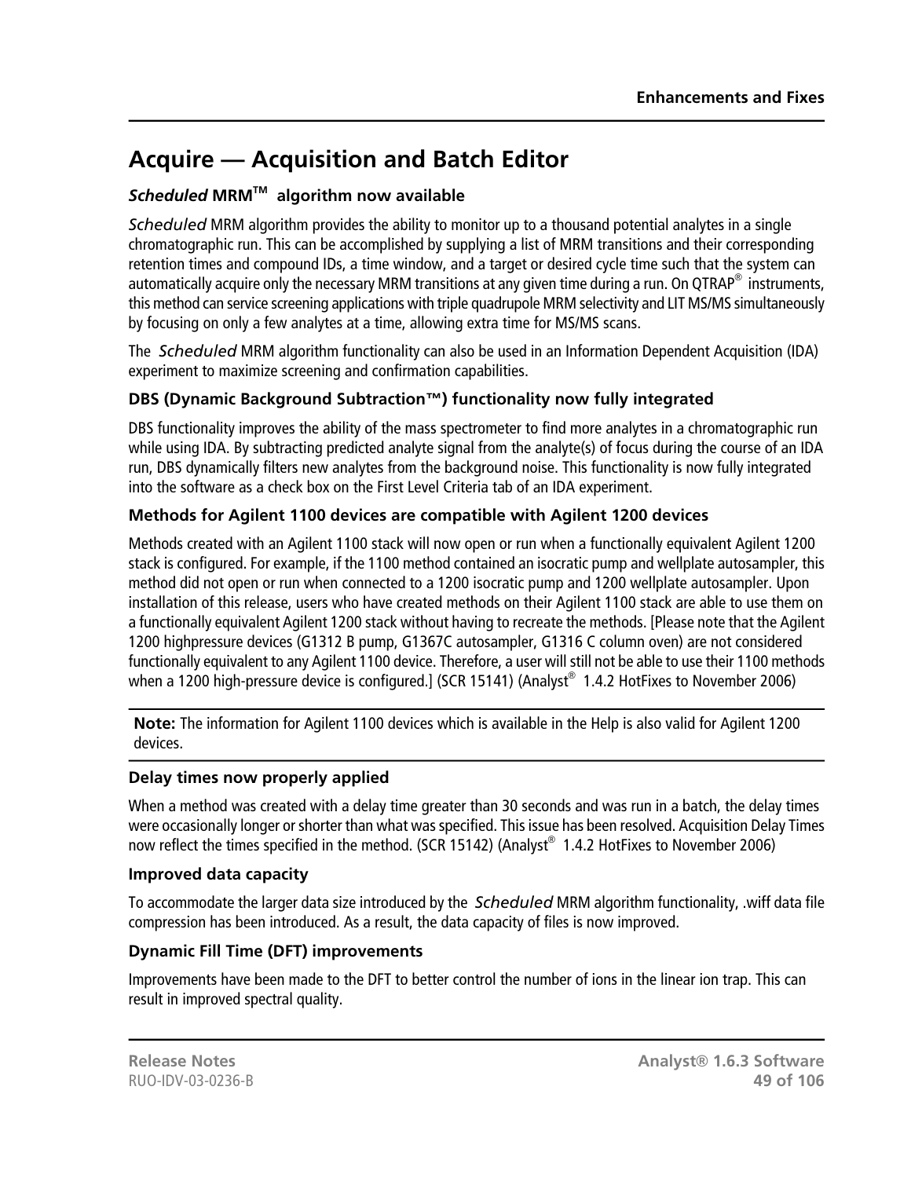# Acquire — Acquisition and Batch Editor

### *Scheduled* MRM™ algorithm now available

*Scheduled* MRM algorithm provides the ability to monitor up to a thousand potential analytes in a single chromatographic run. This can be accomplished by supplying a list of MRM transitions and their corresponding retention times and compound IDs, a time window, and a target or desired cycle time such that the system can automatically acquire only the necessary MRM transitions at any given time during a run. On QTRAP® instruments, this method can service screening applications with triple quadrupole MRM selectivity and LIT MS/MS simultaneously by focusing on only a few analytes at a time, allowing extra time for MS/MS scans.

The *Scheduled* MRM algorithm functionality can also be used in an Information Dependent Acquisition (IDA) experiment to maximize screening and confirmation capabilities.

### DBS (Dynamic Background Subtraction™) functionality now fully integrated

DBS functionality improves the ability of the mass spectrometer to find more analytes in a chromatographic run while using IDA. By subtracting predicted analyte signal from the analyte(s) of focus during the course of an IDA run, DBS dynamically filters new analytes from the background noise. This functionality is now fully integrated into the software as a check box on the First Level Criteria tab of an IDA experiment.

### Methods for Agilent 1100 devices are compatible with Agilent 1200 devices

Methods created with an Agilent 1100 stack will now open or run when a functionally equivalent Agilent 1200 stack is configured. For example, if the 1100 method contained an isocratic pump and wellplate autosampler, this method did not open or run when connected to a 1200 isocratic pump and 1200 wellplate autosampler. Upon installation of this release, users who have created methods on their Agilent 1100 stack are able to use them on a functionally equivalent Agilent 1200 stack without having to recreate the methods. [Please note that the Agilent 1200 highpressure devices (G1312 B pump, G1367C autosampler, G1316 C column oven) are not considered functionally equivalent to any Agilent 1100 device. Therefore, a user will still not be able to use their 1100 methods when a 1200 high-pressure device is configured.] (SCR 15141) (Analyst® 1.4.2 HotFixes to November 2006)

**Note:** The information for Agilent 1100 devices which is available in the Help is also valid for Agilent 1200 devices.

### Delay times now properly applied

When a method was created with a delay time greater than 30 seconds and was run in a batch, the delay times were occasionally longer or shorter than what was specified. This issue has been resolved. Acquisition Delay Times now reflect the times specified in the method. (SCR 15142) (Analyst® 1.4.2 HotFixes to November 2006)

### Improved data capacity

To accommodate the larger data size introduced by the *Scheduled* MRM algorithm functionality, .wiff data file compression has been introduced. As a result, the data capacity of files is now improved.

### Dynamic Fill Time (DFT) improvements

Improvements have been made to the DFT to better control the number of ions in the linear ion trap. This can result in improved spectral quality.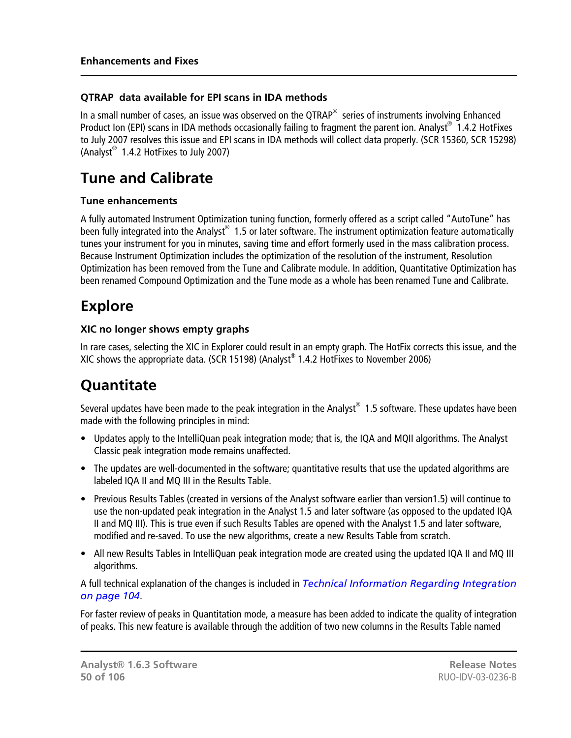### QTRAP data available for EPI scans in IDA methods

In a small number of cases, an issue was observed on the QTRAP® series of instruments involving Enhanced Product Ion (EPI) scans in IDA methods occasionally failing to fragment the parent ion. Analyst® 1.4.2 HotFixes to July 2007 resolves this issue and EPI scans in IDA methods will collect data properly. (SCR 15360, SCR 15298) (Analyst® 1.4.2 HotFixes to July 2007)

## Tune and Calibrate

### Tune enhancements

A fully automated Instrument Optimization tuning function, formerly offered as a script called "AutoTune" has been fully integrated into the Analyst® 1.5 or later software. The instrument optimization feature automatically tunes your instrument for you in minutes, saving time and effort formerly used in the mass calibration process. Because Instrument Optimization includes the optimization of the resolution of the instrument, Resolution Optimization has been removed from the Tune and Calibrate module. In addition, Quantitative Optimization has been renamed Compound Optimization and the Tune mode as a whole has been renamed Tune and Calibrate.

## Explore

### XIC no longer shows empty graphs

In rare cases, selecting the XIC in Explorer could result in an empty graph. The HotFix corrects this issue, and the XIC shows the appropriate data. (SCR 15198) (Analyst® 1.4.2 HotFixes to November 2006)

## Quantitate

Several updates have been made to the peak integration in the Analyst® 1.5 software. These updates have been made with the following principles in mind:

- Updates apply to the IntelliQuan peak integration mode; that is, the IQA and MQII algorithms. The Analyst Classic peak integration mode remains unaffected.
- The updates are well-documented in the software; quantitative results that use the updated algorithms are labeled IQA II and MQ III in the Results Table.
- Previous Results Tables (created in versions of the Analyst software earlier than version1.5) will continue to use the non-updated peak integration in the Analyst 1.5 and later software (as opposed to the updated IQA II and MQ III). This is true even if such Results Tables are opened with the Analyst 1.5 and later software, modified and re-saved. To use the new algorithms, create a new Results Table from scratch.
- All new Results Tables in IntelliQuan peak integration mode are created using the updated IQA II and MQ III algorithms.

A full technical explanation of the changes is included in *Technical Information Regarding Integration on page 104*.

For faster review of peaks in Quantitation mode, a measure has been added to indicate the quality of integration of peaks. This new feature is available through the addition of two new columns in the Results Table named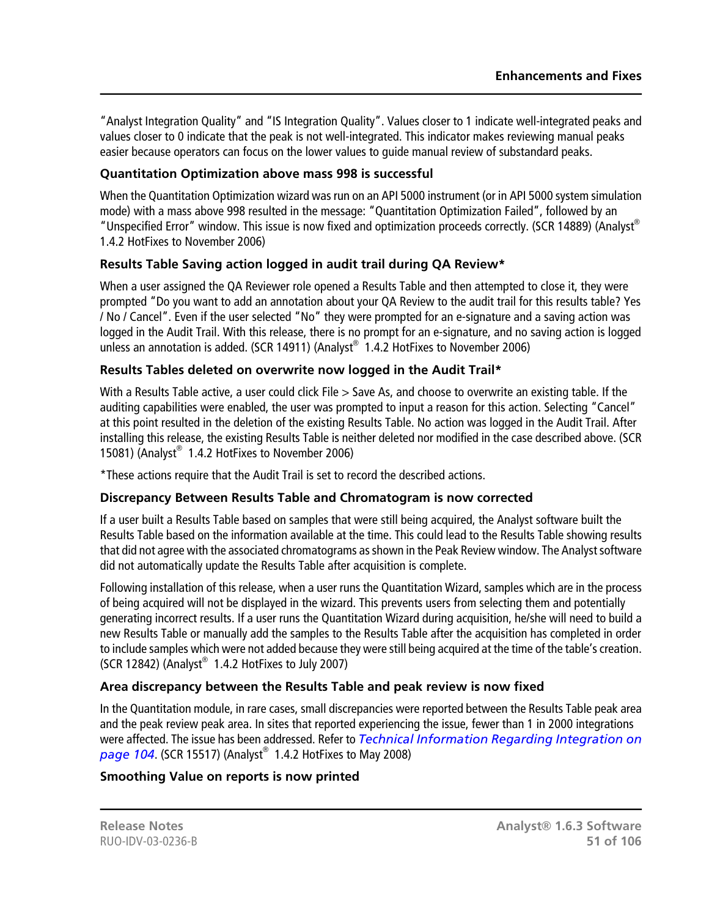"Analyst Integration Quality" and "IS Integration Quality". Values closer to 1 indicate well-integrated peaks and values closer to 0 indicate that the peak is not well-integrated. This indicator makes reviewing manual peaks easier because operators can focus on the lower values to guide manual review of substandard peaks.

### Quantitation Optimization above mass 998 is successful

When the Quantitation Optimization wizard was run on an API 5000 instrument (or in API 5000 system simulation mode) with a mass above 998 resulted in the message: "Quantitation Optimization Failed", followed by an "Unspecified Error" window. This issue is now fixed and optimization proceeds correctly. (SCR 14889) (Analyst® 1.4.2 HotFixes to November 2006)

### Results Table Saving action logged in audit trail during QA Review*

When a user assigned the QA Reviewer role opened a Results Table and then attempted to close it, they were prompted "Do you want to add an annotation about your QA Review to the audit trail for this results table? Yes / No / Cancel". Even if the user selected "No" they were prompted for an e-signature and a saving action was logged in the Audit Trail. With this release, there is no prompt for an e-signature, and no saving action is logged unless an annotation is added. (SCR 14911) (Analyst® 1.4.2 HotFixes to November 2006)

### Results Tables deleted on overwrite now logged in the Audit Trail*

With a Results Table active, a user could click File > Save As, and choose to overwrite an existing table. If the auditing capabilities were enabled, the user was prompted to input a reason for this action. Selecting "Cancel" at this point resulted in the deletion of the existing Results Table. No action was logged in the Audit Trail. After installing this release, the existing Results Table is neither deleted nor modified in the case described above. (SCR 15081) (Analyst® 1.4.2 HotFixes to November 2006)

*These actions require that the Audit Trail is set to record the described actions.

### Discrepancy Between Results Table and Chromatogram is now corrected

If a user built a Results Table based on samples that were still being acquired, the Analyst software built the Results Table based on the information available at the time. This could lead to the Results Table showing results that did not agree with the associated chromatograms as shown in the Peak Review window. The Analyst software did not automatically update the Results Table after acquisition is complete.

Following installation of this release, when a user runs the Quantitation Wizard, samples which are in the process of being acquired will not be displayed in the wizard. This prevents users from selecting them and potentially generating incorrect results. If a user runs the Quantitation Wizard during acquisition, he/she will need to build a new Results Table or manually add the samples to the Results Table after the acquisition has completed in order to include samples which were not added because they were still being acquired at the time of the table's creation. (SCR 12842) (Analyst® 1.4.2 HotFixes to July 2007)

### Area discrepancy between the Results Table and peak review is now fixed

In the Quantitation module, in rare cases, small discrepancies were reported between the Results Table peak area and the peak review peak area. In sites that reported experiencing the issue, fewer than 1 in 2000 integrations were affected. The issue has been addressed. Refer to *Technical Information Regarding Integration on page 104*. (SCR 15517) (Analyst® 1.4.2 HotFixes to May 2008)

### Smoothing Value on reports is now printed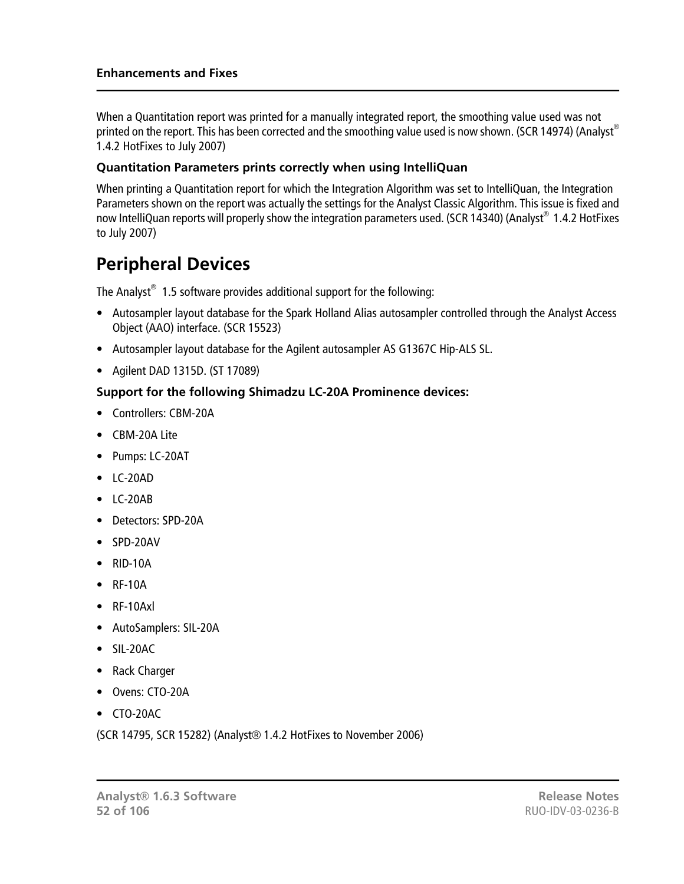When a Quantitation report was printed for a manually integrated report, the smoothing value used was not printed on the report. This has been corrected and the smoothing value used is now shown. (SCR 14974) (Analyst® 1.4.2 HotFixes to July 2007)

### Quantitation Parameters prints correctly when using IntelliQuan

When printing a Quantitation report for which the Integration Algorithm was set to IntelliQuan, the Integration Parameters shown on the report was actually the settings for the Analyst Classic Algorithm. This issue is fixed and now IntelliQuan reports will properly show the integration parameters used. (SCR 14340) (Analyst® 1.4.2 HotFixes to July 2007)

## Peripheral Devices

The Analyst® 1.5 software provides additional support for the following:

- Autosampler layout database for the Spark Holland Alias autosampler controlled through the Analyst Access Object (AAO) interface. (SCR 15523)
- Autosampler layout database for the Agilent autosampler AS G1367C Hip-ALS SL.
- Agilent DAD 1315D. (ST 17089)

### Support for the following Shimadzu LC-20A Prominence devices:

- Controllers: CBM-20A
- CBM-20A Lite
- Pumps: LC-20AT
- LC-20AD
- LC-20AB
- Detectors: SPD-20A
- SPD-20AV
- RID-10A
- RF-10A
- RF-10Axl
- AutoSamplers: SIL-20A
- SIL-20AC
- Rack Charger
- Ovens: CTO-20A
- CTO-20AC

(SCR 14795, SCR 15282) (Analyst® 1.4.2 HotFixes to November 2006)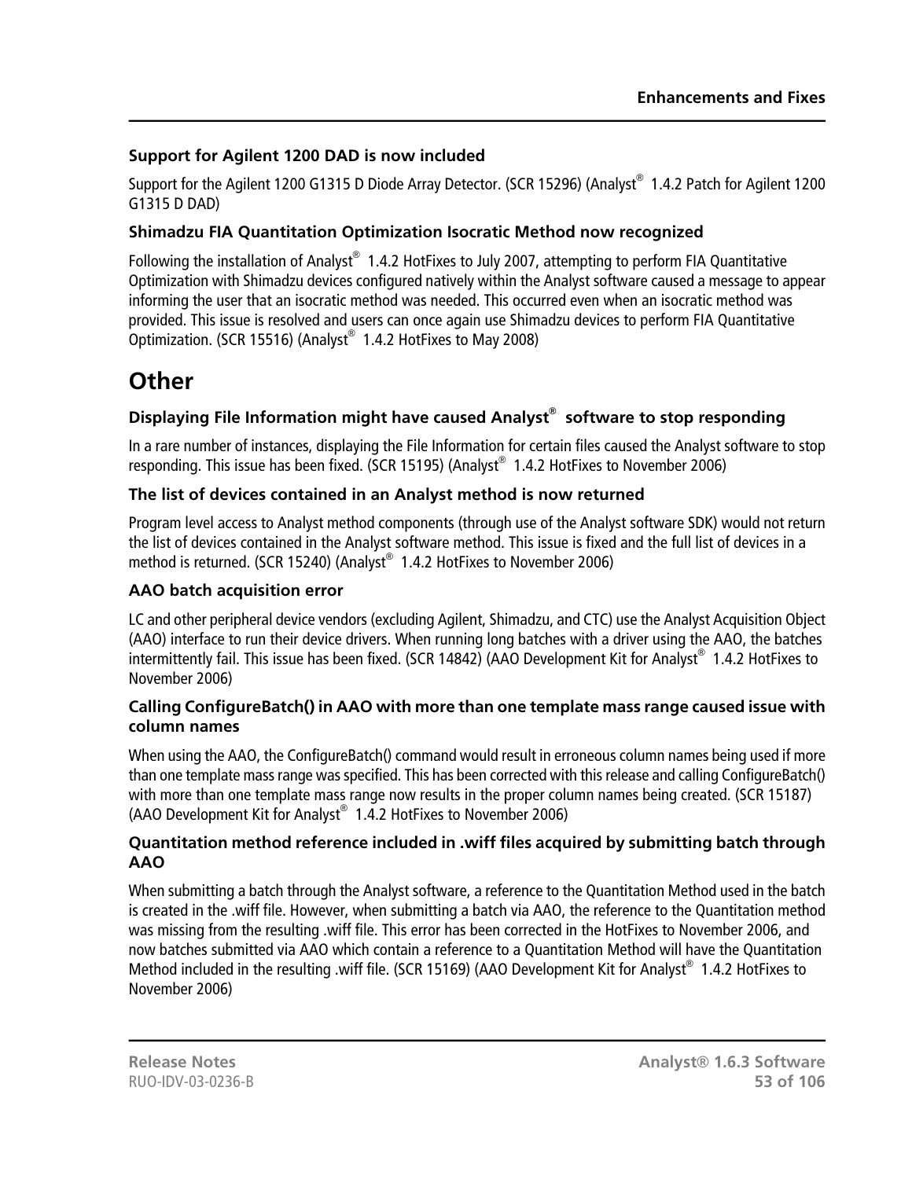### Support for Agilent 1200 DAD is now included

Support for the Agilent 1200 G1315 D Diode Array Detector. (SCR 15296) (Analyst® 1.4.2 Patch for Agilent 1200 G1315 D DAD)

### Shimadzu FIA Quantitation Optimization Isocratic Method now recognized

Following the installation of Analyst® 1.4.2 HotFixes to July 2007, attempting to perform FIA Quantitative Optimization with Shimadzu devices configured natively within the Analyst software caused a message to appear informing the user that an isocratic method was needed. This occurred even when an isocratic method was provided. This issue is resolved and users can once again use Shimadzu devices to perform FIA Quantitative Optimization. (SCR 15516) (Analyst® 1.4.2 HotFixes to May 2008)

## Other

### Displaying File Information might have caused Analyst® software to stop responding

In a rare number of instances, displaying the File Information for certain files caused the Analyst software to stop responding. This issue has been fixed. (SCR 15195) (Analyst® 1.4.2 HotFixes to November 2006)

### The list of devices contained in an Analyst method is now returned

Program level access to Analyst method components (through use of the Analyst software SDK) would not return the list of devices contained in the Analyst software method. This issue is fixed and the full list of devices in a method is returned. (SCR 15240) (Analyst® 1.4.2 HotFixes to November 2006)

### AAO batch acquisition error

LC and other peripheral device vendors (excluding Agilent, Shimadzu, and CTC) use the Analyst Acquisition Object (AAO) interface to run their device drivers. When running long batches with a driver using the AAO, the batches intermittently fail. This issue has been fixed. (SCR 14842) (AAO Development Kit for Analyst® 1.4.2 HotFixes to November 2006)

### Calling ConfigureBatch() in AAO with more than one template mass range caused issue with column names

When using the AAO, the ConfigureBatch() command would result in erroneous column names being used if more than one template mass range was specified. This has been corrected with this release and calling ConfigureBatch() with more than one template mass range now results in the proper column names being created. (SCR 15187) (AAO Development Kit for Analyst® 1.4.2 HotFixes to November 2006)

### Quantitation method reference included in .wiff files acquired by submitting batch through AAO

When submitting a batch through the Analyst software, a reference to the Quantitation Method used in the batch is created in the .wiff file. However, when submitting a batch via AAO, the reference to the Quantitation method was missing from the resulting .wiff file. This error has been corrected in the HotFixes to November 2006, and now batches submitted via AAO which contain a reference to a Quantitation Method will have the Quantitation Method included in the resulting .wiff file. (SCR 15169) (AAO Development Kit for Analyst® 1.4.2 HotFixes to November 2006)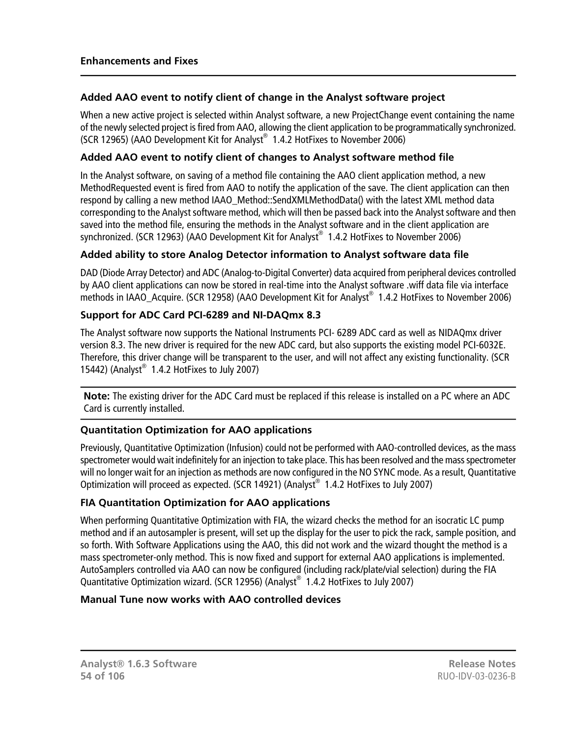### Added AAO event to notify client of change in the Analyst software project

When a new active project is selected within Analyst software, a new ProjectChange event containing the name of the newly selected project is fired from AAO, allowing the client application to be programmatically synchronized. (SCR 12965) (AAO Development Kit for Analyst® 1.4.2 HotFixes to November 2006)

### Added AAO event to notify client of changes to Analyst software method file

In the Analyst software, on saving of a method file containing the AAO client application method, a new MethodRequested event is fired from AAO to notify the application of the save. The client application can then respond by calling a new method IAAO_Method::SendXMLMethodData() with the latest XML method data corresponding to the Analyst software method, which will then be passed back into the Analyst software and then saved into the method file, ensuring the methods in the Analyst software and in the client application are synchronized. (SCR 12963) (AAO Development Kit for Analyst® 1.4.2 HotFixes to November 2006)

### Added ability to store Analog Detector information to Analyst software data file

DAD (Diode Array Detector) and ADC (Analog-to-Digital Converter) data acquired from peripheral devices controlled by AAO client applications can now be stored in real-time into the Analyst software .wiff data file via interface methods in IAAO_Acquire. (SCR 12958) (AAO Development Kit for Analyst® 1.4.2 HotFixes to November 2006)

### Support for ADC Card PCI-6289 and NI-DAQmx 8.3

The Analyst software now supports the National Instruments PCI- 6289 ADC card as well as NIDAQmx driver version 8.3. The new driver is required for the new ADC card, but also supports the existing model PCI-6032E. Therefore, this driver change will be transparent to the user, and will not affect any existing functionality. (SCR 15442) (Analyst® 1.4.2 HotFixes to July 2007)

**Note:** The existing driver for the ADC Card must be replaced if this release is installed on a PC where an ADC Card is currently installed.

### Quantitation Optimization for AAO applications

Previously, Quantitative Optimization (Infusion) could not be performed with AAO-controlled devices, as the mass spectrometer would wait indefinitely for an injection to take place. This has been resolved and the mass spectrometer will no longer wait for an injection as methods are now configured in the NO SYNC mode. As a result, Quantitative Optimization will proceed as expected. (SCR 14921) (Analyst® 1.4.2 HotFixes to July 2007)

### FIA Quantitation Optimization for AAO applications

When performing Quantitative Optimization with FIA, the wizard checks the method for an isocratic LC pump method and if an autosampler is present, will set up the display for the user to pick the rack, sample position, and so forth. With Software Applications using the AAO, this did not work and the wizard thought the method is a mass spectrometer-only method. This is now fixed and support for external AAO applications is implemented. AutoSamplers controlled via AAO can now be configured (including rack/plate/vial selection) during the FIA Quantitative Optimization wizard. (SCR 12956) (Analyst® 1.4.2 HotFixes to July 2007)

### Manual Tune now works with AAO controlled devices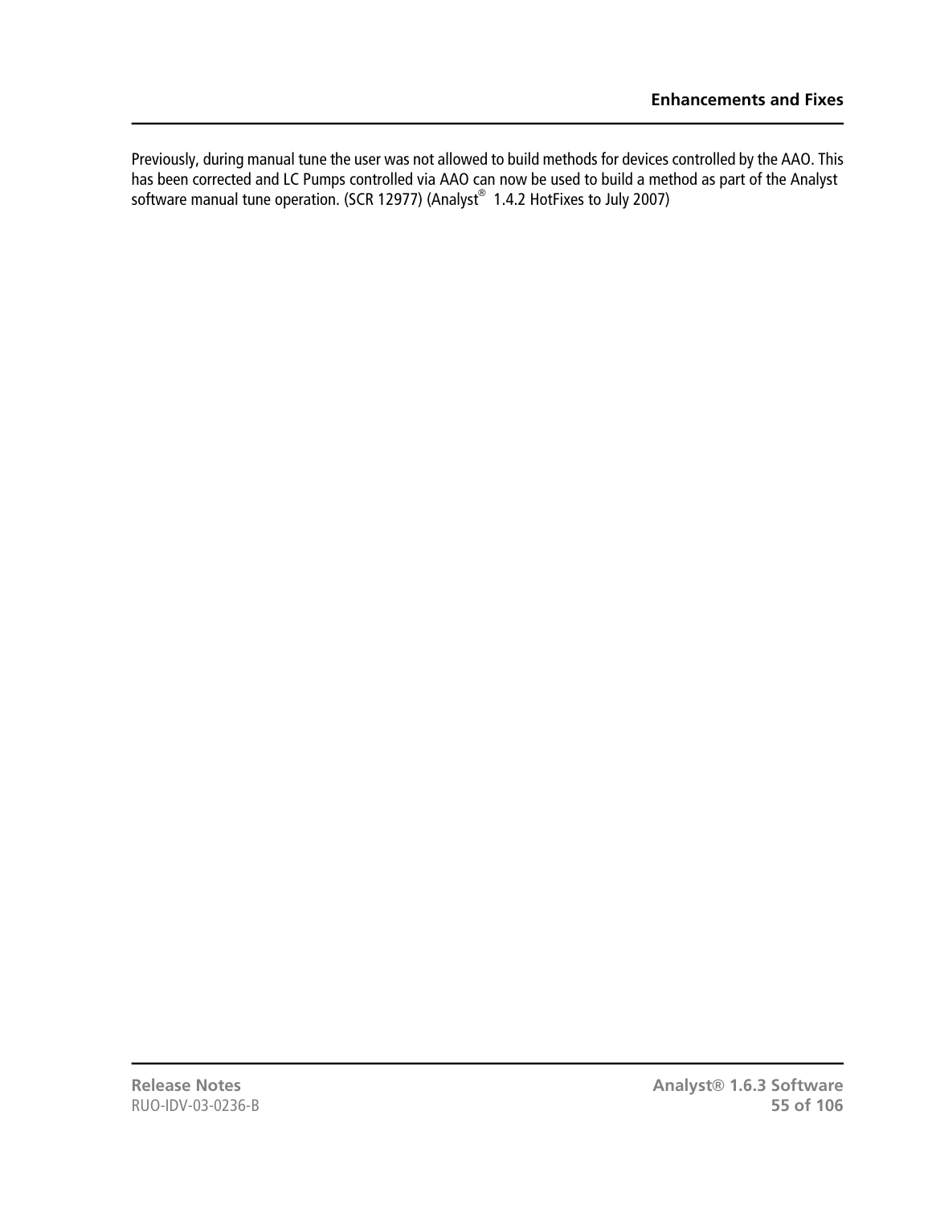Previously, during manual tune the user was not allowed to build methods for devices controlled by the AAO. This has been corrected and LC Pumps controlled via AAO can now be used to build a method as part of the Analyst software manual tune operation. (SCR 12977) (Analyst® 1.4.2 HotFixes to July 2007)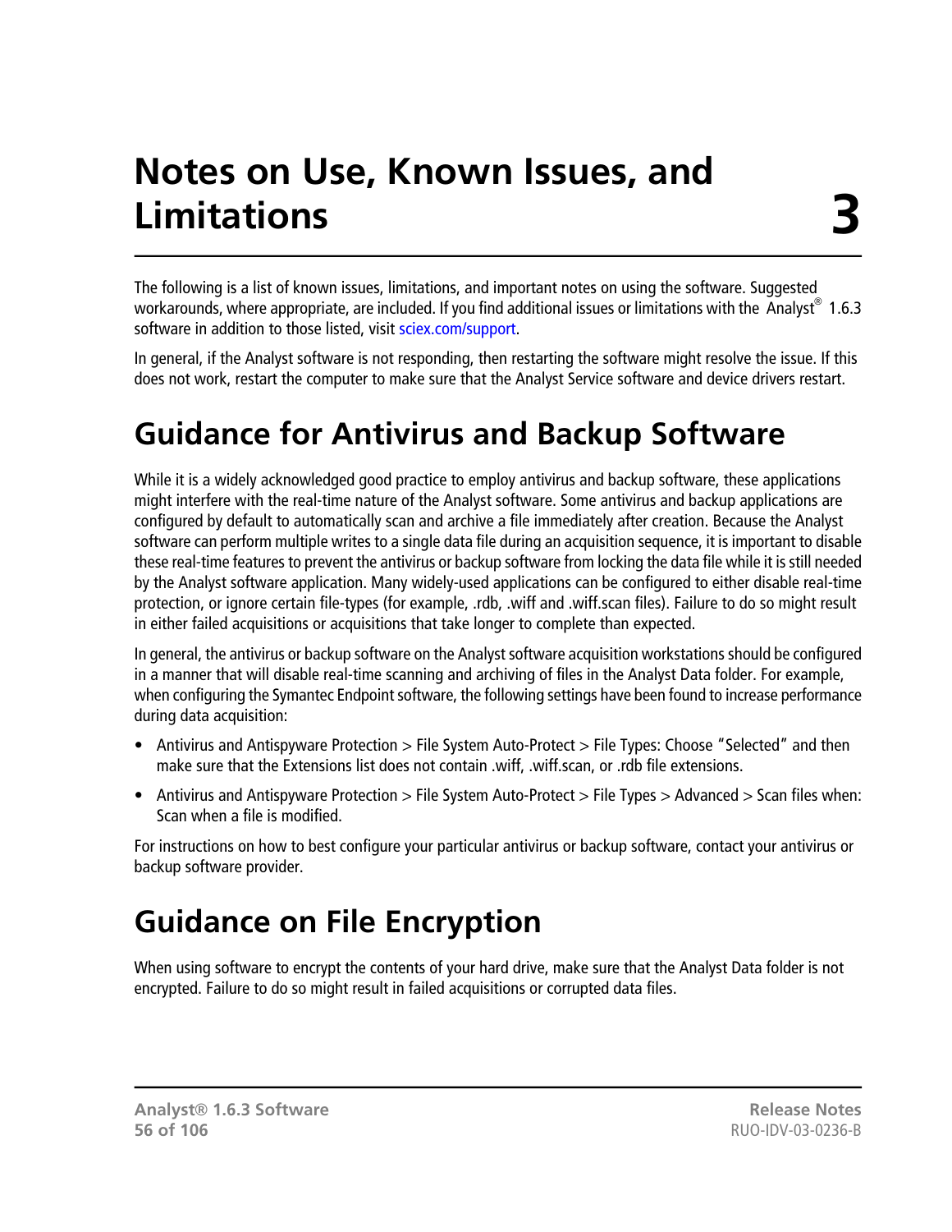# Notes on Use, Known Issues, and Limitations 3

The following is a list of known issues, limitations, and important notes on using the software. Suggested workarounds, where appropriate, are included. If you find additional issues or limitations with the Analyst® 1.6.3 software in addition to those listed, visit sciex.com/support.

In general, if the Analyst software is not responding, then restarting the software might resolve the issue. If this does not work, restart the computer to make sure that the Analyst Service software and device drivers restart.

## Guidance for Antivirus and Backup Software

While it is a widely acknowledged good practice to employ antivirus and backup software, these applications might interfere with the real-time nature of the Analyst software. Some antivirus and backup applications are configured by default to automatically scan and archive a file immediately after creation. Because the Analyst software can perform multiple writes to a single data file during an acquisition sequence, it is important to disable these real-time features to prevent the antivirus or backup software from locking the data file while it is still needed by the Analyst software application. Many widely-used applications can be configured to either disable real-time protection, or ignore certain file-types (for example, .rdb, .wiff and .wiff.scan files). Failure to do so might result in either failed acquisitions or acquisitions that take longer to complete than expected.

In general, the antivirus or backup software on the Analyst software acquisition workstations should be configured in a manner that will disable real-time scanning and archiving of files in the Analyst Data folder. For example, when configuring the Symantec Endpoint software, the following settings have been found to increase performance during data acquisition:

- Antivirus and Antispyware Protection > File System Auto-Protect > File Types: Choose "Selected" and then make sure that the Extensions list does not contain .wiff, .wiff.scan, or .rdb file extensions.
- Antivirus and Antispyware Protection > File System Auto-Protect > File Types > Advanced > Scan files when: Scan when a file is modified.

For instructions on how to best configure your particular antivirus or backup software, contact your antivirus or backup software provider.

## Guidance on File Encryption

When using software to encrypt the contents of your hard drive, make sure that the Analyst Data folder is not encrypted. Failure to do so might result in failed acquisitions or corrupted data files.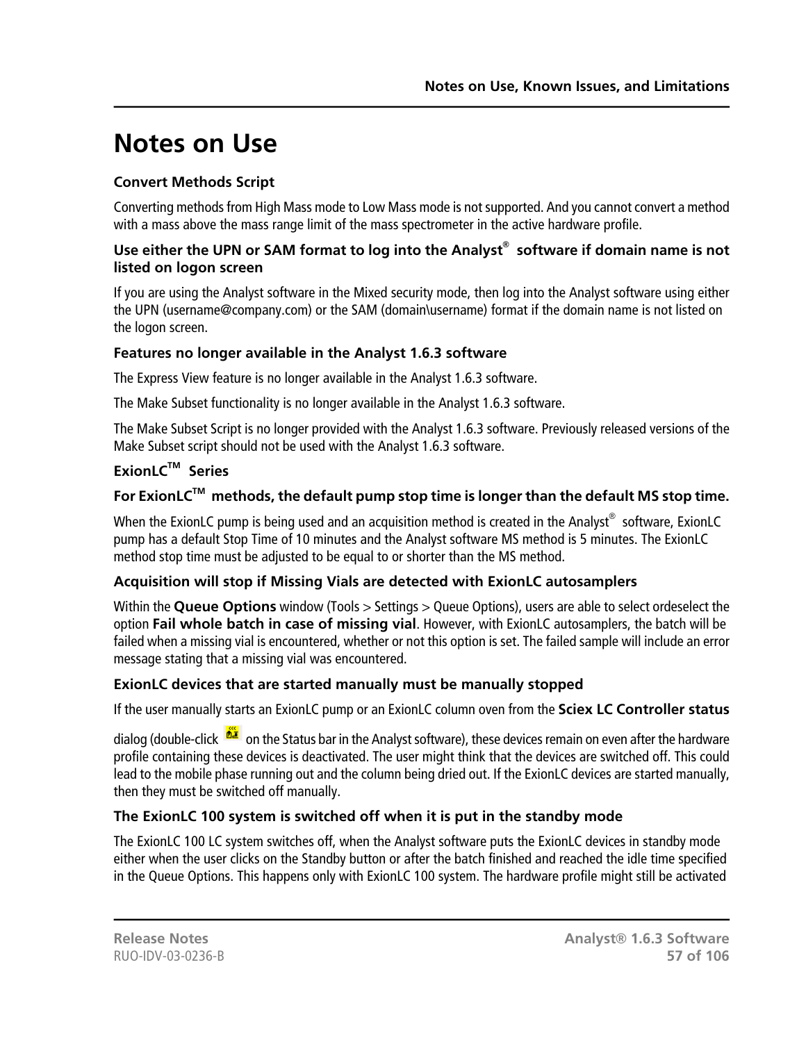// Notes on Use

### Convert Methods Script

Converting methods from High Mass mode to Low Mass mode is not supported. And you cannot convert a method with a mass above the mass range limit of the mass spectrometer in the active hardware profile.

### Use either the UPN or SAM format to log into the Analyst® software if domain name is not listed on logon screen

If you are using the Analyst software in the Mixed security mode, then log into the Analyst software using either the UPN (username@company.com) or the SAM (domain\username) format if the domain name is not listed on the logon screen.

### Features no longer available in the Analyst 1.6.3 software

The Express View feature is no longer available in the Analyst 1.6.3 software.

The Make Subset functionality is no longer available in the Analyst 1.6.3 software.

The Make Subset Script is no longer provided with the Analyst 1.6.3 software. Previously released versions of the Make Subset script should not be used with the Analyst 1.6.3 software.

### ExionLC™ Series

### For ExionLC™ methods, the default pump stop time is longer than the default MS stop time.

When the ExionLC pump is being used and an acquisition method is created in the Analyst® software, ExionLC pump has a default Stop Time of 10 minutes and the Analyst software MS method is 5 minutes. The ExionLC method stop time must be adjusted to be equal to or shorter than the MS method.

### Acquisition will stop if Missing Vials are detected with ExionLC autosamplers

Within the **Queue Options** window (Tools > Settings > Queue Options), users are able to select ordeselect the option **Fail whole batch in case of missing vial**. However, with ExionLC autosamplers, the batch will be failed when a missing vial is encountered, whether or not this option is set. The failed sample will include an error message stating that a missing vial was encountered.

### ExionLC devices that are started manually must be manually stopped

If the user manually starts an ExionLC pump or an ExionLC column oven from the **Sciex LC Controller status** dialog (double-click on the Status bar in the Analyst software), these devices remain on even after the hardware profile containing these devices is deactivated. The user might think that the devices are switched off. This could lead to the mobile phase running out and the column being dried out. If the ExionLC devices are started manually, then they must be switched off manually.

### The ExionLC 100 system is switched off when it is put in the standby mode

The ExionLC 100 LC system switches off, when the Analyst software puts the ExionLC devices in standby mode either when the user clicks on the Standby button or after the batch finished and reached the idle time specified in the Queue Options. This happens only with ExionLC 100 system. The hardware profile might still be activated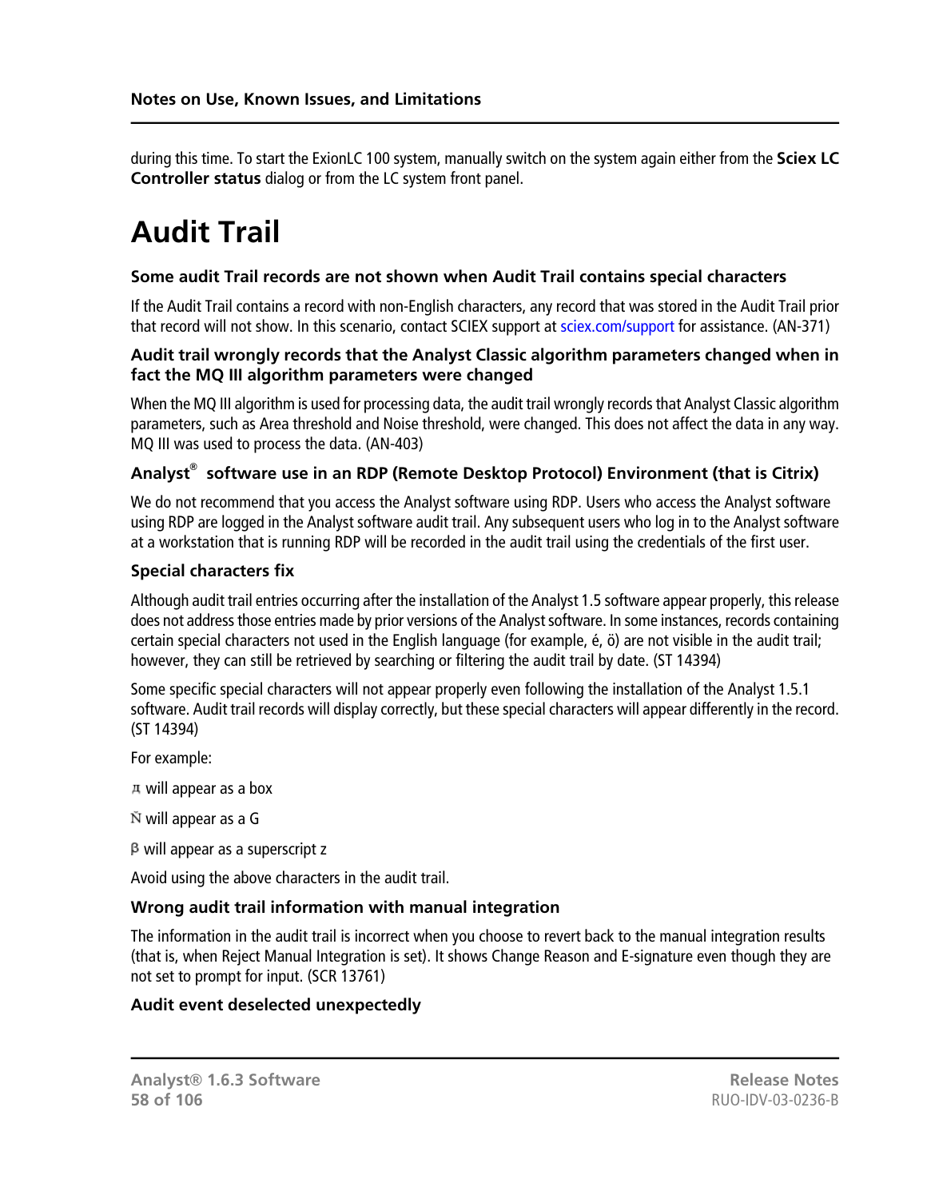during this time. To start the ExionLC 100 system, manually switch on the system again either from the **Sciex LC Controller status** dialog or from the LC system front panel.

# Audit Trail

### Some audit Trail records are not shown when Audit Trail contains special characters

If the Audit Trail contains a record with non-English characters, any record that was stored in the Audit Trail prior that record will not show. In this scenario, contact SCIEX support at sciex.com/support for assistance. (AN-371)

### Audit trail wrongly records that the Analyst Classic algorithm parameters changed when in fact the MQ III algorithm parameters were changed

When the MQ III algorithm is used for processing data, the audit trail wrongly records that Analyst Classic algorithm parameters, such as Area threshold and Noise threshold, were changed. This does not affect the data in any way. MQ III was used to process the data. (AN-403)

### Analyst® software use in an RDP (Remote Desktop Protocol) Environment (that is Citrix)

We do not recommend that you access the Analyst software using RDP. Users who access the Analyst software using RDP are logged in the Analyst software audit trail. Any subsequent users who log in to the Analyst software at a workstation that is running RDP will be recorded in the audit trail using the credentials of the first user.

### Special characters fix

Although audit trail entries occurring after the installation of the Analyst 1.5 software appear properly, this release does not address those entries made by prior versions of the Analyst software. In some instances, records containing certain special characters not used in the English language (for example, é, ö) are not visible in the audit trail; however, they can still be retrieved by searching or filtering the audit trail by date. (ST 14394)

Some specific special characters will not appear properly even following the installation of the Analyst 1.5.1 software. Audit trail records will display correctly, but these special characters will appear differently in the record. (ST 14394)

For example:

д will appear as a box

Ň will appear as a G

β will appear as a superscript z

Avoid using the above characters in the audit trail.

### Wrong audit trail information with manual integration

The information in the audit trail is incorrect when you choose to revert back to the manual integration results (that is, when Reject Manual Integration is set). It shows Change Reason and E-signature even though they are not set to prompt for input. (SCR 13761)

### Audit event deselected unexpectedly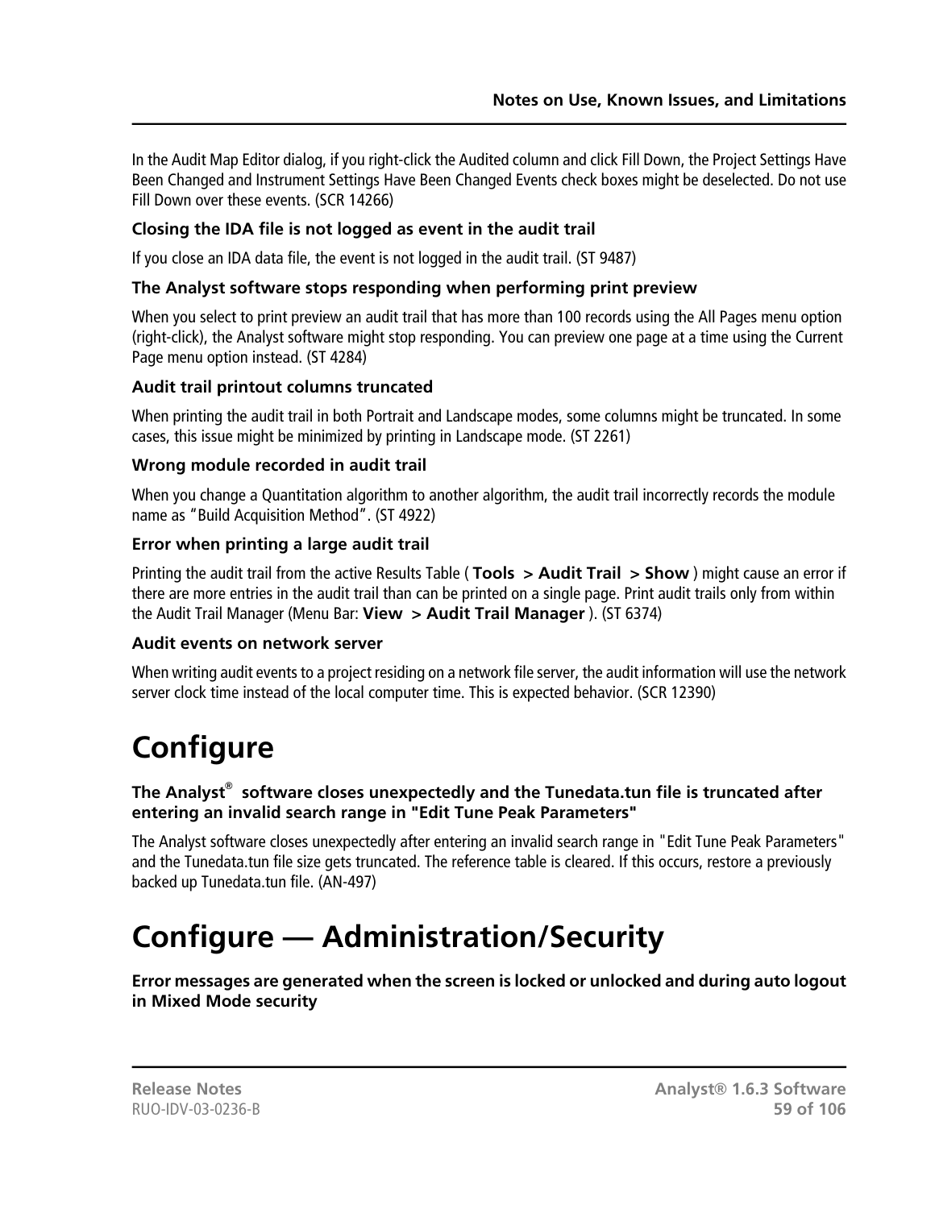In the Audit Map Editor dialog, if you right-click the Audited column and click Fill Down, the Project Settings Have Been Changed and Instrument Settings Have Been Changed Events check boxes might be deselected. Do not use Fill Down over these events. (SCR 14266)

### Closing the IDA file is not logged as event in the audit trail

If you close an IDA data file, the event is not logged in the audit trail. (ST 9487)

### The Analyst software stops responding when performing print preview

When you select to print preview an audit trail that has more than 100 records using the All Pages menu option (right-click), the Analyst software might stop responding. You can preview one page at a time using the Current Page menu option instead. (ST 4284)

### Audit trail printout columns truncated

When printing the audit trail in both Portrait and Landscape modes, some columns might be truncated. In some cases, this issue might be minimized by printing in Landscape mode. (ST 2261)

### Wrong module recorded in audit trail

When you change a Quantitation algorithm to another algorithm, the audit trail incorrectly records the module name as "Build Acquisition Method". (ST 4922)

### Error when printing a large audit trail

Printing the audit trail from the active Results Table ( **Tools > Audit Trail > Show** ) might cause an error if there are more entries in the audit trail than can be printed on a single page. Print audit trails only from within the Audit Trail Manager (Menu Bar: **View > Audit Trail Manager** ). (ST 6374)

### Audit events on network server

When writing audit events to a project residing on a network file server, the audit information will use the network server clock time instead of the local computer time. This is expected behavior. (SCR 12390)

# Configure

### The Analyst® software closes unexpectedly and the Tunedata.tun file is truncated after entering an invalid search range in "Edit Tune Peak Parameters"

The Analyst software closes unexpectedly after entering an invalid search range in "Edit Tune Peak Parameters" and the Tunedata.tun file size gets truncated. The reference table is cleared. If this occurs, restore a previously backed up Tunedata.tun file. (AN-497)

# Configure — Administration/Security

### Error messages are generated when the screen is locked or unlocked and during auto logout in Mixed Mode security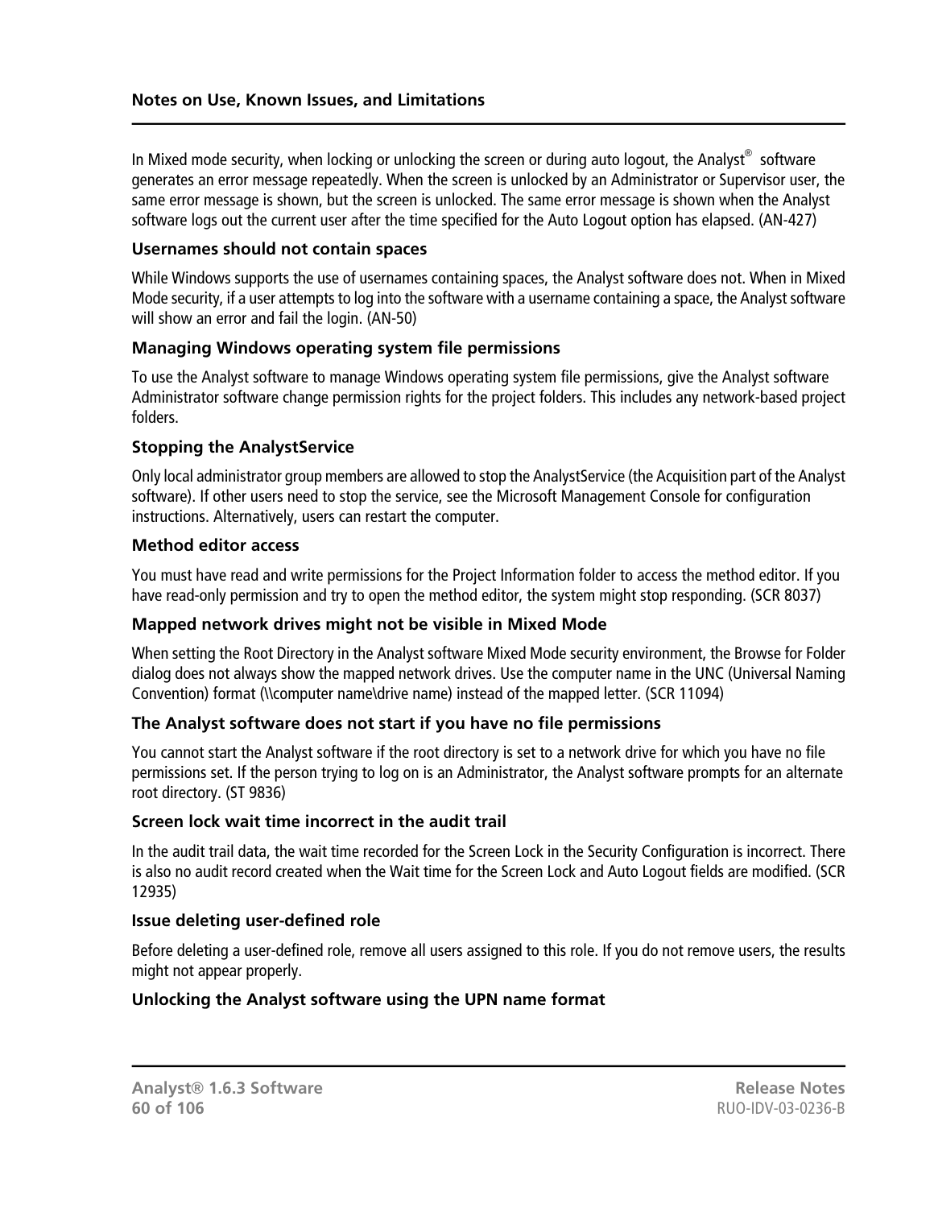In Mixed mode security, when locking or unlocking the screen or during auto logout, the Analyst® software generates an error message repeatedly. When the screen is unlocked by an Administrator or Supervisor user, the same error message is shown, but the screen is unlocked. The same error message is shown when the Analyst software logs out the current user after the time specified for the Auto Logout option has elapsed. (AN-427)

### Usernames should not contain spaces

While Windows supports the use of usernames containing spaces, the Analyst software does not. When in Mixed Mode security, if a user attempts to log into the software with a username containing a space, the Analyst software will show an error and fail the login. (AN-50)

### Managing Windows operating system file permissions

To use the Analyst software to manage Windows operating system file permissions, give the Analyst software Administrator software change permission rights for the project folders. This includes any network-based project folders.

### Stopping the AnalystService

Only local administrator group members are allowed to stop the AnalystService (the Acquisition part of the Analyst software). If other users need to stop the service, see the Microsoft Management Console for configuration instructions. Alternatively, users can restart the computer.

### Method editor access

You must have read and write permissions for the Project Information folder to access the method editor. If you have read-only permission and try to open the method editor, the system might stop responding. (SCR 8037)

### Mapped network drives might not be visible in Mixed Mode

When setting the Root Directory in the Analyst software Mixed Mode security environment, the Browse for Folder dialog does not always show the mapped network drives. Use the computer name in the UNC (Universal Naming Convention) format (\\computer name\drive name) instead of the mapped letter. (SCR 11094)

### The Analyst software does not start if you have no file permissions

You cannot start the Analyst software if the root directory is set to a network drive for which you have no file permissions set. If the person trying to log on is an Administrator, the Analyst software prompts for an alternate root directory. (ST 9836)

### Screen lock wait time incorrect in the audit trail

In the audit trail data, the wait time recorded for the Screen Lock in the Security Configuration is incorrect. There is also no audit record created when the Wait time for the Screen Lock and Auto Logout fields are modified. (SCR 12935)

### Issue deleting user-defined role

Before deleting a user-defined role, remove all users assigned to this role. If you do not remove users, the results might not appear properly.

### Unlocking the Analyst software using the UPN name format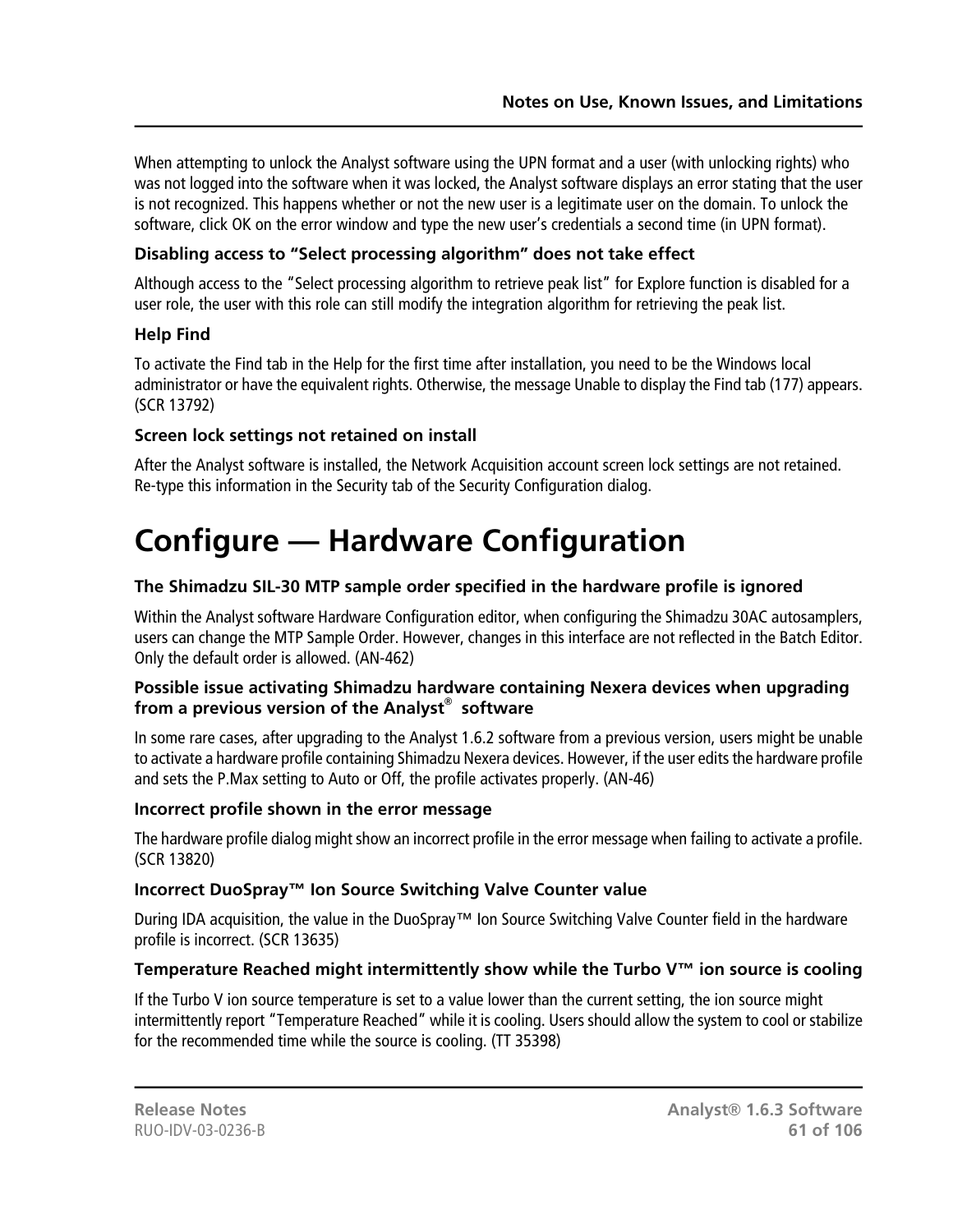When attempting to unlock the Analyst software using the UPN format and a user (with unlocking rights) who was not logged into the software when it was locked, the Analyst software displays an error stating that the user is not recognized. This happens whether or not the new user is a legitimate user on the domain. To unlock the software, click OK on the error window and type the new user's credentials a second time (in UPN format).

### Disabling access to "Select processing algorithm" does not take effect

Although access to the "Select processing algorithm to retrieve peak list" for Explore function is disabled for a user role, the user with this role can still modify the integration algorithm for retrieving the peak list.

### Help Find

To activate the Find tab in the Help for the first time after installation, you need to be the Windows local administrator or have the equivalent rights. Otherwise, the message Unable to display the Find tab (177) appears. (SCR 13792)

### Screen lock settings not retained on install

After the Analyst software is installed, the Network Acquisition account screen lock settings are not retained. Re-type this information in the Security tab of the Security Configuration dialog.

# Configure — Hardware Configuration

### The Shimadzu SIL-30 MTP sample order specified in the hardware profile is ignored

Within the Analyst software Hardware Configuration editor, when configuring the Shimadzu 30AC autosamplers, users can change the MTP Sample Order. However, changes in this interface are not reflected in the Batch Editor. Only the default order is allowed. (AN-462)

### Possible issue activating Shimadzu hardware containing Nexera devices when upgrading from a previous version of the Analyst® software

In some rare cases, after upgrading to the Analyst 1.6.2 software from a previous version, users might be unable to activate a hardware profile containing Shimadzu Nexera devices. However, if the user edits the hardware profile and sets the P.Max setting to Auto or Off, the profile activates properly. (AN-46)

### Incorrect profile shown in the error message

The hardware profile dialog might show an incorrect profile in the error message when failing to activate a profile. (SCR 13820)

### Incorrect DuoSpray™ Ion Source Switching Valve Counter value

During IDA acquisition, the value in the DuoSpray™ Ion Source Switching Valve Counter field in the hardware profile is incorrect. (SCR 13635)

### Temperature Reached might intermittently show while the Turbo V™ ion source is cooling

If the Turbo V ion source temperature is set to a value lower than the current setting, the ion source might intermittently report "Temperature Reached" while it is cooling. Users should allow the system to cool or stabilize for the recommended time while the source is cooling. (TT 35398)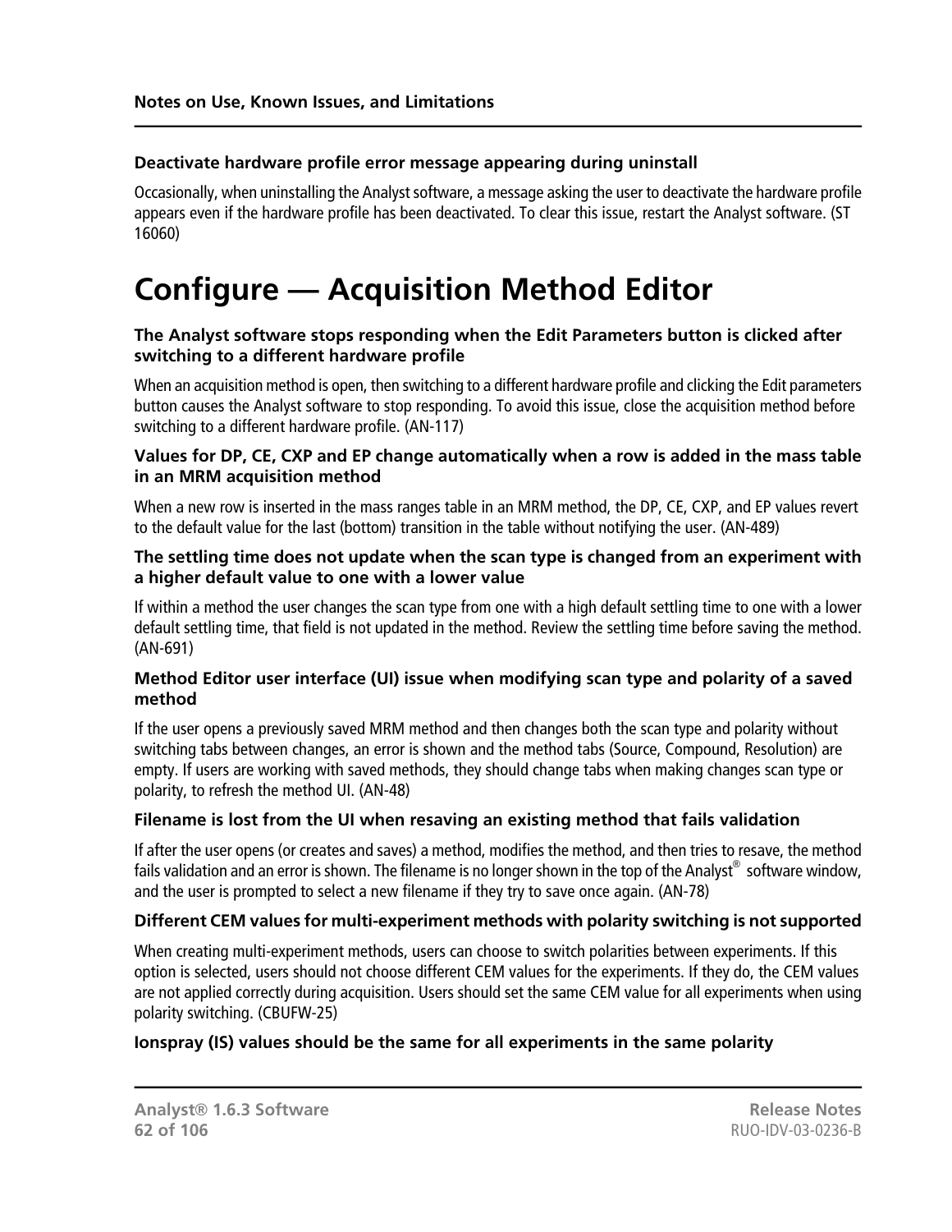### Deactivate hardware profile error message appearing during uninstall

Occasionally, when uninstalling the Analyst software, a message asking the user to deactivate the hardware profile appears even if the hardware profile has been deactivated. To clear this issue, restart the Analyst software. (ST 16060)

# Configure — Acquisition Method Editor

### The Analyst software stops responding when the Edit Parameters button is clicked after switching to a different hardware profile

When an acquisition method is open, then switching to a different hardware profile and clicking the Edit parameters button causes the Analyst software to stop responding. To avoid this issue, close the acquisition method before switching to a different hardware profile. (AN-117)

### Values for DP, CE, CXP and EP change automatically when a row is added in the mass table in an MRM acquisition method

When a new row is inserted in the mass ranges table in an MRM method, the DP, CE, CXP, and EP values revert to the default value for the last (bottom) transition in the table without notifying the user. (AN-489)

### The settling time does not update when the scan type is changed from an experiment with a higher default value to one with a lower value

If within a method the user changes the scan type from one with a high default settling time to one with a lower default settling time, that field is not updated in the method. Review the settling time before saving the method. (AN-691)

### Method Editor user interface (UI) issue when modifying scan type and polarity of a saved method

If the user opens a previously saved MRM method and then changes both the scan type and polarity without switching tabs between changes, an error is shown and the method tabs (Source, Compound, Resolution) are empty. If users are working with saved methods, they should change tabs when making changes scan type or polarity, to refresh the method UI. (AN-48)

### Filename is lost from the UI when resaving an existing method that fails validation

If after the user opens (or creates and saves) a method, modifies the method, and then tries to resave, the method fails validation and an error is shown. The filename is no longer shown in the top of the Analyst® software window, and the user is prompted to select a new filename if they try to save once again. (AN-78)

### Different CEM values for multi-experiment methods with polarity switching is not supported

When creating multi-experiment methods, users can choose to switch polarities between experiments. If this option is selected, users should not choose different CEM values for the experiments. If they do, the CEM values are not applied correctly during acquisition. Users should set the same CEM value for all experiments when using polarity switching. (CBUFW-25)

### Ionspray (IS) values should be the same for all experiments in the same polarity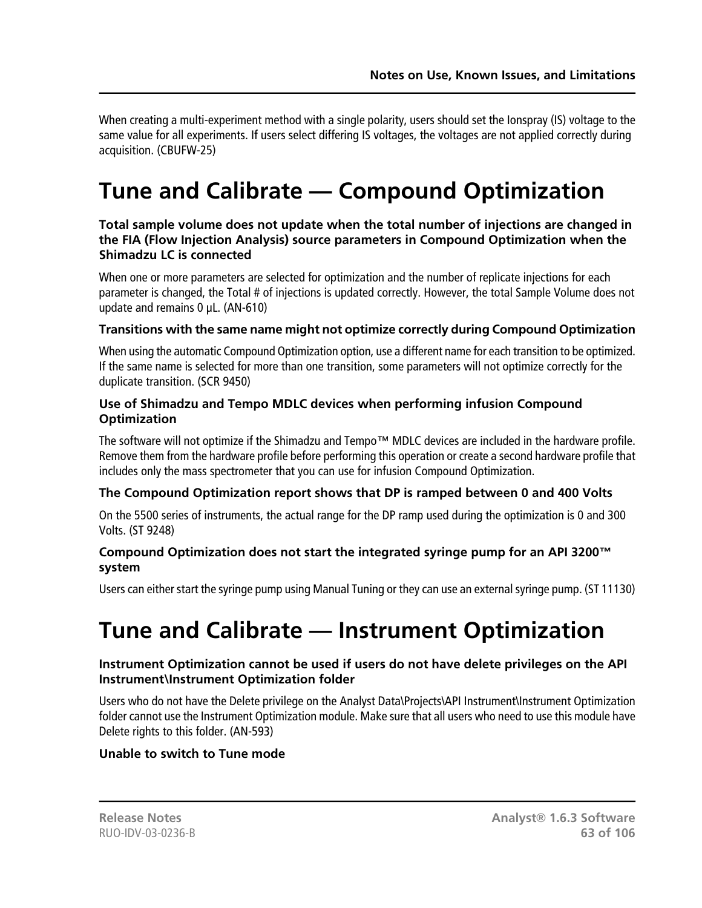When creating a multi-experiment method with a single polarity, users should set the Ionspray (IS) voltage to the same value for all experiments. If users select differing IS voltages, the voltages are not applied correctly during acquisition. (CBUFW-25)

# Tune and Calibrate — Compound Optimization

### Total sample volume does not update when the total number of injections are changed in the FIA (Flow Injection Analysis) source parameters in Compound Optimization when the Shimadzu LC is connected

When one or more parameters are selected for optimization and the number of replicate injections for each parameter is changed, the Total # of injections is updated correctly. However, the total Sample Volume does not update and remains 0 µL. (AN-610)

### Transitions with the same name might not optimize correctly during Compound Optimization

When using the automatic Compound Optimization option, use a different name for each transition to be optimized. If the same name is selected for more than one transition, some parameters will not optimize correctly for the duplicate transition. (SCR 9450)

### Use of Shimadzu and Tempo MDLC devices when performing infusion Compound Optimization

The software will not optimize if the Shimadzu and Tempo™ MDLC devices are included in the hardware profile. Remove them from the hardware profile before performing this operation or create a second hardware profile that includes only the mass spectrometer that you can use for infusion Compound Optimization.

### The Compound Optimization report shows that DP is ramped between 0 and 400 Volts

On the 5500 series of instruments, the actual range for the DP ramp used during the optimization is 0 and 300 Volts. (ST 9248)

### Compound Optimization does not start the integrated syringe pump for an API 3200™ system

Users can either start the syringe pump using Manual Tuning or they can use an external syringe pump. (ST 11130)

# Tune and Calibrate — Instrument Optimization

### Instrument Optimization cannot be used if users do not have delete privileges on the API Instrument\Instrument Optimization folder

Users who do not have the Delete privilege on the Analyst Data\Projects\API Instrument\Instrument Optimization folder cannot use the Instrument Optimization module. Make sure that all users who need to use this module have Delete rights to this folder. (AN-593)

### Unable to switch to Tune mode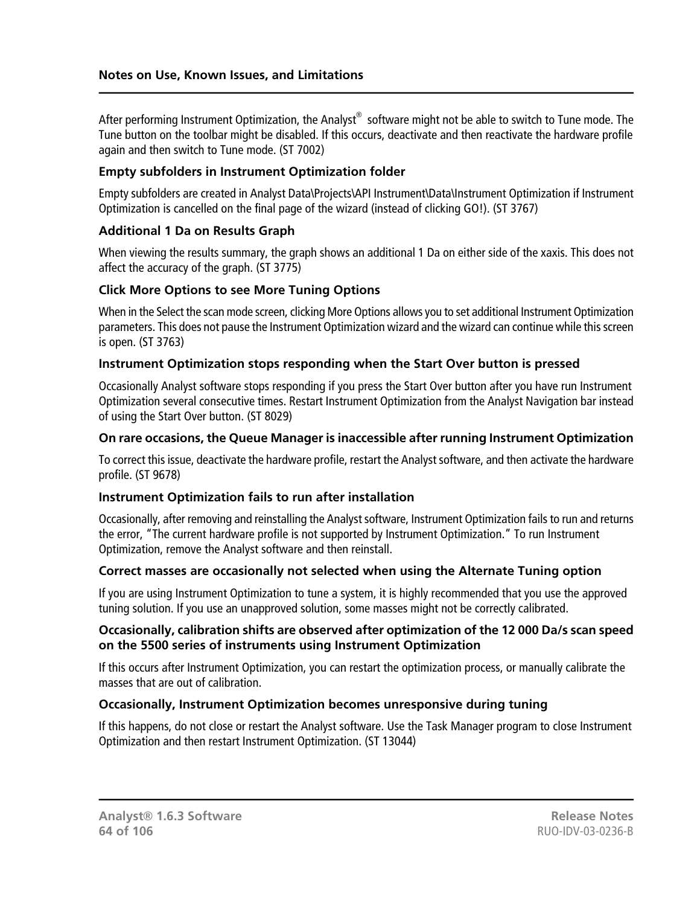After performing Instrument Optimization, the Analyst® software might not be able to switch to Tune mode. The Tune button on the toolbar might be disabled. If this occurs, deactivate and then reactivate the hardware profile again and then switch to Tune mode. (ST 7002)

### Empty subfolders in Instrument Optimization folder

Empty subfolders are created in Analyst Data\Projects\API Instrument\Data\Instrument Optimization if Instrument Optimization is cancelled on the final page of the wizard (instead of clicking GO!). (ST 3767)

### Additional 1 Da on Results Graph

When viewing the results summary, the graph shows an additional 1 Da on either side of the xaxis. This does not affect the accuracy of the graph. (ST 3775)

### Click More Options to see More Tuning Options

When in the Select the scan mode screen, clicking More Options allows you to set additional Instrument Optimization parameters. This does not pause the Instrument Optimization wizard and the wizard can continue while this screen is open. (ST 3763)

### Instrument Optimization stops responding when the Start Over button is pressed

Occasionally Analyst software stops responding if you press the Start Over button after you have run Instrument Optimization several consecutive times. Restart Instrument Optimization from the Analyst Navigation bar instead of using the Start Over button. (ST 8029)

### On rare occasions, the Queue Manager is inaccessible after running Instrument Optimization

To correct this issue, deactivate the hardware profile, restart the Analyst software, and then activate the hardware profile. (ST 9678)

### Instrument Optimization fails to run after installation

Occasionally, after removing and reinstalling the Analyst software, Instrument Optimization fails to run and returns the error, "The current hardware profile is not supported by Instrument Optimization." To run Instrument Optimization, remove the Analyst software and then reinstall.

### Correct masses are occasionally not selected when using the Alternate Tuning option

If you are using Instrument Optimization to tune a system, it is highly recommended that you use the approved tuning solution. If you use an unapproved solution, some masses might not be correctly calibrated.

### Occasionally, calibration shifts are observed after optimization of the 12 000 Da/s scan speed on the 5500 series of instruments using Instrument Optimization

If this occurs after Instrument Optimization, you can restart the optimization process, or manually calibrate the masses that are out of calibration.

### Occasionally, Instrument Optimization becomes unresponsive during tuning

If this happens, do not close or restart the Analyst software. Use the Task Manager program to close Instrument Optimization and then restart Instrument Optimization. (ST 13044)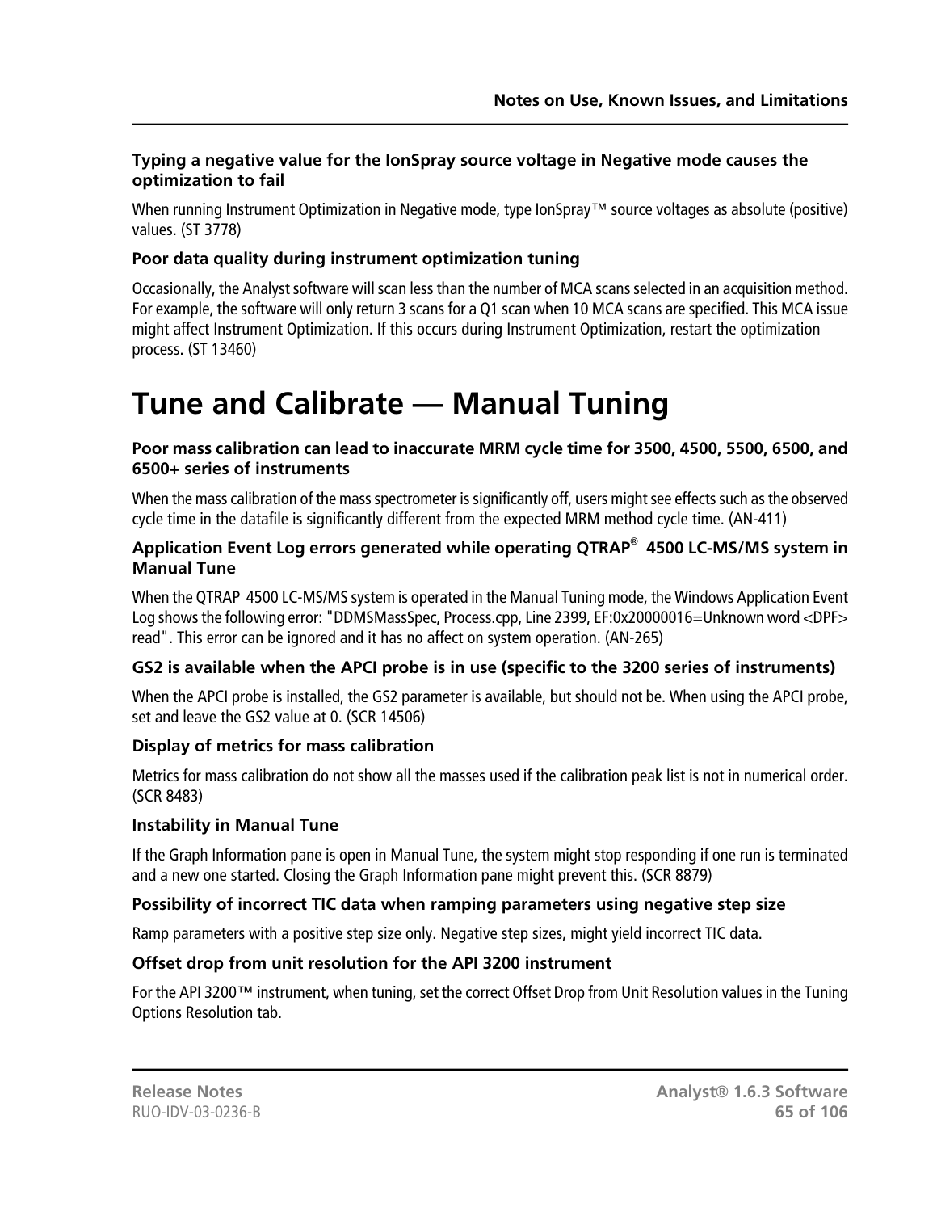### Typing a negative value for the IonSpray source voltage in Negative mode causes the optimization to fail

When running Instrument Optimization in Negative mode, type IonSpray™ source voltages as absolute (positive) values. (ST 3778)

### Poor data quality during instrument optimization tuning

Occasionally, the Analyst software will scan less than the number of MCA scans selected in an acquisition method. For example, the software will only return 3 scans for a Q1 scan when 10 MCA scans are specified. This MCA issue might affect Instrument Optimization. If this occurs during Instrument Optimization, restart the optimization process. (ST 13460)

# Tune and Calibrate — Manual Tuning

### Poor mass calibration can lead to inaccurate MRM cycle time for 3500, 4500, 5500, 6500, and 6500+ series of instruments

When the mass calibration of the mass spectrometer is significantly off, users might see effects such as the observed cycle time in the datafile is significantly different from the expected MRM method cycle time. (AN-411)

### Application Event Log errors generated while operating QTRAP® 4500 LC-MS/MS system in Manual Tune

When the QTRAP 4500 LC-MS/MS system is operated in the Manual Tuning mode, the Windows Application Event Log shows the following error: "DDMSMassSpec, Process.cpp, Line 2399, EF:0x20000016=Unknown word <DPF> read". This error can be ignored and it has no affect on system operation. (AN-265)

### GS2 is available when the APCI probe is in use (specific to the 3200 series of instruments)

When the APCI probe is installed, the GS2 parameter is available, but should not be. When using the APCI probe, set and leave the GS2 value at 0. (SCR 14506)

### Display of metrics for mass calibration

Metrics for mass calibration do not show all the masses used if the calibration peak list is not in numerical order. (SCR 8483)

### Instability in Manual Tune

If the Graph Information pane is open in Manual Tune, the system might stop responding if one run is terminated and a new one started. Closing the Graph Information pane might prevent this. (SCR 8879)

### Possibility of incorrect TIC data when ramping parameters using negative step size

Ramp parameters with a positive step size only. Negative step sizes, might yield incorrect TIC data.

### Offset drop from unit resolution for the API 3200 instrument

For the API 3200™ instrument, when tuning, set the correct Offset Drop from Unit Resolution values in the Tuning Options Resolution tab.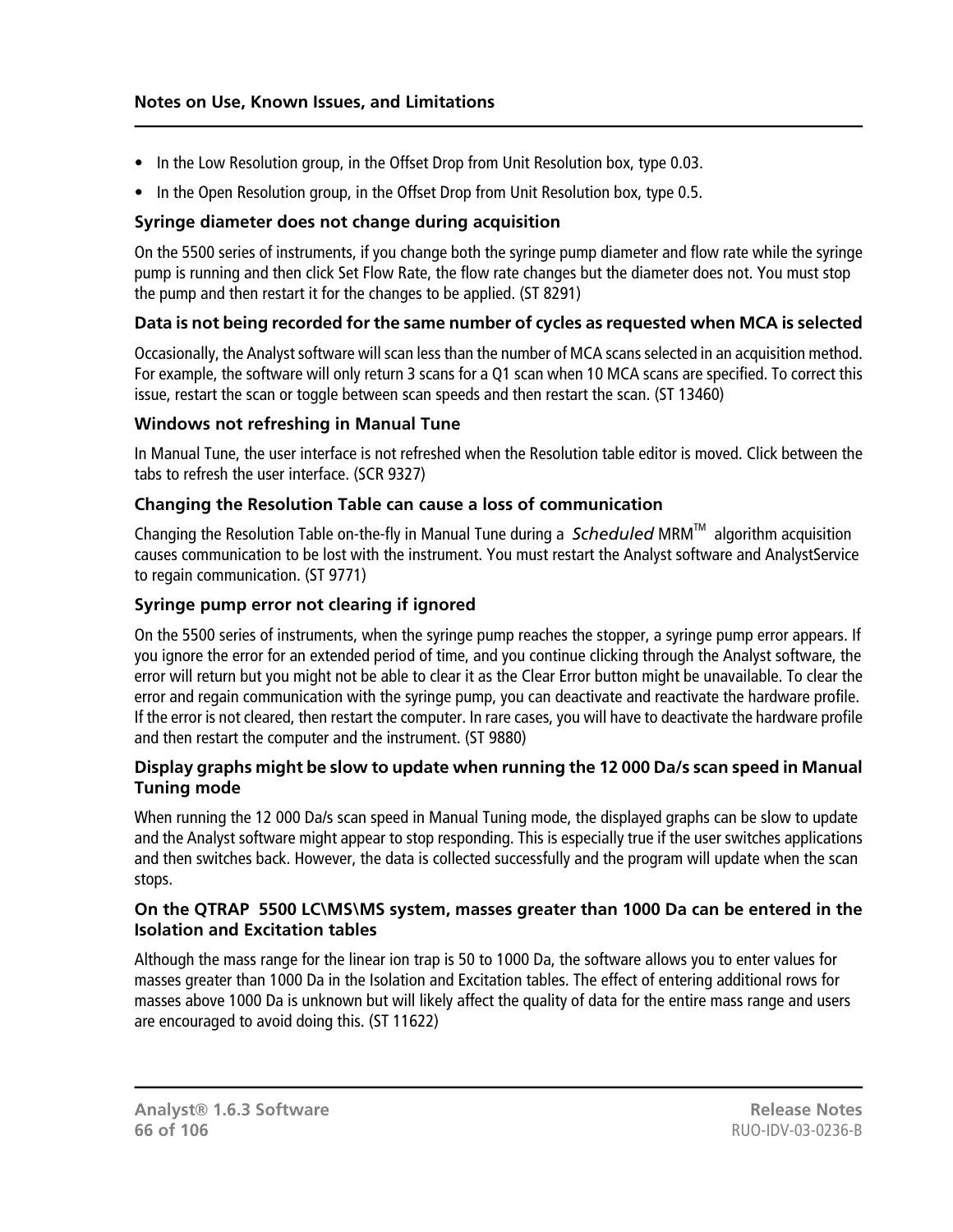- In the Low Resolution group, in the Offset Drop from Unit Resolution box, type 0.03.
- In the Open Resolution group, in the Offset Drop from Unit Resolution box, type 0.5.

### Syringe diameter does not change during acquisition

On the 5500 series of instruments, if you change both the syringe pump diameter and flow rate while the syringe pump is running and then click Set Flow Rate, the flow rate changes but the diameter does not. You must stop the pump and then restart it for the changes to be applied. (ST 8291)

### Data is not being recorded for the same number of cycles as requested when MCA is selected

Occasionally, the Analyst software will scan less than the number of MCA scans selected in an acquisition method. For example, the software will only return 3 scans for a Q1 scan when 10 MCA scans are specified. To correct this issue, restart the scan or toggle between scan speeds and then restart the scan. (ST 13460)

### Windows not refreshing in Manual Tune

In Manual Tune, the user interface is not refreshed when the Resolution table editor is moved. Click between the tabs to refresh the user interface. (SCR 9327)

### Changing the Resolution Table can cause a loss of communication

Changing the Resolution Table on-the-fly in Manual Tune during a *Scheduled* MRM™ algorithm acquisition causes communication to be lost with the instrument. You must restart the Analyst software and AnalystService to regain communication. (ST 9771)

### Syringe pump error not clearing if ignored

On the 5500 series of instruments, when the syringe pump reaches the stopper, a syringe pump error appears. If you ignore the error for an extended period of time, and you continue clicking through the Analyst software, the error will return but you might not be able to clear it as the Clear Error button might be unavailable. To clear the error and regain communication with the syringe pump, you can deactivate and reactivate the hardware profile. If the error is not cleared, then restart the computer. In rare cases, you will have to deactivate the hardware profile and then restart the computer and the instrument. (ST 9880)

### Display graphs might be slow to update when running the 12 000 Da/s scan speed in Manual Tuning mode

When running the 12 000 Da/s scan speed in Manual Tuning mode, the displayed graphs can be slow to update and the Analyst software might appear to stop responding. This is especially true if the user switches applications and then switches back. However, the data is collected successfully and the program will update when the scan stops.

### On the QTRAP 5500 LC\MS\MS system, masses greater than 1000 Da can be entered in the Isolation and Excitation tables

Although the mass range for the linear ion trap is 50 to 1000 Da, the software allows you to enter values for masses greater than 1000 Da in the Isolation and Excitation tables. The effect of entering additional rows for masses above 1000 Da is unknown but will likely affect the quality of data for the entire mass range and users are encouraged to avoid doing this. (ST 11622)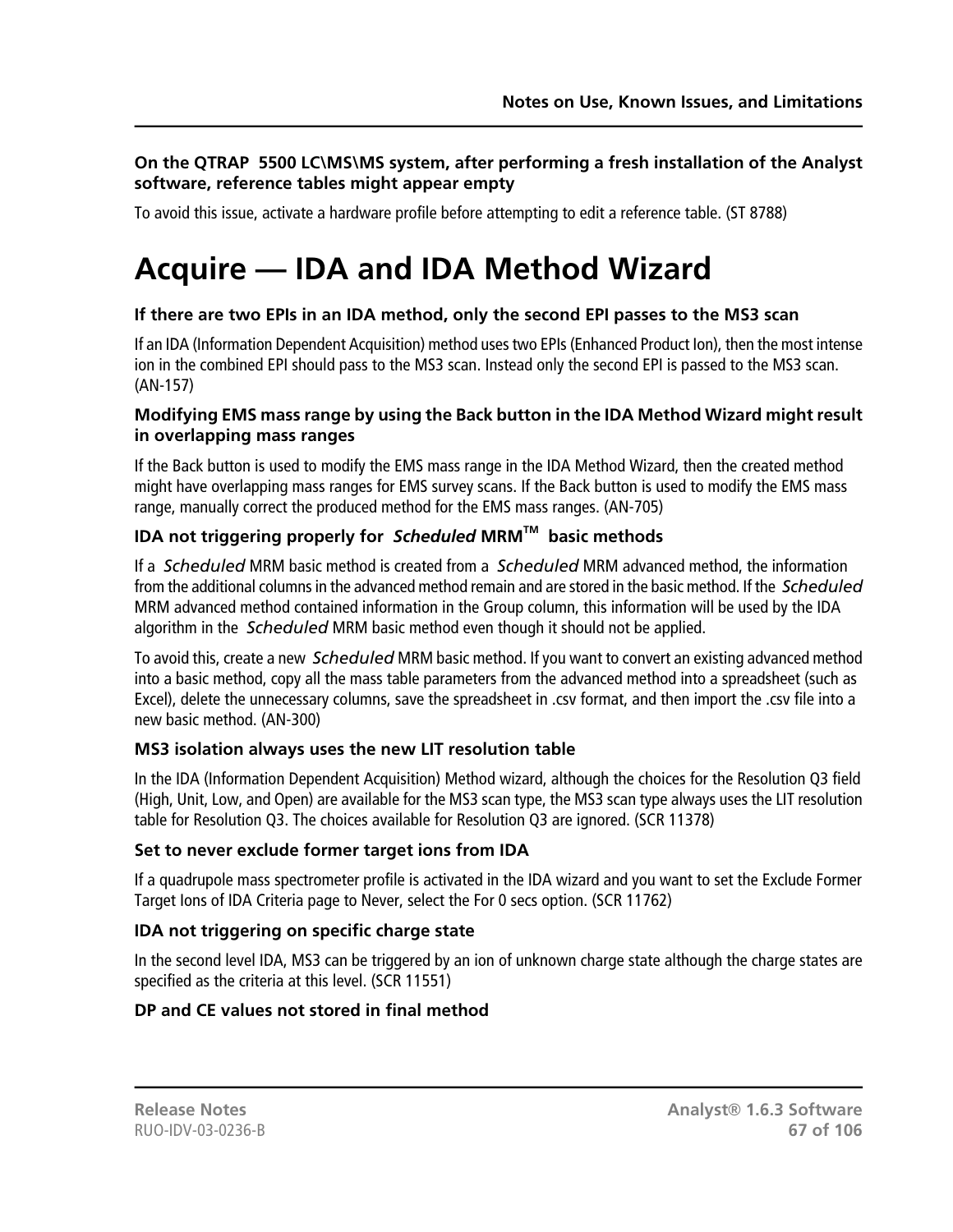### On the QTRAP 5500 LC\MS\MS system, after performing a fresh installation of the Analyst software, reference tables might appear empty

To avoid this issue, activate a hardware profile before attempting to edit a reference table. (ST 8788)

# Acquire — IDA and IDA Method Wizard

### If there are two EPIs in an IDA method, only the second EPI passes to the MS3 scan

If an IDA (Information Dependent Acquisition) method uses two EPIs (Enhanced Product Ion), then the most intense ion in the combined EPI should pass to the MS3 scan. Instead only the second EPI is passed to the MS3 scan. (AN-157)

### Modifying EMS mass range by using the Back button in the IDA Method Wizard might result in overlapping mass ranges

If the Back button is used to modify the EMS mass range in the IDA Method Wizard, then the created method might have overlapping mass ranges for EMS survey scans. If the Back button is used to modify the EMS mass range, manually correct the produced method for the EMS mass ranges. (AN-705)

### IDA not triggering properly for *Scheduled* MRM™ basic methods

If a *Scheduled* MRM basic method is created from a *Scheduled* MRM advanced method, the information from the additional columns in the advanced method remain and are stored in the basic method. If the *Scheduled* MRM advanced method contained information in the Group column, this information will be used by the IDA algorithm in the *Scheduled* MRM basic method even though it should not be applied.

To avoid this, create a new *Scheduled* MRM basic method. If you want to convert an existing advanced method into a basic method, copy all the mass table parameters from the advanced method into a spreadsheet (such as Excel), delete the unnecessary columns, save the spreadsheet in .csv format, and then import the .csv file into a new basic method. (AN-300)

### MS3 isolation always uses the new LIT resolution table

In the IDA (Information Dependent Acquisition) Method wizard, although the choices for the Resolution Q3 field (High, Unit, Low, and Open) are available for the MS3 scan type, the MS3 scan type always uses the LIT resolution table for Resolution Q3. The choices available for Resolution Q3 are ignored. (SCR 11378)

### Set to never exclude former target ions from IDA

If a quadrupole mass spectrometer profile is activated in the IDA wizard and you want to set the Exclude Former Target Ions of IDA Criteria page to Never, select the For 0 secs option. (SCR 11762)

### IDA not triggering on specific charge state

In the second level IDA, MS3 can be triggered by an ion of unknown charge state although the charge states are specified as the criteria at this level. (SCR 11551)

### DP and CE values not stored in final method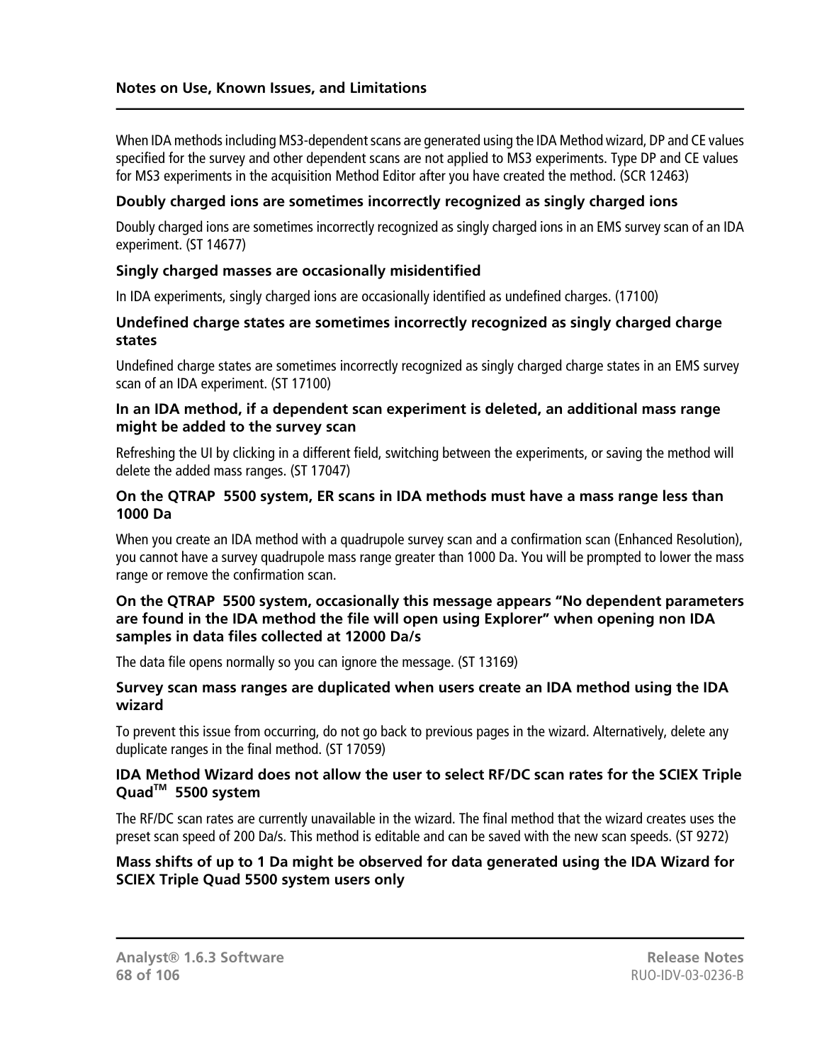When IDA methods including MS3-dependent scans are generated using the IDA Method wizard, DP and CE values specified for the survey and other dependent scans are not applied to MS3 experiments. Type DP and CE values for MS3 experiments in the acquisition Method Editor after you have created the method. (SCR 12463)

### Doubly charged ions are sometimes incorrectly recognized as singly charged ions

Doubly charged ions are sometimes incorrectly recognized as singly charged ions in an EMS survey scan of an IDA experiment. (ST 14677)

### Singly charged masses are occasionally misidentified

In IDA experiments, singly charged ions are occasionally identified as undefined charges. (17100)

### Undefined charge states are sometimes incorrectly recognized as singly charged charge states

Undefined charge states are sometimes incorrectly recognized as singly charged charge states in an EMS survey scan of an IDA experiment. (ST 17100)

### In an IDA method, if a dependent scan experiment is deleted, an additional mass range might be added to the survey scan

Refreshing the UI by clicking in a different field, switching between the experiments, or saving the method will delete the added mass ranges. (ST 17047)

### On the QTRAP 5500 system, ER scans in IDA methods must have a mass range less than 1000 Da

When you create an IDA method with a quadrupole survey scan and a confirmation scan (Enhanced Resolution), you cannot have a survey quadrupole mass range greater than 1000 Da. You will be prompted to lower the mass range or remove the confirmation scan.

### On the QTRAP 5500 system, occasionally this message appears “No dependent parameters are found in the IDA method the file will open using Explorer” when opening non IDA samples in data files collected at 12000 Da/s

The data file opens normally so you can ignore the message. (ST 13169)

### Survey scan mass ranges are duplicated when users create an IDA method using the IDA wizard

To prevent this issue from occurring, do not go back to previous pages in the wizard. Alternatively, delete any duplicate ranges in the final method. (ST 17059)

### IDA Method Wizard does not allow the user to select RF/DC scan rates for the SCIEX Triple Quad™ 5500 system

The RF/DC scan rates are currently unavailable in the wizard. The final method that the wizard creates uses the preset scan speed of 200 Da/s. This method is editable and can be saved with the new scan speeds. (ST 9272)

### Mass shifts of up to 1 Da might be observed for data generated using the IDA Wizard for SCIEX Triple Quad 5500 system users only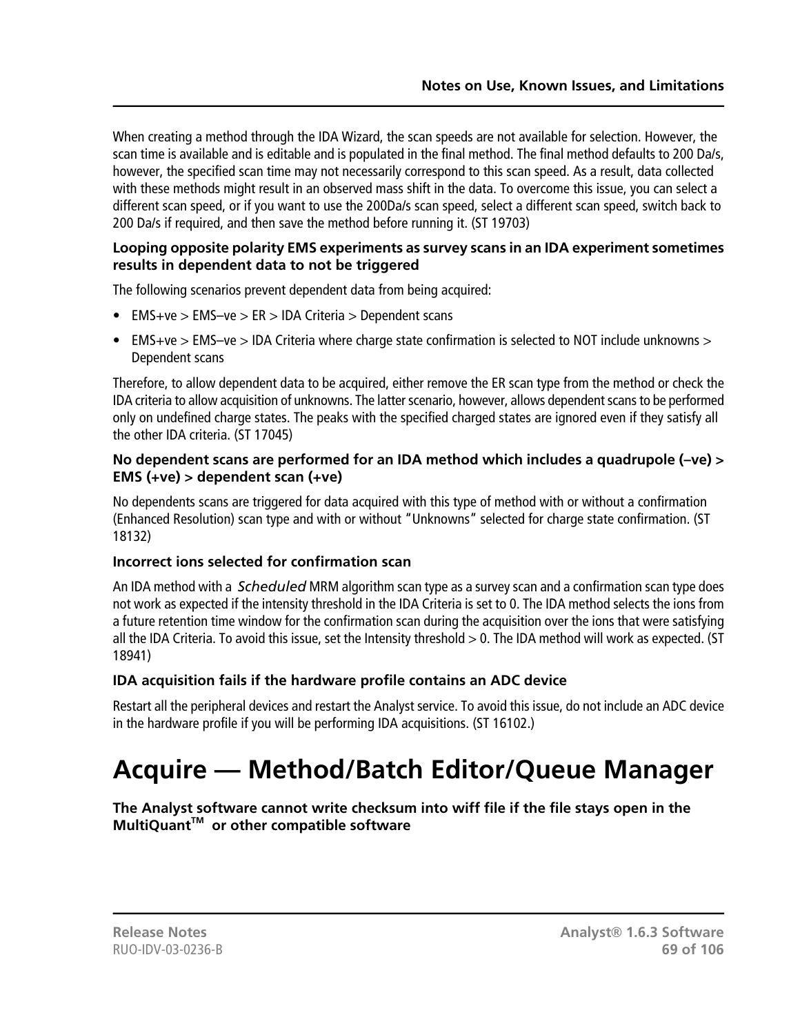When creating a method through the IDA Wizard, the scan speeds are not available for selection. However, the scan time is available and is editable and is populated in the final method. The final method defaults to 200 Da/s, however, the specified scan time may not necessarily correspond to this scan speed. As a result, data collected with these methods might result in an observed mass shift in the data. To overcome this issue, you can select a different scan speed, or if you want to use the 200Da/s scan speed, select a different scan speed, switch back to 200 Da/s if required, and then save the method before running it. (ST 19703)

### Looping opposite polarity EMS experiments as survey scans in an IDA experiment sometimes results in dependent data to not be triggered

The following scenarios prevent dependent data from being acquired:

- EMS+ve > EMS–ve > ER > IDA Criteria > Dependent scans
- EMS+ve > EMS–ve > IDA Criteria where charge state confirmation is selected to NOT include unknowns > Dependent scans

Therefore, to allow dependent data to be acquired, either remove the ER scan type from the method or check the IDA criteria to allow acquisition of unknowns. The latter scenario, however, allows dependent scans to be performed only on undefined charge states. The peaks with the specified charged states are ignored even if they satisfy all the other IDA criteria. (ST 17045)

### No dependent scans are performed for an IDA method which includes a quadrupole (–ve) > EMS (+ve) > dependent scan (+ve)

No dependents scans are triggered for data acquired with this type of method with or without a confirmation (Enhanced Resolution) scan type and with or without "Unknowns" selected for charge state confirmation. (ST 18132)

### Incorrect ions selected for confirmation scan

An IDA method with a *Scheduled* MRM algorithm scan type as a survey scan and a confirmation scan type does not work as expected if the intensity threshold in the IDA Criteria is set to 0. The IDA method selects the ions from a future retention time window for the confirmation scan during the acquisition over the ions that were satisfying all the IDA Criteria. To avoid this issue, set the Intensity threshold > 0. The IDA method will work as expected. (ST 18941)

### IDA acquisition fails if the hardware profile contains an ADC device

Restart all the peripheral devices and restart the Analyst service. To avoid this issue, do not include an ADC device in the hardware profile if you will be performing IDA acquisitions. (ST 16102.)

# Acquire — Method/Batch Editor/Queue Manager

### The Analyst software cannot write checksum into wiff file if the file stays open in the MultiQuant™ or other compatible software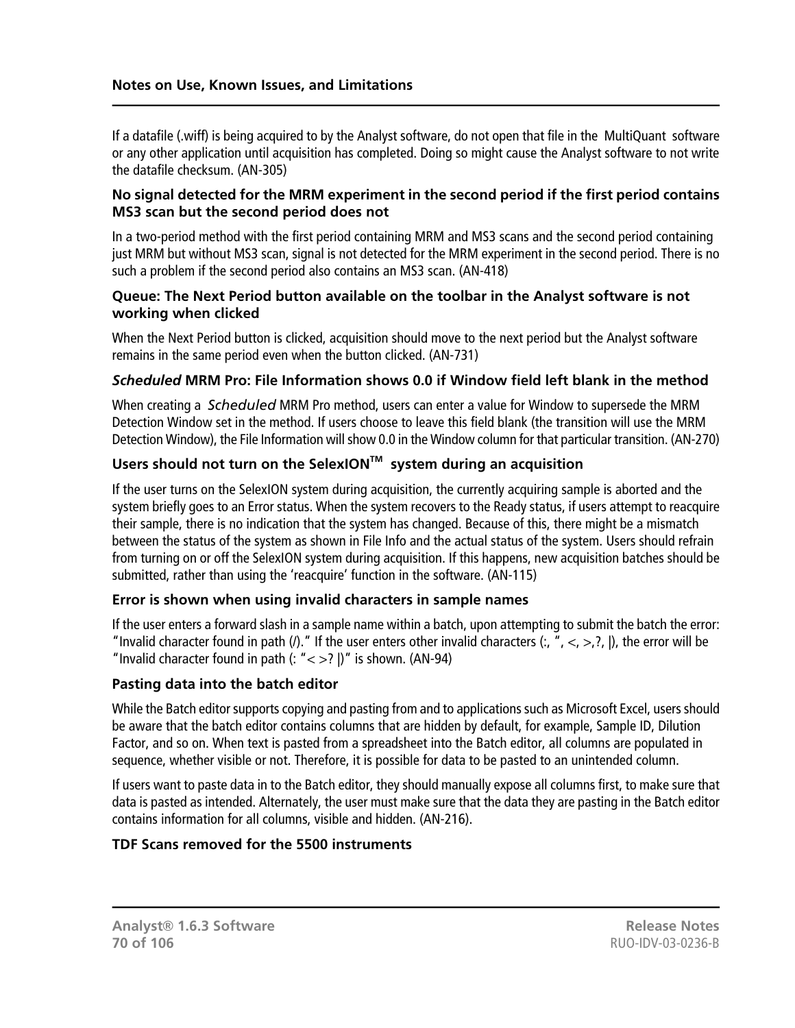If a datafile (.wiff) is being acquired to by the Analyst software, do not open that file in the MultiQuant software or any other application until acquisition has completed. Doing so might cause the Analyst software to not write the datafile checksum. (AN-305)

### No signal detected for the MRM experiment in the second period if the first period contains MS3 scan but the second period does not

In a two-period method with the first period containing MRM and MS3 scans and the second period containing just MRM but without MS3 scan, signal is not detected for the MRM experiment in the second period. There is no such a problem if the second period also contains an MS3 scan. (AN-418)

### Queue: The Next Period button available on the toolbar in the Analyst software is not working when clicked

When the Next Period button is clicked, acquisition should move to the next period but the Analyst software remains in the same period even when the button clicked. (AN-731)

### *Scheduled* MRM Pro: File Information shows 0.0 if Window field left blank in the method

When creating a *Scheduled* MRM Pro method, users can enter a value for Window to supersede the MRM Detection Window set in the method. If users choose to leave this field blank (the transition will use the MRM Detection Window), the File Information will show 0.0 in the Window column for that particular transition. (AN-270)

### Users should not turn on the SelexION™ system during an acquisition

If the user turns on the SelexION system during acquisition, the currently acquiring sample is aborted and the system briefly goes to an Error status. When the system recovers to the Ready status, if users attempt to reacquire their sample, there is no indication that the system has changed. Because of this, there might be a mismatch between the status of the system as shown in File Info and the actual status of the system. Users should refrain from turning on or off the SelexION system during acquisition. If this happens, new acquisition batches should be submitted, rather than using the 'reacquire' function in the software. (AN-115)

### Error is shown when using invalid characters in sample names

If the user enters a forward slash in a sample name within a batch, upon attempting to submit the batch the error: "Invalid character found in path (/)." If the user enters other invalid characters (:, ", <, >,?, |), the error will be "Invalid character found in path (: "< >? |)" is shown. (AN-94)

### Pasting data into the batch editor

While the Batch editor supports copying and pasting from and to applications such as Microsoft Excel, users should be aware that the batch editor contains columns that are hidden by default, for example, Sample ID, Dilution Factor, and so on. When text is pasted from a spreadsheet into the Batch editor, all columns are populated in sequence, whether visible or not. Therefore, it is possible for data to be pasted to an unintended column.

If users want to paste data in to the Batch editor, they should manually expose all columns first, to make sure that data is pasted as intended. Alternately, the user must make sure that the data they are pasting in the Batch editor contains information for all columns, visible and hidden. (AN-216).

### TDF Scans removed for the 5500 instruments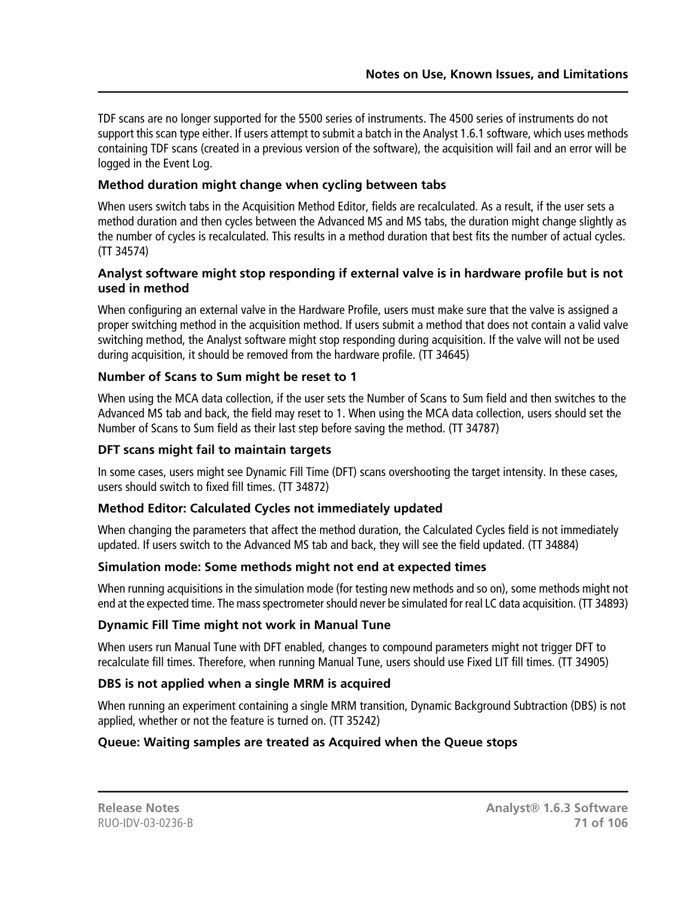TDF scans are no longer supported for the 5500 series of instruments. The 4500 series of instruments do not support this scan type either. If users attempt to submit a batch in the Analyst 1.6.1 software, which uses methods containing TDF scans (created in a previous version of the software), the acquisition will fail and an error will be logged in the Event Log.

### Method duration might change when cycling between tabs

When users switch tabs in the Acquisition Method Editor, fields are recalculated. As a result, if the user sets a method duration and then cycles between the Advanced MS and MS tabs, the duration might change slightly as the number of cycles is recalculated. This results in a method duration that best fits the number of actual cycles. (TT 34574)

### Analyst software might stop responding if external valve is in hardware profile but is not used in method

When configuring an external valve in the Hardware Profile, users must make sure that the valve is assigned a proper switching method in the acquisition method. If users submit a method that does not contain a valid valve switching method, the Analyst software might stop responding during acquisition. If the valve will not be used during acquisition, it should be removed from the hardware profile. (TT 34645)

### Number of Scans to Sum might be reset to 1

When using the MCA data collection, if the user sets the Number of Scans to Sum field and then switches to the Advanced MS tab and back, the field may reset to 1. When using the MCA data collection, users should set the Number of Scans to Sum field as their last step before saving the method. (TT 34787)

### DFT scans might fail to maintain targets

In some cases, users might see Dynamic Fill Time (DFT) scans overshooting the target intensity. In these cases, users should switch to fixed fill times. (TT 34872)

### Method Editor: Calculated Cycles not immediately updated

When changing the parameters that affect the method duration, the Calculated Cycles field is not immediately updated. If users switch to the Advanced MS tab and back, they will see the field updated. (TT 34884)

### Simulation mode: Some methods might not end at expected times

When running acquisitions in the simulation mode (for testing new methods and so on), some methods might not end at the expected time. The mass spectrometer should never be simulated for real LC data acquisition. (TT 34893)

### Dynamic Fill Time might not work in Manual Tune

When users run Manual Tune with DFT enabled, changes to compound parameters might not trigger DFT to recalculate fill times. Therefore, when running Manual Tune, users should use Fixed LIT fill times. (TT 34905)

### DBS is not applied when a single MRM is acquired

When running an experiment containing a single MRM transition, Dynamic Background Subtraction (DBS) is not applied, whether or not the feature is turned on. (TT 35242)

### Queue: Waiting samples are treated as Acquired when the Queue stops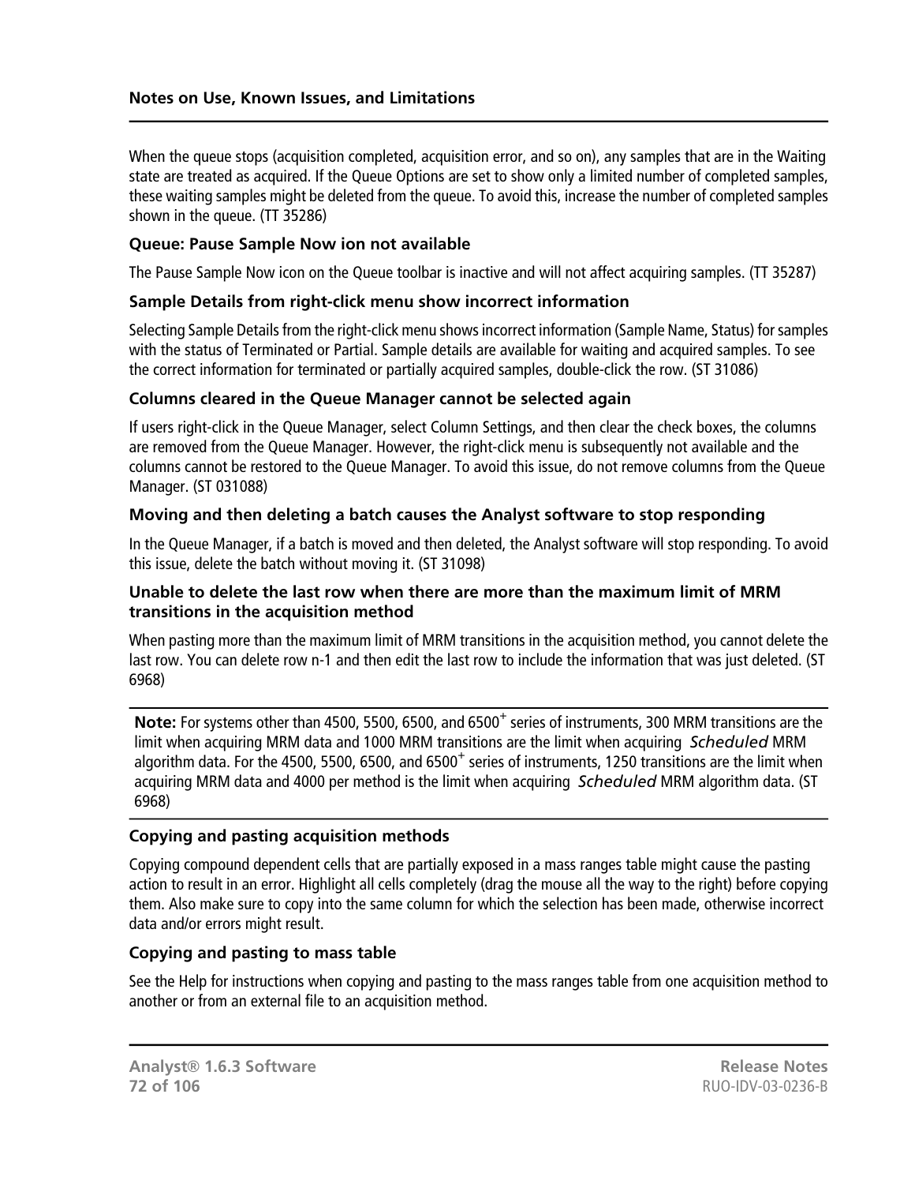When the queue stops (acquisition completed, acquisition error, and so on), any samples that are in the Waiting state are treated as acquired. If the Queue Options are set to show only a limited number of completed samples, these waiting samples might be deleted from the queue. To avoid this, increase the number of completed samples shown in the queue. (TT 35286)

### Queue: Pause Sample Now ion not available

The Pause Sample Now icon on the Queue toolbar is inactive and will not affect acquiring samples. (TT 35287)

### Sample Details from right-click menu show incorrect information

Selecting Sample Details from the right-click menu shows incorrect information (Sample Name, Status) for samples with the status of Terminated or Partial. Sample details are available for waiting and acquired samples. To see the correct information for terminated or partially acquired samples, double-click the row. (ST 31086)

### Columns cleared in the Queue Manager cannot be selected again

If users right-click in the Queue Manager, select Column Settings, and then clear the check boxes, the columns are removed from the Queue Manager. However, the right-click menu is subsequently not available and the columns cannot be restored to the Queue Manager. To avoid this issue, do not remove columns from the Queue Manager. (ST 031088)

### Moving and then deleting a batch causes the Analyst software to stop responding

In the Queue Manager, if a batch is moved and then deleted, the Analyst software will stop responding. To avoid this issue, delete the batch without moving it. (ST 31098)

### Unable to delete the last row when there are more than the maximum limit of MRM transitions in the acquisition method

When pasting more than the maximum limit of MRM transitions in the acquisition method, you cannot delete the last row. You can delete row n-1 and then edit the last row to include the information that was just deleted. (ST 6968)

**Note:** For systems other than 4500, 5500, 6500, and 6500$^+$ series of instruments, 300 MRM transitions are the limit when acquiring MRM data and 1000 MRM transitions are the limit when acquiring *Scheduled* MRM algorithm data. For the 4500, 5500, 6500, and 6500$^+$ series of instruments, 1250 transitions are the limit when acquiring MRM data and 4000 per method is the limit when acquiring *Scheduled* MRM algorithm data. (ST 6968)

### Copying and pasting acquisition methods

Copying compound dependent cells that are partially exposed in a mass ranges table might cause the pasting action to result in an error. Highlight all cells completely (drag the mouse all the way to the right) before copying them. Also make sure to copy into the same column for which the selection has been made, otherwise incorrect data and/or errors might result.

### Copying and pasting to mass table

See the Help for instructions when copying and pasting to the mass ranges table from one acquisition method to another or from an external file to an acquisition method.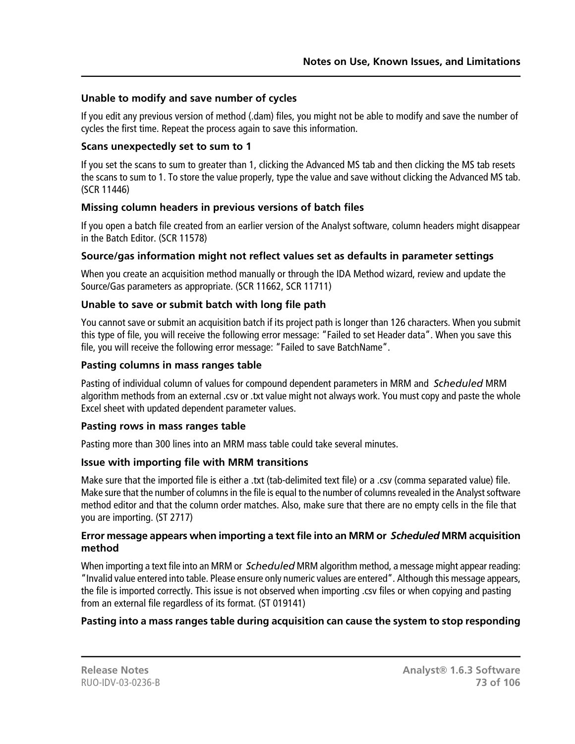### Unable to modify and save number of cycles

If you edit any previous version of method (.dam) files, you might not be able to modify and save the number of cycles the first time. Repeat the process again to save this information.

### Scans unexpectedly set to sum to 1

If you set the scans to sum to greater than 1, clicking the Advanced MS tab and then clicking the MS tab resets the scans to sum to 1. To store the value properly, type the value and save without clicking the Advanced MS tab. (SCR 11446)

### Missing column headers in previous versions of batch files

If you open a batch file created from an earlier version of the Analyst software, column headers might disappear in the Batch Editor. (SCR 11578)

### Source/gas information might not reflect values set as defaults in parameter settings

When you create an acquisition method manually or through the IDA Method wizard, review and update the Source/Gas parameters as appropriate. (SCR 11662, SCR 11711)

### Unable to save or submit batch with long file path

You cannot save or submit an acquisition batch if its project path is longer than 126 characters. When you submit this type of file, you will receive the following error message: "Failed to set Header data". When you save this file, you will receive the following error message: "Failed to save BatchName".

### Pasting columns in mass ranges table

Pasting of individual column of values for compound dependent parameters in MRM and *Scheduled* MRM algorithm methods from an external .csv or .txt value might not always work. You must copy and paste the whole Excel sheet with updated dependent parameter values.

### Pasting rows in mass ranges table

Pasting more than 300 lines into an MRM mass table could take several minutes.

### Issue with importing file with MRM transitions

Make sure that the imported file is either a .txt (tab-delimited text file) or a .csv (comma separated value) file. Make sure that the number of columns in the file is equal to the number of columns revealed in the Analyst software method editor and that the column order matches. Also, make sure that there are no empty cells in the file that you are importing. (ST 2717)

### Error message appears when importing a text file into an MRM or *Scheduled* MRM acquisition method

When importing a text file into an MRM or *Scheduled* MRM algorithm method, a message might appear reading: "Invalid value entered into table. Please ensure only numeric values are entered". Although this message appears, the file is imported correctly. This issue is not observed when importing .csv files or when copying and pasting from an external file regardless of its format. (ST 019141)

### Pasting into a mass ranges table during acquisition can cause the system to stop responding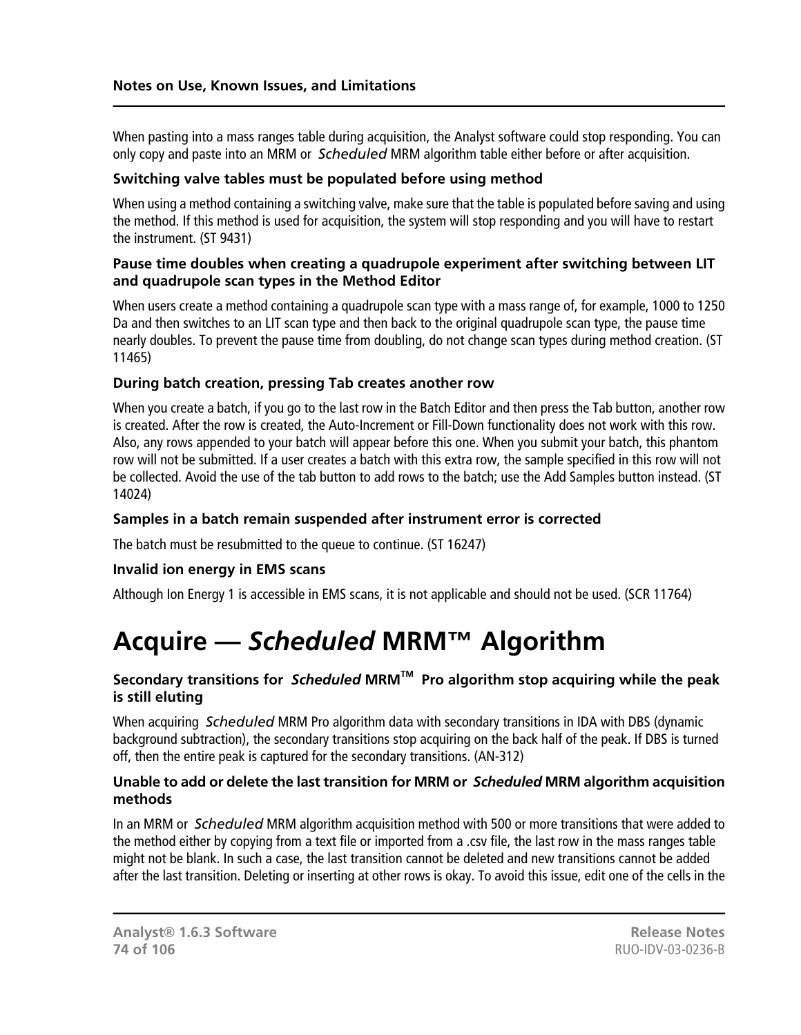When pasting into a mass ranges table during acquisition, the Analyst software could stop responding. You can only copy and paste into an MRM or *Scheduled* MRM algorithm table either before or after acquisition.

### Switching valve tables must be populated before using method

When using a method containing a switching valve, make sure that the table is populated before saving and using the method. If this method is used for acquisition, the system will stop responding and you will have to restart the instrument. (ST 9431)

### Pause time doubles when creating a quadrupole experiment after switching between LIT and quadrupole scan types in the Method Editor

When users create a method containing a quadrupole scan type with a mass range of, for example, 1000 to 1250 Da and then switches to an LIT scan type and then back to the original quadrupole scan type, the pause time nearly doubles. To prevent the pause time from doubling, do not change scan types during method creation. (ST 11465)

### During batch creation, pressing Tab creates another row

When you create a batch, if you go to the last row in the Batch Editor and then press the Tab button, another row is created. After the row is created, the Auto-Increment or Fill-Down functionality does not work with this row. Also, any rows appended to your batch will appear before this one. When you submit your batch, this phantom row will not be submitted. If a user creates a batch with this extra row, the sample specified in this row will not be collected. Avoid the use of the tab button to add rows to the batch; use the Add Samples button instead. (ST 14024)

### Samples in a batch remain suspended after instrument error is corrected

The batch must be resubmitted to the queue to continue. (ST 16247)

### Invalid ion energy in EMS scans

Although Ion Energy 1 is accessible in EMS scans, it is not applicable and should not be used. (SCR 11764)

# Acquire — *Scheduled* MRM™ Algorithm

### Secondary transitions for *Scheduled* MRM™ Pro algorithm stop acquiring while the peak is still eluting

When acquiring *Scheduled* MRM Pro algorithm data with secondary transitions in IDA with DBS (dynamic background subtraction), the secondary transitions stop acquiring on the back half of the peak. If DBS is turned off, then the entire peak is captured for the secondary transitions. (AN-312)

### Unable to add or delete the last transition for MRM or *Scheduled* MRM algorithm acquisition methods

In an MRM or *Scheduled* MRM algorithm acquisition method with 500 or more transitions that were added to the method either by copying from a text file or imported from a .csv file, the last row in the mass ranges table might not be blank. In such a case, the last transition cannot be deleted and new transitions cannot be added after the last transition. Deleting or inserting at other rows is okay. To avoid this issue, edit one of the cells in the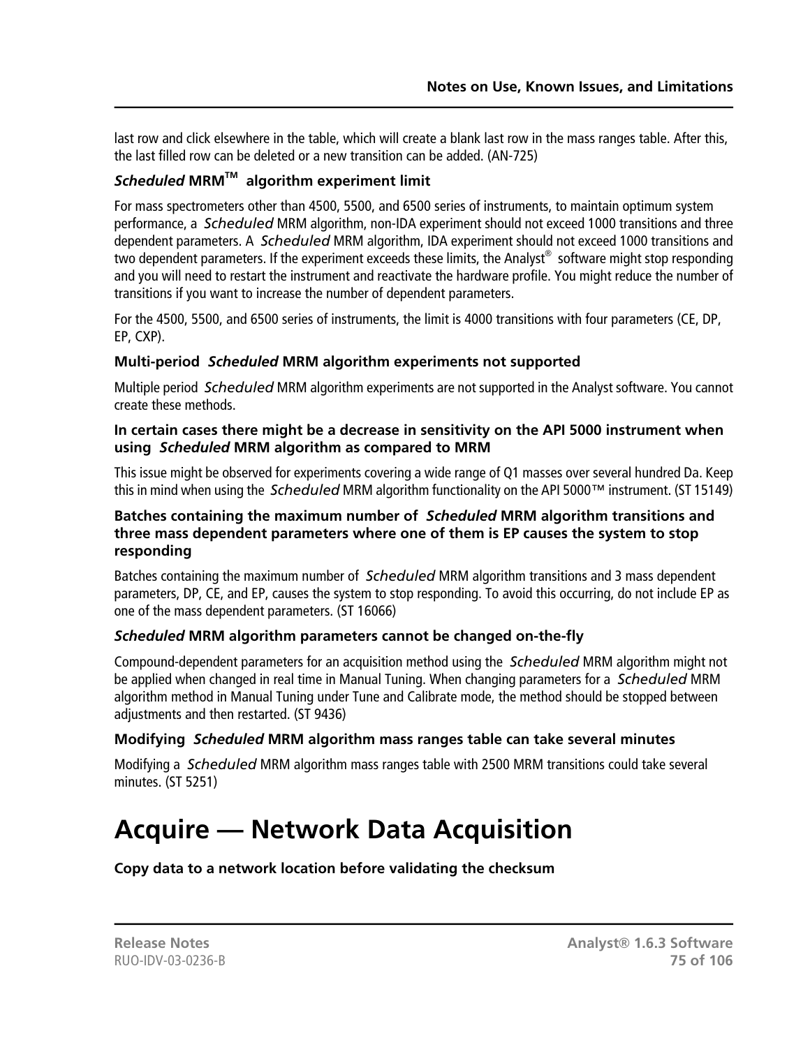last row and click elsewhere in the table, which will create a blank last row in the mass ranges table. After this, the last filled row can be deleted or a new transition can be added. (AN-725)

### *Scheduled* MRM™ algorithm experiment limit

For mass spectrometers other than 4500, 5500, and 6500 series of instruments, to maintain optimum system performance, a *Scheduled* MRM algorithm, non-IDA experiment should not exceed 1000 transitions and three dependent parameters. A *Scheduled* MRM algorithm, IDA experiment should not exceed 1000 transitions and two dependent parameters. If the experiment exceeds these limits, the Analyst® software might stop responding and you will need to restart the instrument and reactivate the hardware profile. You might reduce the number of transitions if you want to increase the number of dependent parameters.

For the 4500, 5500, and 6500 series of instruments, the limit is 4000 transitions with four parameters (CE, DP, EP, CXP).

### Multi-period *Scheduled* MRM algorithm experiments not supported

Multiple period *Scheduled* MRM algorithm experiments are not supported in the Analyst software. You cannot create these methods.

### In certain cases there might be a decrease in sensitivity on the API 5000 instrument when using *Scheduled* MRM algorithm as compared to MRM

This issue might be observed for experiments covering a wide range of Q1 masses over several hundred Da. Keep this in mind when using the *Scheduled* MRM algorithm functionality on the API 5000™ instrument. (ST 15149)

### Batches containing the maximum number of *Scheduled* MRM algorithm transitions and three mass dependent parameters where one of them is EP causes the system to stop responding

Batches containing the maximum number of *Scheduled* MRM algorithm transitions and 3 mass dependent parameters, DP, CE, and EP, causes the system to stop responding. To avoid this occurring, do not include EP as one of the mass dependent parameters. (ST 16066)

### *Scheduled* MRM algorithm parameters cannot be changed on-the-fly

Compound-dependent parameters for an acquisition method using the *Scheduled* MRM algorithm might not be applied when changed in real time in Manual Tuning. When changing parameters for a *Scheduled* MRM algorithm method in Manual Tuning under Tune and Calibrate mode, the method should be stopped between adjustments and then restarted. (ST 9436)

### Modifying *Scheduled* MRM algorithm mass ranges table can take several minutes

Modifying a *Scheduled* MRM algorithm mass ranges table with 2500 MRM transitions could take several minutes. (ST 5251)

# Acquire — Network Data Acquisition

### Copy data to a network location before validating the checksum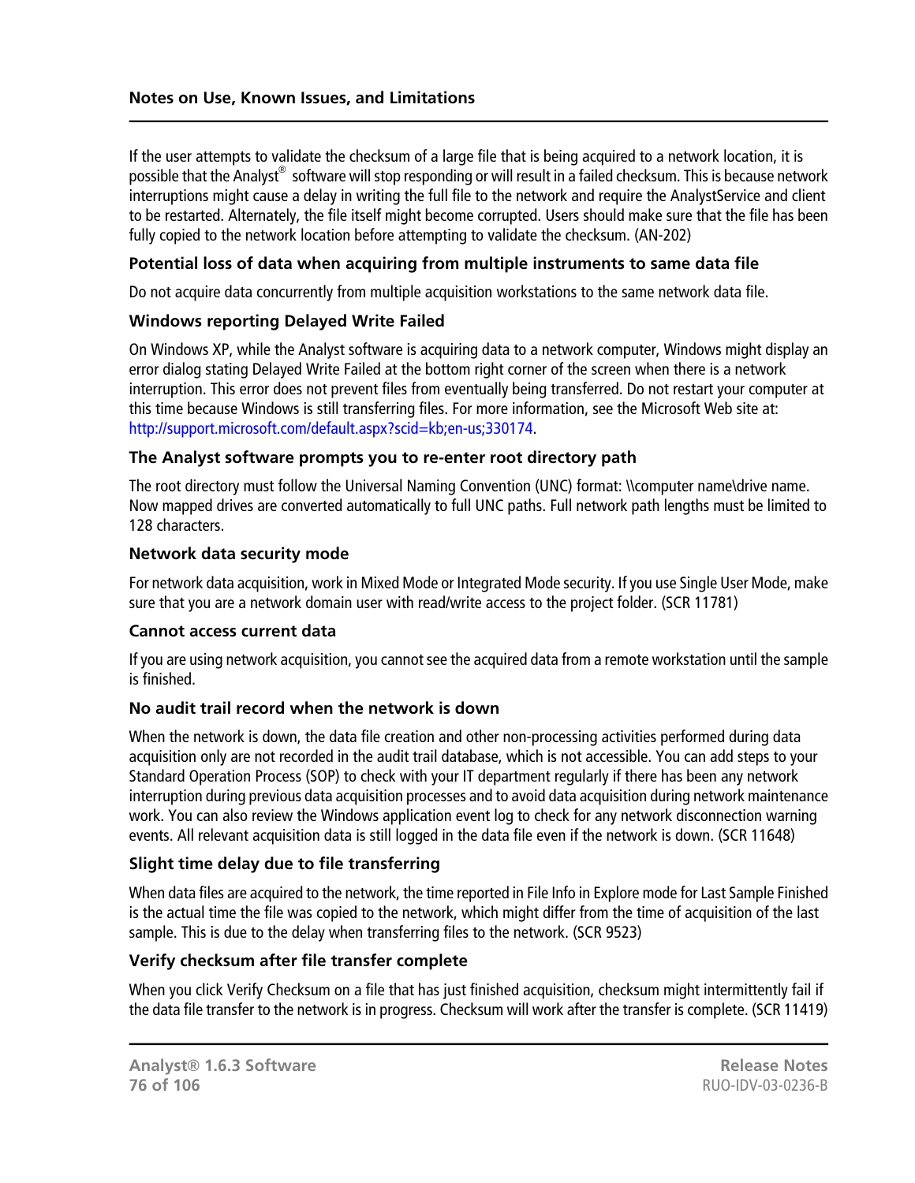If the user attempts to validate the checksum of a large file that is being acquired to a network location, it is possible that the Analyst® software will stop responding or will result in a failed checksum. This is because network interruptions might cause a delay in writing the full file to the network and require the AnalystService and client to be restarted. Alternately, the file itself might become corrupted. Users should make sure that the file has been fully copied to the network location before attempting to validate the checksum. (AN-202)

### Potential loss of data when acquiring from multiple instruments to same data file

Do not acquire data concurrently from multiple acquisition workstations to the same network data file.

### Windows reporting Delayed Write Failed

On Windows XP, while the Analyst software is acquiring data to a network computer, Windows might display an error dialog stating Delayed Write Failed at the bottom right corner of the screen when there is a network interruption. This error does not prevent files from eventually being transferred. Do not restart your computer at this time because Windows is still transferring files. For more information, see the Microsoft Web site at: http://support.microsoft.com/default.aspx?scid=kb;en-us;330174.

### The Analyst software prompts you to re-enter root directory path

The root directory must follow the Universal Naming Convention (UNC) format: \\computer name\drive name. Now mapped drives are converted automatically to full UNC paths. Full network path lengths must be limited to 128 characters.

### Network data security mode

For network data acquisition, work in Mixed Mode or Integrated Mode security. If you use Single User Mode, make sure that you are a network domain user with read/write access to the project folder. (SCR 11781)

### Cannot access current data

If you are using network acquisition, you cannot see the acquired data from a remote workstation until the sample is finished.

### No audit trail record when the network is down

When the network is down, the data file creation and other non-processing activities performed during data acquisition only are not recorded in the audit trail database, which is not accessible. You can add steps to your Standard Operation Process (SOP) to check with your IT department regularly if there has been any network interruption during previous data acquisition processes and to avoid data acquisition during network maintenance work. You can also review the Windows application event log to check for any network disconnection warning events. All relevant acquisition data is still logged in the data file even if the network is down. (SCR 11648)

### Slight time delay due to file transferring

When data files are acquired to the network, the time reported in File Info in Explore mode for Last Sample Finished is the actual time the file was copied to the network, which might differ from the time of acquisition of the last sample. This is due to the delay when transferring files to the network. (SCR 9523)

### Verify checksum after file transfer complete

When you click Verify Checksum on a file that has just finished acquisition, checksum might intermittently fail if the data file transfer to the network is in progress. Checksum will work after the transfer is complete. (SCR 11419)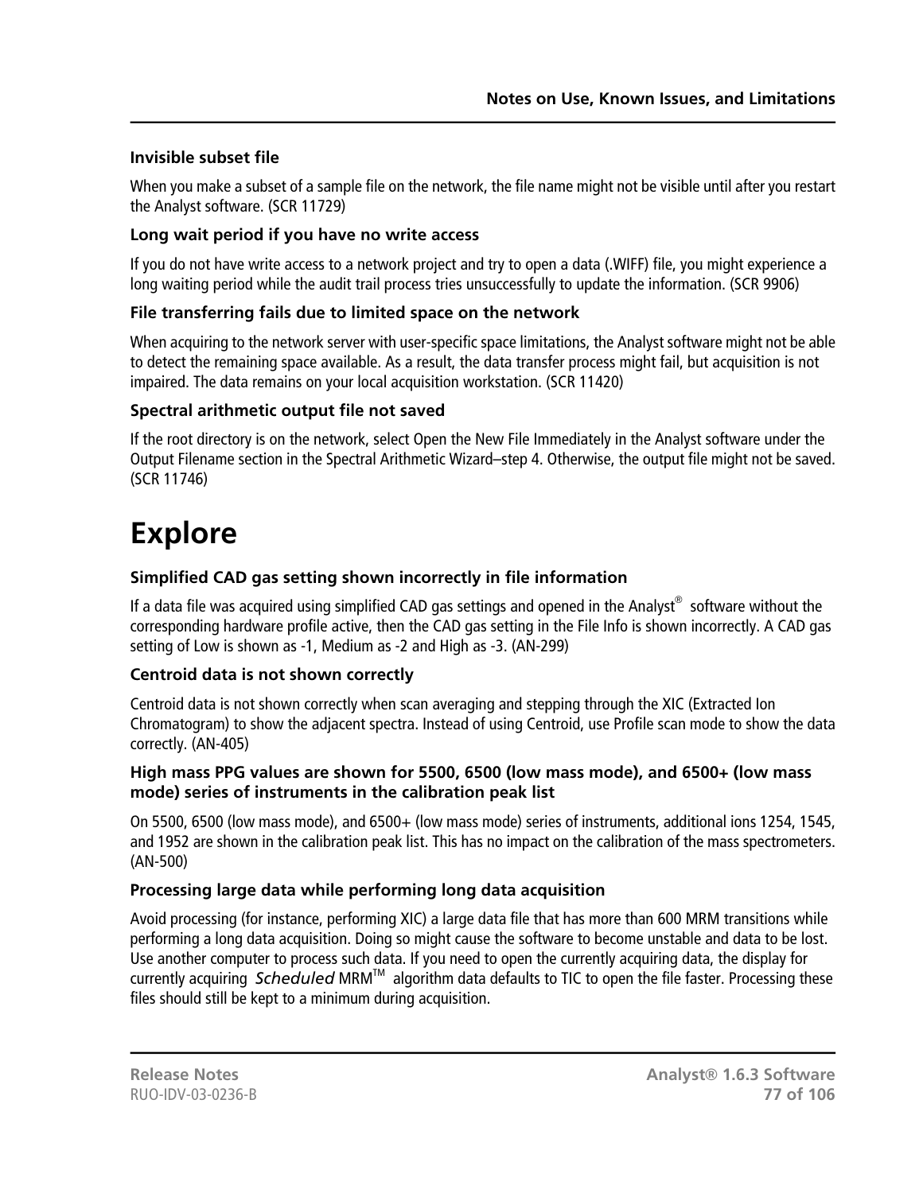### Invisible subset file

When you make a subset of a sample file on the network, the file name might not be visible until after you restart the Analyst software. (SCR 11729)

### Long wait period if you have no write access

If you do not have write access to a network project and try to open a data (.WIFF) file, you might experience a long waiting period while the audit trail process tries unsuccessfully to update the information. (SCR 9906)

### File transferring fails due to limited space on the network

When acquiring to the network server with user-specific space limitations, the Analyst software might not be able to detect the remaining space available. As a result, the data transfer process might fail, but acquisition is not impaired. The data remains on your local acquisition workstation. (SCR 11420)

### Spectral arithmetic output file not saved

If the root directory is on the network, select Open the New File Immediately in the Analyst software under the Output Filename section in the Spectral Arithmetic Wizard–step 4. Otherwise, the output file might not be saved. (SCR 11746)

# Explore

### Simplified CAD gas setting shown incorrectly in file information

If a data file was acquired using simplified CAD gas settings and opened in the Analyst® software without the corresponding hardware profile active, then the CAD gas setting in the File Info is shown incorrectly. A CAD gas setting of Low is shown as -1, Medium as -2 and High as -3. (AN-299)

### Centroid data is not shown correctly

Centroid data is not shown correctly when scan averaging and stepping through the XIC (Extracted Ion Chromatogram) to show the adjacent spectra. Instead of using Centroid, use Profile scan mode to show the data correctly. (AN-405)

### High mass PPG values are shown for 5500, 6500 (low mass mode), and 6500+ (low mass mode) series of instruments in the calibration peak list

On 5500, 6500 (low mass mode), and 6500+ (low mass mode) series of instruments, additional ions 1254, 1545, and 1952 are shown in the calibration peak list. This has no impact on the calibration of the mass spectrometers. (AN-500)

### Processing large data while performing long data acquisition

Avoid processing (for instance, performing XIC) a large data file that has more than 600 MRM transitions while performing a long data acquisition. Doing so might cause the software to become unstable and data to be lost. Use another computer to process such data. If you need to open the currently acquiring data, the display for currently acquiring *Scheduled* MRM™ algorithm data defaults to TIC to open the file faster. Processing these files should still be kept to a minimum during acquisition.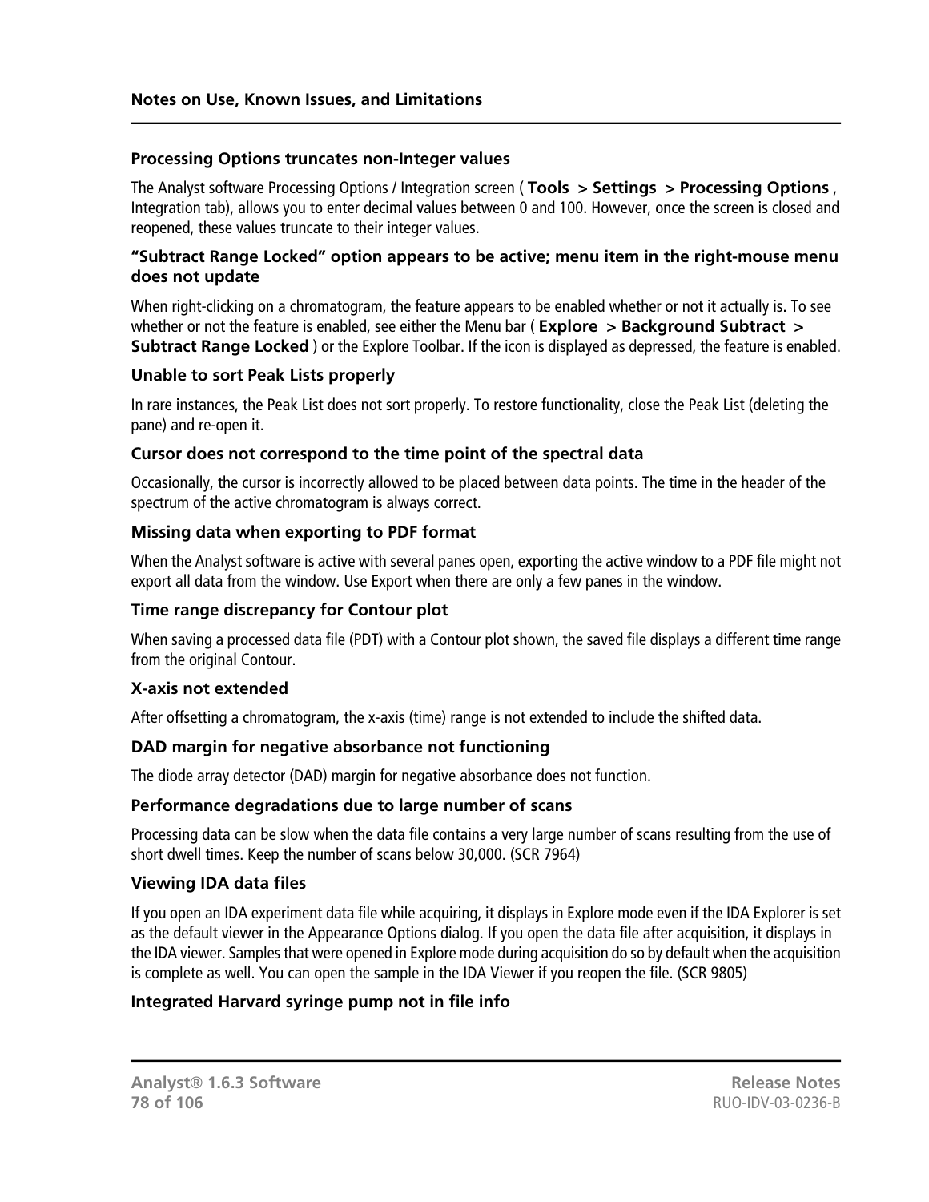### Processing Options truncates non-Integer values

The Analyst software Processing Options / Integration screen ( **Tools > Settings > Processing Options** , Integration tab), allows you to enter decimal values between 0 and 100. However, once the screen is closed and reopened, these values truncate to their integer values.

### "Subtract Range Locked" option appears to be active; menu item in the right-mouse menu does not update

When right-clicking on a chromatogram, the feature appears to be enabled whether or not it actually is. To see whether or not the feature is enabled, see either the Menu bar ( **Explore > Background Subtract > Subtract Range Locked** ) or the Explore Toolbar. If the icon is displayed as depressed, the feature is enabled.

### Unable to sort Peak Lists properly

In rare instances, the Peak List does not sort properly. To restore functionality, close the Peak List (deleting the pane) and re-open it.

### Cursor does not correspond to the time point of the spectral data

Occasionally, the cursor is incorrectly allowed to be placed between data points. The time in the header of the spectrum of the active chromatogram is always correct.

### Missing data when exporting to PDF format

When the Analyst software is active with several panes open, exporting the active window to a PDF file might not export all data from the window. Use Export when there are only a few panes in the window.

### Time range discrepancy for Contour plot

When saving a processed data file (PDT) with a Contour plot shown, the saved file displays a different time range from the original Contour.

### X-axis not extended

After offsetting a chromatogram, the x-axis (time) range is not extended to include the shifted data.

### DAD margin for negative absorbance not functioning

The diode array detector (DAD) margin for negative absorbance does not function.

### Performance degradations due to large number of scans

Processing data can be slow when the data file contains a very large number of scans resulting from the use of short dwell times. Keep the number of scans below 30,000. (SCR 7964)

### Viewing IDA data files

If you open an IDA experiment data file while acquiring, it displays in Explore mode even if the IDA Explorer is set as the default viewer in the Appearance Options dialog. If you open the data file after acquisition, it displays in the IDA viewer. Samples that were opened in Explore mode during acquisition do so by default when the acquisition is complete as well. You can open the sample in the IDA Viewer if you reopen the file. (SCR 9805)

### Integrated Harvard syringe pump not in file info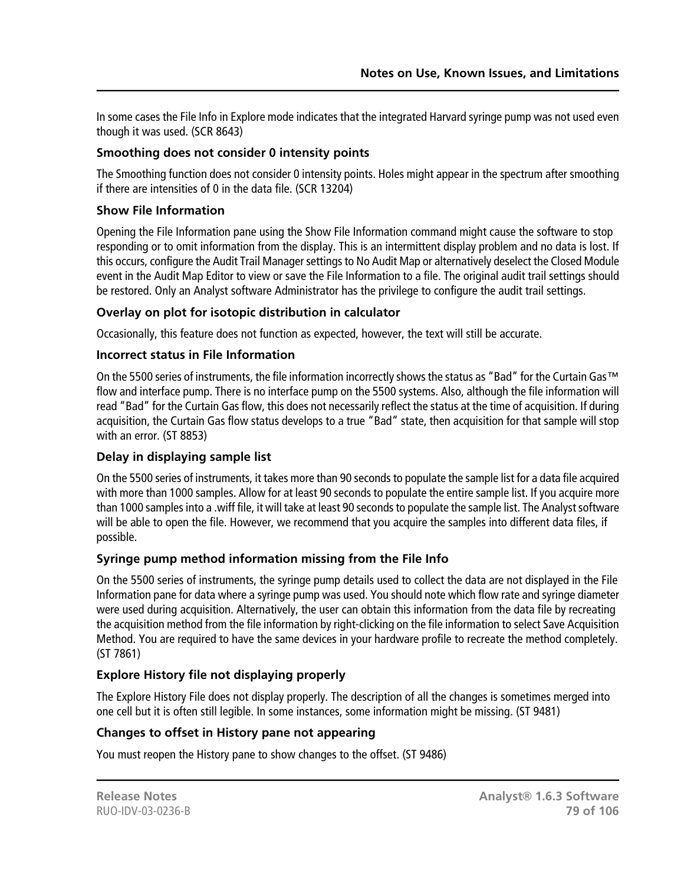In some cases the File Info in Explore mode indicates that the integrated Harvard syringe pump was not used even though it was used. (SCR 8643)

### Smoothing does not consider 0 intensity points

The Smoothing function does not consider 0 intensity points. Holes might appear in the spectrum after smoothing if there are intensities of 0 in the data file. (SCR 13204)

### Show File Information

Opening the File Information pane using the Show File Information command might cause the software to stop responding or to omit information from the display. This is an intermittent display problem and no data is lost. If this occurs, configure the Audit Trail Manager settings to No Audit Map or alternatively deselect the Closed Module event in the Audit Map Editor to view or save the File Information to a file. The original audit trail settings should be restored. Only an Analyst software Administrator has the privilege to configure the audit trail settings.

### Overlay on plot for isotopic distribution in calculator

Occasionally, this feature does not function as expected, however, the text will still be accurate.

### Incorrect status in File Information

On the 5500 series of instruments, the file information incorrectly shows the status as "Bad" for the Curtain Gas™ flow and interface pump. There is no interface pump on the 5500 systems. Also, although the file information will read "Bad" for the Curtain Gas flow, this does not necessarily reflect the status at the time of acquisition. If during acquisition, the Curtain Gas flow status develops to a true "Bad" state, then acquisition for that sample will stop with an error. (ST 8853)

### Delay in displaying sample list

On the 5500 series of instruments, it takes more than 90 seconds to populate the sample list for a data file acquired with more than 1000 samples. Allow for at least 90 seconds to populate the entire sample list. If you acquire more than 1000 samples into a .wiff file, it will take at least 90 seconds to populate the sample list. The Analyst software will be able to open the file. However, we recommend that you acquire the samples into different data files, if possible.

### Syringe pump method information missing from the File Info

On the 5500 series of instruments, the syringe pump details used to collect the data are not displayed in the File Information pane for data where a syringe pump was used. You should note which flow rate and syringe diameter were used during acquisition. Alternatively, the user can obtain this information from the data file by recreating the acquisition method from the file information by right-clicking on the file information to select Save Acquisition Method. You are required to have the same devices in your hardware profile to recreate the method completely. (ST 7861)

### Explore History file not displaying properly

The Explore History File does not display properly. The description of all the changes is sometimes merged into one cell but it is often still legible. In some instances, some information might be missing. (ST 9481)

### Changes to offset in History pane not appearing

You must reopen the History pane to show changes to the offset. (ST 9486)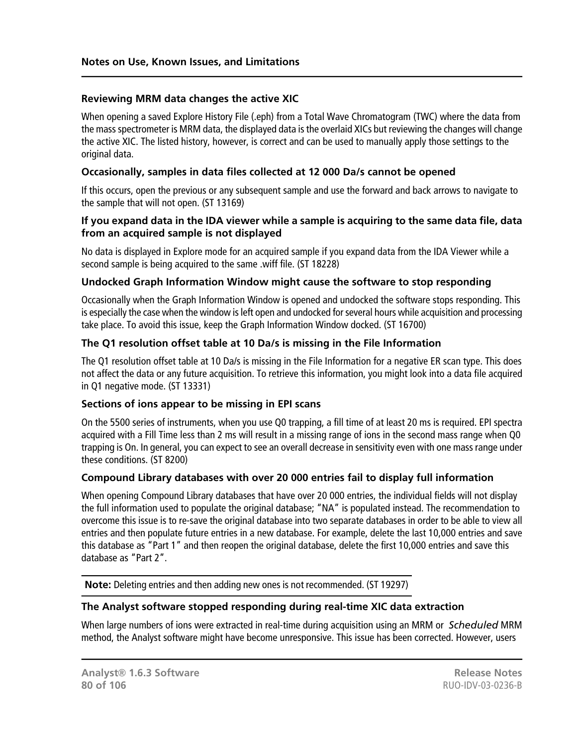#### Reviewing MRM data changes the active XIC

When opening a saved Explore History File (.eph) from a Total Wave Chromatogram (TWC) where the data from the mass spectrometer is MRM data, the displayed data is the overlaid XICs but reviewing the changes will change the active XIC. The listed history, however, is correct and can be used to manually apply those settings to the original data.

#### Occasionally, samples in data files collected at 12 000 Da/s cannot be opened

If this occurs, open the previous or any subsequent sample and use the forward and back arrows to navigate to the sample that will not open. (ST 13169)

#### If you expand data in the IDA viewer while a sample is acquiring to the same data file, data from an acquired sample is not displayed

No data is displayed in Explore mode for an acquired sample if you expand data from the IDA Viewer while a second sample is being acquired to the same .wiff file. (ST 18228)

#### Undocked Graph Information Window might cause the software to stop responding

Occasionally when the Graph Information Window is opened and undocked the software stops responding. This is especially the case when the window is left open and undocked for several hours while acquisition and processing take place. To avoid this issue, keep the Graph Information Window docked. (ST 16700)

#### The Q1 resolution offset table at 10 Da/s is missing in the File Information

The Q1 resolution offset table at 10 Da/s is missing in the File Information for a negative ER scan type. This does not affect the data or any future acquisition. To retrieve this information, you might look into a data file acquired in Q1 negative mode. (ST 13331)

#### Sections of ions appear to be missing in EPI scans

On the 5500 series of instruments, when you use Q0 trapping, a fill time of at least 20 ms is required. EPI spectra acquired with a Fill Time less than 2 ms will result in a missing range of ions in the second mass range when Q0 trapping is On. In general, you can expect to see an overall decrease in sensitivity even with one mass range under these conditions. (ST 8200)

#### Compound Library databases with over 20 000 entries fail to display full information

When opening Compound Library databases that have over 20 000 entries, the individual fields will not display the full information used to populate the original database; "NA" is populated instead. The recommendation to overcome this issue is to re-save the original database into two separate databases in order to be able to view all entries and then populate future entries in a new database. For example, delete the last 10,000 entries and save this database as "Part 1" and then reopen the original database, delete the first 10,000 entries and save this database as "Part 2".

**Note:** Deleting entries and then adding new ones is not recommended. (ST 19297)

#### The Analyst software stopped responding during real-time XIC data extraction

When large numbers of ions were extracted in real-time during acquisition using an MRM or *Scheduled* MRM method, the Analyst software might have become unresponsive. This issue has been corrected. However, users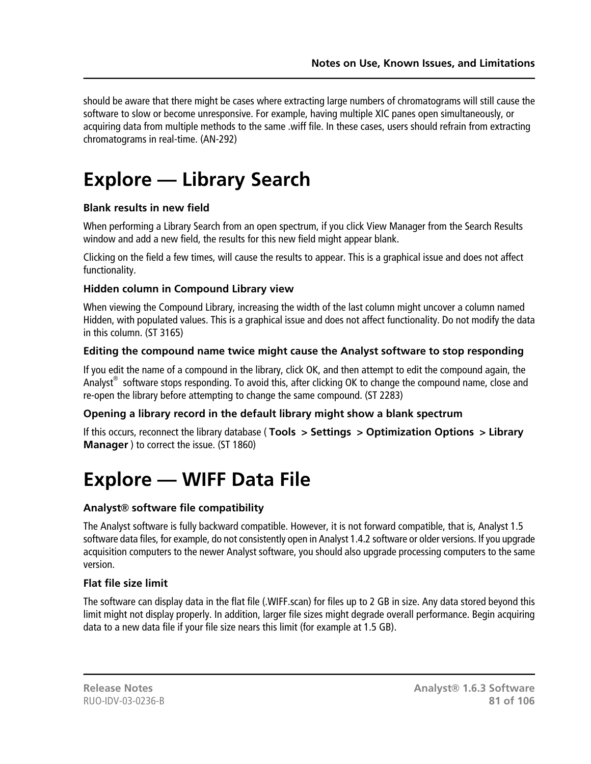should be aware that there might be cases where extracting large numbers of chromatograms will still cause the software to slow or become unresponsive. For example, having multiple XIC panes open simultaneously, or acquiring data from multiple methods to the same .wiff file. In these cases, users should refrain from extracting chromatograms in real-time. (AN-292)

# Explore — Library Search

### Blank results in new field

When performing a Library Search from an open spectrum, if you click View Manager from the Search Results window and add a new field, the results for this new field might appear blank.

Clicking on the field a few times, will cause the results to appear. This is a graphical issue and does not affect functionality.

### Hidden column in Compound Library view

When viewing the Compound Library, increasing the width of the last column might uncover a column named Hidden, with populated values. This is a graphical issue and does not affect functionality. Do not modify the data in this column. (ST 3165)

### Editing the compound name twice might cause the Analyst software to stop responding

If you edit the name of a compound in the library, click OK, and then attempt to edit the compound again, the Analyst® software stops responding. To avoid this, after clicking OK to change the compound name, close and re-open the library before attempting to change the same compound. (ST 2283)

### Opening a library record in the default library might show a blank spectrum

If this occurs, reconnect the library database ( **Tools > Settings > Optimization Options > Library Manager** ) to correct the issue. (ST 1860)

# Explore — WIFF Data File

### Analyst® software file compatibility

The Analyst software is fully backward compatible. However, it is not forward compatible, that is, Analyst 1.5 software data files, for example, do not consistently open in Analyst 1.4.2 software or older versions. If you upgrade acquisition computers to the newer Analyst software, you should also upgrade processing computers to the same version.

### Flat file size limit

The software can display data in the flat file (.WIFF.scan) for files up to 2 GB in size. Any data stored beyond this limit might not display properly. In addition, larger file sizes might degrade overall performance. Begin acquiring data to a new data file if your file size nears this limit (for example at 1.5 GB).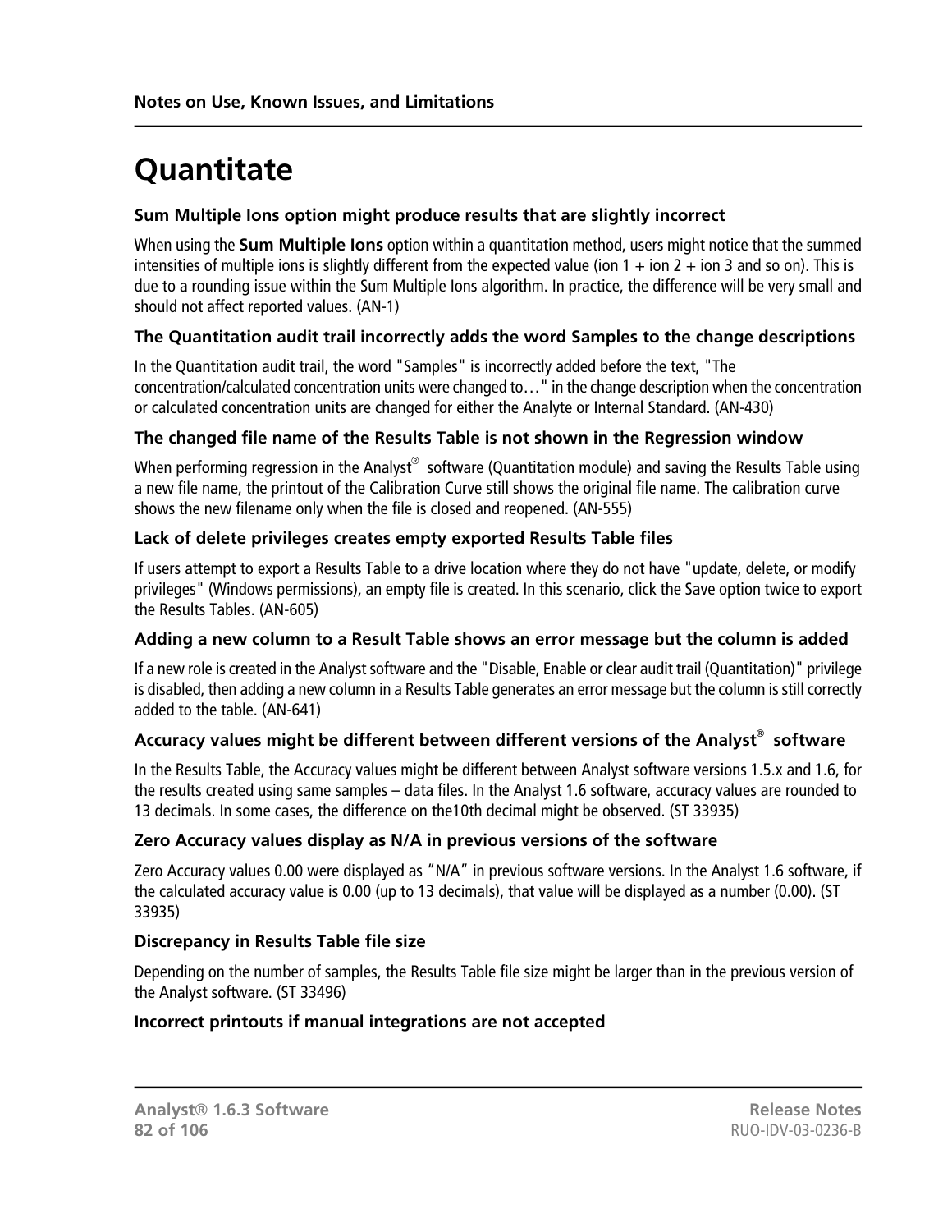# Quantitate

### Sum Multiple Ions option might produce results that are slightly incorrect

When using the **Sum Multiple Ions** option within a quantitation method, users might notice that the summed intensities of multiple ions is slightly different from the expected value (ion 1 + ion 2 + ion 3 and so on). This is due to a rounding issue within the Sum Multiple Ions algorithm. In practice, the difference will be very small and should not affect reported values. (AN-1)

### The Quantitation audit trail incorrectly adds the word Samples to the change descriptions

In the Quantitation audit trail, the word "Samples" is incorrectly added before the text, "The concentration/calculated concentration units were changed to…" in the change description when the concentration or calculated concentration units are changed for either the Analyte or Internal Standard. (AN-430)

### The changed file name of the Results Table is not shown in the Regression window

When performing regression in the Analyst® software (Quantitation module) and saving the Results Table using a new file name, the printout of the Calibration Curve still shows the original file name. The calibration curve shows the new filename only when the file is closed and reopened. (AN-555)

### Lack of delete privileges creates empty exported Results Table files

If users attempt to export a Results Table to a drive location where they do not have "update, delete, or modify privileges" (Windows permissions), an empty file is created. In this scenario, click the Save option twice to export the Results Tables. (AN-605)

### Adding a new column to a Result Table shows an error message but the column is added

If a new role is created in the Analyst software and the "Disable, Enable or clear audit trail (Quantitation)" privilege is disabled, then adding a new column in a Results Table generates an error message but the column is still correctly added to the table. (AN-641)

### Accuracy values might be different between different versions of the Analyst® software

In the Results Table, the Accuracy values might be different between Analyst software versions 1.5.x and 1.6, for the results created using same samples – data files. In the Analyst 1.6 software, accuracy values are rounded to 13 decimals. In some cases, the difference on the10th decimal might be observed. (ST 33935)

### Zero Accuracy values display as N/A in previous versions of the software

Zero Accuracy values 0.00 were displayed as "N/A" in previous software versions. In the Analyst 1.6 software, if the calculated accuracy value is 0.00 (up to 13 decimals), that value will be displayed as a number (0.00). (ST 33935)

### Discrepancy in Results Table file size

Depending on the number of samples, the Results Table file size might be larger than in the previous version of the Analyst software. (ST 33496)

### Incorrect printouts if manual integrations are not accepted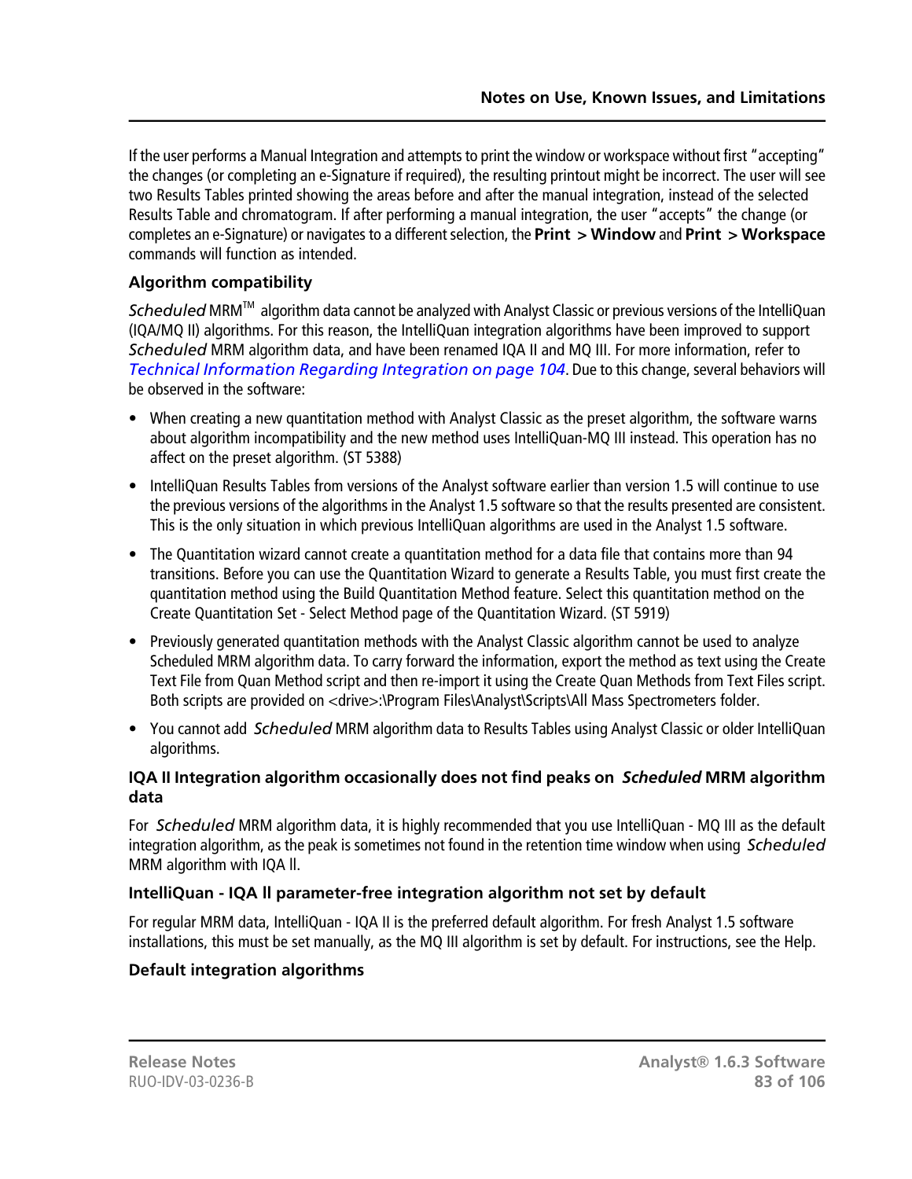If the user performs a Manual Integration and attempts to print the window or workspace without first "accepting" the changes (or completing an e-Signature if required), the resulting printout might be incorrect. The user will see two Results Tables printed showing the areas before and after the manual integration, instead of the selected Results Table and chromatogram. If after performing a manual integration, the user "accepts" the change (or completes an e-Signature) or navigates to a different selection, the **Print > Window** and **Print > Workspace** commands will function as intended.

### Algorithm compatibility

*Scheduled* MRM™ algorithm data cannot be analyzed with Analyst Classic or previous versions of the IntelliQuan (IQA/MQ II) algorithms. For this reason, the IntelliQuan integration algorithms have been improved to support *Scheduled* MRM algorithm data, and have been renamed IQA II and MQ III. For more information, refer to *Technical Information Regarding Integration on page 104*. Due to this change, several behaviors will be observed in the software:

- When creating a new quantitation method with Analyst Classic as the preset algorithm, the software warns about algorithm incompatibility and the new method uses IntelliQuan-MQ III instead. This operation has no affect on the preset algorithm. (ST 5388)
- IntelliQuan Results Tables from versions of the Analyst software earlier than version 1.5 will continue to use the previous versions of the algorithms in the Analyst 1.5 software so that the results presented are consistent. This is the only situation in which previous IntelliQuan algorithms are used in the Analyst 1.5 software.
- The Quantitation wizard cannot create a quantitation method for a data file that contains more than 94 transitions. Before you can use the Quantitation Wizard to generate a Results Table, you must first create the quantitation method using the Build Quantitation Method feature. Select this quantitation method on the Create Quantitation Set - Select Method page of the Quantitation Wizard. (ST 5919)
- Previously generated quantitation methods with the Analyst Classic algorithm cannot be used to analyze Scheduled MRM algorithm data. To carry forward the information, export the method as text using the Create Text File from Quan Method script and then re-import it using the Create Quan Methods from Text Files script. Both scripts are provided on <drive>:\Program Files\Analyst\Scripts\All Mass Spectrometers folder.
- You cannot add *Scheduled* MRM algorithm data to Results Tables using Analyst Classic or older IntelliQuan algorithms.

### IQA II Integration algorithm occasionally does not find peaks on *Scheduled* MRM algorithm data

For *Scheduled* MRM algorithm data, it is highly recommended that you use IntelliQuan - MQ III as the default integration algorithm, as the peak is sometimes not found in the retention time window when using *Scheduled* MRM algorithm with IQA ll.

### IntelliQuan - IQA ll parameter-free integration algorithm not set by default

For regular MRM data, IntelliQuan - IQA II is the preferred default algorithm. For fresh Analyst 1.5 software installations, this must be set manually, as the MQ III algorithm is set by default. For instructions, see the Help.

### Default integration algorithms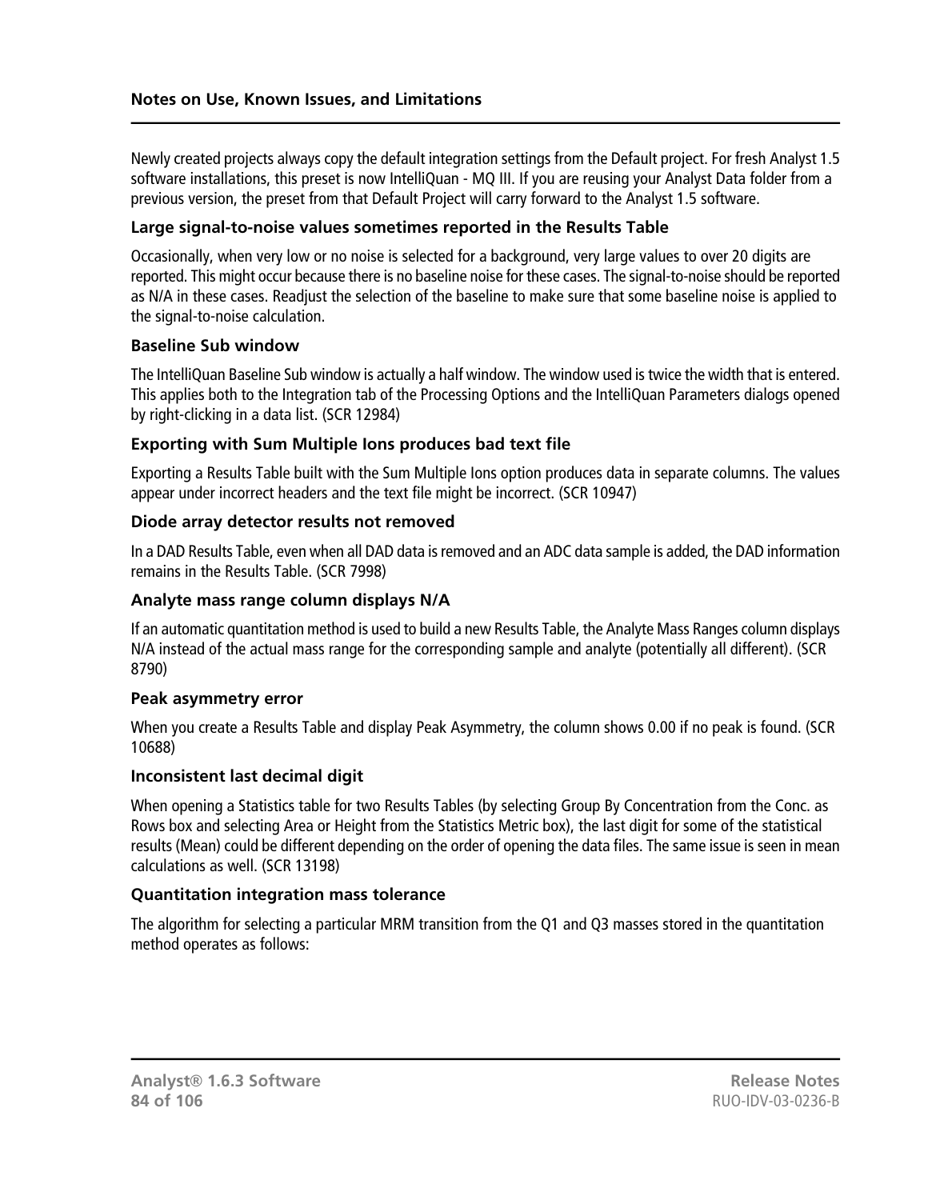Newly created projects always copy the default integration settings from the Default project. For fresh Analyst 1.5 software installations, this preset is now IntelliQuan - MQ III. If you are reusing your Analyst Data folder from a previous version, the preset from that Default Project will carry forward to the Analyst 1.5 software.

### Large signal-to-noise values sometimes reported in the Results Table

Occasionally, when very low or no noise is selected for a background, very large values to over 20 digits are reported. This might occur because there is no baseline noise for these cases. The signal-to-noise should be reported as N/A in these cases. Readjust the selection of the baseline to make sure that some baseline noise is applied to the signal-to-noise calculation.

### Baseline Sub window

The IntelliQuan Baseline Sub window is actually a half window. The window used is twice the width that is entered. This applies both to the Integration tab of the Processing Options and the IntelliQuan Parameters dialogs opened by right-clicking in a data list. (SCR 12984)

### Exporting with Sum Multiple Ions produces bad text file

Exporting a Results Table built with the Sum Multiple Ions option produces data in separate columns. The values appear under incorrect headers and the text file might be incorrect. (SCR 10947)

### Diode array detector results not removed

In a DAD Results Table, even when all DAD data is removed and an ADC data sample is added, the DAD information remains in the Results Table. (SCR 7998)

### Analyte mass range column displays N/A

If an automatic quantitation method is used to build a new Results Table, the Analyte Mass Ranges column displays N/A instead of the actual mass range for the corresponding sample and analyte (potentially all different). (SCR 8790)

### Peak asymmetry error

When you create a Results Table and display Peak Asymmetry, the column shows 0.00 if no peak is found. (SCR 10688)

### Inconsistent last decimal digit

When opening a Statistics table for two Results Tables (by selecting Group By Concentration from the Conc. as Rows box and selecting Area or Height from the Statistics Metric box), the last digit for some of the statistical results (Mean) could be different depending on the order of opening the data files. The same issue is seen in mean calculations as well. (SCR 13198)

### Quantitation integration mass tolerance

The algorithm for selecting a particular MRM transition from the Q1 and Q3 masses stored in the quantitation method operates as follows: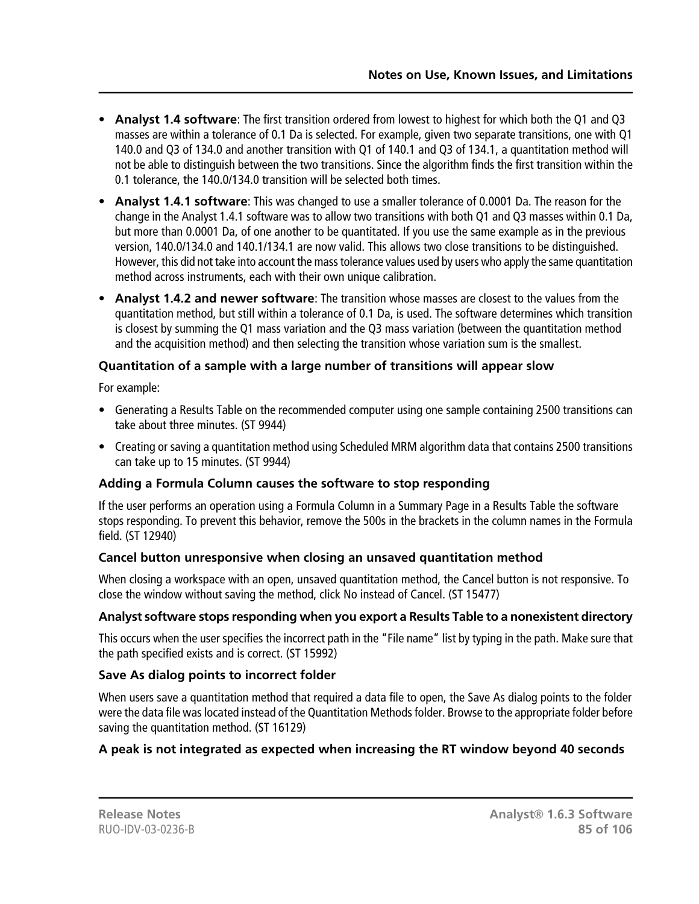- **Analyst 1.4 software**: The first transition ordered from lowest to highest for which both the Q1 and Q3 masses are within a tolerance of 0.1 Da is selected. For example, given two separate transitions, one with Q1 140.0 and Q3 of 134.0 and another transition with Q1 of 140.1 and Q3 of 134.1, a quantitation method will not be able to distinguish between the two transitions. Since the algorithm finds the first transition within the 0.1 tolerance, the 140.0/134.0 transition will be selected both times.
- **Analyst 1.4.1 software**: This was changed to use a smaller tolerance of 0.0001 Da. The reason for the change in the Analyst 1.4.1 software was to allow two transitions with both Q1 and Q3 masses within 0.1 Da, but more than 0.0001 Da, of one another to be quantitated. If you use the same example as in the previous version, 140.0/134.0 and 140.1/134.1 are now valid. This allows two close transitions to be distinguished. However, this did not take into account the mass tolerance values used by users who apply the same quantitation method across instruments, each with their own unique calibration.
- **Analyst 1.4.2 and newer software**: The transition whose masses are closest to the values from the quantitation method, but still within a tolerance of 0.1 Da, is used. The software determines which transition is closest by summing the Q1 mass variation and the Q3 mass variation (between the quantitation method and the acquisition method) and then selecting the transition whose variation sum is the smallest.

#### Quantitation of a sample with a large number of transitions will appear slow

For example:

- Generating a Results Table on the recommended computer using one sample containing 2500 transitions can take about three minutes. (ST 9944)
- Creating or saving a quantitation method using Scheduled MRM algorithm data that contains 2500 transitions can take up to 15 minutes. (ST 9944)

#### Adding a Formula Column causes the software to stop responding

If the user performs an operation using a Formula Column in a Summary Page in a Results Table the software stops responding. To prevent this behavior, remove the 500s in the brackets in the column names in the Formula field. (ST 12940)

#### Cancel button unresponsive when closing an unsaved quantitation method

When closing a workspace with an open, unsaved quantitation method, the Cancel button is not responsive. To close the window without saving the method, click No instead of Cancel. (ST 15477)

#### Analyst software stops responding when you export a Results Table to a nonexistent directory

This occurs when the user specifies the incorrect path in the "File name" list by typing in the path. Make sure that the path specified exists and is correct. (ST 15992)

#### Save As dialog points to incorrect folder

When users save a quantitation method that required a data file to open, the Save As dialog points to the folder were the data file was located instead of the Quantitation Methods folder. Browse to the appropriate folder before saving the quantitation method. (ST 16129)

#### A peak is not integrated as expected when increasing the RT window beyond 40 seconds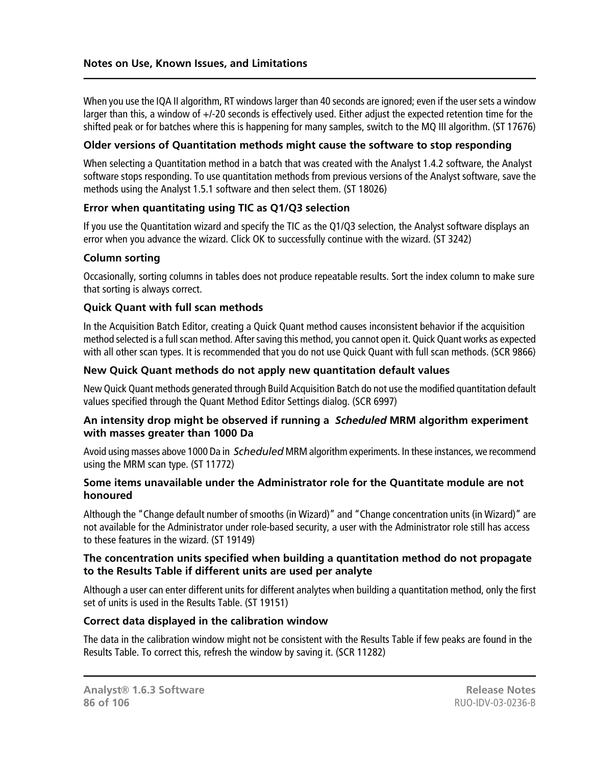When you use the IQA II algorithm, RT windows larger than 40 seconds are ignored; even if the user sets a window larger than this, a window of +/-20 seconds is effectively used. Either adjust the expected retention time for the shifted peak or for batches where this is happening for many samples, switch to the MQ III algorithm. (ST 17676)

### Older versions of Quantitation methods might cause the software to stop responding

When selecting a Quantitation method in a batch that was created with the Analyst 1.4.2 software, the Analyst software stops responding. To use quantitation methods from previous versions of the Analyst software, save the methods using the Analyst 1.5.1 software and then select them. (ST 18026)

### Error when quantitating using TIC as Q1/Q3 selection

If you use the Quantitation wizard and specify the TIC as the Q1/Q3 selection, the Analyst software displays an error when you advance the wizard. Click OK to successfully continue with the wizard. (ST 3242)

### Column sorting

Occasionally, sorting columns in tables does not produce repeatable results. Sort the index column to make sure that sorting is always correct.

### Quick Quant with full scan methods

In the Acquisition Batch Editor, creating a Quick Quant method causes inconsistent behavior if the acquisition method selected is a full scan method. After saving this method, you cannot open it. Quick Quant works as expected with all other scan types. It is recommended that you do not use Quick Quant with full scan methods. (SCR 9866)

### New Quick Quant methods do not apply new quantitation default values

New Quick Quant methods generated through Build Acquisition Batch do not use the modified quantitation default values specified through the Quant Method Editor Settings dialog. (SCR 6997)

### An intensity drop might be observed if running a *Scheduled* MRM algorithm experiment with masses greater than 1000 Da

Avoid using masses above 1000 Da in *Scheduled* MRM algorithm experiments. In these instances, we recommend using the MRM scan type. (ST 11772)

### Some items unavailable under the Administrator role for the Quantitate module are not honoured

Although the "Change default number of smooths (in Wizard)" and "Change concentration units (in Wizard)" are not available for the Administrator under role-based security, a user with the Administrator role still has access to these features in the wizard. (ST 19149)

### The concentration units specified when building a quantitation method do not propagate to the Results Table if different units are used per analyte

Although a user can enter different units for different analytes when building a quantitation method, only the first set of units is used in the Results Table. (ST 19151)

### Correct data displayed in the calibration window

The data in the calibration window might not be consistent with the Results Table if few peaks are found in the Results Table. To correct this, refresh the window by saving it. (SCR 11282)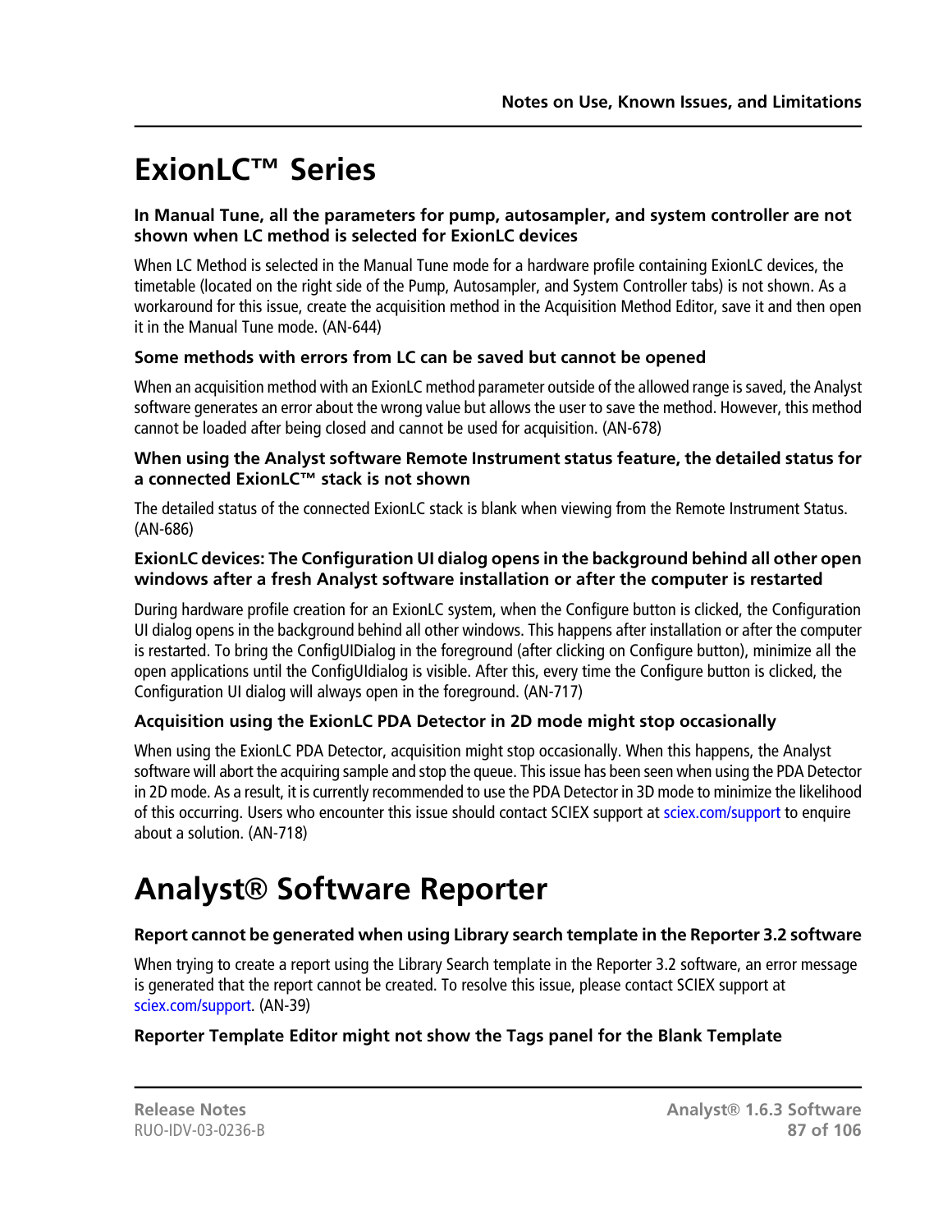# ExionLC™ Series

### In Manual Tune, all the parameters for pump, autosampler, and system controller are not shown when LC method is selected for ExionLC devices

When LC Method is selected in the Manual Tune mode for a hardware profile containing ExionLC devices, the timetable (located on the right side of the Pump, Autosampler, and System Controller tabs) is not shown. As a workaround for this issue, create the acquisition method in the Acquisition Method Editor, save it and then open it in the Manual Tune mode. (AN-644)

### Some methods with errors from LC can be saved but cannot be opened

When an acquisition method with an ExionLC method parameter outside of the allowed range is saved, the Analyst software generates an error about the wrong value but allows the user to save the method. However, this method cannot be loaded after being closed and cannot be used for acquisition. (AN-678)

### When using the Analyst software Remote Instrument status feature, the detailed status for a connected ExionLC™ stack is not shown

The detailed status of the connected ExionLC stack is blank when viewing from the Remote Instrument Status. (AN-686)

### ExionLC devices: The Configuration UI dialog opens in the background behind all other open windows after a fresh Analyst software installation or after the computer is restarted

During hardware profile creation for an ExionLC system, when the Configure button is clicked, the Configuration UI dialog opens in the background behind all other windows. This happens after installation or after the computer is restarted. To bring the ConfigUIDialog in the foreground (after clicking on Configure button), minimize all the open applications until the ConfigUIdialog is visible. After this, every time the Configure button is clicked, the Configuration UI dialog will always open in the foreground. (AN-717)

### Acquisition using the ExionLC PDA Detector in 2D mode might stop occasionally

When using the ExionLC PDA Detector, acquisition might stop occasionally. When this happens, the Analyst software will abort the acquiring sample and stop the queue. This issue has been seen when using the PDA Detector in 2D mode. As a result, it is currently recommended to use the PDA Detector in 3D mode to minimize the likelihood of this occurring. Users who encounter this issue should contact SCIEX support at sciex.com/support to enquire about a solution. (AN-718)

# Analyst® Software Reporter

### Report cannot be generated when using Library search template in the Reporter 3.2 software

When trying to create a report using the Library Search template in the Reporter 3.2 software, an error message is generated that the report cannot be created. To resolve this issue, please contact SCIEX support at sciex.com/support. (AN-39)

### Reporter Template Editor might not show the Tags panel for the Blank Template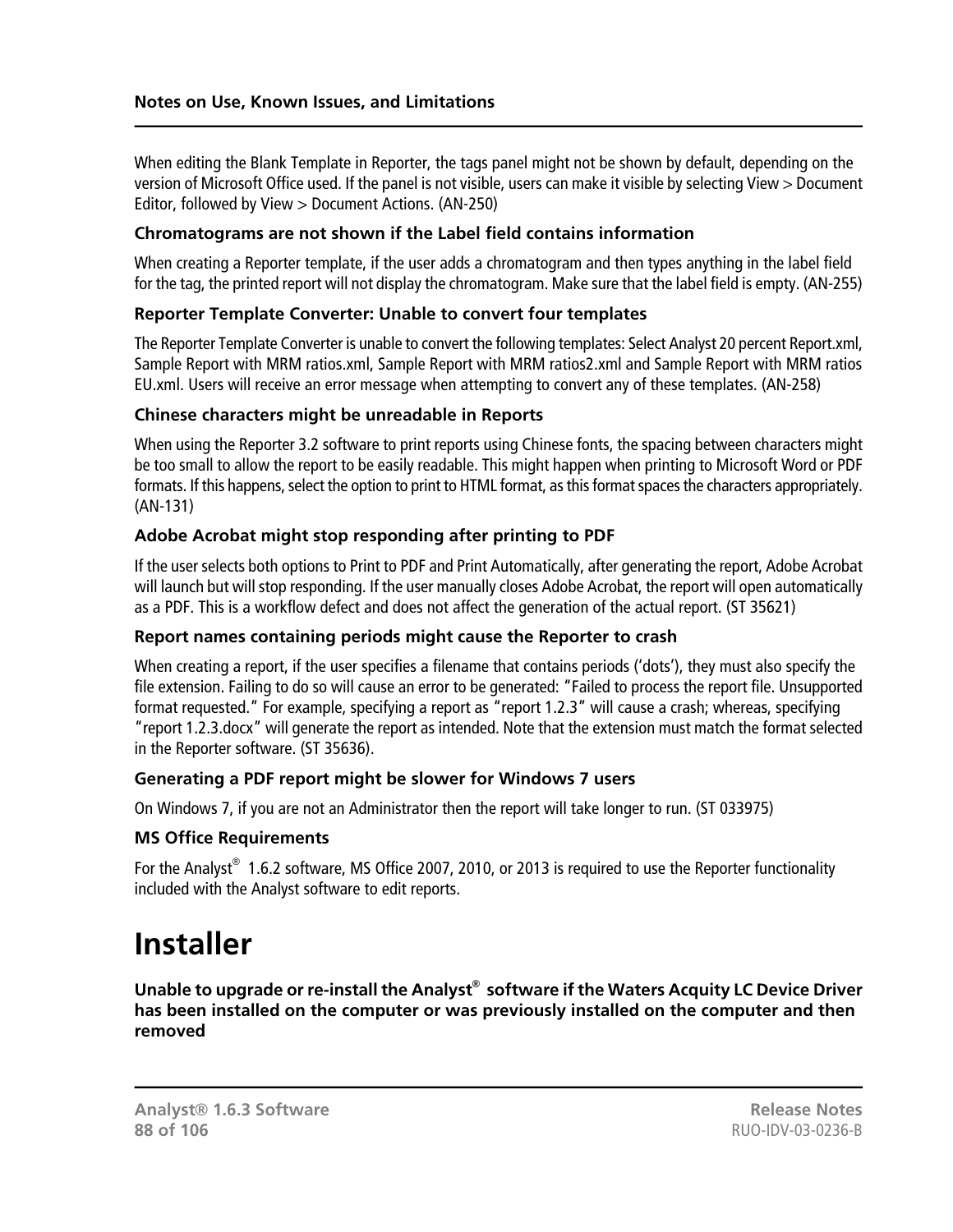When editing the Blank Template in Reporter, the tags panel might not be shown by default, depending on the version of Microsoft Office used. If the panel is not visible, users can make it visible by selecting View > Document Editor, followed by View > Document Actions. (AN-250)

### Chromatograms are not shown if the Label field contains information

When creating a Reporter template, if the user adds a chromatogram and then types anything in the label field for the tag, the printed report will not display the chromatogram. Make sure that the label field is empty. (AN-255)

### Reporter Template Converter: Unable to convert four templates

The Reporter Template Converter is unable to convert the following templates: Select Analyst 20 percent Report.xml, Sample Report with MRM ratios.xml, Sample Report with MRM ratios2.xml and Sample Report with MRM ratios EU.xml. Users will receive an error message when attempting to convert any of these templates. (AN-258)

### Chinese characters might be unreadable in Reports

When using the Reporter 3.2 software to print reports using Chinese fonts, the spacing between characters might be too small to allow the report to be easily readable. This might happen when printing to Microsoft Word or PDF formats. If this happens, select the option to print to HTML format, as this format spaces the characters appropriately. (AN-131)

### Adobe Acrobat might stop responding after printing to PDF

If the user selects both options to Print to PDF and Print Automatically, after generating the report, Adobe Acrobat will launch but will stop responding. If the user manually closes Adobe Acrobat, the report will open automatically as a PDF. This is a workflow defect and does not affect the generation of the actual report. (ST 35621)

### Report names containing periods might cause the Reporter to crash

When creating a report, if the user specifies a filename that contains periods ('dots'), they must also specify the file extension. Failing to do so will cause an error to be generated: "Failed to process the report file. Unsupported format requested." For example, specifying a report as "report 1.2.3" will cause a crash; whereas, specifying "report 1.2.3.docx" will generate the report as intended. Note that the extension must match the format selected in the Reporter software. (ST 35636).

### Generating a PDF report might be slower for Windows 7 users

On Windows 7, if you are not an Administrator then the report will take longer to run. (ST 033975)

### MS Office Requirements

For the Analyst® 1.6.2 software, MS Office 2007, 2010, or 2013 is required to use the Reporter functionality included with the Analyst software to edit reports.

# Installer

### Unable to upgrade or re-install the Analyst® software if the Waters Acquity LC Device Driver has been installed on the computer or was previously installed on the computer and then removed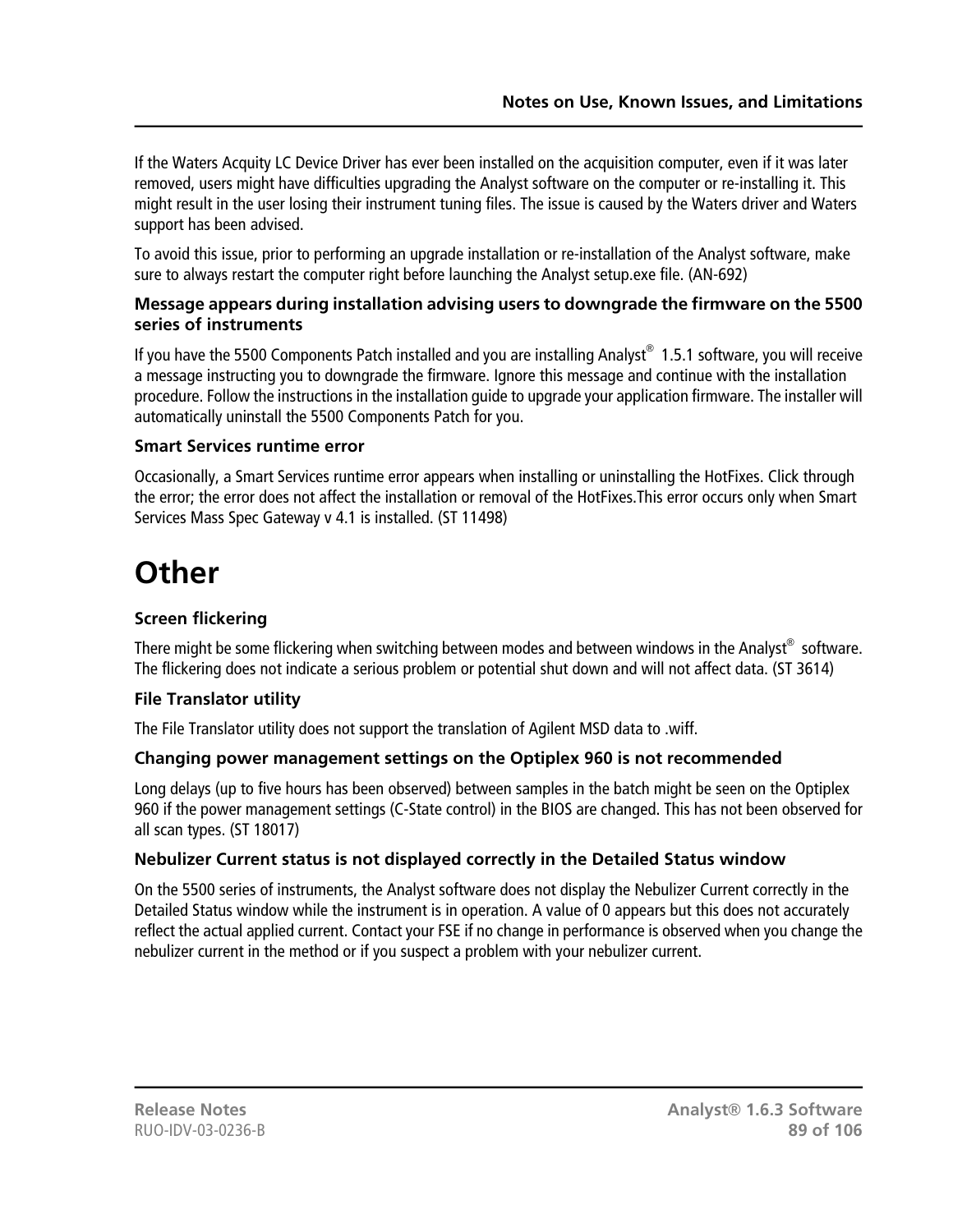If the Waters Acquity LC Device Driver has ever been installed on the acquisition computer, even if it was later removed, users might have difficulties upgrading the Analyst software on the computer or re-installing it. This might result in the user losing their instrument tuning files. The issue is caused by the Waters driver and Waters support has been advised.

To avoid this issue, prior to performing an upgrade installation or re-installation of the Analyst software, make sure to always restart the computer right before launching the Analyst setup.exe file. (AN-692)

### Message appears during installation advising users to downgrade the firmware on the 5500 series of instruments

If you have the 5500 Components Patch installed and you are installing Analyst® 1.5.1 software, you will receive a message instructing you to downgrade the firmware. Ignore this message and continue with the installation procedure. Follow the instructions in the installation guide to upgrade your application firmware. The installer will automatically uninstall the 5500 Components Patch for you.

### Smart Services runtime error

Occasionally, a Smart Services runtime error appears when installing or uninstalling the HotFixes. Click through the error; the error does not affect the installation or removal of the HotFixes.This error occurs only when Smart Services Mass Spec Gateway v 4.1 is installed. (ST 11498)

# Other

### Screen flickering

There might be some flickering when switching between modes and between windows in the Analyst® software. The flickering does not indicate a serious problem or potential shut down and will not affect data. (ST 3614)

### File Translator utility

The File Translator utility does not support the translation of Agilent MSD data to .wiff.

### Changing power management settings on the Optiplex 960 is not recommended

Long delays (up to five hours has been observed) between samples in the batch might be seen on the Optiplex 960 if the power management settings (C-State control) in the BIOS are changed. This has not been observed for all scan types. (ST 18017)

### Nebulizer Current status is not displayed correctly in the Detailed Status window

On the 5500 series of instruments, the Analyst software does not display the Nebulizer Current correctly in the Detailed Status window while the instrument is in operation. A value of 0 appears but this does not accurately reflect the actual applied current. Contact your FSE if no change in performance is observed when you change the nebulizer current in the method or if you suspect a problem with your nebulizer current.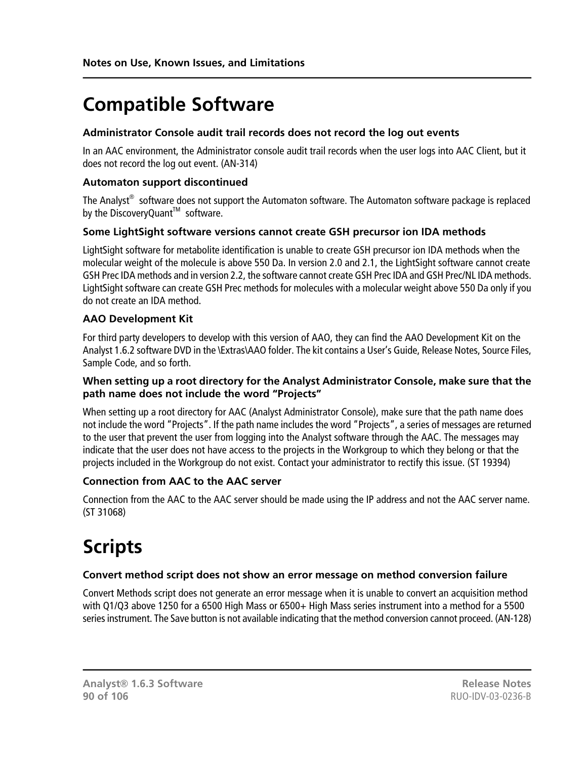# Compatible Software

### Administrator Console audit trail records does not record the log out events

In an AAC environment, the Administrator console audit trail records when the user logs into AAC Client, but it does not record the log out event. (AN-314)

### Automaton support discontinued

The Analyst® software does not support the Automaton software. The Automaton software package is replaced by the DiscoveryQuant™ software.

### Some LightSight software versions cannot create GSH precursor ion IDA methods

LightSight software for metabolite identification is unable to create GSH precursor ion IDA methods when the molecular weight of the molecule is above 550 Da. In version 2.0 and 2.1, the LightSight software cannot create GSH Prec IDA methods and in version 2.2, the software cannot create GSH Prec IDA and GSH Prec/NL IDA methods. LightSight software can create GSH Prec methods for molecules with a molecular weight above 550 Da only if you do not create an IDA method.

### AAO Development Kit

For third party developers to develop with this version of AAO, they can find the AAO Development Kit on the Analyst 1.6.2 software DVD in the \Extras\AAO folder. The kit contains a User's Guide, Release Notes, Source Files, Sample Code, and so forth.

### When setting up a root directory for the Analyst Administrator Console, make sure that the path name does not include the word "Projects"

When setting up a root directory for AAC (Analyst Administrator Console), make sure that the path name does not include the word "Projects". If the path name includes the word "Projects", a series of messages are returned to the user that prevent the user from logging into the Analyst software through the AAC. The messages may indicate that the user does not have access to the projects in the Workgroup to which they belong or that the projects included in the Workgroup do not exist. Contact your administrator to rectify this issue. (ST 19394)

### Connection from AAC to the AAC server

Connection from the AAC to the AAC server should be made using the IP address and not the AAC server name. (ST 31068)

# Scripts

### Convert method script does not show an error message on method conversion failure

Convert Methods script does not generate an error message when it is unable to convert an acquisition method with Q1/Q3 above 1250 for a 6500 High Mass or 6500+ High Mass series instrument into a method for a 5500 series instrument. The Save button is not available indicating that the method conversion cannot proceed. (AN-128)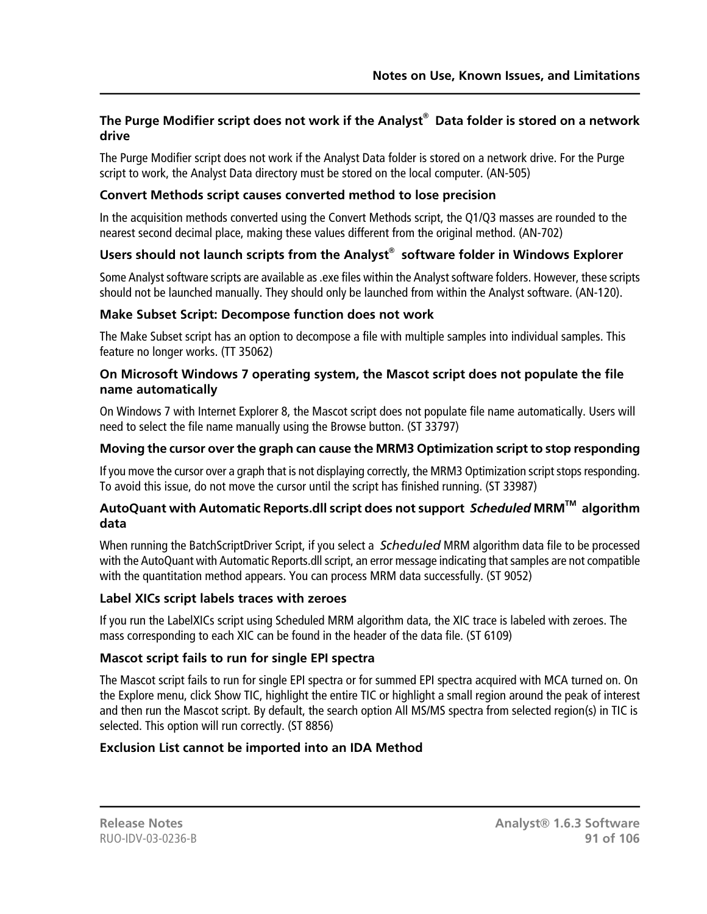### The Purge Modifier script does not work if the Analyst® Data folder is stored on a network drive

The Purge Modifier script does not work if the Analyst Data folder is stored on a network drive. For the Purge script to work, the Analyst Data directory must be stored on the local computer. (AN-505)

### Convert Methods script causes converted method to lose precision

In the acquisition methods converted using the Convert Methods script, the Q1/Q3 masses are rounded to the nearest second decimal place, making these values different from the original method. (AN-702)

### Users should not launch scripts from the Analyst® software folder in Windows Explorer

Some Analyst software scripts are available as .exe files within the Analyst software folders. However, these scripts should not be launched manually. They should only be launched from within the Analyst software. (AN-120).

### Make Subset Script: Decompose function does not work

The Make Subset script has an option to decompose a file with multiple samples into individual samples. This feature no longer works. (TT 35062)

### On Microsoft Windows 7 operating system, the Mascot script does not populate the file name automatically

On Windows 7 with Internet Explorer 8, the Mascot script does not populate file name automatically. Users will need to select the file name manually using the Browse button. (ST 33797)

### Moving the cursor over the graph can cause the MRM3 Optimization script to stop responding

If you move the cursor over a graph that is not displaying correctly, the MRM3 Optimization script stops responding. To avoid this issue, do not move the cursor until the script has finished running. (ST 33987)

### AutoQuant with Automatic Reports.dll script does not support *Scheduled* MRM™ algorithm data

When running the BatchScriptDriver Script, if you select a *Scheduled* MRM algorithm data file to be processed with the AutoQuant with Automatic Reports.dll script, an error message indicating that samples are not compatible with the quantitation method appears. You can process MRM data successfully. (ST 9052)

### Label XICs script labels traces with zeroes

If you run the LabelXICs script using Scheduled MRM algorithm data, the XIC trace is labeled with zeroes. The mass corresponding to each XIC can be found in the header of the data file. (ST 6109)

### Mascot script fails to run for single EPI spectra

The Mascot script fails to run for single EPI spectra or for summed EPI spectra acquired with MCA turned on. On the Explore menu, click Show TIC, highlight the entire TIC or highlight a small region around the peak of interest and then run the Mascot script. By default, the search option All MS/MS spectra from selected region(s) in TIC is selected. This option will run correctly. (ST 8856)

### Exclusion List cannot be imported into an IDA Method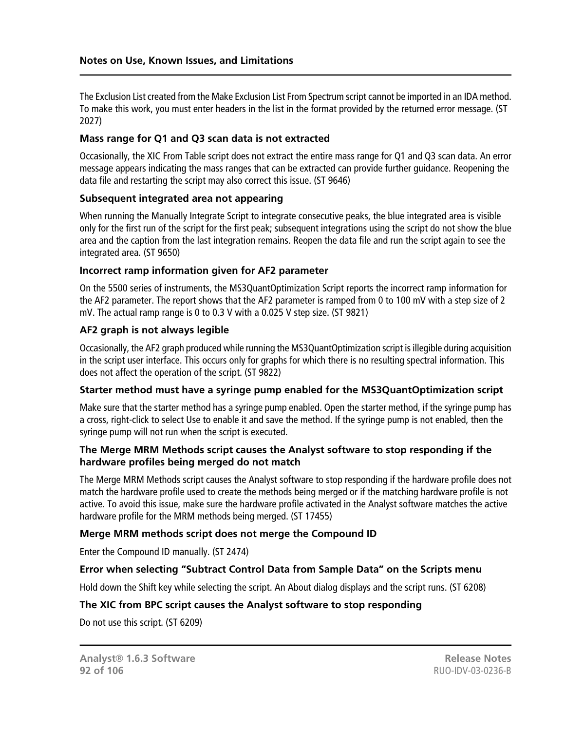The Exclusion List created from the Make Exclusion List From Spectrum script cannot be imported in an IDA method. To make this work, you must enter headers in the list in the format provided by the returned error message. (ST 2027)

### Mass range for Q1 and Q3 scan data is not extracted

Occasionally, the XIC From Table script does not extract the entire mass range for Q1 and Q3 scan data. An error message appears indicating the mass ranges that can be extracted can provide further guidance. Reopening the data file and restarting the script may also correct this issue. (ST 9646)

### Subsequent integrated area not appearing

When running the Manually Integrate Script to integrate consecutive peaks, the blue integrated area is visible only for the first run of the script for the first peak; subsequent integrations using the script do not show the blue area and the caption from the last integration remains. Reopen the data file and run the script again to see the integrated area. (ST 9650)

### Incorrect ramp information given for AF2 parameter

On the 5500 series of instruments, the MS3QuantOptimization Script reports the incorrect ramp information for the AF2 parameter. The report shows that the AF2 parameter is ramped from 0 to 100 mV with a step size of 2 mV. The actual ramp range is 0 to 0.3 V with a 0.025 V step size. (ST 9821)

### AF2 graph is not always legible

Occasionally, the AF2 graph produced while running the MS3QuantOptimization script is illegible during acquisition in the script user interface. This occurs only for graphs for which there is no resulting spectral information. This does not affect the operation of the script. (ST 9822)

### Starter method must have a syringe pump enabled for the MS3QuantOptimization script

Make sure that the starter method has a syringe pump enabled. Open the starter method, if the syringe pump has a cross, right-click to select Use to enable it and save the method. If the syringe pump is not enabled, then the syringe pump will not run when the script is executed.

### The Merge MRM Methods script causes the Analyst software to stop responding if the hardware profiles being merged do not match

The Merge MRM Methods script causes the Analyst software to stop responding if the hardware profile does not match the hardware profile used to create the methods being merged or if the matching hardware profile is not active. To avoid this issue, make sure the hardware profile activated in the Analyst software matches the active hardware profile for the MRM methods being merged. (ST 17455)

### Merge MRM methods script does not merge the Compound ID

Enter the Compound ID manually. (ST 2474)

### Error when selecting "Subtract Control Data from Sample Data" on the Scripts menu

Hold down the Shift key while selecting the script. An About dialog displays and the script runs. (ST 6208)

### The XIC from BPC script causes the Analyst software to stop responding

Do not use this script. (ST 6209)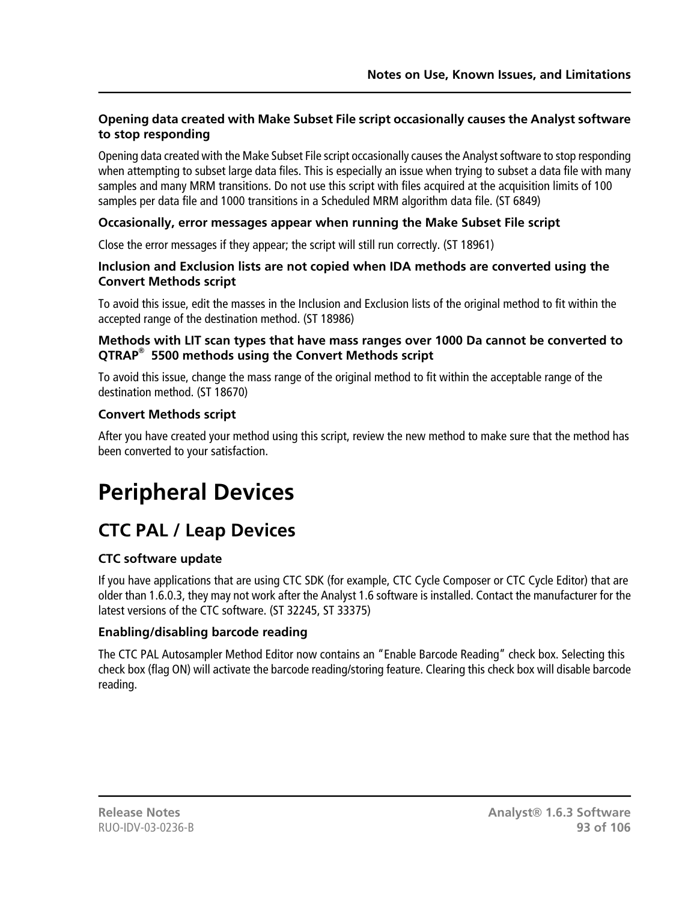#### Opening data created with Make Subset File script occasionally causes the Analyst software to stop responding

Opening data created with the Make Subset File script occasionally causes the Analyst software to stop responding when attempting to subset large data files. This is especially an issue when trying to subset a data file with many samples and many MRM transitions. Do not use this script with files acquired at the acquisition limits of 100 samples per data file and 1000 transitions in a Scheduled MRM algorithm data file. (ST 6849)

#### Occasionally, error messages appear when running the Make Subset File script

Close the error messages if they appear; the script will still run correctly. (ST 18961)

#### Inclusion and Exclusion lists are not copied when IDA methods are converted using the Convert Methods script

To avoid this issue, edit the masses in the Inclusion and Exclusion lists of the original method to fit within the accepted range of the destination method. (ST 18986)

#### Methods with LIT scan types that have mass ranges over 1000 Da cannot be converted to QTRAP® 5500 methods using the Convert Methods script

To avoid this issue, change the mass range of the original method to fit within the acceptable range of the destination method. (ST 18670)

#### Convert Methods script

After you have created your method using this script, review the new method to make sure that the method has been converted to your satisfaction.

# Peripheral Devices

## CTC PAL / Leap Devices

#### CTC software update

If you have applications that are using CTC SDK (for example, CTC Cycle Composer or CTC Cycle Editor) that are older than 1.6.0.3, they may not work after the Analyst 1.6 software is installed. Contact the manufacturer for the latest versions of the CTC software. (ST 32245, ST 33375)

#### Enabling/disabling barcode reading

The CTC PAL Autosampler Method Editor now contains an “Enable Barcode Reading” check box. Selecting this check box (flag ON) will activate the barcode reading/storing feature. Clearing this check box will disable barcode reading.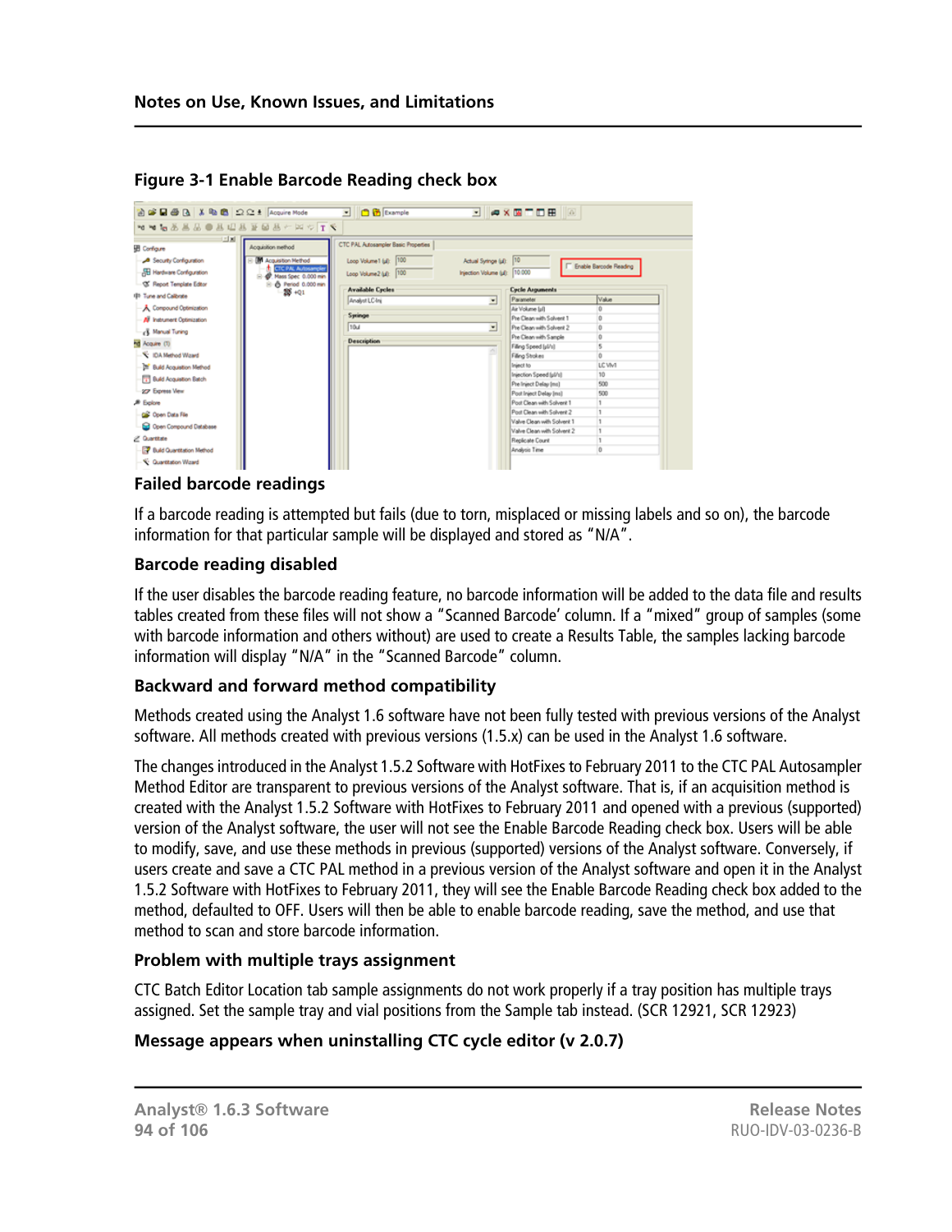**Figure 3-1 Enable Barcode Reading check box**

### Failed barcode readings

If a barcode reading is attempted but fails (due to torn, misplaced or missing labels and so on), the barcode information for that particular sample will be displayed and stored as "N/A".

### Barcode reading disabled

If the user disables the barcode reading feature, no barcode information will be added to the data file and results tables created from these files will not show a "Scanned Barcode' column. If a "mixed" group of samples (some with barcode information and others without) are used to create a Results Table, the samples lacking barcode information will display "N/A" in the "Scanned Barcode" column.

### Backward and forward method compatibility

Methods created using the Analyst 1.6 software have not been fully tested with previous versions of the Analyst software. All methods created with previous versions (1.5.x) can be used in the Analyst 1.6 software.

The changes introduced in the Analyst 1.5.2 Software with HotFixes to February 2011 to the CTC PAL Autosampler Method Editor are transparent to previous versions of the Analyst software. That is, if an acquisition method is created with the Analyst 1.5.2 Software with HotFixes to February 2011 and opened with a previous (supported) version of the Analyst software, the user will not see the Enable Barcode Reading check box. Users will be able to modify, save, and use these methods in previous (supported) versions of the Analyst software. Conversely, if users create and save a CTC PAL method in a previous version of the Analyst software and open it in the Analyst 1.5.2 Software with HotFixes to February 2011, they will see the Enable Barcode Reading check box added to the method, defaulted to OFF. Users will then be able to enable barcode reading, save the method, and use that method to scan and store barcode information.

### Problem with multiple trays assignment

CTC Batch Editor Location tab sample assignments do not work properly if a tray position has multiple trays assigned. Set the sample tray and vial positions from the Sample tab instead. (SCR 12921, SCR 12923)

### Message appears when uninstalling CTC cycle editor (v 2.0.7)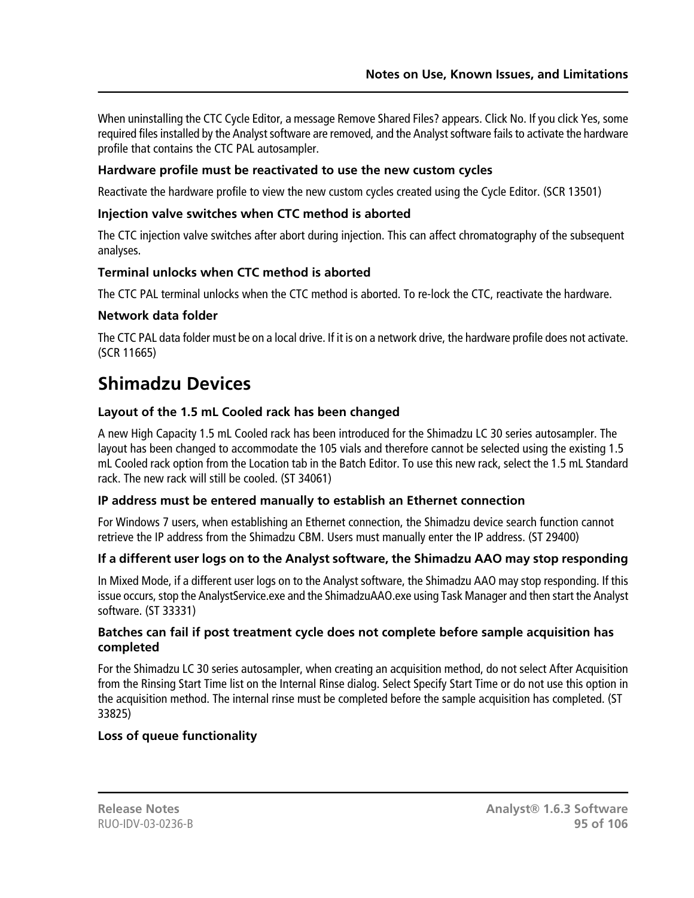When uninstalling the CTC Cycle Editor, a message Remove Shared Files? appears. Click No. If you click Yes, some required files installed by the Analyst software are removed, and the Analyst software fails to activate the hardware profile that contains the CTC PAL autosampler.

#### Hardware profile must be reactivated to use the new custom cycles

Reactivate the hardware profile to view the new custom cycles created using the Cycle Editor. (SCR 13501)

#### Injection valve switches when CTC method is aborted

The CTC injection valve switches after abort during injection. This can affect chromatography of the subsequent analyses.

#### Terminal unlocks when CTC method is aborted

The CTC PAL terminal unlocks when the CTC method is aborted. To re-lock the CTC, reactivate the hardware.

#### Network data folder

The CTC PAL data folder must be on a local drive. If it is on a network drive, the hardware profile does not activate. (SCR 11665)

## Shimadzu Devices

#### Layout of the 1.5 mL Cooled rack has been changed

A new High Capacity 1.5 mL Cooled rack has been introduced for the Shimadzu LC 30 series autosampler. The layout has been changed to accommodate the 105 vials and therefore cannot be selected using the existing 1.5 mL Cooled rack option from the Location tab in the Batch Editor. To use this new rack, select the 1.5 mL Standard rack. The new rack will still be cooled. (ST 34061)

#### IP address must be entered manually to establish an Ethernet connection

For Windows 7 users, when establishing an Ethernet connection, the Shimadzu device search function cannot retrieve the IP address from the Shimadzu CBM. Users must manually enter the IP address. (ST 29400)

#### If a different user logs on to the Analyst software, the Shimadzu AAO may stop responding

In Mixed Mode, if a different user logs on to the Analyst software, the Shimadzu AAO may stop responding. If this issue occurs, stop the AnalystService.exe and the ShimadzuAAO.exe using Task Manager and then start the Analyst software. (ST 33331)

#### Batches can fail if post treatment cycle does not complete before sample acquisition has completed

For the Shimadzu LC 30 series autosampler, when creating an acquisition method, do not select After Acquisition from the Rinsing Start Time list on the Internal Rinse dialog. Select Specify Start Time or do not use this option in the acquisition method. The internal rinse must be completed before the sample acquisition has completed. (ST 33825)

#### Loss of queue functionality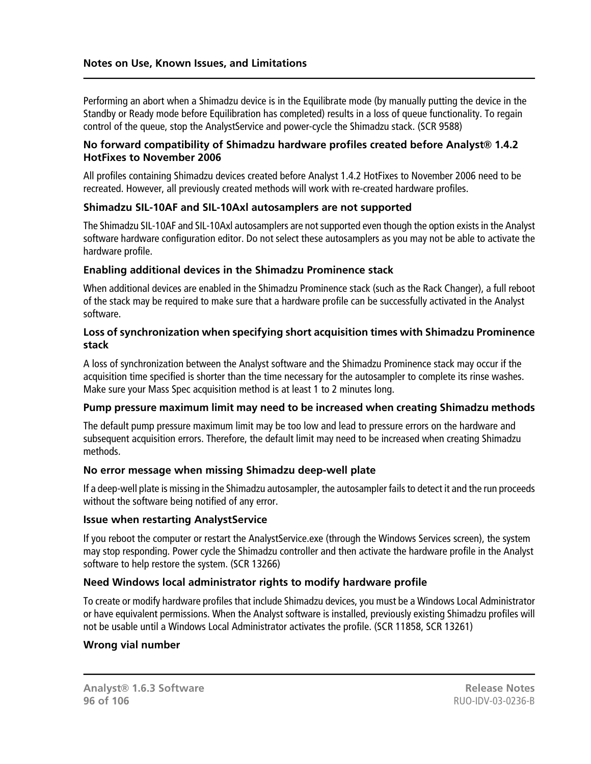Performing an abort when a Shimadzu device is in the Equilibrate mode (by manually putting the device in the Standby or Ready mode before Equilibration has completed) results in a loss of queue functionality. To regain control of the queue, stop the AnalystService and power-cycle the Shimadzu stack. (SCR 9588)

### No forward compatibility of Shimadzu hardware profiles created before Analyst® 1.4.2 HotFixes to November 2006

All profiles containing Shimadzu devices created before Analyst 1.4.2 HotFixes to November 2006 need to be recreated. However, all previously created methods will work with re-created hardware profiles.

### Shimadzu SIL-10AF and SIL-10Axl autosamplers are not supported

The Shimadzu SIL-10AF and SIL-10Axl autosamplers are not supported even though the option exists in the Analyst software hardware configuration editor. Do not select these autosamplers as you may not be able to activate the hardware profile.

### Enabling additional devices in the Shimadzu Prominence stack

When additional devices are enabled in the Shimadzu Prominence stack (such as the Rack Changer), a full reboot of the stack may be required to make sure that a hardware profile can be successfully activated in the Analyst software.

### Loss of synchronization when specifying short acquisition times with Shimadzu Prominence stack

A loss of synchronization between the Analyst software and the Shimadzu Prominence stack may occur if the acquisition time specified is shorter than the time necessary for the autosampler to complete its rinse washes. Make sure your Mass Spec acquisition method is at least 1 to 2 minutes long.

### Pump pressure maximum limit may need to be increased when creating Shimadzu methods

The default pump pressure maximum limit may be too low and lead to pressure errors on the hardware and subsequent acquisition errors. Therefore, the default limit may need to be increased when creating Shimadzu methods.

### No error message when missing Shimadzu deep-well plate

If a deep-well plate is missing in the Shimadzu autosampler, the autosampler fails to detect it and the run proceeds without the software being notified of any error.

### Issue when restarting AnalystService

If you reboot the computer or restart the AnalystService.exe (through the Windows Services screen), the system may stop responding. Power cycle the Shimadzu controller and then activate the hardware profile in the Analyst software to help restore the system. (SCR 13266)

### Need Windows local administrator rights to modify hardware profile

To create or modify hardware profiles that include Shimadzu devices, you must be a Windows Local Administrator or have equivalent permissions. When the Analyst software is installed, previously existing Shimadzu profiles will not be usable until a Windows Local Administrator activates the profile. (SCR 11858, SCR 13261)

### Wrong vial number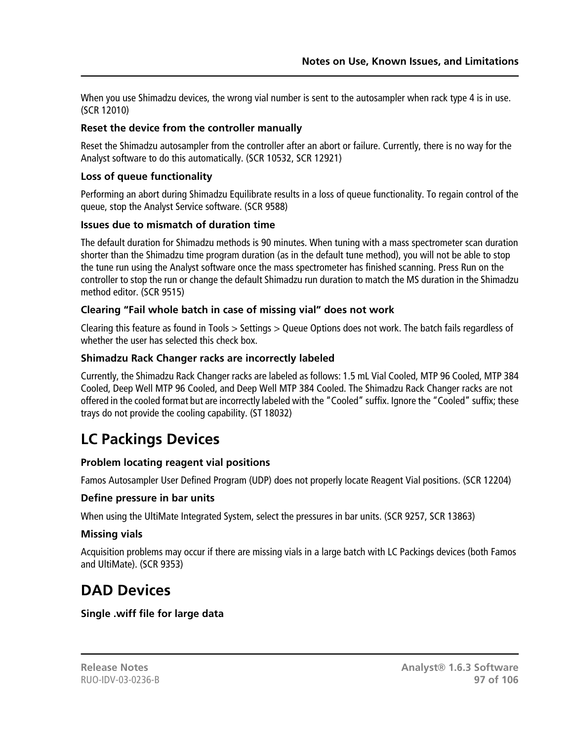When you use Shimadzu devices, the wrong vial number is sent to the autosampler when rack type 4 is in use. (SCR 12010)

### Reset the device from the controller manually

Reset the Shimadzu autosampler from the controller after an abort or failure. Currently, there is no way for the Analyst software to do this automatically. (SCR 10532, SCR 12921)

### Loss of queue functionality

Performing an abort during Shimadzu Equilibrate results in a loss of queue functionality. To regain control of the queue, stop the Analyst Service software. (SCR 9588)

### Issues due to mismatch of duration time

The default duration for Shimadzu methods is 90 minutes. When tuning with a mass spectrometer scan duration shorter than the Shimadzu time program duration (as in the default tune method), you will not be able to stop the tune run using the Analyst software once the mass spectrometer has finished scanning. Press Run on the controller to stop the run or change the default Shimadzu run duration to match the MS duration in the Shimadzu method editor. (SCR 9515)

### Clearing “Fail whole batch in case of missing vial” does not work

Clearing this feature as found in Tools > Settings > Queue Options does not work. The batch fails regardless of whether the user has selected this check box.

### Shimadzu Rack Changer racks are incorrectly labeled

Currently, the Shimadzu Rack Changer racks are labeled as follows: 1.5 mL Vial Cooled, MTP 96 Cooled, MTP 384 Cooled, Deep Well MTP 96 Cooled, and Deep Well MTP 384 Cooled. The Shimadzu Rack Changer racks are not offered in the cooled format but are incorrectly labeled with the “Cooled” suffix. Ignore the “Cooled” suffix; these trays do not provide the cooling capability. (ST 18032)

## LC Packings Devices

### Problem locating reagent vial positions

Famos Autosampler User Defined Program (UDP) does not properly locate Reagent Vial positions. (SCR 12204)

### Define pressure in bar units

When using the UltiMate Integrated System, select the pressures in bar units. (SCR 9257, SCR 13863)

### Missing vials

Acquisition problems may occur if there are missing vials in a large batch with LC Packings devices (both Famos and UltiMate). (SCR 9353)

## DAD Devices

### Single .wiff file for large data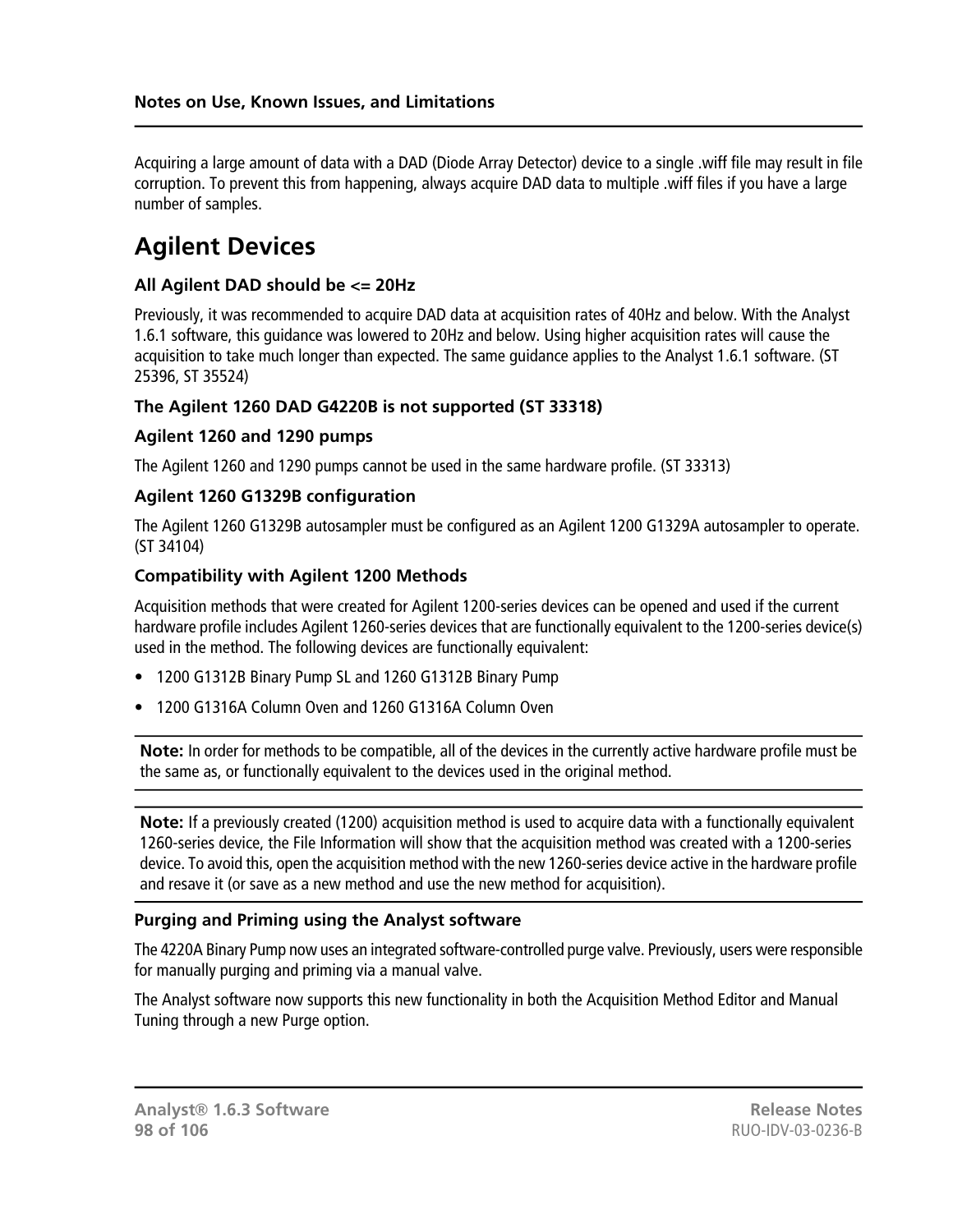Acquiring a large amount of data with a DAD (Diode Array Detector) device to a single .wiff file may result in file corruption. To prevent this from happening, always acquire DAD data to multiple .wiff files if you have a large number of samples.

## Agilent Devices

### All Agilent DAD should be <= 20Hz

Previously, it was recommended to acquire DAD data at acquisition rates of 40Hz and below. With the Analyst 1.6.1 software, this guidance was lowered to 20Hz and below. Using higher acquisition rates will cause the acquisition to take much longer than expected. The same guidance applies to the Analyst 1.6.1 software. (ST 25396, ST 35524)

### The Agilent 1260 DAD G4220B is not supported (ST 33318)

### Agilent 1260 and 1290 pumps

The Agilent 1260 and 1290 pumps cannot be used in the same hardware profile. (ST 33313)

### Agilent 1260 G1329B configuration

The Agilent 1260 G1329B autosampler must be configured as an Agilent 1200 G1329A autosampler to operate. (ST 34104)

### Compatibility with Agilent 1200 Methods

Acquisition methods that were created for Agilent 1200-series devices can be opened and used if the current hardware profile includes Agilent 1260-series devices that are functionally equivalent to the 1200-series device(s) used in the method. The following devices are functionally equivalent:

- 1200 G1312B Binary Pump SL and 1260 G1312B Binary Pump
- 1200 G1316A Column Oven and 1260 G1316A Column Oven

**Note:** In order for methods to be compatible, all of the devices in the currently active hardware profile must be the same as, or functionally equivalent to the devices used in the original method.

**Note:** If a previously created (1200) acquisition method is used to acquire data with a functionally equivalent 1260-series device, the File Information will show that the acquisition method was created with a 1200-series device. To avoid this, open the acquisition method with the new 1260-series device active in the hardware profile and resave it (or save as a new method and use the new method for acquisition).

### Purging and Priming using the Analyst software

The 4220A Binary Pump now uses an integrated software-controlled purge valve. Previously, users were responsible for manually purging and priming via a manual valve.

The Analyst software now supports this new functionality in both the Acquisition Method Editor and Manual Tuning through a new Purge option.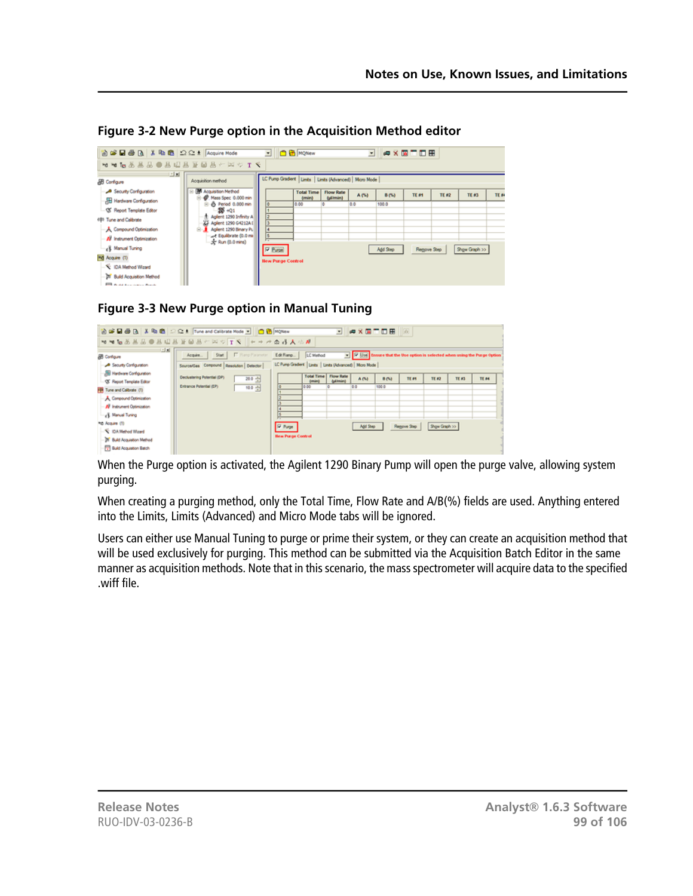**Figure 3-2 New Purge option in the Acquisition Method editor**

**Figure 3-3 New Purge option in Manual Tuning**

When the Purge option is activated, the Agilent 1290 Binary Pump will open the purge valve, allowing system purging.

When creating a purging method, only the Total Time, Flow Rate and A/B(%) fields are used. Anything entered into the Limits, Limits (Advanced) and Micro Mode tabs will be ignored.

Users can either use Manual Tuning to purge or prime their system, or they can create an acquisition method that will be used exclusively for purging. This method can be submitted via the Acquisition Batch Editor in the same manner as acquisition methods. Note that in this scenario, the mass spectrometer will acquire data to the specified .wiff file.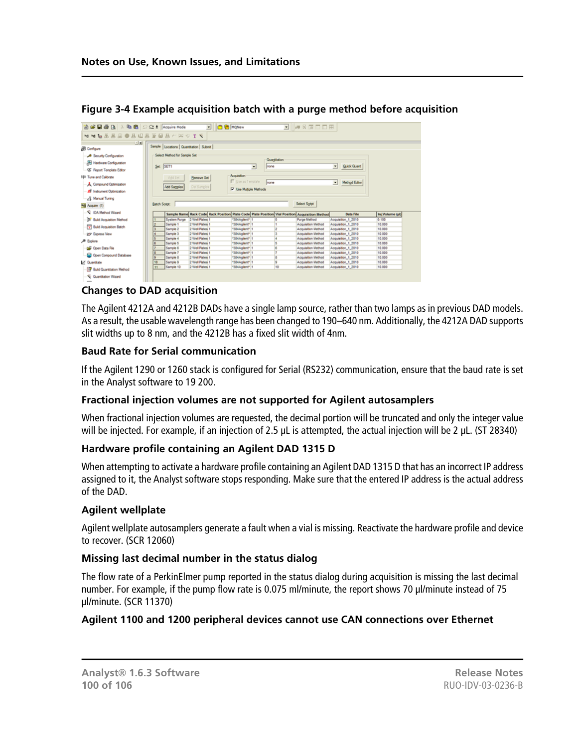**Figure 3-4 Example acquisition batch with a purge method before acquisition**

### Changes to DAD acquisition

The Agilent 4212A and 4212B DADs have a single lamp source, rather than two lamps as in previous DAD models. As a result, the usable wavelength range has been changed to 190–640 nm. Additionally, the 4212A DAD supports slit widths up to 8 nm, and the 4212B has a fixed slit width of 4nm.

### Baud Rate for Serial communication

If the Agilent 1290 or 1260 stack is configured for Serial (RS232) communication, ensure that the baud rate is set in the Analyst software to 19 200.

### Fractional injection volumes are not supported for Agilent autosamplers

When fractional injection volumes are requested, the decimal portion will be truncated and only the integer value will be injected. For example, if an injection of 2.5 µL is attempted, the actual injection will be 2 µL. (ST 28340)

### Hardware profile containing an Agilent DAD 1315 D

When attempting to activate a hardware profile containing an Agilent DAD 1315 D that has an incorrect IP address assigned to it, the Analyst software stops responding. Make sure that the entered IP address is the actual address of the DAD.

### Agilent wellplate

Agilent wellplate autosamplers generate a fault when a vial is missing. Reactivate the hardware profile and device to recover. (SCR 12060)

### Missing last decimal number in the status dialog

The flow rate of a PerkinElmer pump reported in the status dialog during acquisition is missing the last decimal number. For example, if the pump flow rate is 0.075 ml/minute, the report shows 70 µl/minute instead of 75 µl/minute. (SCR 11370)

### Agilent 1100 and 1200 peripheral devices cannot use CAN connections over Ethernet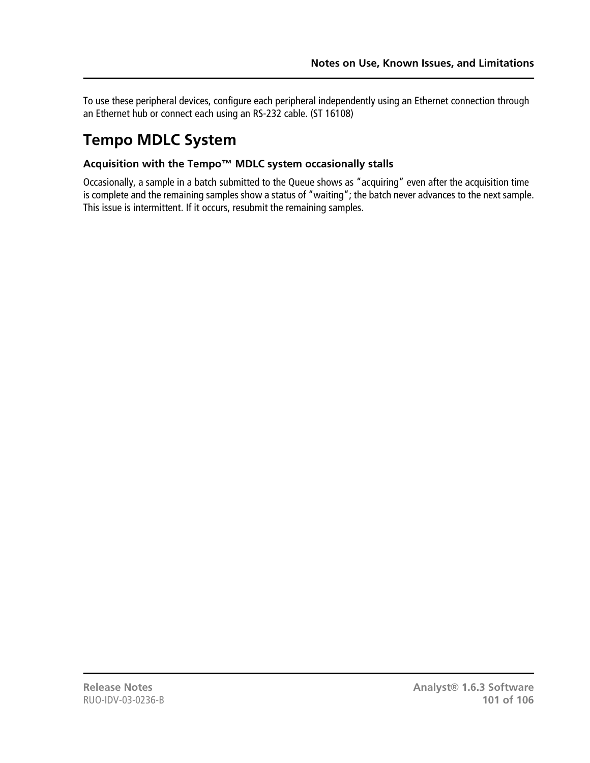To use these peripheral devices, configure each peripheral independently using an Ethernet connection through an Ethernet hub or connect each using an RS-232 cable. (ST 16108)

## Tempo MDLC System

### Acquisition with the Tempo™ MDLC system occasionally stalls

Occasionally, a sample in a batch submitted to the Queue shows as "acquiring" even after the acquisition time is complete and the remaining samples show a status of "waiting"; the batch never advances to the next sample. This issue is intermittent. If it occurs, resubmit the remaining samples.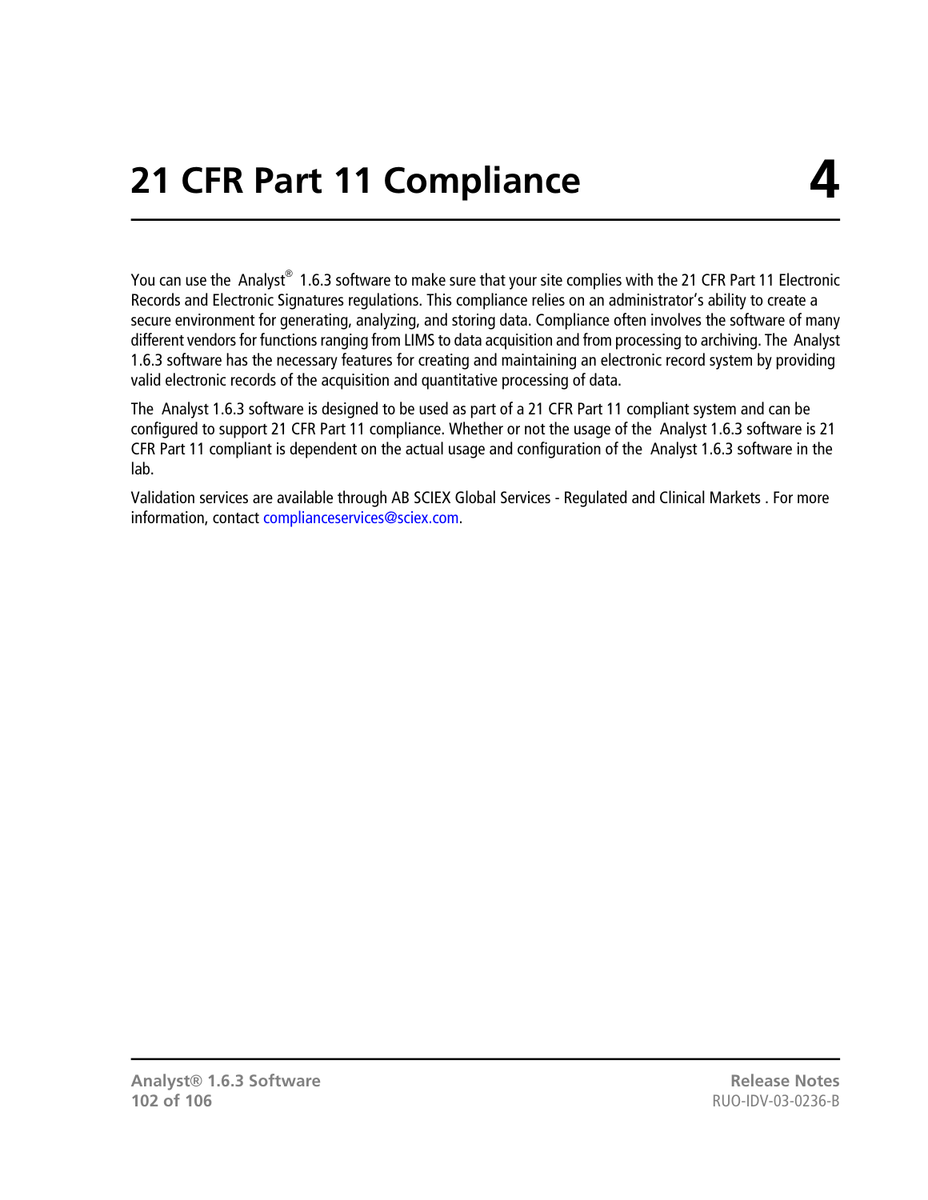# 21 CFR Part 11 Compliance 4

You can use the Analyst® 1.6.3 software to make sure that your site complies with the 21 CFR Part 11 Electronic Records and Electronic Signatures regulations. This compliance relies on an administrator's ability to create a secure environment for generating, analyzing, and storing data. Compliance often involves the software of many different vendors for functions ranging from LIMS to data acquisition and from processing to archiving. The Analyst 1.6.3 software has the necessary features for creating and maintaining an electronic record system by providing valid electronic records of the acquisition and quantitative processing of data.

The Analyst 1.6.3 software is designed to be used as part of a 21 CFR Part 11 compliant system and can be configured to support 21 CFR Part 11 compliance. Whether or not the usage of the Analyst 1.6.3 software is 21 CFR Part 11 compliant is dependent on the actual usage and configuration of the Analyst 1.6.3 software in the lab.

Validation services are available through AB SCIEX Global Services - Regulated and Clinical Markets . For more information, contact complianceservices@sciex.com.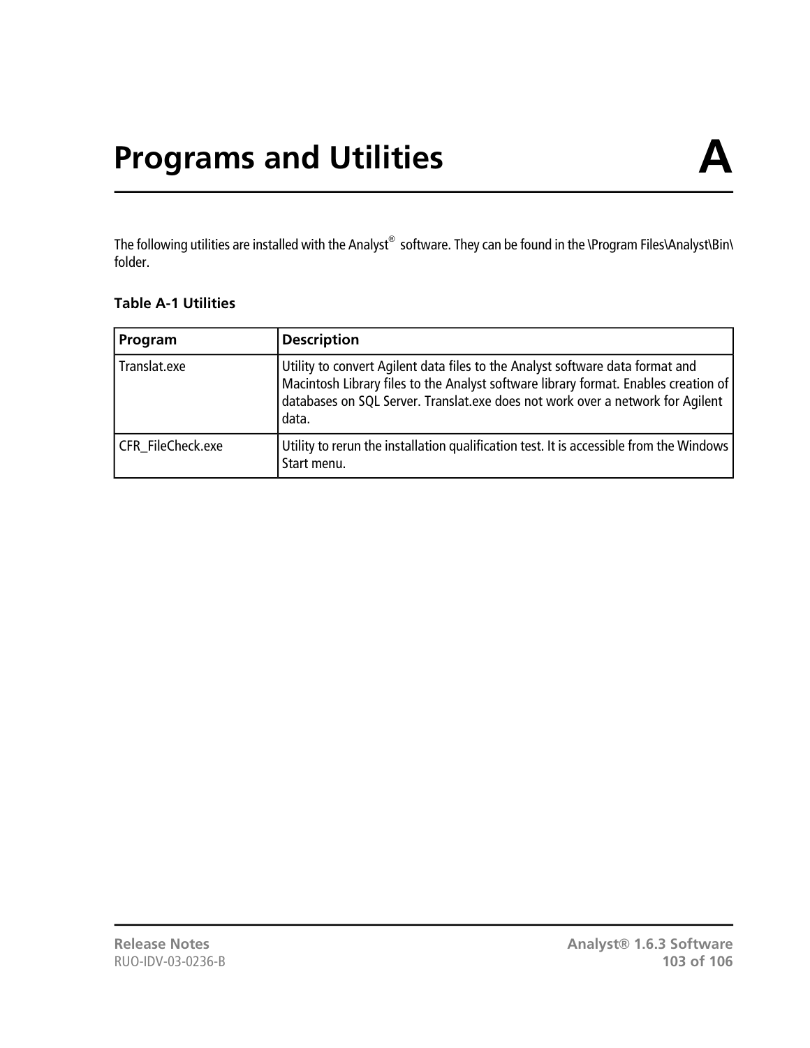# Programs and Utilities A

The following utilities are installed with the Analyst® software. They can be found in the \Program Files\Analyst\Bin\ folder.

**Table A-1 Utilities**

| Program | Description |
|---|---|
| Translat.exe | Utility to convert Agilent data files to the Analyst software data format and Macintosh Library files to the Analyst software library format. Enables creation of databases on SQL Server. Translat.exe does not work over a network for Agilent data. |
| CFR_FileCheck.exe | Utility to rerun the installation qualification test. It is accessible from the Windows Start menu. |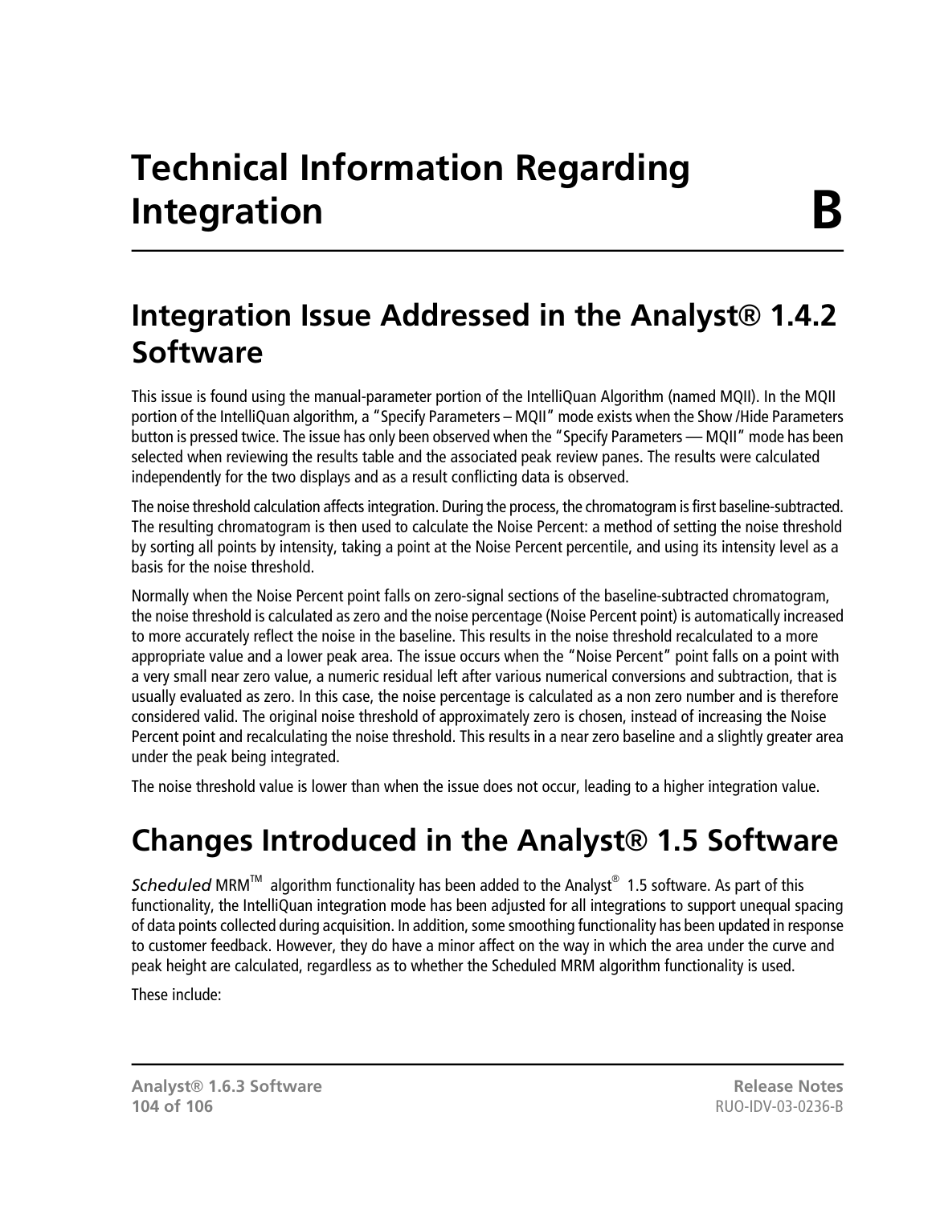# Technical Information Regarding Integration B

## Integration Issue Addressed in the Analyst® 1.4.2 Software

This issue is found using the manual-parameter portion of the IntelliQuan Algorithm (named MQII). In the MQII portion of the IntelliQuan algorithm, a “Specify Parameters – MQII” mode exists when the Show /Hide Parameters button is pressed twice. The issue has only been observed when the “Specify Parameters — MQII” mode has been selected when reviewing the results table and the associated peak review panes. The results were calculated independently for the two displays and as a result conflicting data is observed.

The noise threshold calculation affects integration. During the process, the chromatogram is first baseline-subtracted. The resulting chromatogram is then used to calculate the Noise Percent: a method of setting the noise threshold by sorting all points by intensity, taking a point at the Noise Percent percentile, and using its intensity level as a basis for the noise threshold.

Normally when the Noise Percent point falls on zero-signal sections of the baseline-subtracted chromatogram, the noise threshold is calculated as zero and the noise percentage (Noise Percent point) is automatically increased to more accurately reflect the noise in the baseline. This results in the noise threshold recalculated to a more appropriate value and a lower peak area. The issue occurs when the “Noise Percent” point falls on a point with a very small near zero value, a numeric residual left after various numerical conversions and subtraction, that is usually evaluated as zero. In this case, the noise percentage is calculated as a non zero number and is therefore considered valid. The original noise threshold of approximately zero is chosen, instead of increasing the Noise Percent point and recalculating the noise threshold. This results in a near zero baseline and a slightly greater area under the peak being integrated.

The noise threshold value is lower than when the issue does not occur, leading to a higher integration value.

## Changes Introduced in the Analyst® 1.5 Software

*Scheduled* MRM™ algorithm functionality has been added to the Analyst® 1.5 software. As part of this functionality, the IntelliQuan integration mode has been adjusted for all integrations to support unequal spacing of data points collected during acquisition. In addition, some smoothing functionality has been updated in response to customer feedback. However, they do have a minor affect on the way in which the area under the curve and peak height are calculated, regardless as to whether the Scheduled MRM algorithm functionality is used.

These include: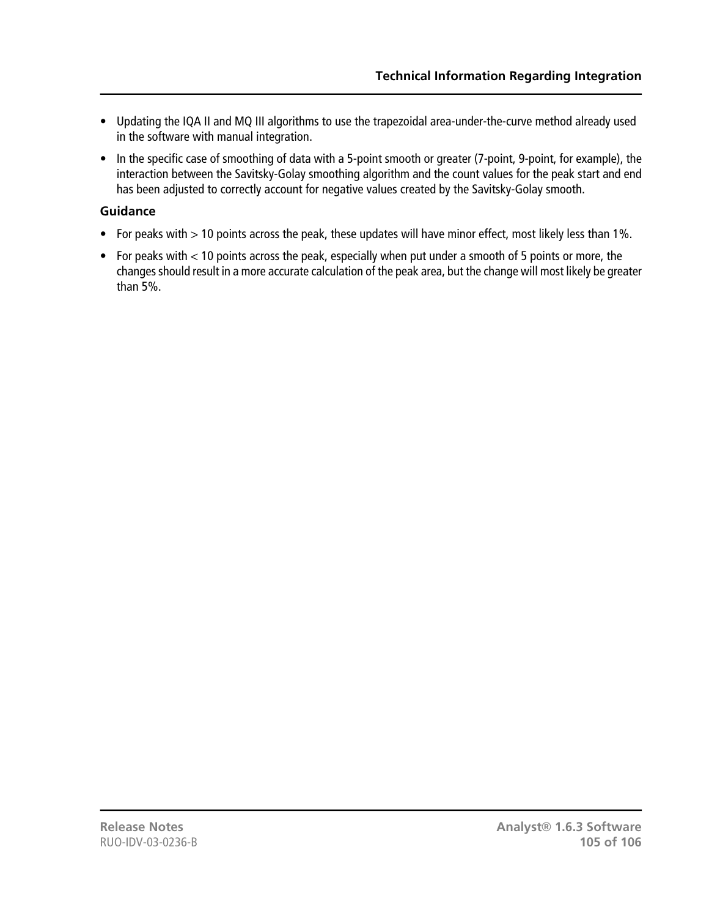- Updating the IQA II and MQ III algorithms to use the trapezoidal area-under-the-curve method already used in the software with manual integration.
- In the specific case of smoothing of data with a 5-point smooth or greater (7-point, 9-point, for example), the interaction between the Savitsky-Golay smoothing algorithm and the count values for the peak start and end has been adjusted to correctly account for negative values created by the Savitsky-Golay smooth.

**Guidance**

- For peaks with > 10 points across the peak, these updates will have minor effect, most likely less than 1%.
- For peaks with < 10 points across the peak, especially when put under a smooth of 5 points or more, the changes should result in a more accurate calculation of the peak area, but the change will most likely be greater than 5%.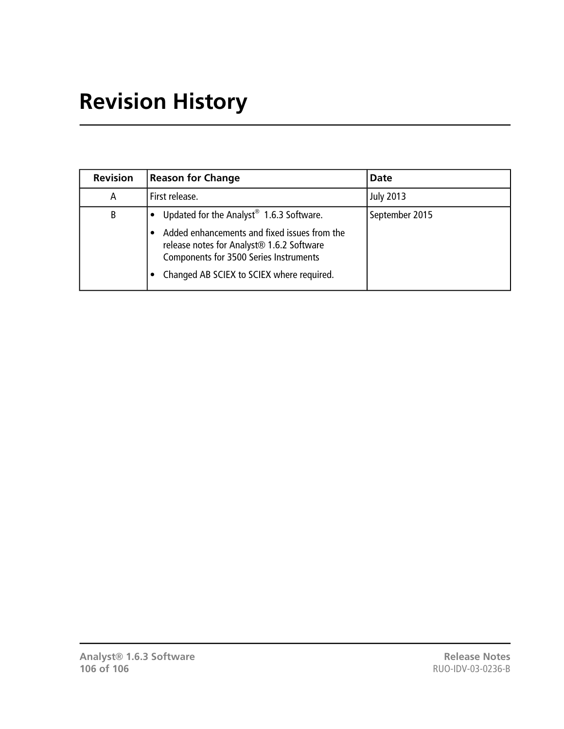# Revision History

| Revision | Reason for Change | Date |
|---|---|---|
| A | First release. | July 2013 |
| B | • Updated for the Analyst® 1.6.3 Software.<br>• Added enhancements and fixed issues from the release notes for Analyst® 1.6.2 Software Components for 3500 Series Instruments<br>• Changed AB SCIEX to SCIEX where required. | September 2015 |